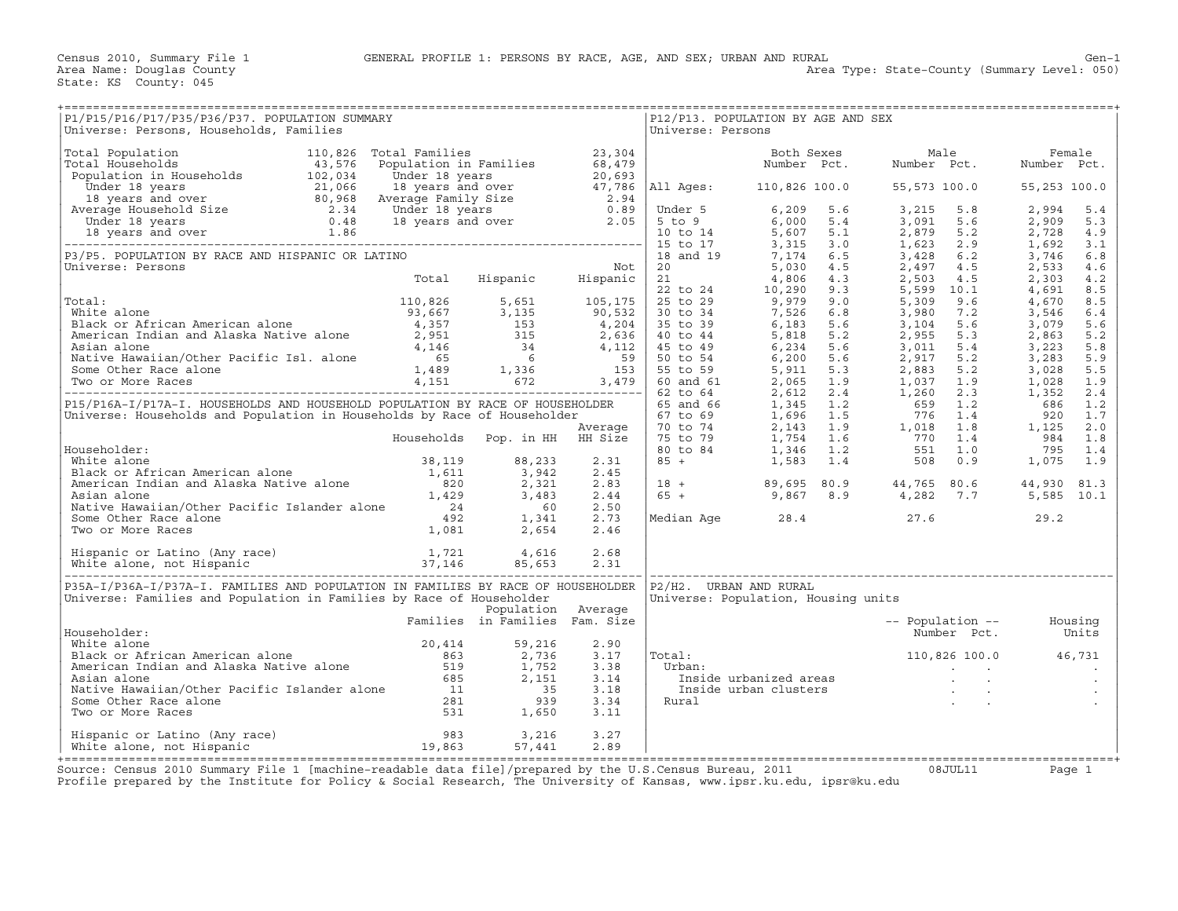Census 2010, Summary File 1 — GENERAL PROFILE 1: PERSONS BY RACE, AGE, AND SEX; URBAN AND RURAL — Gen-1

Area Name: Douglas County — Area Type: State-County (Summary Level: 050)

State: KS County: 045

## P1/P15/P16/P17/P35/P36/P37. POPULATION SUMMARY

Universe: Persons, Households, Families

| | | | |
|---|---|---|---|
| Total Population | 110,826 | Total Families | 23,304 |
| Total Households | 43,576 | Population in Families | 68,479 |
| Population in Households | 102,034 | Under 18 years | 20,693 |
| Under 18 years | 21,066 | 18 years and over | 47,786 |
| 18 years and over | 80,968 | Average Family Size | 2.94 |
| Average Household Size | 2.34 | Under 18 years | 0.89 |
| Under 18 years | 0.48 | 18 years and over | 2.05 |
| 18 years and over | 1.86 | | |

## P3/P5. POPULATION BY RACE AND HISPANIC OR LATINO

Universe: Persons

| | Total | Hispanic | Not Hispanic |
|---|---|---|---|
| Total: | 110,826 | 5,651 | 105,175 |
| White alone | 93,667 | 3,135 | 90,532 |
| Black or African American alone | 4,357 | 153 | 4,204 |
| American Indian and Alaska Native alone | 2,951 | 315 | 2,636 |
| Asian alone | 4,146 | 34 | 4,112 |
| Native Hawaiian/Other Pacific Isl. alone | 65 | 6 | 59 |
| Some Other Race alone | 1,489 | 1,336 | 153 |
| Two or More Races | 4,151 | 672 | 3,479 |

## P15/P16A-I/P17A-I. HOUSEHOLDS AND HOUSEHOLD POPULATION BY RACE OF HOUSEHOLDER

Universe: Households and Population in Households by Race of Householder

| Householder: | Households | Pop. in HH | Average HH Size |
|---|---|---|---|
| White alone | 38,119 | 88,233 | 2.31 |
| Black or African American alone | 1,611 | 3,942 | 2.45 |
| American Indian and Alaska Native alone | 820 | 2,321 | 2.83 |
| Asian alone | 1,429 | 3,483 | 2.44 |
| Native Hawaiian/Other Pacific Islander alone | 24 | 60 | 2.50 |
| Some Other Race alone | 492 | 1,341 | 2.73 |
| Two or More Races | 1,081 | 2,654 | 2.46 |
| | | | |
| Hispanic or Latino (Any race) | 1,721 | 4,616 | 2.68 |
| White alone, not Hispanic | 37,146 | 85,653 | 2.31 |

## P35A-I/P36A-I/P37A-I. FAMILIES AND POPULATION IN FAMILIES BY RACE OF HOUSEHOLDER

Universe: Families and Population in Families by Race of Householder

| Householder: | Families | Population in Families | Average Fam. Size |
|---|---|---|---|
| White alone | 20,414 | 59,216 | 2.90 |
| Black or African American alone | 863 | 2,736 | 3.17 |
| American Indian and Alaska Native alone | 519 | 1,752 | 3.38 |
| Asian alone | 685 | 2,151 | 3.14 |
| Native Hawaiian/Other Pacific Islander alone | 11 | 35 | 3.18 |
| Some Other Race alone | 281 | 939 | 3.34 |
| Two or More Races | 531 | 1,650 | 3.11 |
| | | | |
| Hispanic or Latino (Any race) | 983 | 3,216 | 3.27 |
| White alone, not Hispanic | 19,863 | 57,441 | 2.89 |

## P12/P13. POPULATION BY AGE AND SEX

Universe: Persons

| | Both Sexes Number | Both Sexes Pct. | Male Number | Male Pct. | Female Number | Female Pct. |
|---|---|---|---|---|---|---|
| All Ages: | 110,826 | 100.0 | 55,573 | 100.0 | 55,253 | 100.0 |
| Under 5 | 6,209 | 5.6 | 3,215 | 5.8 | 2,994 | 5.4 |
| 5 to 9 | 6,000 | 5.4 | 3,091 | 5.6 | 2,909 | 5.3 |
| 10 to 14 | 5,607 | 5.1 | 2,879 | 5.2 | 2,728 | 4.9 |
| 15 to 17 | 3,315 | 3.0 | 1,623 | 2.9 | 1,692 | 3.1 |
| 18 and 19 | 7,174 | 6.5 | 3,428 | 6.2 | 3,746 | 6.8 |
| 20 | 5,030 | 4.5 | 2,497 | 4.5 | 2,533 | 4.6 |
| 21 | 4,806 | 4.3 | 2,503 | 4.5 | 2,303 | 4.2 |
| 22 to 24 | 10,290 | 9.3 | 5,599 | 10.1 | 4,691 | 8.5 |
| 25 to 29 | 9,979 | 9.0 | 5,309 | 9.6 | 4,670 | 8.5 |
| 30 to 34 | 7,526 | 6.8 | 3,980 | 7.2 | 3,546 | 6.4 |
| 35 to 39 | 6,183 | 5.6 | 3,104 | 5.6 | 3,079 | 5.6 |
| 40 to 44 | 5,818 | 5.2 | 2,955 | 5.3 | 2,863 | 5.2 |
| 45 to 49 | 6,234 | 5.6 | 3,011 | 5.4 | 3,223 | 5.8 |
| 50 to 54 | 6,200 | 5.6 | 2,917 | 5.2 | 3,283 | 5.9 |
| 55 to 59 | 5,911 | 5.3 | 2,883 | 5.2 | 3,028 | 5.5 |
| 60 and 61 | 2,065 | 1.9 | 1,037 | 1.9 | 1,028 | 1.9 |
| 62 to 64 | 2,612 | 2.4 | 1,260 | 2.3 | 1,352 | 2.4 |
| 65 and 66 | 1,345 | 1.2 | 659 | 1.2 | 686 | 1.2 |
| 67 to 69 | 1,696 | 1.5 | 776 | 1.4 | 920 | 1.7 |
| 70 to 74 | 2,143 | 1.9 | 1,018 | 1.8 | 1,125 | 2.0 |
| 75 to 79 | 1,754 | 1.6 | 770 | 1.4 | 984 | 1.8 |
| 80 to 84 | 1,346 | 1.2 | 551 | 1.0 | 795 | 1.4 |
| 85 + | 1,583 | 1.4 | 508 | 0.9 | 1,075 | 1.9 |
| | | | | | | |
| 18 + | 89,695 | 80.9 | 44,765 | 80.6 | 44,930 | 81.3 |
| 65 + | 9,867 | 8.9 | 4,282 | 7.7 | 5,585 | 10.1 |
| | | | | | | |
| Median Age | 28.4 | | 27.6 | | 29.2 | |

## P2/H2. URBAN AND RURAL

Universe: Population, Housing units

| | Population Number | Population Pct. | Housing Units |
|---|---|---|---|
| Total: | 110,826 | 100.0 | 46,731 |
| Urban: | . | . | . |
| Inside urbanized areas | . | . | . |
| Inside urban clusters | . | . | . |
| Rural | . | . | . |

Source: Census 2010 Summary File 1 [machine-readable data file]/prepared by the U.S.Census Bureau, 2011 — 08JUL11

Profile prepared by the Institute for Policy & Social Research, The University of Kansas, www.ipsr.ku.edu, ipsr@ku.edu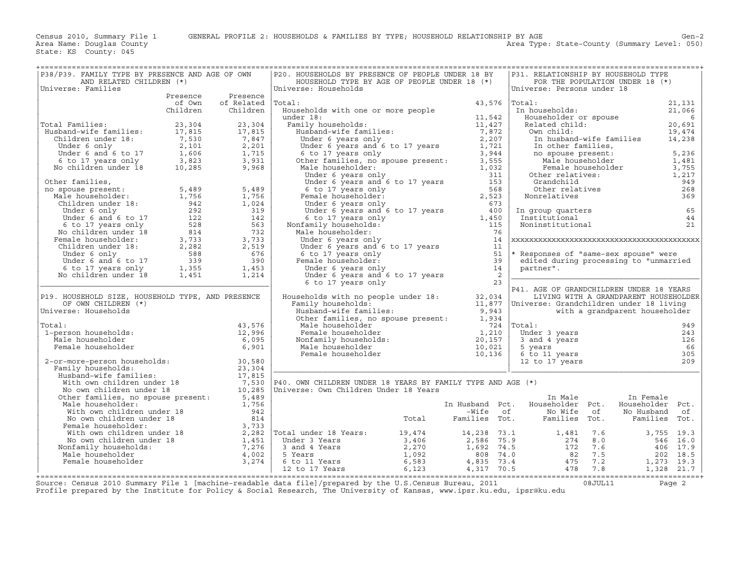Census 2010, Summary File 1 GENERAL PROFILE 2: HOUSEHOLDS & FAMILIES BY TYPE; HOUSEHOLD RELATIONSHIP BY AGE Gen-2
Area Name: Douglas County Area Type: State-County (Summary Level: 050)
State: KS County: 045

## P38/P39. FAMILY TYPE BY PRESENCE AND AGE OF OWN AND RELATED CHILDREN (*)

Universe: Families

| | Presence of Own Children | Presence of Related Children |
|---|---|---|
| Total Families: | 23,304 | 23,304 |
| Husband-wife families: | 17,815 | 17,815 |
| Children under 18: | 7,530 | 7,847 |
| Under 6 only | 2,101 | 2,201 |
| Under 6 and 6 to 17 | 1,606 | 1,715 |
| 6 to 17 years only | 3,823 | 3,931 |
| No children under 18 | 10,285 | 9,968 |
| Other families, no spouse present: | 5,489 | 5,489 |
| Male householder: | 1,756 | 1,756 |
| Children under 18: | 942 | 1,024 |
| Under 6 only | 292 | 319 |
| Under 6 and 6 to 17 | 122 | 142 |
| 6 to 17 years only | 528 | 563 |
| No children under 18 | 814 | 732 |
| Female householder: | 3,733 | 3,733 |
| Children under 18: | 2,282 | 2,519 |
| Under 6 only | 588 | 676 |
| Under 6 and 6 to 17 | 339 | 390 |
| 6 to 17 years only | 1,355 | 1,453 |
| No children under 18 | 1,451 | 1,214 |

## P19. HOUSEHOLD SIZE, HOUSEHOLD TYPE, AND PRESENCE OF OWN CHILDREN (*)

Universe: Households

| | |
|---|---|
| Total: | 43,576 |
| 1-person households: | 12,996 |
| Male householder | 6,095 |
| Female householder | 6,901 |
| 2-or-more-person households: | 30,580 |
| Family households: | 23,304 |
| Husband-wife families: | 17,815 |
| With own children under 18 | 7,530 |
| No own children under 18 | 10,285 |
| Other families, no spouse present: | 5,489 |
| Male householder: | 1,756 |
| With own children under 18 | 942 |
| No own children under 18 | 814 |
| Female householder: | 3,733 |
| With own children under 18 | 2,282 |
| No own children under 18 | 1,451 |
| Nonfamily households: | 7,276 |
| Male householder | 4,002 |
| Female householder | 3,274 |

## P20. HOUSEHOLDS BY PRESENCE OF PEOPLE UNDER 18 BY HOUSEHOLD TYPE BY AGE OF PEOPLE UNDER 18 (*)

Universe: Households

| | |
|---|---|
| Total: | 43,576 |
| Households with one or more people under 18: | 11,542 |
| Family households: | 11,427 |
| Husband-wife families: | 7,872 |
| Under 6 years only | 2,207 |
| Under 6 years and 6 to 17 years | 1,721 |
| 6 to 17 years only | 3,944 |
| Other families, no spouse present: | 3,555 |
| Male householder: | 1,032 |
| Under 6 years only | 311 |
| Under 6 years and 6 to 17 years | 153 |
| 6 to 17 years only | 568 |
| Female householder: | 2,523 |
| Under 6 years only | 673 |
| Under 6 years and 6 to 17 years | 400 |
| 6 to 17 years only | 1,450 |
| Nonfamily households: | 115 |
| Male householder: | 76 |
| Under 6 years only | 14 |
| Under 6 years and 6 to 17 years | 11 |
| 6 to 17 years only | 51 |
| Female householder: | 39 |
| Under 6 years only | 14 |
| Under 6 years and 6 to 17 years | 2 |
| 6 to 17 years only | 23 |
| Households with no people under 18: | 32,034 |
| Family households: | 11,877 |
| Husband-wife families: | 9,943 |
| Other families, no spouse present: | 1,934 |
| Male householder | 724 |
| Female householder | 1,210 |
| Nonfamily households: | 20,157 |
| Male householder | 10,021 |
| Female householder | 10,136 |

## P31. RELATIONSHIP BY HOUSEHOLD TYPE FOR THE POPULATION UNDER 18 (*)

Universe: Persons under 18

| | |
|---|---|
| Total: | 21,131 |
| In households: | 21,066 |
| Householder or spouse | 6 |
| Related child: | 20,691 |
| Own child: | 19,474 |
| In husband-wife families | 14,238 |
| In other families, no spouse present: | 5,236 |
| Male householder | 1,481 |
| Female householder | 3,755 |
| Other relatives: | 1,217 |
| Grandchild | 949 |
| Other relatives | 268 |
| Nonrelatives | 369 |
| In group quarters | 65 |
| Institutional | 44 |
| Noninstitutional | 21 |

* Responses of "same-sex spouse" were edited during processing to "unmarried partner".

## P41. AGE OF GRANDCHILDREN UNDER 18 YEARS LIVING WITH A GRANDPARENT HOUSEHOLDER

Universe: Grandchildren under 18 living with a grandparent householder

| | |
|---|---|
| Total: | 949 |
| Under 3 years | 243 |
| 3 and 4 years | 126 |
| 5 years | 66 |
| 6 to 11 years | 305 |
| 12 to 17 years | 209 |

## P40. OWN CHILDREN UNDER 18 YEARS BY FAMILY TYPE AND AGE (*)

Universe: Own Children Under 18 Years

| | Total | In Husband-Wife Families | Pct. of Tot. | In Male Householder No Wife Families | Pct. of Tot. | In Female Householder No Husband Families | Pct. of Tot. |
|---|---|---|---|---|---|---|---|
| Total under 18 Years: | 19,474 | 14,238 | 73.1 | 1,481 | 7.6 | 3,755 | 19.3 |
| Under 3 Years | 3,406 | 2,586 | 75.9 | 274 | 8.0 | 546 | 16.0 |
| 3 and 4 Years | 2,270 | 1,692 | 74.5 | 172 | 7.6 | 406 | 17.9 |
| 5 Years | 1,092 | 808 | 74.0 | 82 | 7.5 | 202 | 18.5 |
| 6 to 11 Years | 6,583 | 4,835 | 73.4 | 475 | 7.2 | 1,273 | 19.3 |
| 12 to 17 Years | 6,123 | 4,317 | 70.5 | 478 | 7.8 | 1,328 | 21.7 |

Source: Census 2010 Summary File 1 [machine-readable data file]/prepared by the U.S.Census Bureau, 2011 08JUL11
Profile prepared by the Institute for Policy & Social Research, The University of Kansas, www.ipsr.ku.edu, ipsr@ku.edu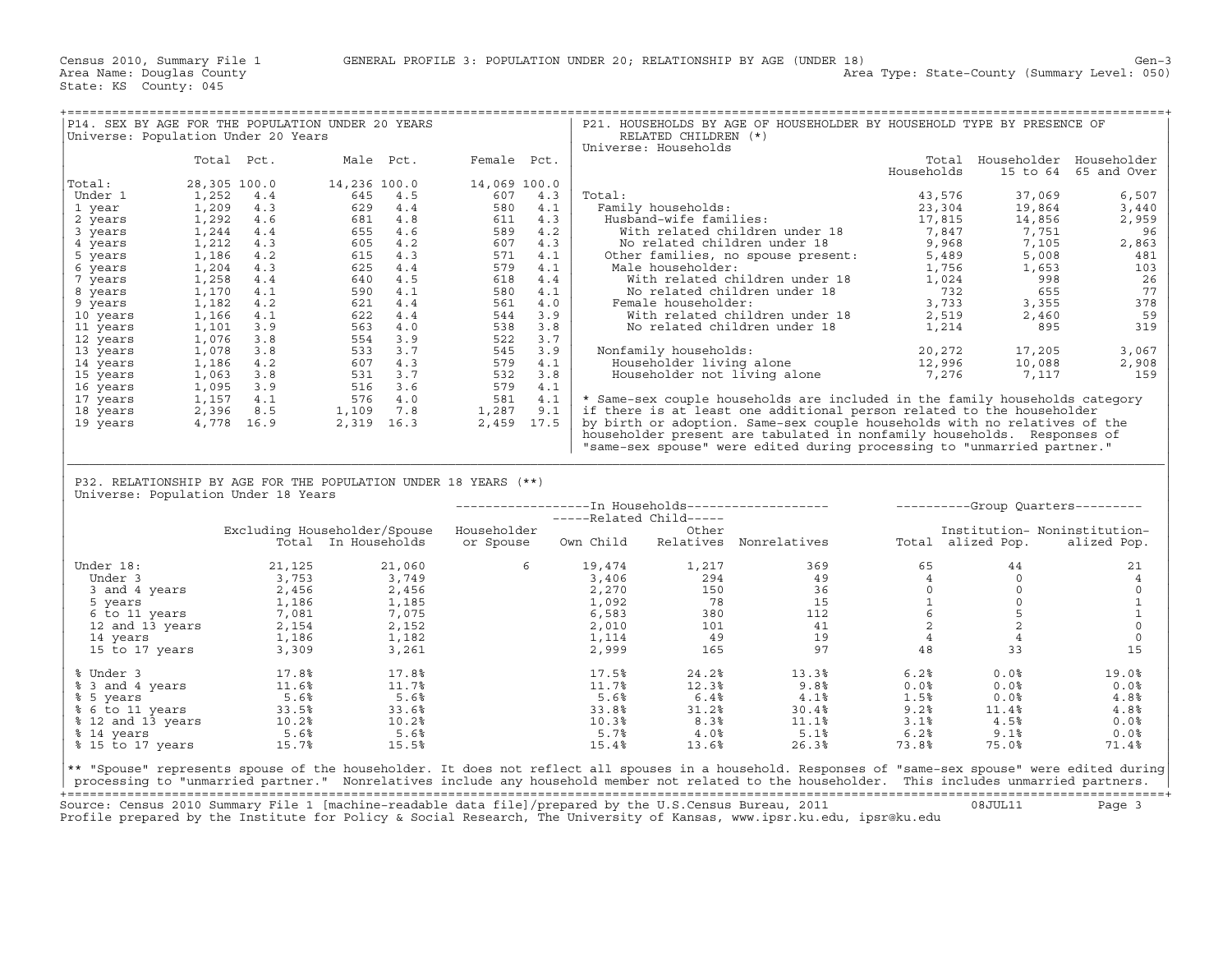Census 2010, Summary File 1 GENERAL PROFILE 3: POPULATION UNDER 20; RELATIONSHIP BY AGE (UNDER 18) Gen-3
Area Name: Douglas County Area Type: State-County (Summary Level: 050)
State: KS County: 045

## P14. SEX BY AGE FOR THE POPULATION UNDER 20 YEARS
Universe: Population Under 20 Years

| | Total | Pct. | Male | Pct. | Female | Pct. |
|---|---|---|---|---|---|---|
| Total: | 28,305 | 100.0 | 14,236 | 100.0 | 14,069 | 100.0 |
| Under 1 | 1,252 | 4.4 | 645 | 4.5 | 607 | 4.3 |
| 1 year | 1,209 | 4.3 | 629 | 4.4 | 580 | 4.1 |
| 2 years | 1,292 | 4.6 | 681 | 4.8 | 611 | 4.3 |
| 3 years | 1,244 | 4.4 | 655 | 4.6 | 589 | 4.2 |
| 4 years | 1,212 | 4.3 | 605 | 4.2 | 607 | 4.3 |
| 5 years | 1,186 | 4.2 | 615 | 4.3 | 571 | 4.1 |
| 6 years | 1,204 | 4.3 | 625 | 4.4 | 579 | 4.1 |
| 7 years | 1,258 | 4.4 | 640 | 4.5 | 618 | 4.4 |
| 8 years | 1,170 | 4.1 | 590 | 4.1 | 580 | 4.1 |
| 9 years | 1,182 | 4.2 | 621 | 4.4 | 561 | 4.0 |
| 10 years | 1,166 | 4.1 | 622 | 4.4 | 544 | 3.9 |
| 11 years | 1,101 | 3.9 | 563 | 4.0 | 538 | 3.8 |
| 12 years | 1,076 | 3.8 | 554 | 3.9 | 522 | 3.7 |
| 13 years | 1,078 | 3.8 | 533 | 3.7 | 545 | 3.9 |
| 14 years | 1,186 | 4.2 | 607 | 4.3 | 579 | 4.1 |
| 15 years | 1,063 | 3.8 | 531 | 3.7 | 532 | 3.8 |
| 16 years | 1,095 | 3.9 | 516 | 3.6 | 579 | 4.1 |
| 17 years | 1,157 | 4.1 | 576 | 4.0 | 581 | 4.1 |
| 18 years | 2,396 | 8.5 | 1,109 | 7.8 | 1,287 | 9.1 |
| 19 years | 4,778 | 16.9 | 2,319 | 16.3 | 2,459 | 17.5 |

## P21. HOUSEHOLDS BY AGE OF HOUSEHOLDER BY HOUSEHOLD TYPE BY PRESENCE OF RELATED CHILDREN (*)
Universe: Households

| | Total Households | Householder 15 to 64 | Householder 65 and Over |
|---|---|---|---|
| Total: | 43,576 | 37,069 | 6,507 |
| Family households: | 23,304 | 19,864 | 3,440 |
| Husband-wife families: | 17,815 | 14,856 | 2,959 |
| With related children under 18 | 7,847 | 7,751 | 96 |
| No related children under 18 | 9,968 | 7,105 | 2,863 |
| Other families, no spouse present: | 5,489 | 5,008 | 481 |
| Male householder: | 1,756 | 1,653 | 103 |
| With related children under 18 | 1,024 | 998 | 26 |
| No related children under 18 | 732 | 655 | 77 |
| Female householder: | 3,733 | 3,355 | 378 |
| With related children under 18 | 2,519 | 2,460 | 59 |
| No related children under 18 | 1,214 | 895 | 319 |
| Nonfamily households: | 20,272 | 17,205 | 3,067 |
| Householder living alone | 12,996 | 10,088 | 2,908 |
| Householder not living alone | 7,276 | 7,117 | 159 |

* Same-sex couple households are included in the family households category if there is at least one additional person related to the householder by birth or adoption. Same-sex couple households with no relatives of the householder present are tabulated in nonfamily households. Responses of "same-sex spouse" were edited during processing to "unmarried partner."

## P32. RELATIONSHIP BY AGE FOR THE POPULATION UNDER 18 YEARS (**)
Universe: Population Under 18 Years

| | Excluding Householder/Spouse Total | In Households | In Households: Householder or Spouse | Related Child: Own Child | Related Child: Other Relatives | Nonrelatives | Group Quarters: Total | Institutionalized Pop. | Noninstitutionalized Pop. |
|---|---|---|---|---|---|---|---|---|---|
| Under 18: | 21,125 | 21,060 | 6 | 19,474 | 1,217 | 369 | 65 | 44 | 21 |
| Under 3 | 3,753 | 3,749 | | 3,406 | 294 | 49 | 4 | 0 | 4 |
| 3 and 4 years | 2,456 | 2,456 | | 2,270 | 150 | 36 | 0 | 0 | 0 |
| 5 years | 1,186 | 1,185 | | 1,092 | 78 | 15 | 1 | 0 | 1 |
| 6 to 11 years | 7,081 | 7,075 | | 6,583 | 380 | 112 | 6 | 5 | 1 |
| 12 and 13 years | 2,154 | 2,152 | | 2,010 | 101 | 41 | 2 | 2 | 0 |
| 14 years | 1,186 | 1,182 | | 1,114 | 49 | 19 | 4 | 4 | 0 |
| 15 to 17 years | 3,309 | 3,261 | | 2,999 | 165 | 97 | 48 | 33 | 15 |
| % Under 3 | 17.8% | 17.8% | | 17.5% | 24.2% | 13.3% | 6.2% | 0.0% | 19.0% |
| % 3 and 4 years | 11.6% | 11.7% | | 11.7% | 12.3% | 9.8% | 0.0% | 0.0% | 0.0% |
| % 5 years | 5.6% | 5.6% | | 5.6% | 6.4% | 4.1% | 1.5% | 0.0% | 4.8% |
| % 6 to 11 years | 33.5% | 33.6% | | 33.8% | 31.2% | 30.4% | 9.2% | 11.4% | 4.8% |
| % 12 and 13 years | 10.2% | 10.2% | | 10.3% | 8.3% | 11.1% | 3.1% | 4.5% | 0.0% |
| % 14 years | 5.6% | 5.6% | | 5.7% | 4.0% | 5.1% | 6.2% | 9.1% | 0.0% |
| % 15 to 17 years | 15.7% | 15.5% | | 15.4% | 13.6% | 26.3% | 73.8% | 75.0% | 71.4% |

** "Spouse" represents spouse of the householder. It does not reflect all spouses in a household. Responses of "same-sex spouse" were edited during processing to "unmarried partner." Nonrelatives include any household member not related to the householder. This includes unmarried partners.

Source: Census 2010 Summary File 1 [machine-readable data file]/prepared by the U.S.Census Bureau, 2011 08JUL11
Profile prepared by the Institute for Policy & Social Research, The University of Kansas, www.ipsr.ku.edu, ipsr@ku.edu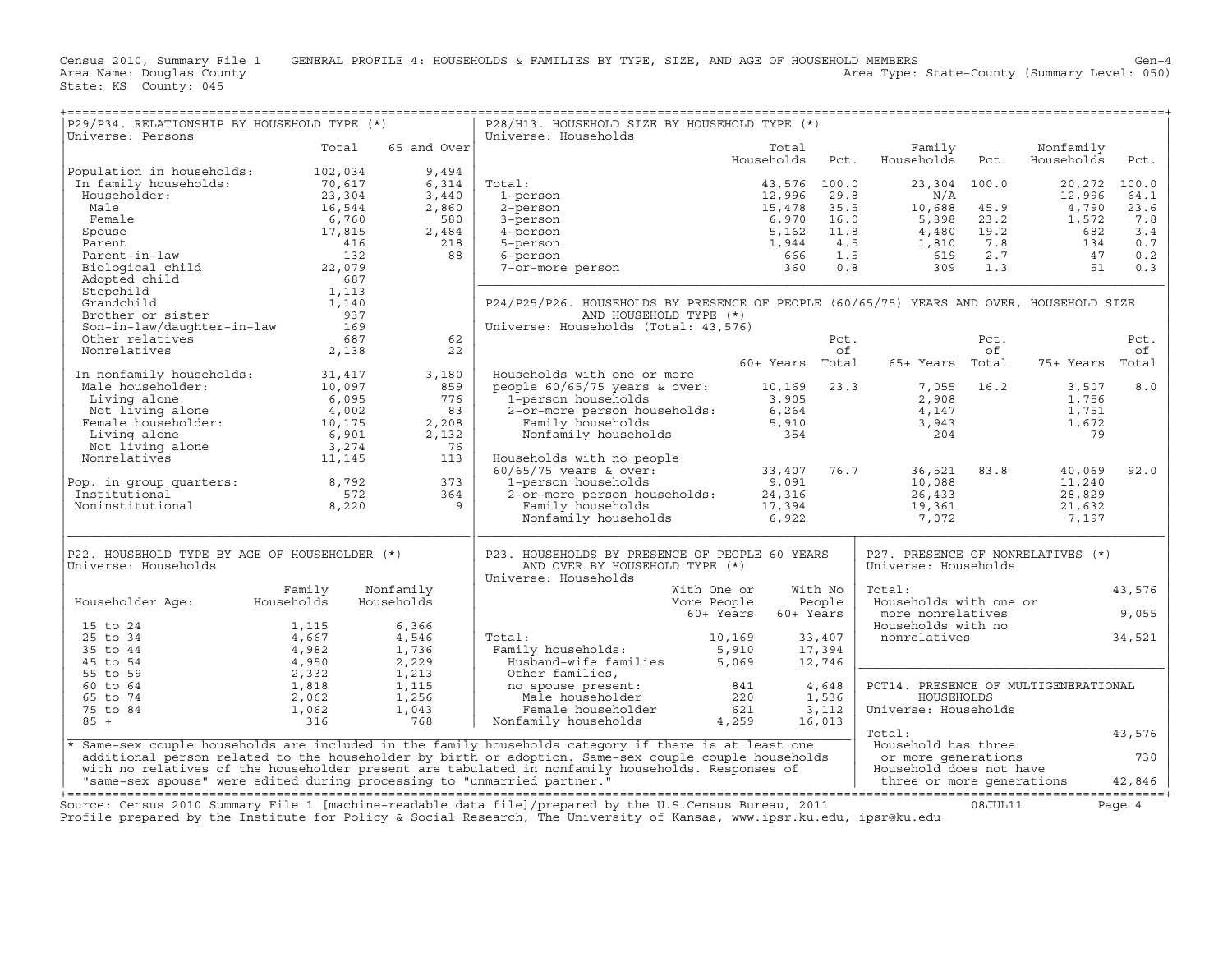Census 2010, Summary File 1 GENERAL PROFILE 4: HOUSEHOLDS & FAMILIES BY TYPE, SIZE, AND AGE OF HOUSEHOLD MEMBERS Gen-4
Area Name: Douglas County Area Type: State-County (Summary Level: 050)
State: KS County: 045

## P29/P34. RELATIONSHIP BY HOUSEHOLD TYPE (*)

Universe: Persons

| | Total | 65 and Over |
|---|---|---|
| Population in households: | 102,034 | 9,494 |
| In family households: | 70,617 | 6,314 |
| Householder: | 23,304 | 3,440 |
| Male | 16,544 | 2,860 |
| Female | 6,760 | 580 |
| Spouse | 17,815 | 2,484 |
| Parent | 416 | 218 |
| Parent-in-law | 132 | 88 |
| Biological child | 22,079 | |
| Adopted child | 687 | |
| Stepchild | 1,113 | |
| Grandchild | 1,140 | |
| Brother or sister | 937 | |
| Son-in-law/daughter-in-law | 169 | |
| Other relatives | 687 | 62 |
| Nonrelatives | 2,138 | 22 |
| In nonfamily households: | 31,417 | 3,180 |
| Male householder: | 10,097 | 859 |
| Living alone | 6,095 | 776 |
| Not living alone | 4,002 | 83 |
| Female householder: | 10,175 | 2,208 |
| Living alone | 6,901 | 2,132 |
| Not living alone | 3,274 | 76 |
| Nonrelatives | 11,145 | 113 |
| Pop. in group quarters: | 8,792 | 373 |
| Institutional | 572 | 364 |
| Noninstitutional | 8,220 | 9 |

## P28/H13. HOUSEHOLD SIZE BY HOUSEHOLD TYPE (*)

Universe: Households

| | Total Households | Pct. | Family Households | Pct. | Nonfamily Households | Pct. |
|---|---|---|---|---|---|---|
| Total: | 43,576 | 100.0 | 23,304 | 100.0 | 20,272 | 100.0 |
| 1-person | 12,996 | 29.8 | N/A | | 12,996 | 64.1 |
| 2-person | 15,478 | 35.5 | 10,688 | 45.9 | 4,790 | 23.6 |
| 3-person | 6,970 | 16.0 | 5,398 | 23.2 | 1,572 | 7.8 |
| 4-person | 5,162 | 11.8 | 4,480 | 19.2 | 682 | 3.4 |
| 5-person | 1,944 | 4.5 | 1,810 | 7.8 | 134 | 0.7 |
| 6-person | 666 | 1.5 | 619 | 2.7 | 47 | 0.2 |
| 7-or-more person | 360 | 0.8 | 309 | 1.3 | 51 | 0.3 |

## P24/P25/P26. HOUSEHOLDS BY PRESENCE OF PEOPLE (60/65/75) YEARS AND OVER, HOUSEHOLD SIZE AND HOUSEHOLD TYPE (*)

Universe: Households (Total: 43,576)

| | 60+ Years | Pct. of Total | 65+ Years | Pct. of Total | 75+ Years | Pct. of Total |
|---|---|---|---|---|---|---|
| Households with one or more people 60/65/75 years & over: | 10,169 | 23.3 | 7,055 | 16.2 | 3,507 | 8.0 |
| 1-person households | 3,905 | | 2,908 | | 1,756 | |
| 2-or-more person households: | 6,264 | | 4,147 | | 1,751 | |
| Family households | 5,910 | | 3,943 | | 1,672 | |
| Nonfamily households | 354 | | 204 | | 79 | |
| Households with no people 60/65/75 years & over: | 33,407 | 76.7 | 36,521 | 83.8 | 40,069 | 92.0 |
| 1-person households | 9,091 | | 10,088 | | 11,240 | |
| 2-or-more person households: | 24,316 | | 26,433 | | 28,829 | |
| Family households | 17,394 | | 19,361 | | 21,632 | |
| Nonfamily households | 6,922 | | 7,072 | | 7,197 | |

## P22. HOUSEHOLD TYPE BY AGE OF HOUSEHOLDER (*)

Universe: Households

| Householder Age: | Family Households | Nonfamily Households |
|---|---|---|
| 15 to 24 | 1,115 | 6,366 |
| 25 to 34 | 4,667 | 4,546 |
| 35 to 44 | 4,982 | 1,736 |
| 45 to 54 | 4,950 | 2,229 |
| 55 to 59 | 2,332 | 1,213 |
| 60 to 64 | 1,818 | 1,115 |
| 65 to 74 | 2,062 | 1,256 |
| 75 to 84 | 1,062 | 1,043 |
| 85 + | 316 | 768 |

## P23. HOUSEHOLDS BY PRESENCE OF PEOPLE 60 YEARS AND OVER BY HOUSEHOLD TYPE (*)

Universe: Households

| | With One or More People 60+ Years | With No People 60+ Years |
|---|---|---|
| Total: | 10,169 | 33,407 |
| Family households: | 5,910 | 17,394 |
| Husband-wife families | 5,069 | 12,746 |
| Other families, no spouse present: | 841 | 4,648 |
| Male householder | 220 | 1,536 |
| Female householder | 621 | 3,112 |
| Nonfamily households | 4,259 | 16,013 |

## P27. PRESENCE OF NONRELATIVES (*)

Universe: Households

| | |
|---|---|
| Total: | 43,576 |
| Households with one or more nonrelatives | 9,055 |
| Households with no nonrelatives | 34,521 |

## PCT14. PRESENCE OF MULTIGENERATIONAL HOUSEHOLDS

Universe: Households

| | |
|---|---|
| Total: | 43,576 |
| Household has three or more generations | 730 |
| Household does not have three or more generations | 42,846 |

\* Same-sex couple households are included in the family households category if there is at least one additional person related to the householder by birth or adoption. Same-sex couple couple households with no relatives of the householder present are tabulated in nonfamily households. Responses of "same-sex spouse" were edited during processing to "unmarried partner."

Source: Census 2010 Summary File 1 [machine-readable data file]/prepared by the U.S.Census Bureau, 2011 08JUL11
Profile prepared by the Institute for Policy & Social Research, The University of Kansas, www.ipsr.ku.edu, ipsr@ku.edu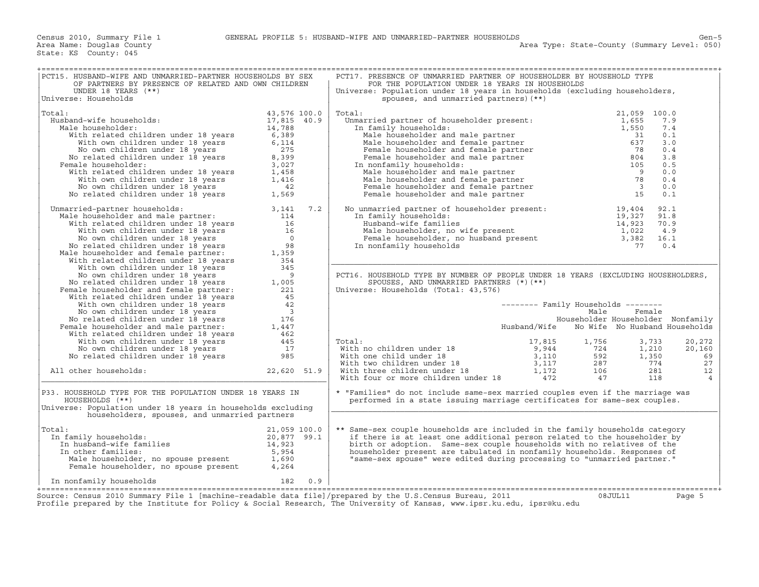Census 2010, Summary File 1 — GENERAL PROFILE 5: HUSBAND-WIFE AND UNMARRIED-PARTNER HOUSEHOLDS

Area Name: Douglas County — Area Type: State-County (Summary Level: 050)

State: KS County: 045

## PCT15. HUSBAND-WIFE AND UNMARRIED-PARTNER HOUSEHOLDS BY SEX OF PARTNERS BY PRESENCE OF RELATED AND OWN CHILDREN UNDER 18 YEARS (**)

Universe: Households

| | Number | Percent |
|---|---|---|
| Total: | 43,576 | 100.0 |
| Husband-wife households: | 17,815 | 40.9 |
| Male householder: | 14,788 | |
| With related children under 18 years | 6,389 | |
| With own children under 18 years | 6,114 | |
| No own children under 18 years | 275 | |
| No related children under 18 years | 8,399 | |
| Female householder: | 3,027 | |
| With related children under 18 years | 1,458 | |
| With own children under 18 years | 1,416 | |
| No own children under 18 years | 42 | |
| No related children under 18 years | 1,569 | |
| Unmarried-partner households: | 3,141 | 7.2 |
| Male householder and male partner: | 114 | |
| With related children under 18 years | 16 | |
| With own children under 18 years | 16 | |
| No own children under 18 years | 0 | |
| No related children under 18 years | 98 | |
| Male householder and female partner: | 1,359 | |
| With related children under 18 years | 354 | |
| With own children under 18 years | 345 | |
| No own children under 18 years | 9 | |
| No related children under 18 years | 1,005 | |
| Female householder and female partner: | 221 | |
| With related children under 18 years | 45 | |
| With own children under 18 years | 42 | |
| No own children under 18 years | 3 | |
| No related children under 18 years | 176 | |
| Female householder and male partner: | 1,447 | |
| With related children under 18 years | 462 | |
| With own children under 18 years | 445 | |
| No own children under 18 years | 17 | |
| No related children under 18 years | 985 | |
| All other households: | 22,620 | 51.9 |

## P33. HOUSEHOLD TYPE FOR THE POPULATION UNDER 18 YEARS IN HOUSEHOLDS (**)

Universe: Population under 18 years in households excluding householders, spouses, and unmarried partners

| | Number | Percent |
|---|---|---|
| Total: | 21,059 | 100.0 |
| In family households: | 20,877 | 99.1 |
| In husband-wife families | 14,923 | |
| In other families: | 5,954 | |
| Male householder, no spouse present | 1,690 | |
| Female householder, no spouse present | 4,264 | |
| In nonfamily households | 182 | 0.9 |

## PCT17. PRESENCE OF UNMARRIED PARTNER OF HOUSEHOLDER BY HOUSEHOLD TYPE FOR THE POPULATION UNDER 18 YEARS IN HOUSEHOLDS

Universe: Population under 18 years in households (excluding householders, spouses, and unmarried partners)(**)

| | Number | Percent |
|---|---|---|
| Total: | 21,059 | 100.0 |
| Unmarried partner of householder present: | 1,655 | 7.9 |
| In family households: | 1,550 | 7.4 |
| Male householder and male partner | 31 | 0.1 |
| Male householder and female partner | 637 | 3.0 |
| Female householder and female partner | 78 | 0.4 |
| Female householder and male partner | 804 | 3.8 |
| In nonfamily households: | 105 | 0.5 |
| Male householder and male partner | 9 | 0.0 |
| Male householder and female partner | 78 | 0.4 |
| Female householder and female partner | 3 | 0.0 |
| Female householder and male partner | 15 | 0.1 |
| No unmarried partner of householder present: | 19,404 | 92.1 |
| In family households: | 19,327 | 91.8 |
| Husband-wife families | 14,923 | 70.9 |
| Male householder, no wife present | 1,022 | 4.9 |
| Female householder, no husband present | 3,382 | 16.1 |
| In nonfamily households | 77 | 0.4 |

## PCT16. HOUSEHOLD TYPE BY NUMBER OF PEOPLE UNDER 18 YEARS (EXCLUDING HOUSEHOLDERS, SPOUSES, AND UNMARRIED PARTNERS (*)(**)

Universe: Households (Total: 43,576)

| | Family Households | | | |
|---|---|---|---|---|
| | Husband/Wife | Male Householder No Wife | Female Householder No Husband | Nonfamily Households |
| Total: | 17,815 | 1,756 | 3,733 | 20,272 |
| With no children under 18 | 9,944 | 724 | 1,210 | 20,160 |
| With one child under 18 | 3,110 | 592 | 1,350 | 69 |
| With two children under 18 | 3,117 | 287 | 774 | 27 |
| With three children under 18 | 1,172 | 106 | 281 | 12 |
| With four or more children under 18 | 472 | 47 | 118 | 4 |

* "Families" do not include same-sex married couples even if the marriage was performed in a state issuing marriage certificates for same-sex couples.

** Same-sex couple households are included in the family households category if there is at least one additional person related to the householder by birth or adoption. Same-sex couple households with no relatives of the householder present are tabulated in nonfamily households. Responses of "same-sex spouse" were edited during processing to "unmarried partner."

Source: Census 2010 Summary File 1 [machine-readable data file]/prepared by the U.S.Census Bureau, 2011 08JUL11

Profile prepared by the Institute for Policy & Social Research, The University of Kansas, www.ipsr.ku.edu, ipsr@ku.edu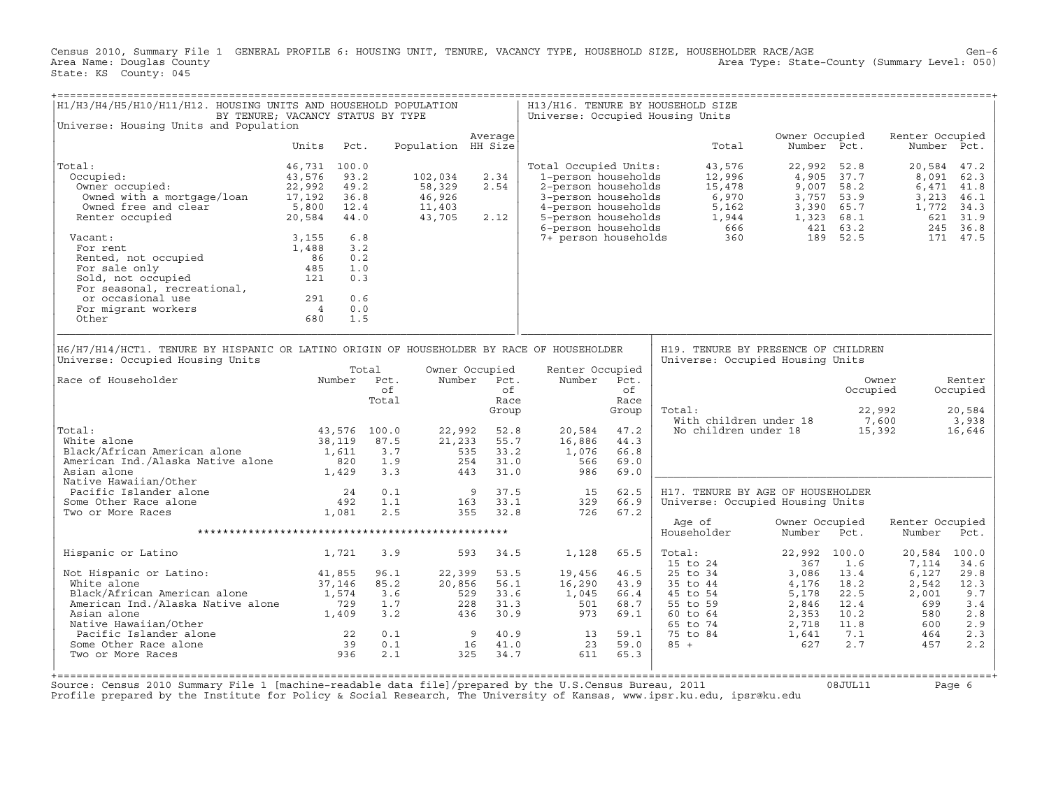Census 2010, Summary File 1 GENERAL PROFILE 6: HOUSING UNIT, TENURE, VACANCY TYPE, HOUSEHOLD SIZE, HOUSEHOLDER RACE/AGE Gen-6
Area Name: Douglas County Area Type: State-County (Summary Level: 050)
State: KS County: 045

## H1/H3/H4/H5/H10/H11/H12. HOUSING UNITS AND HOUSEHOLD POPULATION BY TENURE; VACANCY STATUS BY TYPE

Universe: Housing Units and Population

| | Units | Pct. | Population | Average HH Size |
|---|---|---|---|---|
| Total: | 46,731 | 100.0 | | |
| Occupied: | 43,576 | 93.2 | 102,034 | 2.34 |
| Owner occupied: | 22,992 | 49.2 | 58,329 | 2.54 |
| Owned with a mortgage/loan | 17,192 | 36.8 | 46,926 | |
| Owned free and clear | 5,800 | 12.4 | 11,403 | |
| Renter occupied | 20,584 | 44.0 | 43,705 | 2.12 |
| Vacant: | 3,155 | 6.8 | | |
| For rent | 1,488 | 3.2 | | |
| Rented, not occupied | 86 | 0.2 | | |
| For sale only | 485 | 1.0 | | |
| Sold, not occupied | 121 | 0.3 | | |
| For seasonal, recreational, or occasional use | 291 | 0.6 | | |
| For migrant workers | 4 | 0.0 | | |
| Other | 680 | 1.5 | | |

## H13/H16. TENURE BY HOUSEHOLD SIZE

Universe: Occupied Housing Units

| | Total | Owner Occupied Number | Owner Occupied Pct. | Renter Occupied Number | Renter Occupied Pct. |
|---|---|---|---|---|---|
| Total Occupied Units: | 43,576 | 22,992 | 52.8 | 20,584 | 47.2 |
| 1-person households | 12,996 | 4,905 | 37.7 | 8,091 | 62.3 |
| 2-person households | 15,478 | 9,007 | 58.2 | 6,471 | 41.8 |
| 3-person households | 6,970 | 3,757 | 53.9 | 3,213 | 46.1 |
| 4-person households | 5,162 | 3,390 | 65.7 | 1,772 | 34.3 |
| 5-person households | 1,944 | 1,323 | 68.1 | 621 | 31.9 |
| 6-person households | 666 | 421 | 63.2 | 245 | 36.8 |
| 7+ person households | 360 | 189 | 52.5 | 171 | 47.5 |

## H6/H7/H14/HCT1. TENURE BY HISPANIC OR LATINO ORIGIN OF HOUSEHOLDER BY RACE OF HOUSEHOLDER

Universe: Occupied Housing Units

| Race of Householder | Total Number | Total Pct. of Total | Owner Occupied Number | Owner Occupied Pct. of Race Group | Renter Occupied Number | Renter Occupied Pct. of Race Group |
|---|---|---|---|---|---|---|
| Total: | 43,576 | 100.0 | 22,992 | 52.8 | 20,584 | 47.2 |
| White alone | 38,119 | 87.5 | 21,233 | 55.7 | 16,886 | 44.3 |
| Black/African American alone | 1,611 | 3.7 | 535 | 33.2 | 1,076 | 66.8 |
| American Ind./Alaska Native alone | 820 | 1.9 | 254 | 31.0 | 566 | 69.0 |
| Asian alone | 1,429 | 3.3 | 443 | 31.0 | 986 | 69.0 |
| Native Hawaiian/Other Pacific Islander alone | 24 | 0.1 | 9 | 37.5 | 15 | 62.5 |
| Some Other Race alone | 492 | 1.1 | 163 | 33.1 | 329 | 66.9 |
| Two or More Races | 1,081 | 2.5 | 355 | 32.8 | 726 | 67.2 |
| Hispanic or Latino | 1,721 | 3.9 | 593 | 34.5 | 1,128 | 65.5 |
| Not Hispanic or Latino: | 41,855 | 96.1 | 22,399 | 53.5 | 19,456 | 46.5 |
| White alone | 37,146 | 85.2 | 20,856 | 56.1 | 16,290 | 43.9 |
| Black/African American alone | 1,574 | 3.6 | 529 | 33.6 | 1,045 | 66.4 |
| American Ind./Alaska Native alone | 729 | 1.7 | 228 | 31.3 | 501 | 68.7 |
| Asian alone | 1,409 | 3.2 | 436 | 30.9 | 973 | 69.1 |
| Native Hawaiian/Other Pacific Islander alone | 22 | 0.1 | 9 | 40.9 | 13 | 59.1 |
| Some Other Race alone | 39 | 0.1 | 16 | 41.0 | 23 | 59.0 |
| Two or More Races | 936 | 2.1 | 325 | 34.7 | 611 | 65.3 |

## H19. TENURE BY PRESENCE OF CHILDREN

Universe: Occupied Housing Units

| | Owner Occupied | Renter Occupied |
|---|---|---|
| Total: | 22,992 | 20,584 |
| With children under 18 | 7,600 | 3,938 |
| No children under 18 | 15,392 | 16,646 |

## H17. TENURE BY AGE OF HOUSEHOLDER

Universe: Occupied Housing Units

| Age of Householder | Owner Occupied Number | Owner Occupied Pct. | Renter Occupied Number | Renter Occupied Pct. |
|---|---|---|---|---|
| Total: | 22,992 | 100.0 | 20,584 | 100.0 |
| 15 to 24 | 367 | 1.6 | 7,114 | 34.6 |
| 25 to 34 | 3,086 | 13.4 | 6,127 | 29.8 |
| 35 to 44 | 4,176 | 18.2 | 2,542 | 12.3 |
| 45 to 54 | 5,178 | 22.5 | 2,001 | 9.7 |
| 55 to 59 | 2,846 | 12.4 | 699 | 3.4 |
| 60 to 64 | 2,353 | 10.2 | 580 | 2.8 |
| 65 to 74 | 2,718 | 11.8 | 600 | 2.9 |
| 75 to 84 | 1,641 | 7.1 | 464 | 2.3 |
| 85 + | 627 | 2.7 | 457 | 2.2 |

Source: Census 2010 Summary File 1 [machine-readable data file]/prepared by the U.S.Census Bureau, 2011 08JUL11
Profile prepared by the Institute for Policy & Social Research, The University of Kansas, www.ipsr.ku.edu, ipsr@ku.edu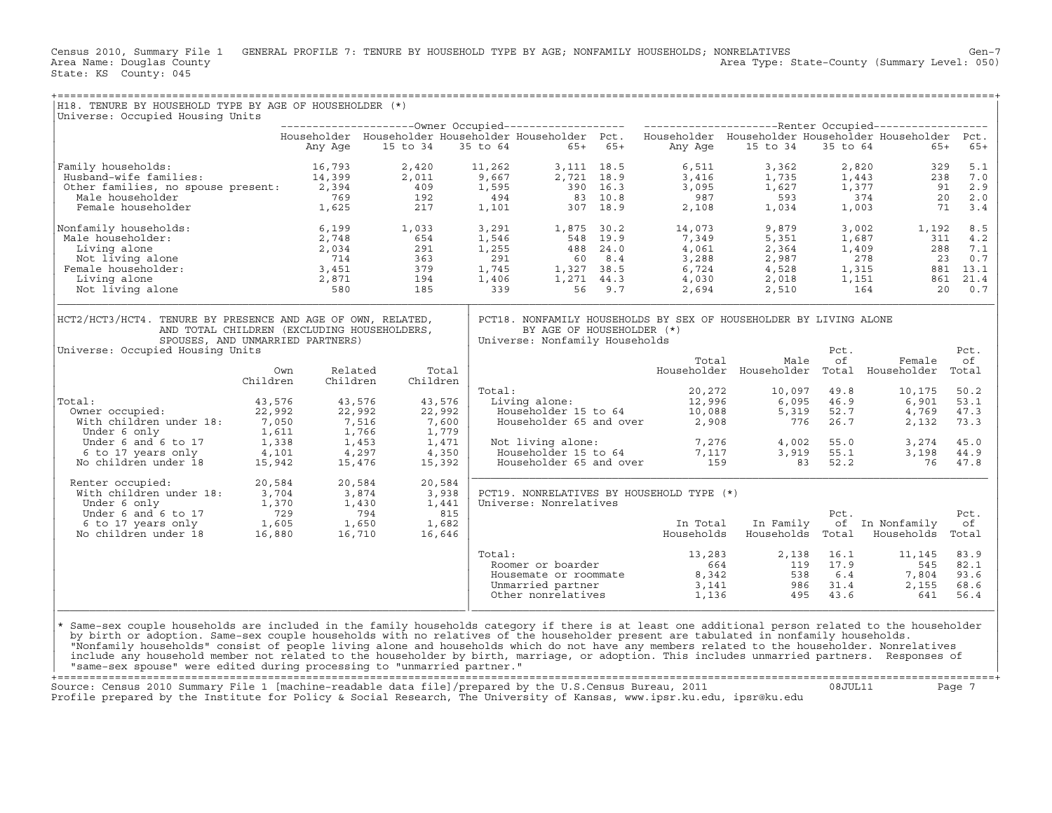Census 2010, Summary File 1 GENERAL PROFILE 7: TENURE BY HOUSEHOLD TYPE BY AGE; NONFAMILY HOUSEHOLDS; NONRELATIVES Gen-7
Area Name: Douglas County Area Type: State-County (Summary Level: 050)
State: KS County: 045

## H18. TENURE BY HOUSEHOLD TYPE BY AGE OF HOUSEHOLDER (*)

Universe: Occupied Housing Units

| | Owner Occupied | | | | | Renter Occupied | | | | |
|---|---|---|---|---|---|---|---|---|---|---|
| | Householder Any Age | Householder 15 to 34 | Householder 35 to 64 | Householder 65+ | Pct. 65+ | Householder Any Age | Householder 15 to 34 | Householder 35 to 64 | Householder 65+ | Pct. 65+ |
| Family households: | 16,793 | 2,420 | 11,262 | 3,111 | 18.5 | 6,511 | 3,362 | 2,820 | 329 | 5.1 |
| Husband-wife families: | 14,399 | 2,011 | 9,667 | 2,721 | 18.9 | 3,416 | 1,735 | 1,443 | 238 | 7.0 |
| Other families, no spouse present: | 2,394 | 409 | 1,595 | 390 | 16.3 | 3,095 | 1,627 | 1,377 | 91 | 2.9 |
| Male householder | 769 | 192 | 494 | 83 | 10.8 | 987 | 593 | 374 | 20 | 2.0 |
| Female householder | 1,625 | 217 | 1,101 | 307 | 18.9 | 2,108 | 1,034 | 1,003 | 71 | 3.4 |
| Nonfamily households: | 6,199 | 1,033 | 3,291 | 1,875 | 30.2 | 14,073 | 9,879 | 3,002 | 1,192 | 8.5 |
| Male householder: | 2,748 | 654 | 1,546 | 548 | 19.9 | 7,349 | 5,351 | 1,687 | 311 | 4.2 |
| Living alone | 2,034 | 291 | 1,255 | 488 | 24.0 | 4,061 | 2,364 | 1,409 | 288 | 7.1 |
| Not living alone | 714 | 363 | 291 | 60 | 8.4 | 3,288 | 2,987 | 278 | 23 | 0.7 |
| Female householder: | 3,451 | 379 | 1,745 | 1,327 | 38.5 | 6,724 | 4,528 | 1,315 | 881 | 13.1 |
| Living alone | 2,871 | 194 | 1,406 | 1,271 | 44.3 | 4,030 | 2,018 | 1,151 | 861 | 21.4 |
| Not living alone | 580 | 185 | 339 | 56 | 9.7 | 2,694 | 2,510 | 164 | 20 | 0.7 |

## HCT2/HCT3/HCT4. TENURE BY PRESENCE AND AGE OF OWN, RELATED, AND TOTAL CHILDREN (EXCLUDING HOUSEHOLDERS, SPOUSES, AND UNMARRIED PARTNERS)

Universe: Occupied Housing Units

| | Own Children | Related Children | Total Children |
|---|---|---|---|
| Total: | 43,576 | 43,576 | 43,576 |
| Owner occupied: | 22,992 | 22,992 | 22,992 |
| With children under 18: | 7,050 | 7,516 | 7,600 |
| Under 6 only | 1,611 | 1,766 | 1,779 |
| Under 6 and 6 to 17 | 1,338 | 1,453 | 1,471 |
| 6 to 17 years only | 4,101 | 4,297 | 4,350 |
| No children under 18 | 15,942 | 15,476 | 15,392 |
| Renter occupied: | 20,584 | 20,584 | 20,584 |
| With children under 18: | 3,704 | 3,874 | 3,938 |
| Under 6 only | 1,370 | 1,430 | 1,441 |
| Under 6 and 6 to 17 | 729 | 794 | 815 |
| 6 to 17 years only | 1,605 | 1,650 | 1,682 |
| No children under 18 | 16,880 | 16,710 | 16,646 |

## PCT18. NONFAMILY HOUSEHOLDS BY SEX OF HOUSEHOLDER BY LIVING ALONE BY AGE OF HOUSEHOLDER (*)

Universe: Nonfamily Households

| | Total Householder | Male Householder | Pct. of Total | Female Householder | Pct. of Total |
|---|---|---|---|---|---|
| Total: | 20,272 | 10,097 | 49.8 | 10,175 | 50.2 |
| Living alone: | 12,996 | 6,095 | 46.9 | 6,901 | 53.1 |
| Householder 15 to 64 | 10,088 | 5,319 | 52.7 | 4,769 | 47.3 |
| Householder 65 and over | 2,908 | 776 | 26.7 | 2,132 | 73.3 |
| Not living alone: | 7,276 | 4,002 | 55.0 | 3,274 | 45.0 |
| Householder 15 to 64 | 7,117 | 3,919 | 55.1 | 3,198 | 44.9 |
| Householder 65 and over | 159 | 83 | 52.2 | 76 | 47.8 |

## PCT19. NONRELATIVES BY HOUSEHOLD TYPE (*)

Universe: Nonrelatives

| | In Total Households | In Family Households | Pct. of Total | In Nonfamily Households | Pct. of Total |
|---|---|---|---|---|---|
| Total: | 13,283 | 2,138 | 16.1 | 11,145 | 83.9 |
| Roomer or boarder | 664 | 119 | 17.9 | 545 | 82.1 |
| Housemate or roommate | 8,342 | 538 | 6.4 | 7,804 | 93.6 |
| Unmarried partner | 3,141 | 986 | 31.4 | 2,155 | 68.6 |
| Other nonrelatives | 1,136 | 495 | 43.6 | 641 | 56.4 |

* Same-sex couple households are included in the family households category if there is at least one additional person related to the householder by birth or adoption. Same-sex couple households with no relatives of the householder present are tabulated in nonfamily households. "Nonfamily households" consist of people living alone and households which do not have any members related to the householder. Nonrelatives include any household member not related to the householder by birth, marriage, or adoption. This includes unmarried partners. Responses of "same-sex spouse" were edited during processing to "unmarried partner."

Source: Census 2010 Summary File 1 [machine-readable data file]/prepared by the U.S.Census Bureau, 2011 08JUL11
Profile prepared by the Institute for Policy & Social Research, The University of Kansas, www.ipsr.ku.edu, ipsr@ku.edu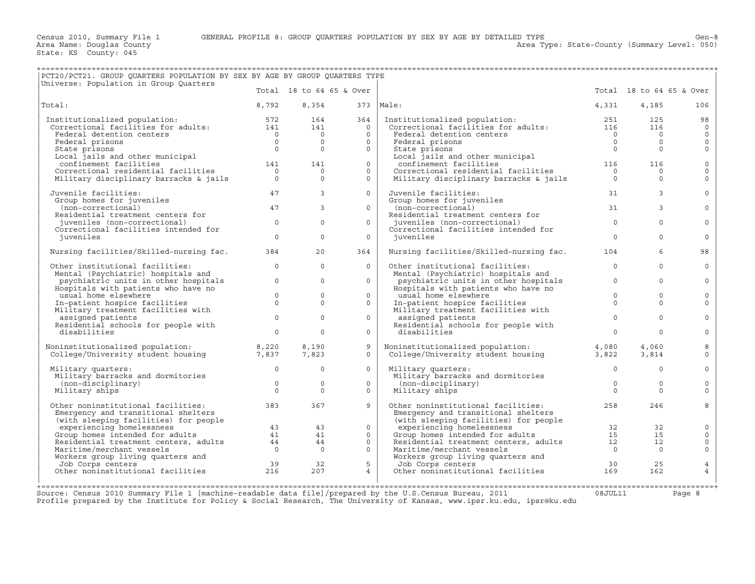Census 2010, Summary File 1 GENERAL PROFILE 8: GROUP QUARTERS POPULATION BY SEX BY AGE BY DETAILED TYPE Gen-8
Area Name: Douglas County Area Type: State-County (Summary Level: 050)
State: KS County: 045

## PCT20/PCT21. GROUP QUARTERS POPULATION BY SEX BY AGE BY GROUP QUARTERS TYPE

Universe: Population in Group Quarters

| | Total | 18 to 64 | 65 & Over | | Total | 18 to 64 | 65 & Over |
|---|---|---|---|---|---|---|---|
| Total: | 8,792 | 8,354 | 373 | Male: | 4,331 | 4,185 | 106 |
| Institutionalized population: | 572 | 164 | 364 | Institutionalized population: | 251 | 125 | 98 |
| Correctional facilities for adults: | 141 | 141 | 0 | Correctional facilities for adults: | 116 | 116 | 0 |
| Federal detention centers | 0 | 0 | 0 | Federal detention centers | 0 | 0 | 0 |
| Federal prisons | 0 | 0 | 0 | Federal prisons | 0 | 0 | 0 |
| State prisons | 0 | 0 | 0 | State prisons | 0 | 0 | 0 |
| Local jails and other municipal confinement facilities | 141 | 141 | 0 | Local jails and other municipal confinement facilities | 116 | 116 | 0 |
| Correctional residential facilities | 0 | 0 | 0 | Correctional residential facilities | 0 | 0 | 0 |
| Military disciplinary barracks & jails | 0 | 0 | 0 | Military disciplinary barracks & jails | 0 | 0 | 0 |
| Juvenile facilities: | 47 | 3 | 0 | Juvenile facilities: | 31 | 3 | 0 |
| Group homes for juveniles (non-correctional) | 47 | 3 | 0 | Group homes for juveniles (non-correctional) | 31 | 3 | 0 |
| Residential treatment centers for juveniles (non-correctional) | 0 | 0 | 0 | Residential treatment centers for juveniles (non-correctional) | 0 | 0 | 0 |
| Correctional facilities intended for juveniles | 0 | 0 | 0 | Correctional facilities intended for juveniles | 0 | 0 | 0 |
| Nursing facilities/Skilled-nursing fac. | 384 | 20 | 364 | Nursing facilities/Skilled-nursing fac. | 104 | 6 | 98 |
| Other institutional facilities: | 0 | 0 | 0 | Other institutional facilities: | 0 | 0 | 0 |
| Mental (Psychiatric) hospitals and psychiatric units in other hospitals | 0 | 0 | 0 | Mental (Psychiatric) hospitals and psychiatric units in other hospitals | 0 | 0 | 0 |
| Hospitals with patients who have no usual home elsewhere | 0 | 0 | 0 | Hospitals with patients who have no usual home elsewhere | 0 | 0 | 0 |
| In-patient hospice facilities | 0 | 0 | 0 | In-patient hospice facilities | 0 | 0 | 0 |
| Military treatment facilities with assigned patients | 0 | 0 | 0 | Military treatment facilities with assigned patients | 0 | 0 | 0 |
| Residential schools for people with disabilities | 0 | 0 | 0 | Residential schools for people with disabilities | 0 | 0 | 0 |
| Noninstitutionalized population: | 8,220 | 8,190 | 9 | Noninstitutionalized population: | 4,080 | 4,060 | 8 |
| College/University student housing | 7,837 | 7,823 | 0 | College/University student housing | 3,822 | 3,814 | 0 |
| Military quarters: | 0 | 0 | 0 | Military quarters: | 0 | 0 | 0 |
| Military barracks and dormitories (non-disciplinary) | 0 | 0 | 0 | Military barracks and dormitories (non-disciplinary) | 0 | 0 | 0 |
| Military ships | 0 | 0 | 0 | Military ships | 0 | 0 | 0 |
| Other noninstitutional facilities: | 383 | 367 | 9 | Other noninstitutional facilities: | 258 | 246 | 8 |
| Emergency and transitional shelters (with sleeping facilities) for people experiencing homelessness | 43 | 43 | 0 | Emergency and transitional shelters (with sleeping facilities) for people experiencing homelessness | 32 | 32 | 0 |
| Group homes intended for adults | 41 | 41 | 0 | Group homes intended for adults | 15 | 15 | 0 |
| Residential treatment centers, adults | 44 | 44 | 0 | Residential treatment centers, adults | 12 | 12 | 0 |
| Maritime/merchant vessels | 0 | 0 | 0 | Maritime/merchant vessels | 0 | 0 | 0 |
| Workers group living quarters and Job Corps centers | 39 | 32 | 5 | Workers group living quarters and Job Corps centers | 30 | 25 | 4 |
| Other noninstitutional facilities | 216 | 207 | 4 | Other noninstitutional facilities | 169 | 162 | 4 |

Source: Census 2010 Summary File 1 [machine-readable data file]/prepared by the U.S.Census Bureau, 2011 08JUL11
Profile prepared by the Institute for Policy & Social Research, The University of Kansas, www.ipsr.ku.edu, ipsr@ku.edu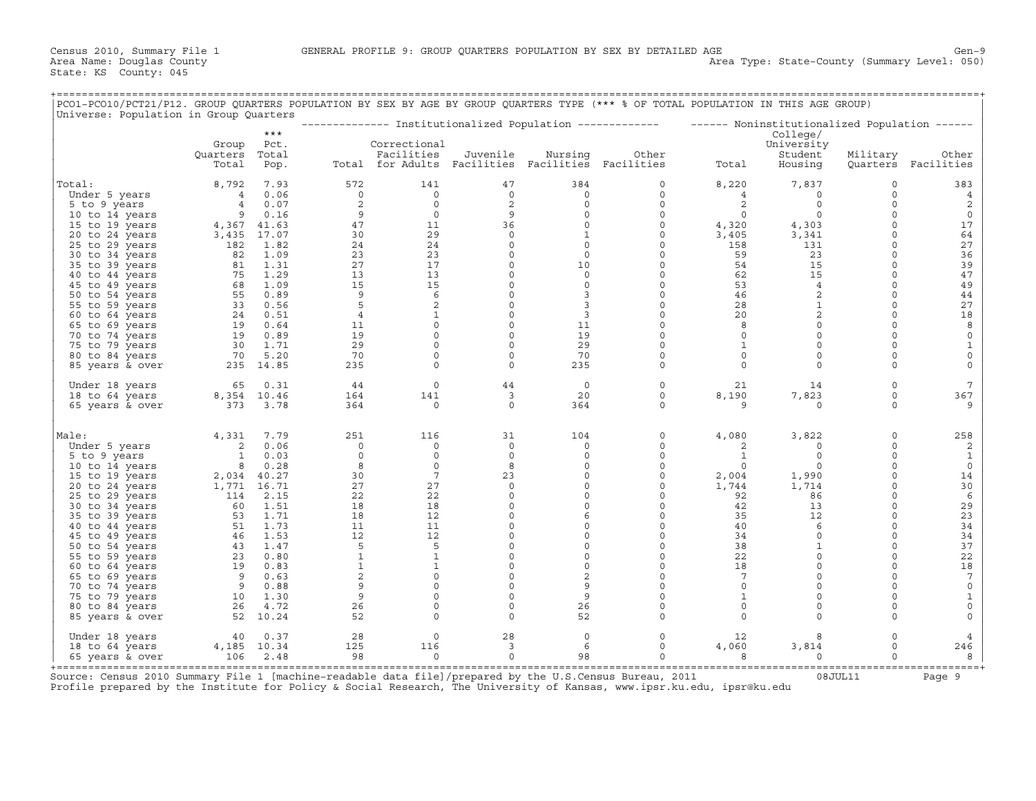Census 2010, Summary File 1 GENERAL PROFILE 9: GROUP QUARTERS POPULATION BY SEX BY DETAILED AGE Gen-9
Area Name: Douglas County Area Type: State-County (Summary Level: 050)
State: KS County: 045

PCO1-PCO10/PCT21/P12. GROUP QUARTERS POPULATION BY SEX BY AGE BY GROUP QUARTERS TYPE (*** % OF TOTAL POPULATION IN THIS AGE GROUP)
Universe: Population in Group Quarters

| | Group Quarters Total | *** Pct. Total Pop. | Institutionalized Population: Total | Correctional Facilities for Adults | Juvenile Facilities | Nursing Facilities | Other Facilities | Noninstitutionalized Population: Total | College/ University Student Housing | Military Quarters | Other Facilities |
|---|---|---|---|---|---|---|---|---|---|---|---|
| Total: | 8,792 | 7.93 | 572 | 141 | 47 | 384 | 0 | 8,220 | 7,837 | 0 | 383 |
| Under 5 years | 4 | 0.06 | 0 | 0 | 0 | 0 | 0 | 4 | 0 | 0 | 4 |
| 5 to 9 years | 4 | 0.07 | 2 | 0 | 2 | 0 | 0 | 2 | 0 | 0 | 2 |
| 10 to 14 years | 9 | 0.16 | 9 | 0 | 9 | 0 | 0 | 0 | 0 | 0 | 0 |
| 15 to 19 years | 4,367 | 41.63 | 47 | 11 | 36 | 0 | 0 | 4,320 | 4,303 | 0 | 17 |
| 20 to 24 years | 3,435 | 17.07 | 30 | 29 | 0 | 1 | 0 | 3,405 | 3,341 | 0 | 64 |
| 25 to 29 years | 182 | 1.82 | 24 | 24 | 0 | 0 | 0 | 158 | 131 | 0 | 27 |
| 30 to 34 years | 82 | 1.09 | 23 | 23 | 0 | 0 | 0 | 59 | 23 | 0 | 36 |
| 35 to 39 years | 81 | 1.31 | 27 | 17 | 0 | 10 | 0 | 54 | 15 | 0 | 39 |
| 40 to 44 years | 75 | 1.29 | 13 | 13 | 0 | 0 | 0 | 62 | 15 | 0 | 47 |
| 45 to 49 years | 68 | 1.09 | 15 | 15 | 0 | 0 | 0 | 53 | 4 | 0 | 49 |
| 50 to 54 years | 55 | 0.89 | 9 | 6 | 0 | 3 | 0 | 46 | 2 | 0 | 44 |
| 55 to 59 years | 33 | 0.56 | 5 | 2 | 0 | 3 | 0 | 28 | 1 | 0 | 27 |
| 60 to 64 years | 24 | 0.51 | 4 | 1 | 0 | 3 | 0 | 20 | 2 | 0 | 18 |
| 65 to 69 years | 19 | 0.64 | 11 | 0 | 0 | 11 | 0 | 8 | 0 | 0 | 8 |
| 70 to 74 years | 19 | 0.89 | 19 | 0 | 0 | 19 | 0 | 0 | 0 | 0 | 0 |
| 75 to 79 years | 30 | 1.71 | 29 | 0 | 0 | 29 | 0 | 1 | 0 | 0 | 1 |
| 80 to 84 years | 70 | 5.20 | 70 | 0 | 0 | 70 | 0 | 0 | 0 | 0 | 0 |
| 85 years & over | 235 | 14.85 | 235 | 0 | 0 | 235 | 0 | 0 | 0 | 0 | 0 |
| Under 18 years | 65 | 0.31 | 44 | 0 | 44 | 0 | 0 | 21 | 14 | 0 | 7 |
| 18 to 64 years | 8,354 | 10.46 | 164 | 141 | 3 | 20 | 0 | 8,190 | 7,823 | 0 | 367 |
| 65 years & over | 373 | 3.78 | 364 | 0 | 0 | 364 | 0 | 9 | 0 | 0 | 9 |
| Male: | 4,331 | 7.79 | 251 | 116 | 31 | 104 | 0 | 4,080 | 3,822 | 0 | 258 |
| Under 5 years | 2 | 0.06 | 0 | 0 | 0 | 0 | 0 | 2 | 0 | 0 | 2 |
| 5 to 9 years | 1 | 0.03 | 0 | 0 | 0 | 0 | 0 | 1 | 0 | 0 | 1 |
| 10 to 14 years | 8 | 0.28 | 8 | 0 | 8 | 0 | 0 | 0 | 0 | 0 | 0 |
| 15 to 19 years | 2,034 | 40.27 | 30 | 7 | 23 | 0 | 0 | 2,004 | 1,990 | 0 | 14 |
| 20 to 24 years | 1,771 | 16.71 | 27 | 27 | 0 | 0 | 0 | 1,744 | 1,714 | 0 | 30 |
| 25 to 29 years | 114 | 2.15 | 22 | 22 | 0 | 0 | 0 | 92 | 86 | 0 | 6 |
| 30 to 34 years | 60 | 1.51 | 18 | 18 | 0 | 0 | 0 | 42 | 13 | 0 | 29 |
| 35 to 39 years | 53 | 1.71 | 18 | 12 | 0 | 6 | 0 | 35 | 12 | 0 | 23 |
| 40 to 44 years | 51 | 1.73 | 11 | 11 | 0 | 0 | 0 | 40 | 6 | 0 | 34 |
| 45 to 49 years | 46 | 1.53 | 12 | 12 | 0 | 0 | 0 | 34 | 0 | 0 | 34 |
| 50 to 54 years | 43 | 1.47 | 5 | 5 | 0 | 0 | 0 | 38 | 1 | 0 | 37 |
| 55 to 59 years | 23 | 0.80 | 1 | 1 | 0 | 0 | 0 | 22 | 0 | 0 | 22 |
| 60 to 64 years | 19 | 0.83 | 1 | 1 | 0 | 0 | 0 | 18 | 0 | 0 | 18 |
| 65 to 69 years | 9 | 0.63 | 2 | 0 | 0 | 2 | 0 | 7 | 0 | 0 | 7 |
| 70 to 74 years | 9 | 0.88 | 9 | 0 | 0 | 9 | 0 | 0 | 0 | 0 | 0 |
| 75 to 79 years | 10 | 1.30 | 9 | 0 | 0 | 9 | 0 | 1 | 0 | 0 | 1 |
| 80 to 84 years | 26 | 4.72 | 26 | 0 | 0 | 26 | 0 | 0 | 0 | 0 | 0 |
| 85 years & over | 52 | 10.24 | 52 | 0 | 0 | 52 | 0 | 0 | 0 | 0 | 0 |
| Under 18 years | 40 | 0.37 | 28 | 0 | 28 | 0 | 0 | 12 | 8 | 0 | 4 |
| 18 to 64 years | 4,185 | 10.34 | 125 | 116 | 3 | 6 | 0 | 4,060 | 3,814 | 0 | 246 |
| 65 years & over | 106 | 2.48 | 98 | 0 | 0 | 98 | 0 | 8 | 0 | 0 | 8 |

Source: Census 2010 Summary File 1 [machine-readable data file]/prepared by the U.S.Census Bureau, 2011 08JUL11
Profile prepared by the Institute for Policy & Social Research, The University of Kansas, www.ipsr.ku.edu, ipsr@ku.edu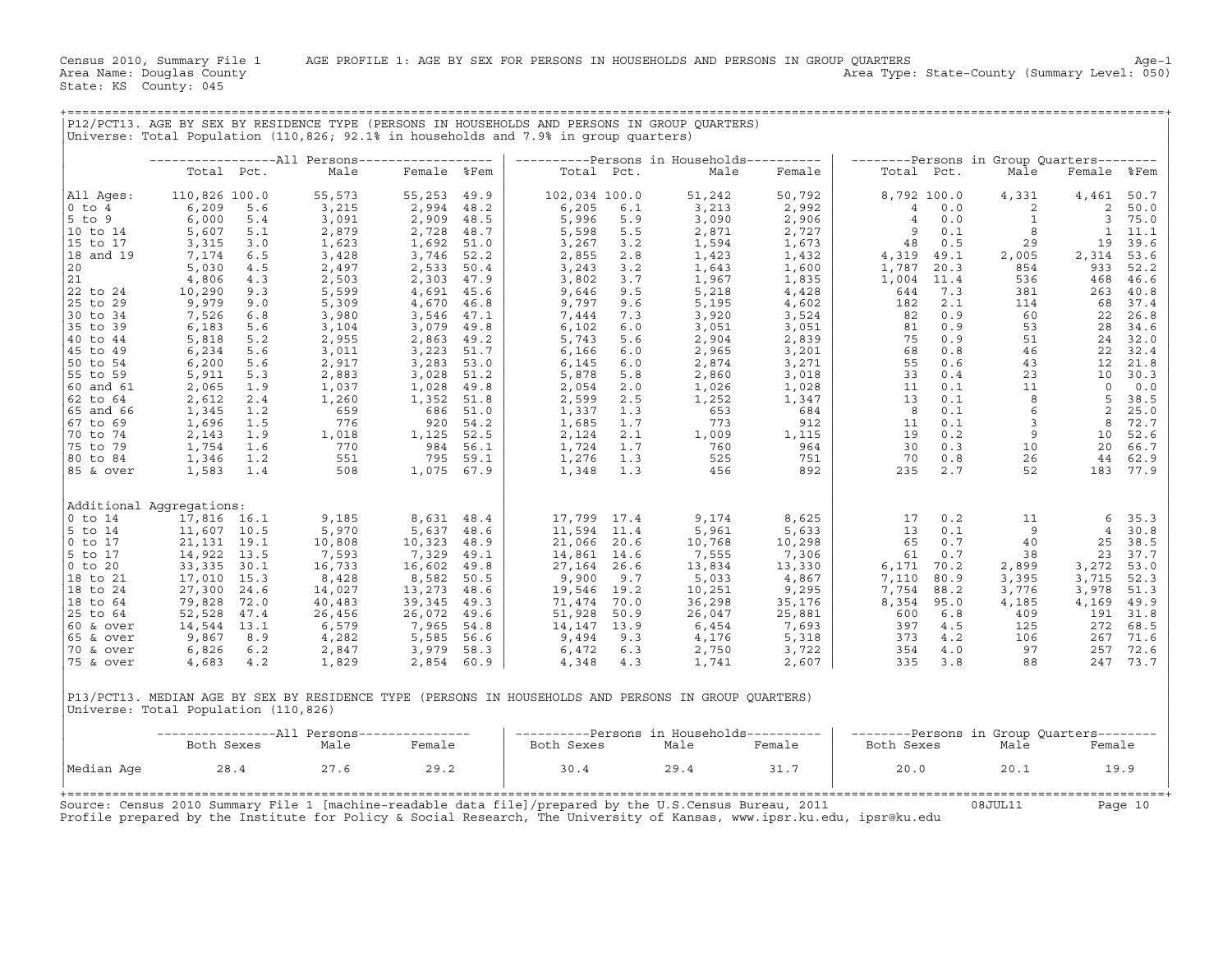Census 2010, Summary File 1 AGE PROFILE 1: AGE BY SEX FOR PERSONS IN HOUSEHOLDS AND PERSONS IN GROUP QUARTERS Age-1
Area Name: Douglas County Area Type: State-County (Summary Level: 050)
State: KS County: 045

## P12/PCT13. AGE BY SEX BY RESIDENCE TYPE (PERSONS IN HOUSEHOLDS AND PERSONS IN GROUP QUARTERS)

Universe: Total Population (110,826; 92.1% in households and 7.9% in group quarters)

| | All Persons | | | | | Persons in Households | | | | Persons in Group Quarters | | | | |
|---|---|---|---|---|---|---|---|---|---|---|---|---|---|---|
| | Total | Pct. | Male | Female | %Fem | Total | Pct. | Male | Female | Total | Pct. | Male | Female | %Fem |
| All Ages: | 110,826 | 100.0 | 55,573 | 55,253 | 49.9 | 102,034 | 100.0 | 51,242 | 50,792 | 8,792 | 100.0 | 4,331 | 4,461 | 50.7 |
| 0 to 4 | 6,209 | 5.6 | 3,215 | 2,994 | 48.2 | 6,205 | 6.1 | 3,213 | 2,992 | 4 | 0.0 | 2 | 2 | 50.0 |
| 5 to 9 | 6,000 | 5.4 | 3,091 | 2,909 | 48.5 | 5,996 | 5.9 | 3,090 | 2,906 | 4 | 0.0 | 1 | 3 | 75.0 |
| 10 to 14 | 5,607 | 5.1 | 2,879 | 2,728 | 48.7 | 5,598 | 5.5 | 2,871 | 2,727 | 9 | 0.1 | 8 | 1 | 11.1 |
| 15 to 17 | 3,315 | 3.0 | 1,623 | 1,692 | 51.0 | 3,267 | 3.2 | 1,594 | 1,673 | 48 | 0.5 | 29 | 19 | 39.6 |
| 18 and 19 | 7,174 | 6.5 | 3,428 | 3,746 | 52.2 | 2,855 | 2.8 | 1,423 | 1,432 | 4,319 | 49.1 | 2,005 | 2,314 | 53.6 |
| 20 | 5,030 | 4.5 | 2,497 | 2,533 | 50.4 | 3,243 | 3.2 | 1,643 | 1,600 | 1,787 | 20.3 | 854 | 933 | 52.2 |
| 21 | 4,806 | 4.3 | 2,503 | 2,303 | 47.9 | 3,802 | 3.7 | 1,967 | 1,835 | 1,004 | 11.4 | 536 | 468 | 46.6 |
| 22 to 24 | 10,290 | 9.3 | 5,599 | 4,691 | 45.6 | 9,646 | 9.5 | 5,218 | 4,428 | 644 | 7.3 | 381 | 263 | 40.8 |
| 25 to 29 | 9,979 | 9.0 | 5,309 | 4,670 | 46.8 | 9,797 | 9.6 | 5,195 | 4,602 | 182 | 2.1 | 114 | 68 | 37.4 |
| 30 to 34 | 7,526 | 6.8 | 3,980 | 3,546 | 47.1 | 7,444 | 7.3 | 3,920 | 3,524 | 82 | 0.9 | 60 | 22 | 26.8 |
| 35 to 39 | 6,183 | 5.6 | 3,104 | 3,079 | 49.8 | 6,102 | 6.0 | 3,051 | 3,051 | 81 | 0.9 | 53 | 28 | 34.6 |
| 40 to 44 | 5,818 | 5.2 | 2,955 | 2,863 | 49.2 | 5,743 | 5.6 | 2,904 | 2,839 | 75 | 0.9 | 51 | 24 | 32.0 |
| 45 to 49 | 6,234 | 5.6 | 3,011 | 3,223 | 51.7 | 6,166 | 6.0 | 2,965 | 3,201 | 68 | 0.8 | 46 | 22 | 32.4 |
| 50 to 54 | 6,200 | 5.6 | 2,917 | 3,283 | 53.0 | 6,145 | 6.0 | 2,874 | 3,271 | 55 | 0.6 | 43 | 12 | 21.8 |
| 55 to 59 | 5,911 | 5.3 | 2,883 | 3,028 | 51.2 | 5,878 | 5.8 | 2,860 | 3,018 | 33 | 0.4 | 23 | 10 | 30.3 |
| 60 and 61 | 2,065 | 1.9 | 1,037 | 1,028 | 49.8 | 2,054 | 2.0 | 1,026 | 1,028 | 11 | 0.1 | 11 | 0 | 0.0 |
| 62 to 64 | 2,612 | 2.4 | 1,260 | 1,352 | 51.8 | 2,599 | 2.5 | 1,252 | 1,347 | 13 | 0.1 | 8 | 5 | 38.5 |
| 65 and 66 | 1,345 | 1.2 | 659 | 686 | 51.0 | 1,337 | 1.3 | 653 | 684 | 8 | 0.1 | 6 | 2 | 25.0 |
| 67 to 69 | 1,696 | 1.5 | 776 | 920 | 54.2 | 1,685 | 1.7 | 773 | 912 | 11 | 0.1 | 3 | 8 | 72.7 |
| 70 to 74 | 2,143 | 1.9 | 1,018 | 1,125 | 52.5 | 2,124 | 2.1 | 1,009 | 1,115 | 19 | 0.2 | 9 | 10 | 52.6 |
| 75 to 79 | 1,754 | 1.6 | 770 | 984 | 56.1 | 1,724 | 1.7 | 760 | 964 | 30 | 0.3 | 10 | 20 | 66.7 |
| 80 to 84 | 1,346 | 1.2 | 551 | 795 | 59.1 | 1,276 | 1.3 | 525 | 751 | 70 | 0.8 | 26 | 44 | 62.9 |
| 85 & over | 1,583 | 1.4 | 508 | 1,075 | 67.9 | 1,348 | 1.3 | 456 | 892 | 235 | 2.7 | 52 | 183 | 77.9 |
| **Additional Aggregations:** | | | | | | | | | | | | | | |
| 0 to 14 | 17,816 | 16.1 | 9,185 | 8,631 | 48.4 | 17,799 | 17.4 | 9,174 | 8,625 | 17 | 0.2 | 11 | 6 | 35.3 |
| 5 to 14 | 11,607 | 10.5 | 5,970 | 5,637 | 48.6 | 11,594 | 11.4 | 5,961 | 5,633 | 13 | 0.1 | 9 | 4 | 30.8 |
| 0 to 17 | 21,131 | 19.1 | 10,808 | 10,323 | 48.9 | 21,066 | 20.6 | 10,768 | 10,298 | 65 | 0.7 | 40 | 25 | 38.5 |
| 5 to 17 | 14,922 | 13.5 | 7,593 | 7,329 | 49.1 | 14,861 | 14.6 | 7,555 | 7,306 | 61 | 0.7 | 38 | 23 | 37.7 |
| 0 to 20 | 33,335 | 30.1 | 16,733 | 16,602 | 49.8 | 27,164 | 26.6 | 13,834 | 13,330 | 6,171 | 70.2 | 2,899 | 3,272 | 53.0 |
| 18 to 21 | 17,010 | 15.3 | 8,428 | 8,582 | 50.5 | 9,900 | 9.7 | 5,033 | 4,867 | 7,110 | 80.9 | 3,395 | 3,715 | 52.3 |
| 18 to 24 | 27,300 | 24.6 | 14,027 | 13,273 | 48.6 | 19,546 | 19.2 | 10,251 | 9,295 | 7,754 | 88.2 | 3,776 | 3,978 | 51.3 |
| 18 to 64 | 79,828 | 72.0 | 40,483 | 39,345 | 49.3 | 71,474 | 70.0 | 36,298 | 35,176 | 8,354 | 95.0 | 4,185 | 4,169 | 49.9 |
| 25 to 64 | 52,528 | 47.4 | 26,456 | 26,072 | 49.6 | 51,928 | 50.9 | 26,047 | 25,881 | 600 | 6.8 | 409 | 191 | 31.8 |
| 60 & over | 14,544 | 13.1 | 6,579 | 7,965 | 54.8 | 14,147 | 13.9 | 6,454 | 7,693 | 397 | 4.5 | 125 | 272 | 68.5 |
| 65 & over | 9,867 | 8.9 | 4,282 | 5,585 | 56.6 | 9,494 | 9.3 | 4,176 | 5,318 | 373 | 4.2 | 106 | 267 | 71.6 |
| 70 & over | 6,826 | 6.2 | 2,847 | 3,979 | 58.3 | 6,472 | 6.3 | 2,750 | 3,722 | 354 | 4.0 | 97 | 257 | 72.6 |
| 75 & over | 4,683 | 4.2 | 1,829 | 2,854 | 60.9 | 4,348 | 4.3 | 1,741 | 2,607 | 335 | 3.8 | 88 | 247 | 73.7 |

## P13/PCT13. MEDIAN AGE BY SEX BY RESIDENCE TYPE (PERSONS IN HOUSEHOLDS AND PERSONS IN GROUP QUARTERS)

Universe: Total Population (110,826)

| | All Persons | | | Persons in Households | | | Persons in Group Quarters | | |
|---|---|---|---|---|---|---|---|---|---|
| | Both Sexes | Male | Female | Both Sexes | Male | Female | Both Sexes | Male | Female |
| Median Age | 28.4 | 27.6 | 29.2 | 30.4 | 29.4 | 31.7 | 20.0 | 20.1 | 19.9 |

Source: Census 2010 Summary File 1 [machine-readable data file]/prepared by the U.S.Census Bureau, 2011 08JUL11
Profile prepared by the Institute for Policy & Social Research, The University of Kansas, www.ipsr.ku.edu, ipsr@ku.edu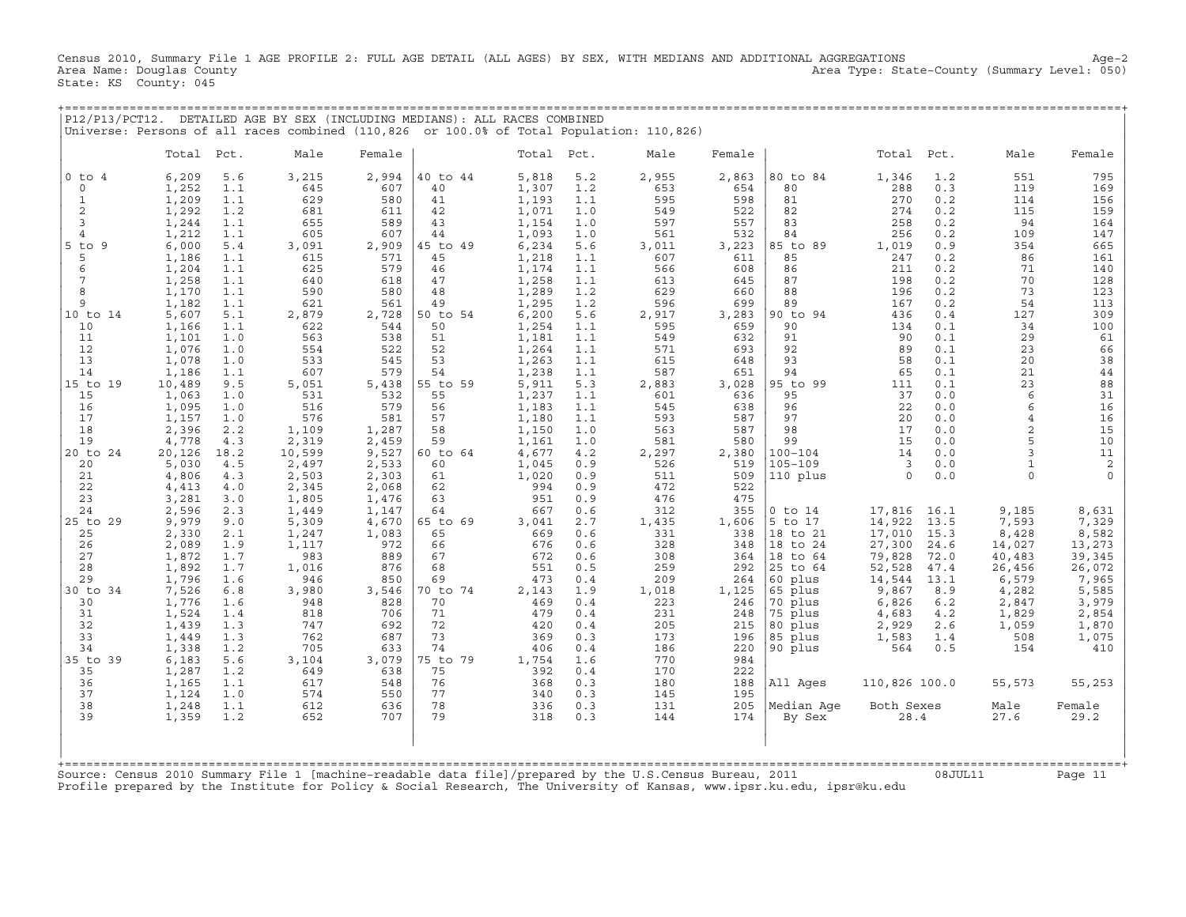Census 2010, Summary File 1 AGE PROFILE 2: FULL AGE DETAIL (ALL AGES) BY SEX, WITH MEDIANS AND ADDITIONAL AGGREGATIONS Age-2
Area Name: Douglas County Area Type: State-County (Summary Level: 050)
State: KS County: 045

P12/P13/PCT12. DETAILED AGE BY SEX (INCLUDING MEDIANS): ALL RACES COMBINED
Universe: Persons of all races combined (110,826 or 100.0% of Total Population: 110,826)

| | Total | Pct. | Male | Female | | Total | Pct. | Male | Female | | Total | Pct. | Male | Female |
|---|---|---|---|---|---|---|---|---|---|---|---|---|---|---|
| 0 to 4 | 6,209 | 5.6 | 3,215 | 2,994 | 40 to 44 | 5,818 | 5.2 | 2,955 | 2,863 | 80 to 84 | 1,346 | 1.2 | 551 | 795 |
| 0 | 1,252 | 1.1 | 645 | 607 | 40 | 1,307 | 1.2 | 653 | 654 | 80 | 288 | 0.3 | 119 | 169 |
| 1 | 1,209 | 1.1 | 629 | 580 | 41 | 1,193 | 1.1 | 595 | 598 | 81 | 270 | 0.2 | 114 | 156 |
| 2 | 1,292 | 1.2 | 681 | 611 | 42 | 1,071 | 1.0 | 549 | 522 | 82 | 274 | 0.2 | 115 | 159 |
| 3 | 1,244 | 1.1 | 655 | 589 | 43 | 1,154 | 1.0 | 597 | 557 | 83 | 258 | 0.2 | 94 | 164 |
| 4 | 1,212 | 1.1 | 605 | 607 | 44 | 1,093 | 1.0 | 561 | 532 | 84 | 256 | 0.2 | 109 | 147 |
| 5 to 9 | 6,000 | 5.4 | 3,091 | 2,909 | 45 to 49 | 6,234 | 5.6 | 3,011 | 3,223 | 85 to 89 | 1,019 | 0.9 | 354 | 665 |
| 5 | 1,186 | 1.1 | 615 | 571 | 45 | 1,218 | 1.1 | 607 | 611 | 85 | 247 | 0.2 | 86 | 161 |
| 6 | 1,204 | 1.1 | 625 | 579 | 46 | 1,174 | 1.1 | 566 | 608 | 86 | 211 | 0.2 | 71 | 140 |
| 7 | 1,258 | 1.1 | 640 | 618 | 47 | 1,258 | 1.1 | 613 | 645 | 87 | 198 | 0.2 | 70 | 128 |
| 8 | 1,170 | 1.1 | 590 | 580 | 48 | 1,289 | 1.2 | 629 | 660 | 88 | 196 | 0.2 | 73 | 123 |
| 9 | 1,182 | 1.1 | 621 | 561 | 49 | 1,295 | 1.2 | 596 | 699 | 89 | 167 | 0.2 | 54 | 113 |
| 10 to 14 | 5,607 | 5.1 | 2,879 | 2,728 | 50 to 54 | 6,200 | 5.6 | 2,917 | 3,283 | 90 to 94 | 436 | 0.4 | 127 | 309 |
| 10 | 1,166 | 1.1 | 622 | 544 | 50 | 1,254 | 1.1 | 595 | 659 | 90 | 134 | 0.1 | 34 | 100 |
| 11 | 1,101 | 1.0 | 563 | 538 | 51 | 1,181 | 1.1 | 549 | 632 | 91 | 90 | 0.1 | 29 | 61 |
| 12 | 1,076 | 1.0 | 554 | 522 | 52 | 1,264 | 1.1 | 571 | 693 | 92 | 89 | 0.1 | 23 | 66 |
| 13 | 1,078 | 1.0 | 533 | 545 | 53 | 1,263 | 1.1 | 615 | 648 | 93 | 58 | 0.1 | 20 | 38 |
| 14 | 1,186 | 1.1 | 607 | 579 | 54 | 1,238 | 1.1 | 587 | 651 | 94 | 65 | 0.1 | 21 | 44 |
| 15 to 19 | 10,489 | 9.5 | 5,051 | 5,438 | 55 to 59 | 5,911 | 5.3 | 2,883 | 3,028 | 95 to 99 | 111 | 0.1 | 23 | 88 |
| 15 | 1,063 | 1.0 | 531 | 532 | 55 | 1,237 | 1.1 | 601 | 636 | 95 | 37 | 0.0 | 6 | 31 |
| 16 | 1,095 | 1.0 | 516 | 579 | 56 | 1,183 | 1.1 | 545 | 638 | 96 | 22 | 0.0 | 6 | 16 |
| 17 | 1,157 | 1.0 | 576 | 581 | 57 | 1,180 | 1.1 | 593 | 587 | 97 | 20 | 0.0 | 4 | 16 |
| 18 | 2,396 | 2.2 | 1,109 | 1,287 | 58 | 1,150 | 1.0 | 563 | 587 | 98 | 17 | 0.0 | 2 | 15 |
| 19 | 4,778 | 4.3 | 2,319 | 2,459 | 59 | 1,161 | 1.0 | 581 | 580 | 99 | 15 | 0.0 | 5 | 10 |
| 20 to 24 | 20,126 | 18.2 | 10,599 | 9,527 | 60 to 64 | 4,677 | 4.2 | 2,297 | 2,380 | 100-104 | 14 | 0.0 | 3 | 11 |
| 20 | 5,030 | 4.5 | 2,497 | 2,533 | 60 | 1,045 | 0.9 | 526 | 519 | 105-109 | 3 | 0.0 | 1 | 2 |
| 21 | 4,806 | 4.3 | 2,503 | 2,303 | 61 | 1,020 | 0.9 | 511 | 509 | 110 plus | 0 | 0.0 | 0 | 0 |
| 22 | 4,413 | 4.0 | 2,345 | 2,068 | 62 | 994 | 0.9 | 472 | 522 | | | | | |
| 23 | 3,281 | 3.0 | 1,805 | 1,476 | 63 | 951 | 0.9 | 476 | 475 | | | | | |
| 24 | 2,596 | 2.3 | 1,449 | 1,147 | 64 | 667 | 0.6 | 312 | 355 | 0 to 14 | 17,816 | 16.1 | 9,185 | 8,631 |
| 25 to 29 | 9,979 | 9.0 | 5,309 | 4,670 | 65 to 69 | 3,041 | 2.7 | 1,435 | 1,606 | 5 to 17 | 14,922 | 13.5 | 7,593 | 7,329 |
| 25 | 2,330 | 2.1 | 1,247 | 1,083 | 65 | 669 | 0.6 | 331 | 338 | 18 to 21 | 17,010 | 15.3 | 8,428 | 8,582 |
| 26 | 2,089 | 1.9 | 1,117 | 972 | 66 | 676 | 0.6 | 328 | 348 | 18 to 24 | 27,300 | 24.6 | 14,027 | 13,273 |
| 27 | 1,872 | 1.7 | 983 | 889 | 67 | 672 | 0.6 | 308 | 364 | 18 to 64 | 79,828 | 72.0 | 40,483 | 39,345 |
| 28 | 1,892 | 1.7 | 1,016 | 876 | 68 | 551 | 0.5 | 259 | 292 | 25 to 64 | 52,528 | 47.4 | 26,456 | 26,072 |
| 29 | 1,796 | 1.6 | 946 | 850 | 69 | 473 | 0.4 | 209 | 264 | 60 plus | 14,544 | 13.1 | 6,579 | 7,965 |
| 30 to 34 | 7,526 | 6.8 | 3,980 | 3,546 | 70 to 74 | 2,143 | 1.9 | 1,018 | 1,125 | 65 plus | 9,867 | 8.9 | 4,282 | 5,585 |
| 30 | 1,776 | 1.6 | 948 | 828 | 70 | 469 | 0.4 | 223 | 246 | 70 plus | 6,826 | 6.2 | 2,847 | 3,979 |
| 31 | 1,524 | 1.4 | 818 | 706 | 71 | 479 | 0.4 | 231 | 248 | 75 plus | 4,683 | 4.2 | 1,829 | 2,854 |
| 32 | 1,439 | 1.3 | 747 | 692 | 72 | 420 | 0.4 | 205 | 215 | 80 plus | 2,929 | 2.6 | 1,059 | 1,870 |
| 33 | 1,449 | 1.3 | 762 | 687 | 73 | 369 | 0.3 | 173 | 196 | 85 plus | 1,583 | 1.4 | 508 | 1,075 |
| 34 | 1,338 | 1.2 | 705 | 633 | 74 | 406 | 0.4 | 186 | 220 | 90 plus | 564 | 0.5 | 154 | 410 |
| 35 to 39 | 6,183 | 5.6 | 3,104 | 3,079 | 75 to 79 | 1,754 | 1.6 | 770 | 984 | | | | | |
| 35 | 1,287 | 1.2 | 649 | 638 | 75 | 392 | 0.4 | 170 | 222 | | | | | |
| 36 | 1,165 | 1.1 | 617 | 548 | 76 | 368 | 0.3 | 180 | 188 | All Ages | 110,826 | 100.0 | 55,573 | 55,253 |
| 37 | 1,124 | 1.0 | 574 | 550 | 77 | 340 | 0.3 | 145 | 195 | | | | | |
| 38 | 1,248 | 1.1 | 612 | 636 | 78 | 336 | 0.3 | 131 | 205 | Median Age | Both Sexes | | Male | Female |
| 39 | 1,359 | 1.2 | 652 | 707 | 79 | 318 | 0.3 | 144 | 174 | By Sex | 28.4 | | 27.6 | 29.2 |

Source: Census 2010 Summary File 1 [machine-readable data file]/prepared by the U.S.Census Bureau, 2011 08JUL11
Profile prepared by the Institute for Policy & Social Research, The University of Kansas, www.ipsr.ku.edu, ipsr@ku.edu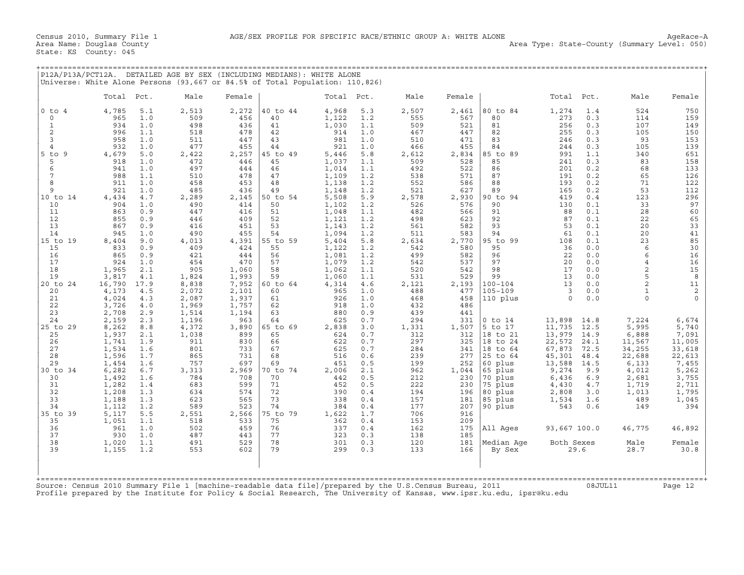Census 2010, Summary File 1 AGE/SEX PROFILE FOR SPECIFIC RACE/ETHNIC GROUP A: WHITE ALONE AgeRace-A
Area Name: Douglas County Area Type: State-County (Summary Level: 050)
State: KS County: 045

## P12A/P13A/PCT12A. DETAILED AGE BY SEX (INCLUDING MEDIANS): WHITE ALONE

Universe: White Alone Persons (93,667 or 84.5% of Total Population: 110,826)

| | Total | Pct. | Male | Female | | Total | Pct. | Male | Female | | Total | Pct. | Male | Female |
|---|---|---|---|---|---|---|---|---|---|---|---|---|---|---|
| 0 to 4 | 4,785 | 5.1 | 2,513 | 2,272 | 40 to 44 | 4,968 | 5.3 | 2,507 | 2,461 | 80 to 84 | 1,274 | 1.4 | 524 | 750 |
| 0 | 965 | 1.0 | 509 | 456 | 40 | 1,122 | 1.2 | 555 | 567 | 80 | 273 | 0.3 | 114 | 159 |
| 1 | 934 | 1.0 | 498 | 436 | 41 | 1,030 | 1.1 | 509 | 521 | 81 | 256 | 0.3 | 107 | 149 |
| 2 | 996 | 1.1 | 518 | 478 | 42 | 914 | 1.0 | 467 | 447 | 82 | 255 | 0.3 | 105 | 150 |
| 3 | 958 | 1.0 | 511 | 447 | 43 | 981 | 1.0 | 510 | 471 | 83 | 246 | 0.3 | 93 | 153 |
| 4 | 932 | 1.0 | 477 | 455 | 44 | 921 | 1.0 | 466 | 455 | 84 | 244 | 0.3 | 105 | 139 |
| 5 to 9 | 4,679 | 5.0 | 2,422 | 2,257 | 45 to 49 | 5,446 | 5.8 | 2,612 | 2,834 | 85 to 89 | 991 | 1.1 | 340 | 651 |
| 5 | 918 | 1.0 | 472 | 446 | 45 | 1,037 | 1.1 | 509 | 528 | 85 | 241 | 0.3 | 83 | 158 |
| 6 | 941 | 1.0 | 497 | 444 | 46 | 1,014 | 1.1 | 492 | 522 | 86 | 201 | 0.2 | 68 | 133 |
| 7 | 988 | 1.1 | 510 | 478 | 47 | 1,109 | 1.2 | 538 | 571 | 87 | 191 | 0.2 | 65 | 126 |
| 8 | 911 | 1.0 | 458 | 453 | 48 | 1,138 | 1.2 | 552 | 586 | 88 | 193 | 0.2 | 71 | 122 |
| 9 | 921 | 1.0 | 485 | 436 | 49 | 1,148 | 1.2 | 521 | 627 | 89 | 165 | 0.2 | 53 | 112 |
| 10 to 14 | 4,434 | 4.7 | 2,289 | 2,145 | 50 to 54 | 5,508 | 5.9 | 2,578 | 2,930 | 90 to 94 | 419 | 0.4 | 123 | 296 |
| 10 | 904 | 1.0 | 490 | 414 | 50 | 1,102 | 1.2 | 526 | 576 | 90 | 130 | 0.1 | 33 | 97 |
| 11 | 863 | 0.9 | 447 | 416 | 51 | 1,048 | 1.1 | 482 | 566 | 91 | 88 | 0.1 | 28 | 60 |
| 12 | 855 | 0.9 | 446 | 409 | 52 | 1,121 | 1.2 | 498 | 623 | 92 | 87 | 0.1 | 22 | 65 |
| 13 | 867 | 0.9 | 416 | 451 | 53 | 1,143 | 1.2 | 561 | 582 | 93 | 53 | 0.1 | 20 | 33 |
| 14 | 945 | 1.0 | 490 | 455 | 54 | 1,094 | 1.2 | 511 | 583 | 94 | 61 | 0.1 | 20 | 41 |
| 15 to 19 | 8,404 | 9.0 | 4,013 | 4,391 | 55 to 59 | 5,404 | 5.8 | 2,634 | 2,770 | 95 to 99 | 108 | 0.1 | 23 | 85 |
| 15 | 833 | 0.9 | 409 | 424 | 55 | 1,122 | 1.2 | 542 | 580 | 95 | 36 | 0.0 | 6 | 30 |
| 16 | 865 | 0.9 | 421 | 444 | 56 | 1,081 | 1.2 | 499 | 582 | 96 | 22 | 0.0 | 6 | 16 |
| 17 | 924 | 1.0 | 454 | 470 | 57 | 1,079 | 1.2 | 542 | 537 | 97 | 20 | 0.0 | 4 | 16 |
| 18 | 1,965 | 2.1 | 905 | 1,060 | 58 | 1,062 | 1.1 | 520 | 542 | 98 | 17 | 0.0 | 2 | 15 |
| 19 | 3,817 | 4.1 | 1,824 | 1,993 | 59 | 1,060 | 1.1 | 531 | 529 | 99 | 13 | 0.0 | 5 | 8 |
| 20 to 24 | 16,790 | 17.9 | 8,838 | 7,952 | 60 to 64 | 4,314 | 4.6 | 2,121 | 2,193 | 100-104 | 13 | 0.0 | 2 | 11 |
| 20 | 4,173 | 4.5 | 2,072 | 2,101 | 60 | 965 | 1.0 | 488 | 477 | 105-109 | 3 | 0.0 | 1 | 2 |
| 21 | 4,024 | 4.3 | 2,087 | 1,937 | 61 | 926 | 1.0 | 468 | 458 | 110 plus | 0 | 0.0 | 0 | 0 |
| 22 | 3,726 | 4.0 | 1,969 | 1,757 | 62 | 918 | 1.0 | 432 | 486 | | | | | |
| 23 | 2,708 | 2.9 | 1,514 | 1,194 | 63 | 880 | 0.9 | 439 | 441 | | | | | |
| 24 | 2,159 | 2.3 | 1,196 | 963 | 64 | 625 | 0.7 | 294 | 331 | 0 to 14 | 13,898 | 14.8 | 7,224 | 6,674 |
| 25 to 29 | 8,262 | 8.8 | 4,372 | 3,890 | 65 to 69 | 2,838 | 3.0 | 1,331 | 1,507 | 5 to 17 | 11,735 | 12.5 | 5,995 | 5,740 |
| 25 | 1,937 | 2.1 | 1,038 | 899 | 65 | 624 | 0.7 | 312 | 312 | 18 to 21 | 13,979 | 14.9 | 6,888 | 7,091 |
| 26 | 1,741 | 1.9 | 911 | 830 | 66 | 622 | 0.7 | 297 | 325 | 18 to 24 | 22,572 | 24.1 | 11,567 | 11,005 |
| 27 | 1,534 | 1.6 | 801 | 733 | 67 | 625 | 0.7 | 284 | 341 | 18 to 64 | 67,873 | 72.5 | 34,255 | 33,618 |
| 28 | 1,596 | 1.7 | 865 | 731 | 68 | 516 | 0.6 | 239 | 277 | 25 to 64 | 45,301 | 48.4 | 22,688 | 22,613 |
| 29 | 1,454 | 1.6 | 757 | 697 | 69 | 451 | 0.5 | 199 | 252 | 60 plus | 13,588 | 14.5 | 6,133 | 7,455 |
| 30 to 34 | 6,282 | 6.7 | 3,313 | 2,969 | 70 to 74 | 2,006 | 2.1 | 962 | 1,044 | 65 plus | 9,274 | 9.9 | 4,012 | 5,262 |
| 30 | 1,492 | 1.6 | 784 | 708 | 70 | 442 | 0.5 | 212 | 230 | 70 plus | 6,436 | 6.9 | 2,681 | 3,755 |
| 31 | 1,282 | 1.4 | 683 | 599 | 71 | 452 | 0.5 | 222 | 230 | 75 plus | 4,430 | 4.7 | 1,719 | 2,711 |
| 32 | 1,208 | 1.3 | 634 | 574 | 72 | 390 | 0.4 | 194 | 196 | 80 plus | 2,808 | 3.0 | 1,013 | 1,795 |
| 33 | 1,188 | 1.3 | 623 | 565 | 73 | 338 | 0.4 | 157 | 181 | 85 plus | 1,534 | 1.6 | 489 | 1,045 |
| 34 | 1,112 | 1.2 | 589 | 523 | 74 | 384 | 0.4 | 177 | 207 | 90 plus | 543 | 0.6 | 149 | 394 |
| 35 to 39 | 5,117 | 5.5 | 2,551 | 2,566 | 75 to 79 | 1,622 | 1.7 | 706 | 916 | | | | | |
| 35 | 1,051 | 1.1 | 518 | 533 | 75 | 362 | 0.4 | 153 | 209 | | | | | |
| 36 | 961 | 1.0 | 502 | 459 | 76 | 337 | 0.4 | 162 | 175 | All Ages | 93,667 | 100.0 | 46,775 | 46,892 |
| 37 | 930 | 1.0 | 487 | 443 | 77 | 323 | 0.3 | 138 | 185 | | | | | |
| 38 | 1,020 | 1.1 | 491 | 529 | 78 | 301 | 0.3 | 120 | 181 | Median Age | Both Sexes | | Male | Female |
| 39 | 1,155 | 1.2 | 553 | 602 | 79 | 299 | 0.3 | 133 | 166 | By Sex | 29.6 | | 28.7 | 30.8 |

Source: Census 2010 Summary File 1 [machine-readable data file]/prepared by the U.S.Census Bureau, 2011 08JUL11
Profile prepared by the Institute for Policy & Social Research, The University of Kansas, www.ipsr.ku.edu, ipsr@ku.edu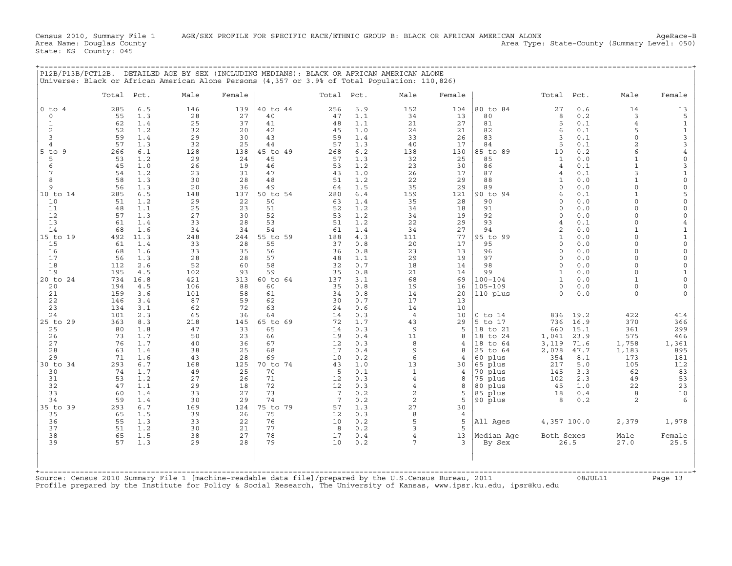Census 2010, Summary File 1 AGE/SEX PROFILE FOR SPECIFIC RACE/ETHNIC GROUP B: BLACK OR AFRICAN AMERICAN ALONE AgeRace-B
Area Name: Douglas County Area Type: State-County (Summary Level: 050)
State: KS County: 045

P12B/P13B/PCT12B. DETAILED AGE BY SEX (INCLUDING MEDIANS): BLACK OR AFRICAN AMERICAN ALONE
Universe: Black or African American Alone Persons (4,357 or 3.9% of Total Population: 110,826)

| | Total | Pct. | Male | Female | | Total | Pct. | Male | Female | | Total | Pct. | Male | Female |
|---|---|---|---|---|---|---|---|---|---|---|---|---|---|---|
| 0 to 4 | 285 | 6.5 | 146 | 139 | 40 to 44 | 256 | 5.9 | 152 | 104 | 80 to 84 | 27 | 0.6 | 14 | 13 |
| 0 | 55 | 1.3 | 28 | 27 | 40 | 47 | 1.1 | 34 | 13 | 80 | 8 | 0.2 | 3 | 5 |
| 1 | 62 | 1.4 | 25 | 37 | 41 | 48 | 1.1 | 21 | 27 | 81 | 5 | 0.1 | 4 | 1 |
| 2 | 52 | 1.2 | 32 | 20 | 42 | 45 | 1.0 | 24 | 21 | 82 | 6 | 0.1 | 5 | 1 |
| 3 | 59 | 1.4 | 29 | 30 | 43 | 59 | 1.4 | 33 | 26 | 83 | 3 | 0.1 | 0 | 3 |
| 4 | 57 | 1.3 | 32 | 25 | 44 | 57 | 1.3 | 40 | 17 | 84 | 5 | 0.1 | 2 | 3 |
| 5 to 9 | 266 | 6.1 | 128 | 138 | 45 to 49 | 268 | 6.2 | 138 | 130 | 85 to 89 | 10 | 0.2 | 6 | 4 |
| 5 | 53 | 1.2 | 29 | 24 | 45 | 57 | 1.3 | 32 | 25 | 85 | 1 | 0.0 | 1 | 0 |
| 6 | 45 | 1.0 | 26 | 19 | 46 | 53 | 1.2 | 23 | 30 | 86 | 4 | 0.1 | 1 | 3 |
| 7 | 54 | 1.2 | 23 | 31 | 47 | 43 | 1.0 | 26 | 17 | 87 | 4 | 0.1 | 3 | 1 |
| 8 | 58 | 1.3 | 30 | 28 | 48 | 51 | 1.2 | 22 | 29 | 88 | 1 | 0.0 | 1 | 0 |
| 9 | 56 | 1.3 | 20 | 36 | 49 | 64 | 1.5 | 35 | 29 | 89 | 0 | 0.0 | 0 | 0 |
| 10 to 14 | 285 | 6.5 | 148 | 137 | 50 to 54 | 280 | 6.4 | 159 | 121 | 90 to 94 | 6 | 0.1 | 1 | 5 |
| 10 | 51 | 1.2 | 29 | 22 | 50 | 63 | 1.4 | 35 | 28 | 90 | 0 | 0.0 | 0 | 0 |
| 11 | 48 | 1.1 | 25 | 23 | 51 | 52 | 1.2 | 34 | 18 | 91 | 0 | 0.0 | 0 | 0 |
| 12 | 57 | 1.3 | 27 | 30 | 52 | 53 | 1.2 | 34 | 19 | 92 | 0 | 0.0 | 0 | 0 |
| 13 | 61 | 1.4 | 33 | 28 | 53 | 51 | 1.2 | 22 | 29 | 93 | 4 | 0.1 | 0 | 4 |
| 14 | 68 | 1.6 | 34 | 34 | 54 | 61 | 1.4 | 34 | 27 | 94 | 2 | 0.0 | 1 | 1 |
| 15 to 19 | 492 | 11.3 | 248 | 244 | 55 to 59 | 188 | 4.3 | 111 | 77 | 95 to 99 | 1 | 0.0 | 0 | 1 |
| 15 | 61 | 1.4 | 33 | 28 | 55 | 37 | 0.8 | 20 | 17 | 95 | 0 | 0.0 | 0 | 0 |
| 16 | 68 | 1.6 | 33 | 35 | 56 | 36 | 0.8 | 23 | 13 | 96 | 0 | 0.0 | 0 | 0 |
| 17 | 56 | 1.3 | 28 | 28 | 57 | 48 | 1.1 | 29 | 19 | 97 | 0 | 0.0 | 0 | 0 |
| 18 | 112 | 2.6 | 52 | 60 | 58 | 32 | 0.7 | 18 | 14 | 98 | 0 | 0.0 | 0 | 0 |
| 19 | 195 | 4.5 | 102 | 93 | 59 | 35 | 0.8 | 21 | 14 | 99 | 1 | 0.0 | 0 | 1 |
| 20 to 24 | 734 | 16.8 | 421 | 313 | 60 to 64 | 137 | 3.1 | 68 | 69 | 100-104 | 1 | 0.0 | 1 | 0 |
| 20 | 194 | 4.5 | 106 | 88 | 60 | 35 | 0.8 | 19 | 16 | 105-109 | 0 | 0.0 | 0 | 0 |
| 21 | 159 | 3.6 | 101 | 58 | 61 | 34 | 0.8 | 14 | 20 | 110 plus | 0 | 0.0 | 0 | 0 |
| 22 | 146 | 3.4 | 87 | 59 | 62 | 30 | 0.7 | 17 | 13 | | | | | |
| 23 | 134 | 3.1 | 62 | 72 | 63 | 24 | 0.6 | 14 | 10 | | | | | |
| 24 | 101 | 2.3 | 65 | 36 | 64 | 14 | 0.3 | 4 | 10 | 0 to 14 | 836 | 19.2 | 422 | 414 |
| 25 to 29 | 363 | 8.3 | 218 | 145 | 65 to 69 | 72 | 1.7 | 43 | 29 | 5 to 17 | 736 | 16.9 | 370 | 366 |
| 25 | 80 | 1.8 | 47 | 33 | 65 | 14 | 0.3 | 9 | 5 | 18 to 21 | 660 | 15.1 | 361 | 299 |
| 26 | 73 | 1.7 | 50 | 23 | 66 | 19 | 0.4 | 11 | 8 | 18 to 24 | 1,041 | 23.9 | 575 | 466 |
| 27 | 76 | 1.7 | 40 | 36 | 67 | 12 | 0.3 | 8 | 4 | 18 to 64 | 3,119 | 71.6 | 1,758 | 1,361 |
| 28 | 63 | 1.4 | 38 | 25 | 68 | 17 | 0.4 | 9 | 8 | 25 to 64 | 2,078 | 47.7 | 1,183 | 895 |
| 29 | 71 | 1.6 | 43 | 28 | 69 | 10 | 0.2 | 6 | 4 | 60 plus | 354 | 8.1 | 173 | 181 |
| 30 to 34 | 293 | 6.7 | 168 | 125 | 70 to 74 | 43 | 1.0 | 13 | 30 | 65 plus | 217 | 5.0 | 105 | 112 |
| 30 | 74 | 1.7 | 49 | 25 | 70 | 5 | 0.1 | 1 | 4 | 70 plus | 145 | 3.3 | 62 | 83 |
| 31 | 53 | 1.2 | 27 | 26 | 71 | 12 | 0.3 | 4 | 8 | 75 plus | 102 | 2.3 | 49 | 53 |
| 32 | 47 | 1.1 | 29 | 18 | 72 | 12 | 0.3 | 4 | 8 | 80 plus | 45 | 1.0 | 22 | 23 |
| 33 | 60 | 1.4 | 33 | 27 | 73 | 7 | 0.2 | 2 | 5 | 85 plus | 18 | 0.4 | 8 | 10 |
| 34 | 59 | 1.4 | 30 | 29 | 74 | 7 | 0.2 | 2 | 5 | 90 plus | 8 | 0.2 | 2 | 6 |
| 35 to 39 | 293 | 6.7 | 169 | 124 | 75 to 79 | 57 | 1.3 | 27 | 30 | | | | | |
| 35 | 65 | 1.5 | 39 | 26 | 75 | 12 | 0.3 | 8 | 4 | | | | | |
| 36 | 55 | 1.3 | 33 | 22 | 76 | 10 | 0.2 | 5 | 5 | All Ages | 4,357 | 100.0 | 2,379 | 1,978 |
| 37 | 51 | 1.2 | 30 | 21 | 77 | 8 | 0.2 | 3 | 5 | | | | | |
| 38 | 65 | 1.5 | 38 | 27 | 78 | 17 | 0.4 | 4 | 13 | Median Age | Both Sexes | | Male | Female |
| 39 | 57 | 1.3 | 29 | 28 | 79 | 10 | 0.2 | 7 | 3 | By Sex | 26.5 | | 27.0 | 25.5 |

Source: Census 2010 Summary File 1 [machine-readable data file]/prepared by the U.S.Census Bureau, 2011 08JUL11
Profile prepared by the Institute for Policy & Social Research, The University of Kansas, www.ipsr.ku.edu, ipsr@ku.edu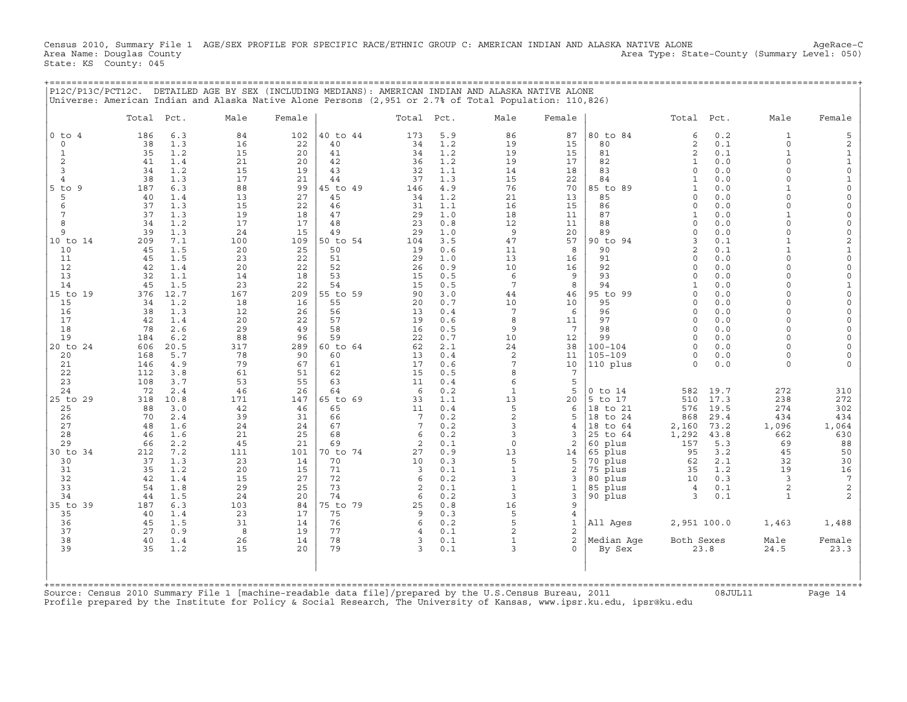Census 2010, Summary File 1 AGE/SEX PROFILE FOR SPECIFIC RACE/ETHNIC GROUP C: AMERICAN INDIAN AND ALASKA NATIVE ALONE AgeRace-C
Area Name: Douglas County Area Type: State-County (Summary Level: 050)
State: KS County: 045

P12C/P13C/PCT12C. DETAILED AGE BY SEX (INCLUDING MEDIANS): AMERICAN INDIAN AND ALASKA NATIVE ALONE
Universe: American Indian and Alaska Native Alone Persons (2,951 or 2.7% of Total Population: 110,826)

| | Total | Pct. | Male | Female | | Total | Pct. | Male | Female | | Total | Pct. | Male | Female |
|---|---|---|---|---|---|---|---|---|---|---|---|---|---|---|
| 0 to 4 | 186 | 6.3 | 84 | 102 | 40 to 44 | 173 | 5.9 | 86 | 87 | 80 to 84 | 6 | 0.2 | 1 | 5 |
| 0 | 38 | 1.3 | 16 | 22 | 40 | 34 | 1.2 | 19 | 15 | 80 | 2 | 0.1 | 0 | 2 |
| 1 | 35 | 1.2 | 15 | 20 | 41 | 34 | 1.2 | 19 | 15 | 81 | 2 | 0.1 | 1 | 1 |
| 2 | 41 | 1.4 | 21 | 20 | 42 | 36 | 1.2 | 19 | 17 | 82 | 1 | 0.0 | 0 | 1 |
| 3 | 34 | 1.2 | 15 | 19 | 43 | 32 | 1.1 | 14 | 18 | 83 | 0 | 0.0 | 0 | 0 |
| 4 | 38 | 1.3 | 17 | 21 | 44 | 37 | 1.3 | 15 | 22 | 84 | 1 | 0.0 | 0 | 1 |
| 5 to 9 | 187 | 6.3 | 88 | 99 | 45 to 49 | 146 | 4.9 | 76 | 70 | 85 to 89 | 1 | 0.0 | 1 | 0 |
| 5 | 40 | 1.4 | 13 | 27 | 45 | 34 | 1.2 | 21 | 13 | 85 | 0 | 0.0 | 0 | 0 |
| 6 | 37 | 1.3 | 15 | 22 | 46 | 31 | 1.1 | 16 | 15 | 86 | 0 | 0.0 | 0 | 0 |
| 7 | 37 | 1.3 | 19 | 18 | 47 | 29 | 1.0 | 18 | 11 | 87 | 1 | 0.0 | 1 | 0 |
| 8 | 34 | 1.2 | 17 | 17 | 48 | 23 | 0.8 | 12 | 11 | 88 | 0 | 0.0 | 0 | 0 |
| 9 | 39 | 1.3 | 24 | 15 | 49 | 29 | 1.0 | 9 | 20 | 89 | 0 | 0.0 | 0 | 0 |
| 10 to 14 | 209 | 7.1 | 100 | 109 | 50 to 54 | 104 | 3.5 | 47 | 57 | 90 to 94 | 3 | 0.1 | 1 | 2 |
| 10 | 45 | 1.5 | 20 | 25 | 50 | 19 | 0.6 | 11 | 8 | 90 | 2 | 0.1 | 1 | 1 |
| 11 | 45 | 1.5 | 23 | 22 | 51 | 29 | 1.0 | 13 | 16 | 91 | 0 | 0.0 | 0 | 0 |
| 12 | 42 | 1.4 | 20 | 22 | 52 | 26 | 0.9 | 10 | 16 | 92 | 0 | 0.0 | 0 | 0 |
| 13 | 32 | 1.1 | 14 | 18 | 53 | 15 | 0.5 | 6 | 9 | 93 | 0 | 0.0 | 0 | 0 |
| 14 | 45 | 1.5 | 23 | 22 | 54 | 15 | 0.5 | 7 | 8 | 94 | 1 | 0.0 | 0 | 1 |
| 15 to 19 | 376 | 12.7 | 167 | 209 | 55 to 59 | 90 | 3.0 | 44 | 46 | 95 to 99 | 0 | 0.0 | 0 | 0 |
| 15 | 34 | 1.2 | 18 | 16 | 55 | 20 | 0.7 | 10 | 10 | 95 | 0 | 0.0 | 0 | 0 |
| 16 | 38 | 1.3 | 12 | 26 | 56 | 13 | 0.4 | 7 | 6 | 96 | 0 | 0.0 | 0 | 0 |
| 17 | 42 | 1.4 | 20 | 22 | 57 | 19 | 0.6 | 8 | 11 | 97 | 0 | 0.0 | 0 | 0 |
| 18 | 78 | 2.6 | 29 | 49 | 58 | 16 | 0.5 | 9 | 7 | 98 | 0 | 0.0 | 0 | 0 |
| 19 | 184 | 6.2 | 88 | 96 | 59 | 22 | 0.7 | 10 | 12 | 99 | 0 | 0.0 | 0 | 0 |
| 20 to 24 | 606 | 20.5 | 317 | 289 | 60 to 64 | 62 | 2.1 | 24 | 38 | 100-104 | 0 | 0.0 | 0 | 0 |
| 20 | 168 | 5.7 | 78 | 90 | 60 | 13 | 0.4 | 2 | 11 | 105-109 | 0 | 0.0 | 0 | 0 |
| 21 | 146 | 4.9 | 79 | 67 | 61 | 17 | 0.6 | 7 | 10 | 110 plus | 0 | 0.0 | 0 | 0 |
| 22 | 112 | 3.8 | 61 | 51 | 62 | 15 | 0.5 | 8 | 7 | | | | | |
| 23 | 108 | 3.7 | 53 | 55 | 63 | 11 | 0.4 | 6 | 5 | | | | | |
| 24 | 72 | 2.4 | 46 | 26 | 64 | 6 | 0.2 | 1 | 5 | 0 to 14 | 582 | 19.7 | 272 | 310 |
| 25 to 29 | 318 | 10.8 | 171 | 147 | 65 to 69 | 33 | 1.1 | 13 | 20 | 5 to 17 | 510 | 17.3 | 238 | 272 |
| 25 | 88 | 3.0 | 42 | 46 | 65 | 11 | 0.4 | 5 | 6 | 18 to 21 | 576 | 19.5 | 274 | 302 |
| 26 | 70 | 2.4 | 39 | 31 | 66 | 7 | 0.2 | 2 | 5 | 18 to 24 | 868 | 29.4 | 434 | 434 |
| 27 | 48 | 1.6 | 24 | 24 | 67 | 7 | 0.2 | 3 | 4 | 18 to 64 | 2,160 | 73.2 | 1,096 | 1,064 |
| 28 | 46 | 1.6 | 21 | 25 | 68 | 6 | 0.2 | 3 | 3 | 25 to 64 | 1,292 | 43.8 | 662 | 630 |
| 29 | 66 | 2.2 | 45 | 21 | 69 | 2 | 0.1 | 0 | 2 | 60 plus | 157 | 5.3 | 69 | 88 |
| 30 to 34 | 212 | 7.2 | 111 | 101 | 70 to 74 | 27 | 0.9 | 13 | 14 | 65 plus | 95 | 3.2 | 45 | 50 |
| 30 | 37 | 1.3 | 23 | 14 | 70 | 10 | 0.3 | 5 | 5 | 70 plus | 62 | 2.1 | 32 | 30 |
| 31 | 35 | 1.2 | 20 | 15 | 71 | 3 | 0.1 | 1 | 2 | 75 plus | 35 | 1.2 | 19 | 16 |
| 32 | 42 | 1.4 | 15 | 27 | 72 | 6 | 0.2 | 3 | 3 | 80 plus | 10 | 0.3 | 3 | 7 |
| 33 | 54 | 1.8 | 29 | 25 | 73 | 2 | 0.1 | 1 | 1 | 85 plus | 4 | 0.1 | 2 | 2 |
| 34 | 44 | 1.5 | 24 | 20 | 74 | 6 | 0.2 | 3 | 3 | 90 plus | 3 | 0.1 | 1 | 2 |
| 35 to 39 | 187 | 6.3 | 103 | 84 | 75 to 79 | 25 | 0.8 | 16 | 9 | | | | | |
| 35 | 40 | 1.4 | 23 | 17 | 75 | 9 | 0.3 | 5 | 4 | | | | | |
| 36 | 45 | 1.5 | 31 | 14 | 76 | 6 | 0.2 | 5 | 1 | All Ages | 2,951 | 100.0 | 1,463 | 1,488 |
| 37 | 27 | 0.9 | 8 | 19 | 77 | 4 | 0.1 | 2 | 2 | | | | | |
| 38 | 40 | 1.4 | 26 | 14 | 78 | 3 | 0.1 | 1 | 2 | Median Age | Both Sexes | | Male | Female |
| 39 | 35 | 1.2 | 15 | 20 | 79 | 3 | 0.1 | 3 | 0 | By Sex | 23.8 | | 24.5 | 23.3 |

Source: Census 2010 Summary File 1 [machine-readable data file]/prepared by the U.S.Census Bureau, 2011 08JUL11
Profile prepared by the Institute for Policy & Social Research, The University of Kansas, www.ipsr.ku.edu, ipsr@ku.edu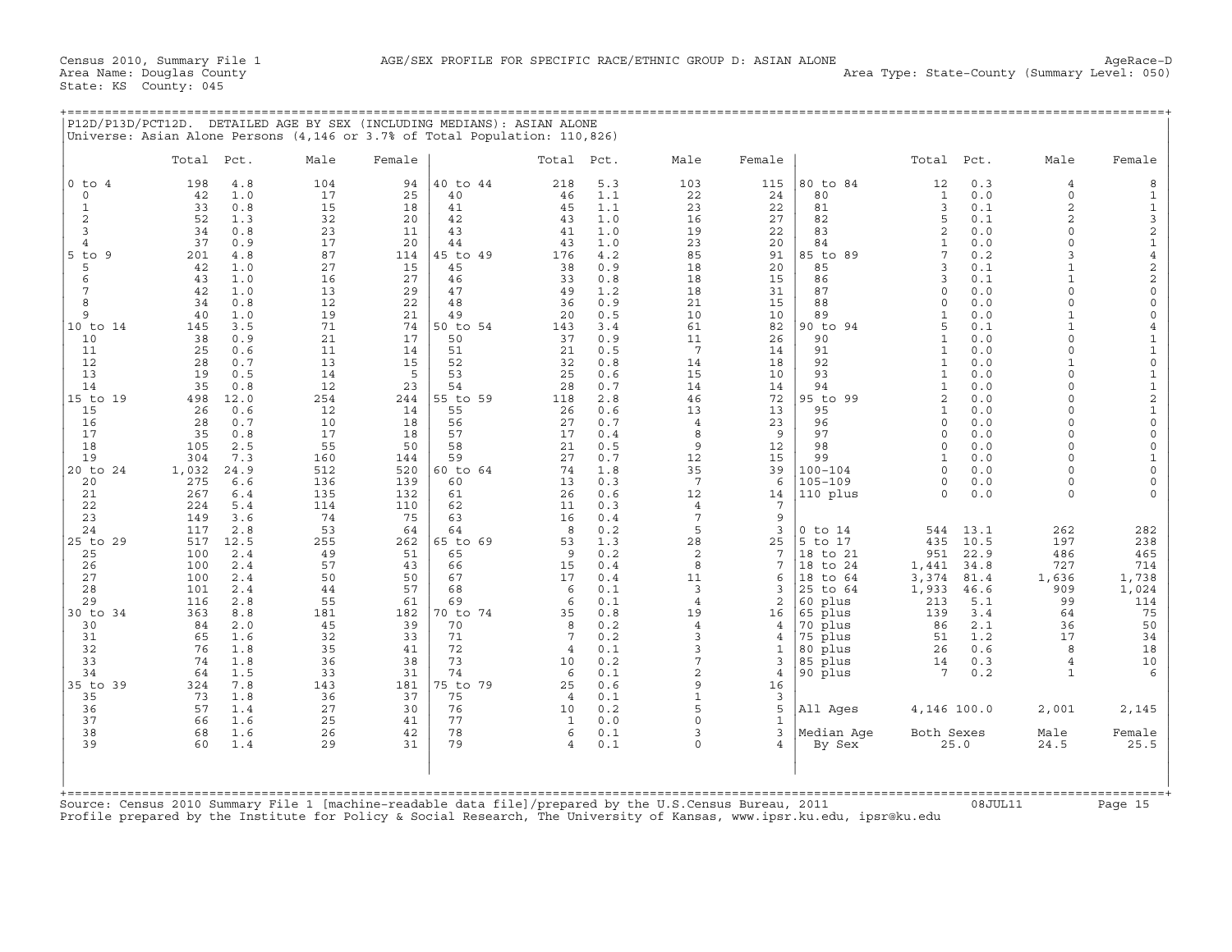Census 2010, Summary File 1 — AGE/SEX PROFILE FOR SPECIFIC RACE/ETHNIC GROUP D: ASIAN ALONE — AgeRace-D
Area Name: Douglas County — Area Type: State-County (Summary Level: 050)
State: KS County: 045

## P12D/P13D/PCT12D. DETAILED AGE BY SEX (INCLUDING MEDIANS): ASIAN ALONE

Universe: Asian Alone Persons (4,146 or 3.7% of Total Population: 110,826)

| | Total | Pct. | Male | Female | | Total | Pct. | Male | Female | | Total | Pct. | Male | Female |
|---|---|---|---|---|---|---|---|---|---|---|---|---|---|---|
| 0 to 4 | 198 | 4.8 | 104 | 94 | 40 to 44 | 218 | 5.3 | 103 | 115 | 80 to 84 | 12 | 0.3 | 4 | 8 |
| 0 | 42 | 1.0 | 17 | 25 | 40 | 46 | 1.1 | 22 | 24 | 80 | 1 | 0.0 | 0 | 1 |
| 1 | 33 | 0.8 | 15 | 18 | 41 | 45 | 1.1 | 23 | 22 | 81 | 3 | 0.1 | 2 | 1 |
| 2 | 52 | 1.3 | 32 | 20 | 42 | 43 | 1.0 | 16 | 27 | 82 | 5 | 0.1 | 2 | 3 |
| 3 | 34 | 0.8 | 23 | 11 | 43 | 41 | 1.0 | 19 | 22 | 83 | 2 | 0.0 | 0 | 2 |
| 4 | 37 | 0.9 | 17 | 20 | 44 | 43 | 1.0 | 23 | 20 | 84 | 1 | 0.0 | 0 | 1 |
| 5 to 9 | 201 | 4.8 | 87 | 114 | 45 to 49 | 176 | 4.2 | 85 | 91 | 85 to 89 | 7 | 0.2 | 3 | 4 |
| 5 | 42 | 1.0 | 27 | 15 | 45 | 38 | 0.9 | 18 | 20 | 85 | 3 | 0.1 | 1 | 2 |
| 6 | 43 | 1.0 | 16 | 27 | 46 | 33 | 0.8 | 18 | 15 | 86 | 3 | 0.1 | 1 | 2 |
| 7 | 42 | 1.0 | 13 | 29 | 47 | 49 | 1.2 | 18 | 31 | 87 | 0 | 0.0 | 0 | 0 |
| 8 | 34 | 0.8 | 12 | 22 | 48 | 36 | 0.9 | 21 | 15 | 88 | 0 | 0.0 | 0 | 0 |
| 9 | 40 | 1.0 | 19 | 21 | 49 | 20 | 0.5 | 10 | 10 | 89 | 1 | 0.0 | 1 | 0 |
| 10 to 14 | 145 | 3.5 | 71 | 74 | 50 to 54 | 143 | 3.4 | 61 | 82 | 90 to 94 | 5 | 0.1 | 1 | 4 |
| 10 | 38 | 0.9 | 21 | 17 | 50 | 37 | 0.9 | 11 | 26 | 90 | 1 | 0.0 | 0 | 1 |
| 11 | 25 | 0.6 | 11 | 14 | 51 | 21 | 0.5 | 7 | 14 | 91 | 1 | 0.0 | 0 | 1 |
| 12 | 28 | 0.7 | 13 | 15 | 52 | 32 | 0.8 | 14 | 18 | 92 | 1 | 0.0 | 1 | 0 |
| 13 | 19 | 0.5 | 14 | 5 | 53 | 25 | 0.6 | 15 | 10 | 93 | 1 | 0.0 | 0 | 1 |
| 14 | 35 | 0.8 | 12 | 23 | 54 | 28 | 0.7 | 14 | 14 | 94 | 1 | 0.0 | 0 | 1 |
| 15 to 19 | 498 | 12.0 | 254 | 244 | 55 to 59 | 118 | 2.8 | 46 | 72 | 95 to 99 | 2 | 0.0 | 0 | 2 |
| 15 | 26 | 0.6 | 12 | 14 | 55 | 26 | 0.6 | 13 | 13 | 95 | 1 | 0.0 | 0 | 1 |
| 16 | 28 | 0.7 | 10 | 18 | 56 | 27 | 0.7 | 4 | 23 | 96 | 0 | 0.0 | 0 | 0 |
| 17 | 35 | 0.8 | 17 | 18 | 57 | 17 | 0.4 | 8 | 9 | 97 | 0 | 0.0 | 0 | 0 |
| 18 | 105 | 2.5 | 55 | 50 | 58 | 21 | 0.5 | 9 | 12 | 98 | 0 | 0.0 | 0 | 0 |
| 19 | 304 | 7.3 | 160 | 144 | 59 | 27 | 0.7 | 12 | 15 | 99 | 1 | 0.0 | 0 | 1 |
| 20 to 24 | 1,032 | 24.9 | 512 | 520 | 60 to 64 | 74 | 1.8 | 35 | 39 | 100-104 | 0 | 0.0 | 0 | 0 |
| 20 | 275 | 6.6 | 136 | 139 | 60 | 13 | 0.3 | 7 | 6 | 105-109 | 0 | 0.0 | 0 | 0 |
| 21 | 267 | 6.4 | 135 | 132 | 61 | 26 | 0.6 | 12 | 14 | 110 plus | 0 | 0.0 | 0 | 0 |
| 22 | 224 | 5.4 | 114 | 110 | 62 | 11 | 0.3 | 4 | 7 | | | | | |
| 23 | 149 | 3.6 | 74 | 75 | 63 | 16 | 0.4 | 7 | 9 | | | | | |
| 24 | 117 | 2.8 | 53 | 64 | 64 | 8 | 0.2 | 5 | 3 | 0 to 14 | 544 | 13.1 | 262 | 282 |
| 25 to 29 | 517 | 12.5 | 255 | 262 | 65 to 69 | 53 | 1.3 | 28 | 25 | 5 to 17 | 435 | 10.5 | 197 | 238 |
| 25 | 100 | 2.4 | 49 | 51 | 65 | 9 | 0.2 | 2 | 7 | 18 to 21 | 951 | 22.9 | 486 | 465 |
| 26 | 100 | 2.4 | 57 | 43 | 66 | 15 | 0.4 | 8 | 7 | 18 to 24 | 1,441 | 34.8 | 727 | 714 |
| 27 | 100 | 2.4 | 50 | 50 | 67 | 17 | 0.4 | 11 | 6 | 18 to 64 | 3,374 | 81.4 | 1,636 | 1,738 |
| 28 | 101 | 2.4 | 44 | 57 | 68 | 6 | 0.1 | 3 | 3 | 25 to 64 | 1,933 | 46.6 | 909 | 1,024 |
| 29 | 116 | 2.8 | 55 | 61 | 69 | 6 | 0.1 | 4 | 2 | 60 plus | 213 | 5.1 | 99 | 114 |
| 30 to 34 | 363 | 8.8 | 181 | 182 | 70 to 74 | 35 | 0.8 | 19 | 16 | 65 plus | 139 | 3.4 | 64 | 75 |
| 30 | 84 | 2.0 | 45 | 39 | 70 | 8 | 0.2 | 4 | 4 | 70 plus | 86 | 2.1 | 36 | 50 |
| 31 | 65 | 1.6 | 32 | 33 | 71 | 7 | 0.2 | 3 | 4 | 75 plus | 51 | 1.2 | 17 | 34 |
| 32 | 76 | 1.8 | 35 | 41 | 72 | 4 | 0.1 | 3 | 1 | 80 plus | 26 | 0.6 | 8 | 18 |
| 33 | 74 | 1.8 | 36 | 38 | 73 | 10 | 0.2 | 7 | 3 | 85 plus | 14 | 0.3 | 4 | 10 |
| 34 | 64 | 1.5 | 33 | 31 | 74 | 6 | 0.1 | 2 | 4 | 90 plus | 7 | 0.2 | 1 | 6 |
| 35 to 39 | 324 | 7.8 | 143 | 181 | 75 to 79 | 25 | 0.6 | 9 | 16 | | | | | |
| 35 | 73 | 1.8 | 36 | 37 | 75 | 4 | 0.1 | 1 | 3 | | | | | |
| 36 | 57 | 1.4 | 27 | 30 | 76 | 10 | 0.2 | 5 | 5 | All Ages | 4,146 | 100.0 | 2,001 | 2,145 |
| 37 | 66 | 1.6 | 25 | 41 | 77 | 1 | 0.0 | 0 | 1 | | | | | |
| 38 | 68 | 1.6 | 26 | 42 | 78 | 6 | 0.1 | 3 | 3 | Median Age | Both Sexes | | Male | Female |
| 39 | 60 | 1.4 | 29 | 31 | 79 | 4 | 0.1 | 0 | 4 | By Sex | 25.0 | | 24.5 | 25.5 |

Source: Census 2010 Summary File 1 [machine-readable data file]/prepared by the U.S.Census Bureau, 2011 08JUL11
Profile prepared by the Institute for Policy & Social Research, The University of Kansas, www.ipsr.ku.edu, ipsr@ku.edu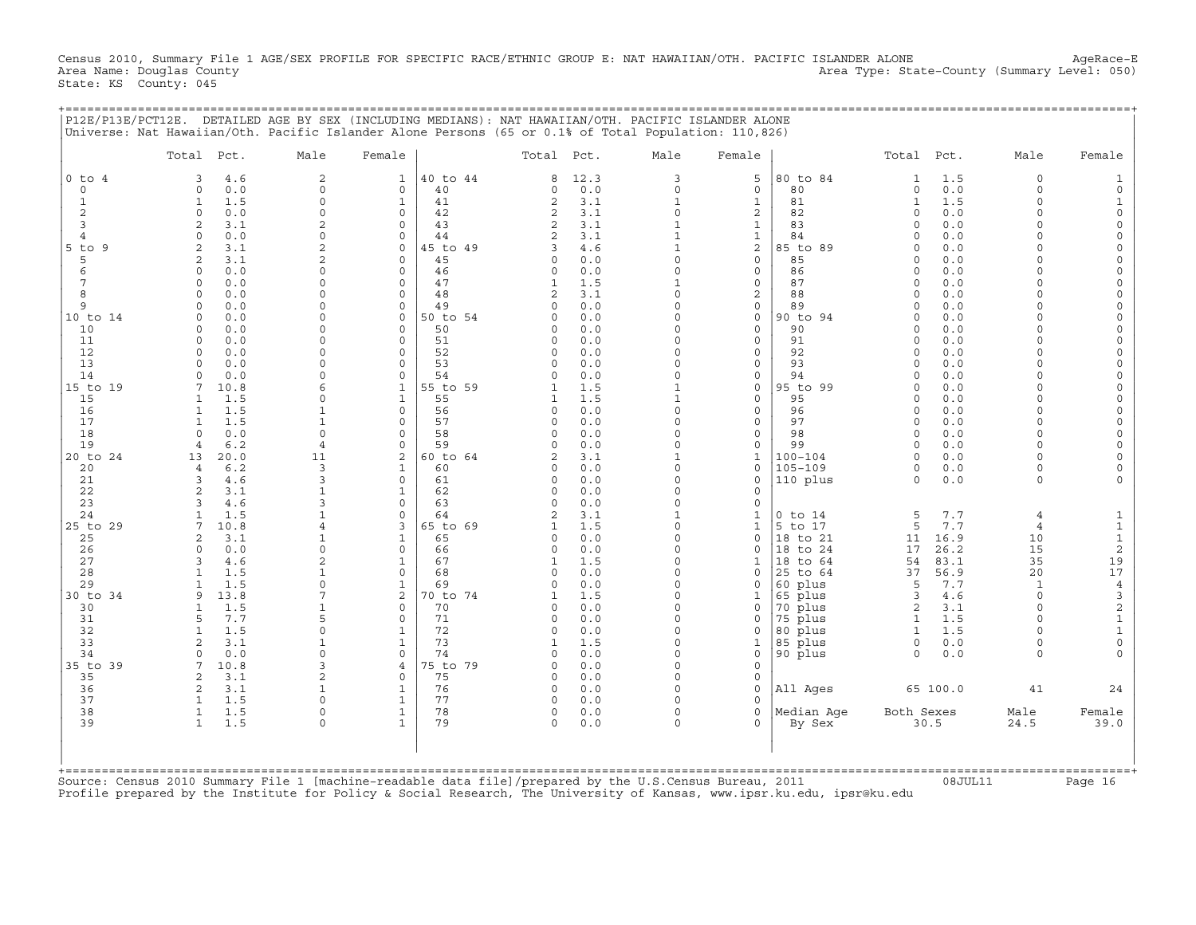Census 2010, Summary File 1 AGE/SEX PROFILE FOR SPECIFIC RACE/ETHNIC GROUP E: NAT HAWAIIAN/OTH. PACIFIC ISLANDER ALONE AgeRace-E
Area Name: Douglas County Area Type: State-County (Summary Level: 050)
State: KS County: 045

P12E/P13E/PCT12E. DETAILED AGE BY SEX (INCLUDING MEDIANS): NAT HAWAIIAN/OTH. PACIFIC ISLANDER ALONE
Universe: Nat Hawaiian/Oth. Pacific Islander Alone Persons (65 or 0.1% of Total Population: 110,826)

| | Total | Pct. | Male | Female | | Total | Pct. | Male | Female | | Total | Pct. | Male | Female |
|---|---|---|---|---|---|---|---|---|---|---|---|---|---|---|
| 0 to 4 | 3 | 4.6 | 2 | 1 | 40 to 44 | 8 | 12.3 | 3 | 5 | 80 to 84 | 1 | 1.5 | 0 | 1 |
| 0 | 0 | 0.0 | 0 | 0 | 40 | 0 | 0.0 | 0 | 0 | 80 | 0 | 0.0 | 0 | 0 |
| 1 | 1 | 1.5 | 0 | 1 | 41 | 2 | 3.1 | 1 | 1 | 81 | 1 | 1.5 | 0 | 1 |
| 2 | 0 | 0.0 | 0 | 0 | 42 | 2 | 3.1 | 0 | 2 | 82 | 0 | 0.0 | 0 | 0 |
| 3 | 2 | 3.1 | 2 | 0 | 43 | 2 | 3.1 | 1 | 1 | 83 | 0 | 0.0 | 0 | 0 |
| 4 | 0 | 0.0 | 0 | 0 | 44 | 2 | 3.1 | 1 | 1 | 84 | 0 | 0.0 | 0 | 0 |
| 5 to 9 | 2 | 3.1 | 2 | 0 | 45 to 49 | 3 | 4.6 | 1 | 2 | 85 to 89 | 0 | 0.0 | 0 | 0 |
| 5 | 2 | 3.1 | 2 | 0 | 45 | 0 | 0.0 | 0 | 0 | 85 | 0 | 0.0 | 0 | 0 |
| 6 | 0 | 0.0 | 0 | 0 | 46 | 0 | 0.0 | 0 | 0 | 86 | 0 | 0.0 | 0 | 0 |
| 7 | 0 | 0.0 | 0 | 0 | 47 | 1 | 1.5 | 1 | 0 | 87 | 0 | 0.0 | 0 | 0 |
| 8 | 0 | 0.0 | 0 | 0 | 48 | 2 | 3.1 | 0 | 2 | 88 | 0 | 0.0 | 0 | 0 |
| 9 | 0 | 0.0 | 0 | 0 | 49 | 0 | 0.0 | 0 | 0 | 89 | 0 | 0.0 | 0 | 0 |
| 10 to 14 | 0 | 0.0 | 0 | 0 | 50 to 54 | 0 | 0.0 | 0 | 0 | 90 to 94 | 0 | 0.0 | 0 | 0 |
| 10 | 0 | 0.0 | 0 | 0 | 50 | 0 | 0.0 | 0 | 0 | 90 | 0 | 0.0 | 0 | 0 |
| 11 | 0 | 0.0 | 0 | 0 | 51 | 0 | 0.0 | 0 | 0 | 91 | 0 | 0.0 | 0 | 0 |
| 12 | 0 | 0.0 | 0 | 0 | 52 | 0 | 0.0 | 0 | 0 | 92 | 0 | 0.0 | 0 | 0 |
| 13 | 0 | 0.0 | 0 | 0 | 53 | 0 | 0.0 | 0 | 0 | 93 | 0 | 0.0 | 0 | 0 |
| 14 | 0 | 0.0 | 0 | 0 | 54 | 0 | 0.0 | 0 | 0 | 94 | 0 | 0.0 | 0 | 0 |
| 15 to 19 | 7 | 10.8 | 6 | 1 | 55 to 59 | 1 | 1.5 | 1 | 0 | 95 to 99 | 0 | 0.0 | 0 | 0 |
| 15 | 1 | 1.5 | 0 | 1 | 55 | 1 | 1.5 | 1 | 0 | 95 | 0 | 0.0 | 0 | 0 |
| 16 | 1 | 1.5 | 1 | 0 | 56 | 0 | 0.0 | 0 | 0 | 96 | 0 | 0.0 | 0 | 0 |
| 17 | 1 | 1.5 | 1 | 0 | 57 | 0 | 0.0 | 0 | 0 | 97 | 0 | 0.0 | 0 | 0 |
| 18 | 0 | 0.0 | 0 | 0 | 58 | 0 | 0.0 | 0 | 0 | 98 | 0 | 0.0 | 0 | 0 |
| 19 | 4 | 6.2 | 4 | 0 | 59 | 0 | 0.0 | 0 | 0 | 99 | 0 | 0.0 | 0 | 0 |
| 20 to 24 | 13 | 20.0 | 11 | 2 | 60 to 64 | 2 | 3.1 | 1 | 1 | 100-104 | 0 | 0.0 | 0 | 0 |
| 20 | 4 | 6.2 | 3 | 1 | 60 | 0 | 0.0 | 0 | 0 | 105-109 | 0 | 0.0 | 0 | 0 |
| 21 | 3 | 4.6 | 3 | 0 | 61 | 0 | 0.0 | 0 | 0 | 110 plus | 0 | 0.0 | 0 | 0 |
| 22 | 2 | 3.1 | 1 | 1 | 62 | 0 | 0.0 | 0 | 0 | | | | | |
| 23 | 3 | 4.6 | 3 | 0 | 63 | 0 | 0.0 | 0 | 0 | | | | | |
| 24 | 1 | 1.5 | 1 | 0 | 64 | 2 | 3.1 | 1 | 1 | 0 to 14 | 5 | 7.7 | 4 | 1 |
| 25 to 29 | 7 | 10.8 | 4 | 3 | 65 to 69 | 1 | 1.5 | 0 | 1 | 5 to 17 | 5 | 7.7 | 4 | 1 |
| 25 | 2 | 3.1 | 1 | 1 | 65 | 0 | 0.0 | 0 | 0 | 18 to 21 | 11 | 16.9 | 10 | 1 |
| 26 | 0 | 0.0 | 0 | 0 | 66 | 0 | 0.0 | 0 | 0 | 18 to 24 | 17 | 26.2 | 15 | 2 |
| 27 | 3 | 4.6 | 2 | 1 | 67 | 1 | 1.5 | 0 | 1 | 18 to 64 | 54 | 83.1 | 35 | 19 |
| 28 | 1 | 1.5 | 1 | 0 | 68 | 0 | 0.0 | 0 | 0 | 25 to 64 | 37 | 56.9 | 20 | 17 |
| 29 | 1 | 1.5 | 0 | 1 | 69 | 0 | 0.0 | 0 | 0 | 60 plus | 5 | 7.7 | 1 | 4 |
| 30 to 34 | 9 | 13.8 | 7 | 2 | 70 to 74 | 1 | 1.5 | 0 | 1 | 65 plus | 3 | 4.6 | 0 | 3 |
| 30 | 1 | 1.5 | 1 | 0 | 70 | 0 | 0.0 | 0 | 0 | 70 plus | 2 | 3.1 | 0 | 2 |
| 31 | 5 | 7.7 | 5 | 0 | 71 | 0 | 0.0 | 0 | 0 | 75 plus | 1 | 1.5 | 0 | 1 |
| 32 | 1 | 1.5 | 0 | 1 | 72 | 0 | 0.0 | 0 | 0 | 80 plus | 1 | 1.5 | 0 | 1 |
| 33 | 2 | 3.1 | 1 | 1 | 73 | 1 | 1.5 | 0 | 1 | 85 plus | 0 | 0.0 | 0 | 0 |
| 34 | 0 | 0.0 | 0 | 0 | 74 | 0 | 0.0 | 0 | 0 | 90 plus | 0 | 0.0 | 0 | 0 |
| 35 to 39 | 7 | 10.8 | 3 | 4 | 75 to 79 | 0 | 0.0 | 0 | 0 | | | | | |
| 35 | 2 | 3.1 | 2 | 0 | 75 | 0 | 0.0 | 0 | 0 | | | | | |
| 36 | 2 | 3.1 | 1 | 1 | 76 | 0 | 0.0 | 0 | 0 | All Ages | 65 | 100.0 | 41 | 24 |
| 37 | 1 | 1.5 | 0 | 1 | 77 | 0 | 0.0 | 0 | 0 | | | | | |
| 38 | 1 | 1.5 | 0 | 1 | 78 | 0 | 0.0 | 0 | 0 | Median Age | Both Sexes | | Male | Female |
| 39 | 1 | 1.5 | 0 | 1 | 79 | 0 | 0.0 | 0 | 0 | By Sex | 30.5 | | 24.5 | 39.0 |

Source: Census 2010 Summary File 1 [machine-readable data file]/prepared by the U.S.Census Bureau, 2011 08JUL11
Profile prepared by the Institute for Policy & Social Research, The University of Kansas, www.ipsr.ku.edu, ipsr@ku.edu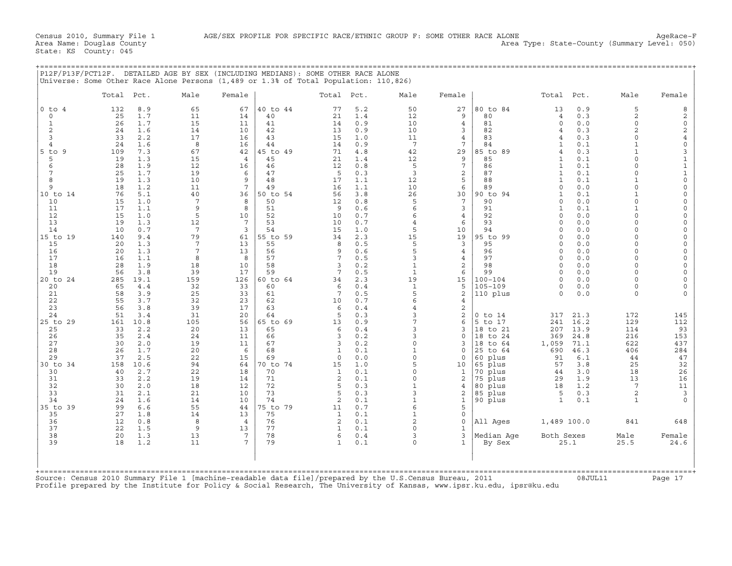Census 2010, Summary File 1 AGE/SEX PROFILE FOR SPECIFIC RACE/ETHNIC GROUP F: SOME OTHER RACE ALONE AgeRace-F
Area Name: Douglas County Area Type: State-County (Summary Level: 050)
State: KS County: 045

## P12F/P13F/PCT12F. DETAILED AGE BY SEX (INCLUDING MEDIANS): SOME OTHER RACE ALONE

Universe: Some Other Race Alone Persons (1,489 or 1.3% of Total Population: 110,826)

| | Total | Pct. | Male | Female | | Total | Pct. | Male | Female | | Total | Pct. | Male | Female |
|---|---|---|---|---|---|---|---|---|---|---|---|---|---|---|
| 0 to 4 | 132 | 8.9 | 65 | 67 | 40 to 44 | 77 | 5.2 | 50 | 27 | 80 to 84 | 13 | 0.9 | 5 | 8 |
| 0 | 25 | 1.7 | 11 | 14 | 40 | 21 | 1.4 | 12 | 9 | 80 | 4 | 0.3 | 2 | 2 |
| 1 | 26 | 1.7 | 15 | 11 | 41 | 14 | 0.9 | 10 | 4 | 81 | 0 | 0.0 | 0 | 0 |
| 2 | 24 | 1.6 | 14 | 10 | 42 | 13 | 0.9 | 10 | 3 | 82 | 4 | 0.3 | 2 | 2 |
| 3 | 33 | 2.2 | 17 | 16 | 43 | 15 | 1.0 | 11 | 4 | 83 | 4 | 0.3 | 0 | 4 |
| 4 | 24 | 1.6 | 8 | 16 | 44 | 14 | 0.9 | 7 | 7 | 84 | 1 | 0.1 | 1 | 0 |
| 5 to 9 | 109 | 7.3 | 67 | 42 | 45 to 49 | 71 | 4.8 | 42 | 29 | 85 to 89 | 4 | 0.3 | 1 | 3 |
| 5 | 19 | 1.3 | 15 | 4 | 45 | 21 | 1.4 | 12 | 9 | 85 | 1 | 0.1 | 0 | 1 |
| 6 | 28 | 1.9 | 12 | 16 | 46 | 12 | 0.8 | 5 | 7 | 86 | 1 | 0.1 | 0 | 1 |
| 7 | 25 | 1.7 | 19 | 6 | 47 | 5 | 0.3 | 3 | 2 | 87 | 1 | 0.1 | 0 | 1 |
| 8 | 19 | 1.3 | 10 | 9 | 48 | 17 | 1.1 | 12 | 5 | 88 | 1 | 0.1 | 1 | 0 |
| 9 | 18 | 1.2 | 11 | 7 | 49 | 16 | 1.1 | 10 | 6 | 89 | 0 | 0.0 | 0 | 0 |
| 10 to 14 | 76 | 5.1 | 40 | 36 | 50 to 54 | 56 | 3.8 | 26 | 30 | 90 to 94 | 1 | 0.1 | 1 | 0 |
| 10 | 15 | 1.0 | 7 | 8 | 50 | 12 | 0.8 | 5 | 7 | 90 | 0 | 0.0 | 0 | 0 |
| 11 | 17 | 1.1 | 9 | 8 | 51 | 9 | 0.6 | 6 | 3 | 91 | 1 | 0.1 | 1 | 0 |
| 12 | 15 | 1.0 | 5 | 10 | 52 | 10 | 0.7 | 6 | 4 | 92 | 0 | 0.0 | 0 | 0 |
| 13 | 19 | 1.3 | 12 | 7 | 53 | 10 | 0.7 | 4 | 6 | 93 | 0 | 0.0 | 0 | 0 |
| 14 | 10 | 0.7 | 7 | 3 | 54 | 15 | 1.0 | 5 | 10 | 94 | 0 | 0.0 | 0 | 0 |
| 15 to 19 | 140 | 9.4 | 79 | 61 | 55 to 59 | 34 | 2.3 | 15 | 19 | 95 to 99 | 0 | 0.0 | 0 | 0 |
| 15 | 20 | 1.3 | 7 | 13 | 55 | 8 | 0.5 | 5 | 3 | 95 | 0 | 0.0 | 0 | 0 |
| 16 | 20 | 1.3 | 7 | 13 | 56 | 9 | 0.6 | 5 | 4 | 96 | 0 | 0.0 | 0 | 0 |
| 17 | 16 | 1.1 | 8 | 8 | 57 | 7 | 0.5 | 3 | 4 | 97 | 0 | 0.0 | 0 | 0 |
| 18 | 28 | 1.9 | 18 | 10 | 58 | 3 | 0.2 | 1 | 2 | 98 | 0 | 0.0 | 0 | 0 |
| 19 | 56 | 3.8 | 39 | 17 | 59 | 7 | 0.5 | 1 | 6 | 99 | 0 | 0.0 | 0 | 0 |
| 20 to 24 | 285 | 19.1 | 159 | 126 | 60 to 64 | 34 | 2.3 | 19 | 15 | 100-104 | 0 | 0.0 | 0 | 0 |
| 20 | 65 | 4.4 | 32 | 33 | 60 | 6 | 0.4 | 1 | 5 | 105-109 | 0 | 0.0 | 0 | 0 |
| 21 | 58 | 3.9 | 25 | 33 | 61 | 7 | 0.5 | 5 | 2 | 110 plus | 0 | 0.0 | 0 | 0 |
| 22 | 55 | 3.7 | 32 | 23 | 62 | 10 | 0.7 | 6 | 4 | | | | | |
| 23 | 56 | 3.8 | 39 | 17 | 63 | 6 | 0.4 | 4 | 2 | | | | | |
| 24 | 51 | 3.4 | 31 | 20 | 64 | 5 | 0.3 | 3 | 2 | 0 to 14 | 317 | 21.3 | 172 | 145 |
| 25 to 29 | 161 | 10.8 | 105 | 56 | 65 to 69 | 13 | 0.9 | 7 | 6 | 5 to 17 | 241 | 16.2 | 129 | 112 |
| 25 | 33 | 2.2 | 20 | 13 | 65 | 6 | 0.4 | 3 | 3 | 18 to 21 | 207 | 13.9 | 114 | 93 |
| 26 | 35 | 2.4 | 24 | 11 | 66 | 3 | 0.2 | 3 | 0 | 18 to 24 | 369 | 24.8 | 216 | 153 |
| 27 | 30 | 2.0 | 19 | 11 | 67 | 3 | 0.2 | 0 | 3 | 18 to 64 | 1,059 | 71.1 | 622 | 437 |
| 28 | 26 | 1.7 | 20 | 6 | 68 | 1 | 0.1 | 1 | 0 | 25 to 64 | 690 | 46.3 | 406 | 284 |
| 29 | 37 | 2.5 | 22 | 15 | 69 | 0 | 0.0 | 0 | 0 | 60 plus | 91 | 6.1 | 44 | 47 |
| 30 to 34 | 158 | 10.6 | 94 | 64 | 70 to 74 | 15 | 1.0 | 5 | 10 | 65 plus | 57 | 3.8 | 25 | 32 |
| 30 | 40 | 2.7 | 22 | 18 | 70 | 1 | 0.1 | 0 | 1 | 70 plus | 44 | 3.0 | 18 | 26 |
| 31 | 33 | 2.2 | 19 | 14 | 71 | 2 | 0.1 | 0 | 2 | 75 plus | 29 | 1.9 | 13 | 16 |
| 32 | 30 | 2.0 | 18 | 12 | 72 | 5 | 0.3 | 1 | 4 | 80 plus | 18 | 1.2 | 7 | 11 |
| 33 | 31 | 2.1 | 21 | 10 | 73 | 5 | 0.3 | 3 | 2 | 85 plus | 5 | 0.3 | 2 | 3 |
| 34 | 24 | 1.6 | 14 | 10 | 74 | 2 | 0.1 | 1 | 1 | 90 plus | 1 | 0.1 | 1 | 0 |
| 35 to 39 | 99 | 6.6 | 55 | 44 | 75 to 79 | 11 | 0.7 | 6 | 5 | | | | | |
| 35 | 27 | 1.8 | 14 | 13 | 75 | 1 | 0.1 | 1 | 0 | | | | | |
| 36 | 12 | 0.8 | 8 | 4 | 76 | 2 | 0.1 | 2 | 0 | All Ages | 1,489 | 100.0 | 841 | 648 |
| 37 | 22 | 1.5 | 9 | 13 | 77 | 1 | 0.1 | 0 | 1 | | | | | |
| 38 | 20 | 1.3 | 13 | 7 | 78 | 6 | 0.4 | 3 | 3 | Median Age | Both Sexes | | Male | Female |
| 39 | 18 | 1.2 | 11 | 7 | 79 | 1 | 0.1 | 0 | 1 | By Sex | 25.1 | | 25.5 | 24.6 |

Source: Census 2010 Summary File 1 [machine-readable data file]/prepared by the U.S.Census Bureau, 2011 08JUL11
Profile prepared by the Institute for Policy & Social Research, The University of Kansas, www.ipsr.ku.edu, ipsr@ku.edu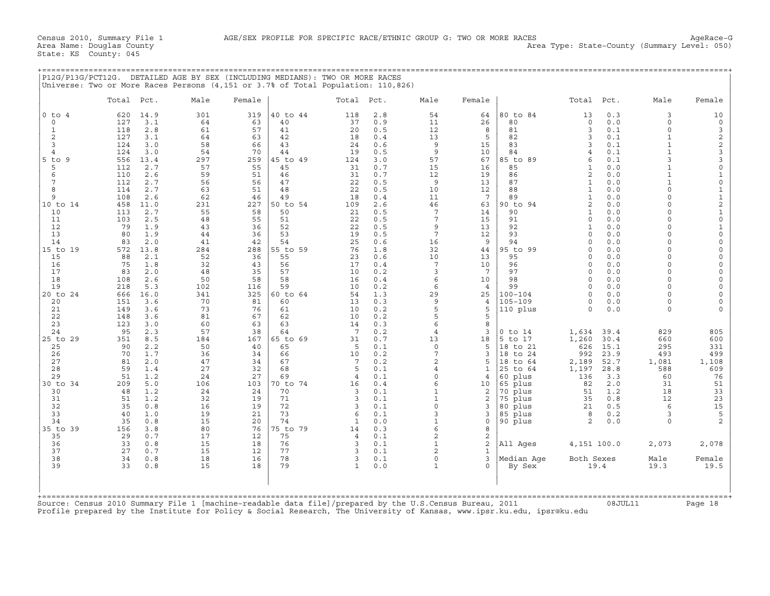Census 2010, Summary File 1 — AGE/SEX PROFILE FOR SPECIFIC RACE/ETHNIC GROUP G: TWO OR MORE RACES — AgeRace-G
Area Name: Douglas County — Area Type: State-County (Summary Level: 050)
State: KS County: 045

## P12G/P13G/PCT12G. DETAILED AGE BY SEX (INCLUDING MEDIANS): TWO OR MORE RACES

Universe: Two or More Races Persons (4,151 or 3.7% of Total Population: 110,826)

| | Total | Pct. | Male | Female | | Total | Pct. | Male | Female | | Total | Pct. | Male | Female |
|---|---|---|---|---|---|---|---|---|---|---|---|---|---|---|
| 0 to 4 | 620 | 14.9 | 301 | 319 | 40 to 44 | 118 | 2.8 | 54 | 64 | 80 to 84 | 13 | 0.3 | 3 | 10 |
| 0 | 127 | 3.1 | 64 | 63 | 40 | 37 | 0.9 | 11 | 26 | 80 | 0 | 0.0 | 0 | 0 |
| 1 | 118 | 2.8 | 61 | 57 | 41 | 20 | 0.5 | 12 | 8 | 81 | 3 | 0.1 | 0 | 3 |
| 2 | 127 | 3.1 | 64 | 63 | 42 | 18 | 0.4 | 13 | 5 | 82 | 3 | 0.1 | 1 | 2 |
| 3 | 124 | 3.0 | 58 | 66 | 43 | 24 | 0.6 | 9 | 15 | 83 | 3 | 0.1 | 1 | 2 |
| 4 | 124 | 3.0 | 54 | 70 | 44 | 19 | 0.5 | 9 | 10 | 84 | 4 | 0.1 | 1 | 3 |
| 5 to 9 | 556 | 13.4 | 297 | 259 | 45 to 49 | 124 | 3.0 | 57 | 67 | 85 to 89 | 6 | 0.1 | 3 | 3 |
| 5 | 112 | 2.7 | 57 | 55 | 45 | 31 | 0.7 | 15 | 16 | 85 | 1 | 0.0 | 1 | 0 |
| 6 | 110 | 2.6 | 59 | 51 | 46 | 31 | 0.7 | 12 | 19 | 86 | 2 | 0.0 | 1 | 1 |
| 7 | 112 | 2.7 | 56 | 56 | 47 | 22 | 0.5 | 9 | 13 | 87 | 1 | 0.0 | 1 | 0 |
| 8 | 114 | 2.7 | 63 | 51 | 48 | 22 | 0.5 | 10 | 12 | 88 | 1 | 0.0 | 0 | 1 |
| 9 | 108 | 2.6 | 62 | 46 | 49 | 18 | 0.4 | 11 | 7 | 89 | 1 | 0.0 | 0 | 1 |
| 10 to 14 | 458 | 11.0 | 231 | 227 | 50 to 54 | 109 | 2.6 | 46 | 63 | 90 to 94 | 2 | 0.0 | 0 | 2 |
| 10 | 113 | 2.7 | 55 | 58 | 50 | 21 | 0.5 | 7 | 14 | 90 | 1 | 0.0 | 0 | 1 |
| 11 | 103 | 2.5 | 48 | 55 | 51 | 22 | 0.5 | 7 | 15 | 91 | 0 | 0.0 | 0 | 0 |
| 12 | 79 | 1.9 | 43 | 36 | 52 | 22 | 0.5 | 9 | 13 | 92 | 1 | 0.0 | 0 | 1 |
| 13 | 80 | 1.9 | 44 | 36 | 53 | 19 | 0.5 | 7 | 12 | 93 | 0 | 0.0 | 0 | 0 |
| 14 | 83 | 2.0 | 41 | 42 | 54 | 25 | 0.6 | 16 | 9 | 94 | 0 | 0.0 | 0 | 0 |
| 15 to 19 | 572 | 13.8 | 284 | 288 | 55 to 59 | 76 | 1.8 | 32 | 44 | 95 to 99 | 0 | 0.0 | 0 | 0 |
| 15 | 88 | 2.1 | 52 | 36 | 55 | 23 | 0.6 | 10 | 13 | 95 | 0 | 0.0 | 0 | 0 |
| 16 | 75 | 1.8 | 32 | 43 | 56 | 17 | 0.4 | 7 | 10 | 96 | 0 | 0.0 | 0 | 0 |
| 17 | 83 | 2.0 | 48 | 35 | 57 | 10 | 0.2 | 3 | 7 | 97 | 0 | 0.0 | 0 | 0 |
| 18 | 108 | 2.6 | 50 | 58 | 58 | 16 | 0.4 | 6 | 10 | 98 | 0 | 0.0 | 0 | 0 |
| 19 | 218 | 5.3 | 102 | 116 | 59 | 10 | 0.2 | 6 | 4 | 99 | 0 | 0.0 | 0 | 0 |
| 20 to 24 | 666 | 16.0 | 341 | 325 | 60 to 64 | 54 | 1.3 | 29 | 25 | 100-104 | 0 | 0.0 | 0 | 0 |
| 20 | 151 | 3.6 | 70 | 81 | 60 | 13 | 0.3 | 9 | 4 | 105-109 | 0 | 0.0 | 0 | 0 |
| 21 | 149 | 3.6 | 73 | 76 | 61 | 10 | 0.2 | 5 | 5 | 110 plus | 0 | 0.0 | 0 | 0 |
| 22 | 148 | 3.6 | 81 | 67 | 62 | 10 | 0.2 | 5 | 5 | | | | | |
| 23 | 123 | 3.0 | 60 | 63 | 63 | 14 | 0.3 | 6 | 8 | | | | | |
| 24 | 95 | 2.3 | 57 | 38 | 64 | 7 | 0.2 | 4 | 3 | 0 to 14 | 1,634 | 39.4 | 829 | 805 |
| 25 to 29 | 351 | 8.5 | 184 | 167 | 65 to 69 | 31 | 0.7 | 13 | 18 | 5 to 17 | 1,260 | 30.4 | 660 | 600 |
| 25 | 90 | 2.2 | 50 | 40 | 65 | 5 | 0.1 | 0 | 5 | 18 to 21 | 626 | 15.1 | 295 | 331 |
| 26 | 70 | 1.7 | 36 | 34 | 66 | 10 | 0.2 | 7 | 3 | 18 to 24 | 992 | 23.9 | 493 | 499 |
| 27 | 81 | 2.0 | 47 | 34 | 67 | 7 | 0.2 | 2 | 5 | 18 to 64 | 2,189 | 52.7 | 1,081 | 1,108 |
| 28 | 59 | 1.4 | 27 | 32 | 68 | 5 | 0.1 | 4 | 1 | 25 to 64 | 1,197 | 28.8 | 588 | 609 |
| 29 | 51 | 1.2 | 24 | 27 | 69 | 4 | 0.1 | 0 | 4 | 60 plus | 136 | 3.3 | 60 | 76 |
| 30 to 34 | 209 | 5.0 | 106 | 103 | 70 to 74 | 16 | 0.4 | 6 | 10 | 65 plus | 82 | 2.0 | 31 | 51 |
| 30 | 48 | 1.2 | 24 | 24 | 70 | 3 | 0.1 | 1 | 2 | 70 plus | 51 | 1.2 | 18 | 33 |
| 31 | 51 | 1.2 | 32 | 19 | 71 | 3 | 0.1 | 1 | 2 | 75 plus | 35 | 0.8 | 12 | 23 |
| 32 | 35 | 0.8 | 16 | 19 | 72 | 3 | 0.1 | 0 | 3 | 80 plus | 21 | 0.5 | 6 | 15 |
| 33 | 40 | 1.0 | 19 | 21 | 73 | 6 | 0.1 | 3 | 3 | 85 plus | 8 | 0.2 | 3 | 5 |
| 34 | 35 | 0.8 | 15 | 20 | 74 | 1 | 0.0 | 1 | 0 | 90 plus | 2 | 0.0 | 0 | 2 |
| 35 to 39 | 156 | 3.8 | 80 | 76 | 75 to 79 | 14 | 0.3 | 6 | 8 | | | | | |
| 35 | 29 | 0.7 | 17 | 12 | 75 | 4 | 0.1 | 2 | 2 | | | | | |
| 36 | 33 | 0.8 | 15 | 18 | 76 | 3 | 0.1 | 1 | 2 | All Ages | 4,151 | 100.0 | 2,073 | 2,078 |
| 37 | 27 | 0.7 | 15 | 12 | 77 | 3 | 0.1 | 2 | 1 | | | | | |
| 38 | 34 | 0.8 | 18 | 16 | 78 | 3 | 0.1 | 0 | 3 | Median Age | Both Sexes | | Male | Female |
| 39 | 33 | 0.8 | 15 | 18 | 79 | 1 | 0.0 | 1 | 0 | By Sex | 19.4 | | 19.3 | 19.5 |

Source: Census 2010 Summary File 1 [machine-readable data file]/prepared by the U.S.Census Bureau, 2011 08JUL11
Profile prepared by the Institute for Policy & Social Research, The University of Kansas, www.ipsr.ku.edu, ipsr@ku.edu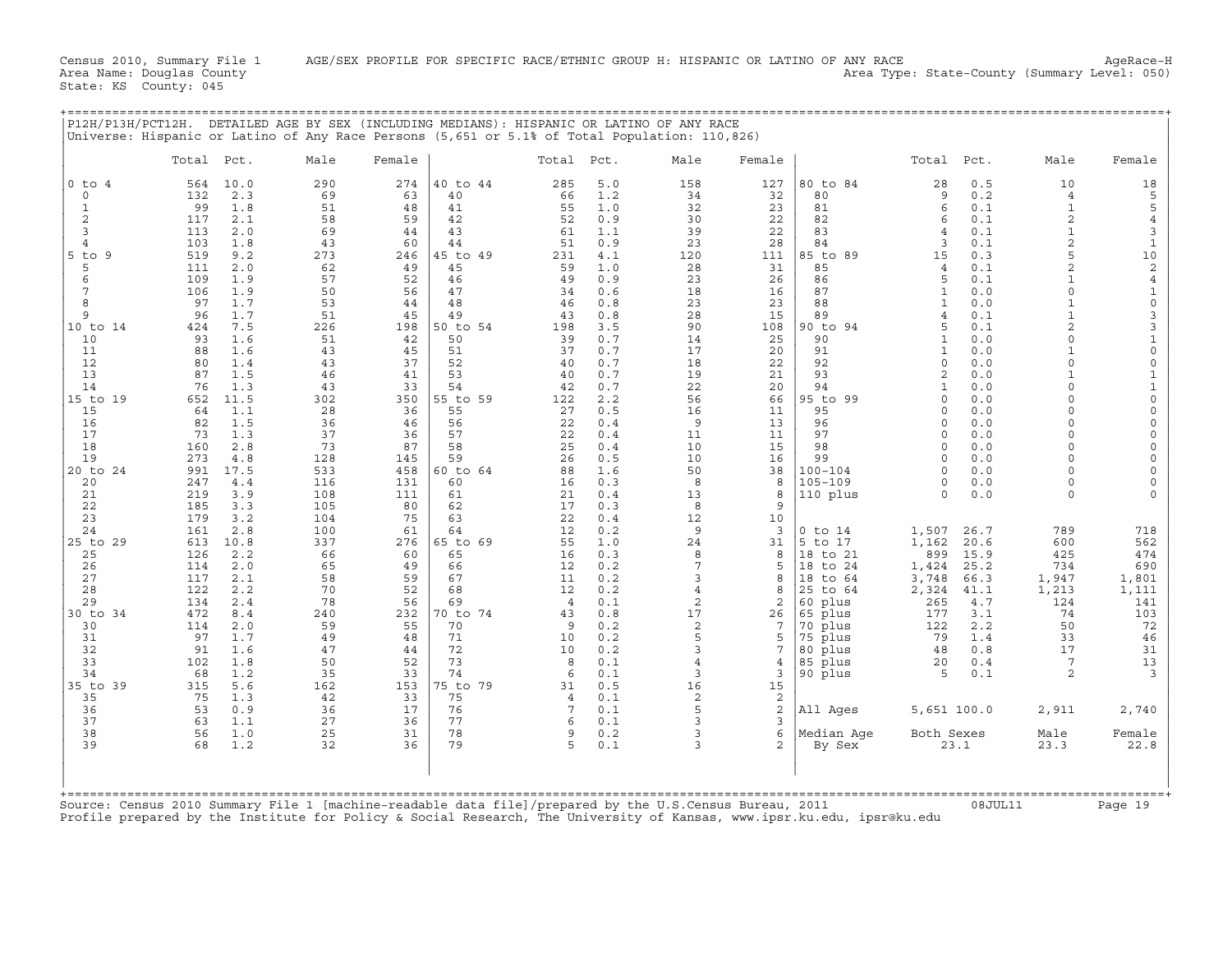Census 2010, Summary File 1 AGE/SEX PROFILE FOR SPECIFIC RACE/ETHNIC GROUP H: HISPANIC OR LATINO OF ANY RACE AgeRace-H
Area Name: Douglas County Area Type: State-County (Summary Level: 050)
State: KS County: 045

P12H/P13H/PCT12H. DETAILED AGE BY SEX (INCLUDING MEDIANS): HISPANIC OR LATINO OF ANY RACE
Universe: Hispanic or Latino of Any Race Persons (5,651 or 5.1% of Total Population: 110,826)

| | Total | Pct. | Male | Female | | Total | Pct. | Male | Female | | Total | Pct. | Male | Female |
|---|---|---|---|---|---|---|---|---|---|---|---|---|---|---|
| 0 to 4 | 564 | 10.0 | 290 | 274 | 40 to 44 | 285 | 5.0 | 158 | 127 | 80 to 84 | 28 | 0.5 | 10 | 18 |
| 0 | 132 | 2.3 | 69 | 63 | 40 | 66 | 1.2 | 34 | 32 | 80 | 9 | 0.2 | 4 | 5 |
| 1 | 99 | 1.8 | 51 | 48 | 41 | 55 | 1.0 | 32 | 23 | 81 | 6 | 0.1 | 1 | 5 |
| 2 | 117 | 2.1 | 58 | 59 | 42 | 52 | 0.9 | 30 | 22 | 82 | 6 | 0.1 | 2 | 4 |
| 3 | 113 | 2.0 | 69 | 44 | 43 | 61 | 1.1 | 39 | 22 | 83 | 4 | 0.1 | 1 | 3 |
| 4 | 103 | 1.8 | 43 | 60 | 44 | 51 | 0.9 | 23 | 28 | 84 | 3 | 0.1 | 2 | 1 |
| 5 to 9 | 519 | 9.2 | 273 | 246 | 45 to 49 | 231 | 4.1 | 120 | 111 | 85 to 89 | 15 | 0.3 | 5 | 10 |
| 5 | 111 | 2.0 | 62 | 49 | 45 | 59 | 1.0 | 28 | 31 | 85 | 4 | 0.1 | 2 | 2 |
| 6 | 109 | 1.9 | 57 | 52 | 46 | 49 | 0.9 | 23 | 26 | 86 | 5 | 0.1 | 1 | 4 |
| 7 | 106 | 1.9 | 50 | 56 | 47 | 34 | 0.6 | 18 | 16 | 87 | 1 | 0.0 | 0 | 1 |
| 8 | 97 | 1.7 | 53 | 44 | 48 | 46 | 0.8 | 23 | 23 | 88 | 1 | 0.0 | 1 | 0 |
| 9 | 96 | 1.7 | 51 | 45 | 49 | 43 | 0.8 | 28 | 15 | 89 | 4 | 0.1 | 1 | 3 |
| 10 to 14 | 424 | 7.5 | 226 | 198 | 50 to 54 | 198 | 3.5 | 90 | 108 | 90 to 94 | 5 | 0.1 | 2 | 3 |
| 10 | 93 | 1.6 | 51 | 42 | 50 | 39 | 0.7 | 14 | 25 | 90 | 1 | 0.0 | 0 | 1 |
| 11 | 88 | 1.6 | 43 | 45 | 51 | 37 | 0.7 | 17 | 20 | 91 | 1 | 0.0 | 1 | 0 |
| 12 | 80 | 1.4 | 43 | 37 | 52 | 40 | 0.7 | 18 | 22 | 92 | 0 | 0.0 | 0 | 0 |
| 13 | 87 | 1.5 | 46 | 41 | 53 | 40 | 0.7 | 19 | 21 | 93 | 2 | 0.0 | 1 | 1 |
| 14 | 76 | 1.3 | 43 | 33 | 54 | 42 | 0.7 | 22 | 20 | 94 | 1 | 0.0 | 0 | 1 |
| 15 to 19 | 652 | 11.5 | 302 | 350 | 55 to 59 | 122 | 2.2 | 56 | 66 | 95 to 99 | 0 | 0.0 | 0 | 0 |
| 15 | 64 | 1.1 | 28 | 36 | 55 | 27 | 0.5 | 16 | 11 | 95 | 0 | 0.0 | 0 | 0 |
| 16 | 82 | 1.5 | 36 | 46 | 56 | 22 | 0.4 | 9 | 13 | 96 | 0 | 0.0 | 0 | 0 |
| 17 | 73 | 1.3 | 37 | 36 | 57 | 22 | 0.4 | 11 | 11 | 97 | 0 | 0.0 | 0 | 0 |
| 18 | 160 | 2.8 | 73 | 87 | 58 | 25 | 0.4 | 10 | 15 | 98 | 0 | 0.0 | 0 | 0 |
| 19 | 273 | 4.8 | 128 | 145 | 59 | 26 | 0.5 | 10 | 16 | 99 | 0 | 0.0 | 0 | 0 |
| 20 to 24 | 991 | 17.5 | 533 | 458 | 60 to 64 | 88 | 1.6 | 50 | 38 | 100-104 | 0 | 0.0 | 0 | 0 |
| 20 | 247 | 4.4 | 116 | 131 | 60 | 16 | 0.3 | 8 | 8 | 105-109 | 0 | 0.0 | 0 | 0 |
| 21 | 219 | 3.9 | 108 | 111 | 61 | 21 | 0.4 | 13 | 8 | 110 plus | 0 | 0.0 | 0 | 0 |
| 22 | 185 | 3.3 | 105 | 80 | 62 | 17 | 0.3 | 8 | 9 | | | | | |
| 23 | 179 | 3.2 | 104 | 75 | 63 | 22 | 0.4 | 12 | 10 | | | | | |
| 24 | 161 | 2.8 | 100 | 61 | 64 | 12 | 0.2 | 9 | 3 | 0 to 14 | 1,507 | 26.7 | 789 | 718 |
| 25 to 29 | 613 | 10.8 | 337 | 276 | 65 to 69 | 55 | 1.0 | 24 | 31 | 5 to 17 | 1,162 | 20.6 | 600 | 562 |
| 25 | 126 | 2.2 | 66 | 60 | 65 | 16 | 0.3 | 8 | 8 | 18 to 21 | 899 | 15.9 | 425 | 474 |
| 26 | 114 | 2.0 | 65 | 49 | 66 | 12 | 0.2 | 7 | 5 | 18 to 24 | 1,424 | 25.2 | 734 | 690 |
| 27 | 117 | 2.1 | 58 | 59 | 67 | 11 | 0.2 | 3 | 8 | 18 to 64 | 3,748 | 66.3 | 1,947 | 1,801 |
| 28 | 122 | 2.2 | 70 | 52 | 68 | 12 | 0.2 | 4 | 8 | 25 to 64 | 2,324 | 41.1 | 1,213 | 1,111 |
| 29 | 134 | 2.4 | 78 | 56 | 69 | 4 | 0.1 | 2 | 2 | 60 plus | 265 | 4.7 | 124 | 141 |
| 30 to 34 | 472 | 8.4 | 240 | 232 | 70 to 74 | 43 | 0.8 | 17 | 26 | 65 plus | 177 | 3.1 | 74 | 103 |
| 30 | 114 | 2.0 | 59 | 55 | 70 | 9 | 0.2 | 2 | 7 | 70 plus | 122 | 2.2 | 50 | 72 |
| 31 | 97 | 1.7 | 49 | 48 | 71 | 10 | 0.2 | 5 | 5 | 75 plus | 79 | 1.4 | 33 | 46 |
| 32 | 91 | 1.6 | 47 | 44 | 72 | 10 | 0.2 | 3 | 7 | 80 plus | 48 | 0.8 | 17 | 31 |
| 33 | 102 | 1.8 | 50 | 52 | 73 | 8 | 0.1 | 4 | 4 | 85 plus | 20 | 0.4 | 7 | 13 |
| 34 | 68 | 1.2 | 35 | 33 | 74 | 6 | 0.1 | 3 | 3 | 90 plus | 5 | 0.1 | 2 | 3 |
| 35 to 39 | 315 | 5.6 | 162 | 153 | 75 to 79 | 31 | 0.5 | 16 | 15 | | | | | |
| 35 | 75 | 1.3 | 42 | 33 | 75 | 4 | 0.1 | 2 | 2 | | | | | |
| 36 | 53 | 0.9 | 36 | 17 | 76 | 7 | 0.1 | 5 | 2 | All Ages | 5,651 | 100.0 | 2,911 | 2,740 |
| 37 | 63 | 1.1 | 27 | 36 | 77 | 6 | 0.1 | 3 | 3 | | | | | |
| 38 | 56 | 1.0 | 25 | 31 | 78 | 9 | 0.2 | 3 | 6 | Median Age | Both Sexes | | Male | Female |
| 39 | 68 | 1.2 | 32 | 36 | 79 | 5 | 0.1 | 3 | 2 | By Sex | 23.1 | | 23.3 | 22.8 |

Source: Census 2010 Summary File 1 [machine-readable data file]/prepared by the U.S.Census Bureau, 2011 08JUL11
Profile prepared by the Institute for Policy & Social Research, The University of Kansas, www.ipsr.ku.edu, ipsr@ku.edu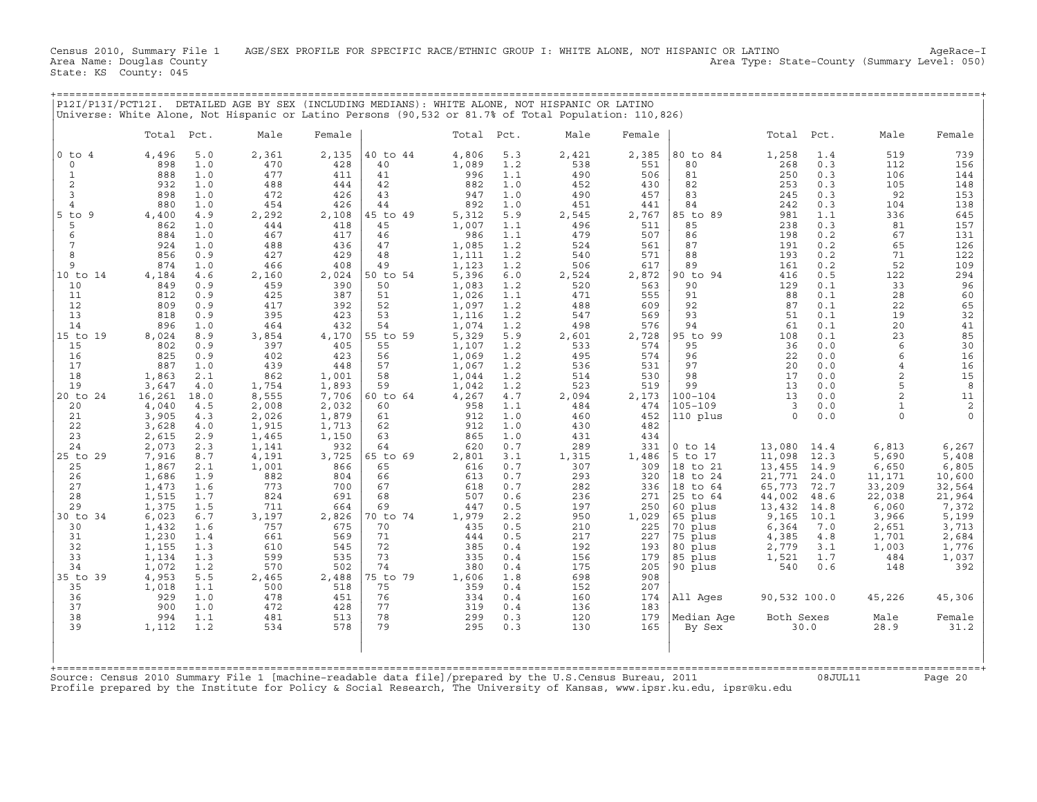Census 2010, Summary File 1 AGE/SEX PROFILE FOR SPECIFIC RACE/ETHNIC GROUP I: WHITE ALONE, NOT HISPANIC OR LATINO AgeRace-I
Area Name: Douglas County Area Type: State-County (Summary Level: 050)
State: KS County: 045

## P12I/P13I/PCT12I. DETAILED AGE BY SEX (INCLUDING MEDIANS): WHITE ALONE, NOT HISPANIC OR LATINO

Universe: White Alone, Not Hispanic or Latino Persons (90,532 or 81.7% of Total Population: 110,826)

| | Total | Pct. | Male | Female | | Total | Pct. | Male | Female | | Total | Pct. | Male | Female |
|---|---|---|---|---|---|---|---|---|---|---|---|---|---|---|
| 0 to 4 | 4,496 | 5.0 | 2,361 | 2,135 | 40 to 44 | 4,806 | 5.3 | 2,421 | 2,385 | 80 to 84 | 1,258 | 1.4 | 519 | 739 |
| 0 | 898 | 1.0 | 470 | 428 | 40 | 1,089 | 1.2 | 538 | 551 | 80 | 268 | 0.3 | 112 | 156 |
| 1 | 888 | 1.0 | 477 | 411 | 41 | 996 | 1.1 | 490 | 506 | 81 | 250 | 0.3 | 106 | 144 |
| 2 | 932 | 1.0 | 488 | 444 | 42 | 882 | 1.0 | 452 | 430 | 82 | 253 | 0.3 | 105 | 148 |
| 3 | 898 | 1.0 | 472 | 426 | 43 | 947 | 1.0 | 490 | 457 | 83 | 245 | 0.3 | 92 | 153 |
| 4 | 880 | 1.0 | 454 | 426 | 44 | 892 | 1.0 | 451 | 441 | 84 | 242 | 0.3 | 104 | 138 |
| 5 to 9 | 4,400 | 4.9 | 2,292 | 2,108 | 45 to 49 | 5,312 | 5.9 | 2,545 | 2,767 | 85 to 89 | 981 | 1.1 | 336 | 645 |
| 5 | 862 | 1.0 | 444 | 418 | 45 | 1,007 | 1.1 | 496 | 511 | 85 | 238 | 0.3 | 81 | 157 |
| 6 | 884 | 1.0 | 467 | 417 | 46 | 986 | 1.1 | 479 | 507 | 86 | 198 | 0.2 | 67 | 131 |
| 7 | 924 | 1.0 | 488 | 436 | 47 | 1,085 | 1.2 | 524 | 561 | 87 | 191 | 0.2 | 65 | 126 |
| 8 | 856 | 0.9 | 427 | 429 | 48 | 1,111 | 1.2 | 540 | 571 | 88 | 193 | 0.2 | 71 | 122 |
| 9 | 874 | 1.0 | 466 | 408 | 49 | 1,123 | 1.2 | 506 | 617 | 89 | 161 | 0.2 | 52 | 109 |
| 10 to 14 | 4,184 | 4.6 | 2,160 | 2,024 | 50 to 54 | 5,396 | 6.0 | 2,524 | 2,872 | 90 to 94 | 416 | 0.5 | 122 | 294 |
| 10 | 849 | 0.9 | 459 | 390 | 50 | 1,083 | 1.2 | 520 | 563 | 90 | 129 | 0.1 | 33 | 96 |
| 11 | 812 | 0.9 | 425 | 387 | 51 | 1,026 | 1.1 | 471 | 555 | 91 | 88 | 0.1 | 28 | 60 |
| 12 | 809 | 0.9 | 417 | 392 | 52 | 1,097 | 1.2 | 488 | 609 | 92 | 87 | 0.1 | 22 | 65 |
| 13 | 818 | 0.9 | 395 | 423 | 53 | 1,116 | 1.2 | 547 | 569 | 93 | 51 | 0.1 | 19 | 32 |
| 14 | 896 | 1.0 | 464 | 432 | 54 | 1,074 | 1.2 | 498 | 576 | 94 | 61 | 0.1 | 20 | 41 |
| 15 to 19 | 8,024 | 8.9 | 3,854 | 4,170 | 55 to 59 | 5,329 | 5.9 | 2,601 | 2,728 | 95 to 99 | 108 | 0.1 | 23 | 85 |
| 15 | 802 | 0.9 | 397 | 405 | 55 | 1,107 | 1.2 | 533 | 574 | 95 | 36 | 0.0 | 6 | 30 |
| 16 | 825 | 0.9 | 402 | 423 | 56 | 1,069 | 1.2 | 495 | 574 | 96 | 22 | 0.0 | 6 | 16 |
| 17 | 887 | 1.0 | 439 | 448 | 57 | 1,067 | 1.2 | 536 | 531 | 97 | 20 | 0.0 | 4 | 16 |
| 18 | 1,863 | 2.1 | 862 | 1,001 | 58 | 1,044 | 1.2 | 514 | 530 | 98 | 17 | 0.0 | 2 | 15 |
| 19 | 3,647 | 4.0 | 1,754 | 1,893 | 59 | 1,042 | 1.2 | 523 | 519 | 99 | 13 | 0.0 | 5 | 8 |
| 20 to 24 | 16,261 | 18.0 | 8,555 | 7,706 | 60 to 64 | 4,267 | 4.7 | 2,094 | 2,173 | 100-104 | 13 | 0.0 | 2 | 11 |
| 20 | 4,040 | 4.5 | 2,008 | 2,032 | 60 | 958 | 1.1 | 484 | 474 | 105-109 | 3 | 0.0 | 1 | 2 |
| 21 | 3,905 | 4.3 | 2,026 | 1,879 | 61 | 912 | 1.0 | 460 | 452 | 110 plus | 0 | 0.0 | 0 | 0 |
| 22 | 3,628 | 4.0 | 1,915 | 1,713 | 62 | 912 | 1.0 | 430 | 482 | | | | | |
| 23 | 2,615 | 2.9 | 1,465 | 1,150 | 63 | 865 | 1.0 | 431 | 434 | | | | | |
| 24 | 2,073 | 2.3 | 1,141 | 932 | 64 | 620 | 0.7 | 289 | 331 | 0 to 14 | 13,080 | 14.4 | 6,813 | 6,267 |
| 25 to 29 | 7,916 | 8.7 | 4,191 | 3,725 | 65 to 69 | 2,801 | 3.1 | 1,315 | 1,486 | 5 to 17 | 11,098 | 12.3 | 5,690 | 5,408 |
| 25 | 1,867 | 2.1 | 1,001 | 866 | 65 | 616 | 0.7 | 307 | 309 | 18 to 21 | 13,455 | 14.9 | 6,650 | 6,805 |
| 26 | 1,686 | 1.9 | 882 | 804 | 66 | 613 | 0.7 | 293 | 320 | 18 to 24 | 21,771 | 24.0 | 11,171 | 10,600 |
| 27 | 1,473 | 1.6 | 773 | 700 | 67 | 618 | 0.7 | 282 | 336 | 18 to 64 | 65,773 | 72.7 | 33,209 | 32,564 |
| 28 | 1,515 | 1.7 | 824 | 691 | 68 | 507 | 0.6 | 236 | 271 | 25 to 64 | 44,002 | 48.6 | 22,038 | 21,964 |
| 29 | 1,375 | 1.5 | 711 | 664 | 69 | 447 | 0.5 | 197 | 250 | 60 plus | 13,432 | 14.8 | 6,060 | 7,372 |
| 30 to 34 | 6,023 | 6.7 | 3,197 | 2,826 | 70 to 74 | 1,979 | 2.2 | 950 | 1,029 | 65 plus | 9,165 | 10.1 | 3,966 | 5,199 |
| 30 | 1,432 | 1.6 | 757 | 675 | 70 | 435 | 0.5 | 210 | 225 | 70 plus | 6,364 | 7.0 | 2,651 | 3,713 |
| 31 | 1,230 | 1.4 | 661 | 569 | 71 | 444 | 0.5 | 217 | 227 | 75 plus | 4,385 | 4.8 | 1,701 | 2,684 |
| 32 | 1,155 | 1.3 | 610 | 545 | 72 | 385 | 0.4 | 192 | 193 | 80 plus | 2,779 | 3.1 | 1,003 | 1,776 |
| 33 | 1,134 | 1.3 | 599 | 535 | 73 | 335 | 0.4 | 156 | 179 | 85 plus | 1,521 | 1.7 | 484 | 1,037 |
| 34 | 1,072 | 1.2 | 570 | 502 | 74 | 380 | 0.4 | 175 | 205 | 90 plus | 540 | 0.6 | 148 | 392 |
| 35 to 39 | 4,953 | 5.5 | 2,465 | 2,488 | 75 to 79 | 1,606 | 1.8 | 698 | 908 | | | | | |
| 35 | 1,018 | 1.1 | 500 | 518 | 75 | 359 | 0.4 | 152 | 207 | | | | | |
| 36 | 929 | 1.0 | 478 | 451 | 76 | 334 | 0.4 | 160 | 174 | All Ages | 90,532 | 100.0 | 45,226 | 45,306 |
| 37 | 900 | 1.0 | 472 | 428 | 77 | 319 | 0.4 | 136 | 183 | | | | | |
| 38 | 994 | 1.1 | 481 | 513 | 78 | 299 | 0.3 | 120 | 179 | Median Age | Both Sexes | | Male | Female |
| 39 | 1,112 | 1.2 | 534 | 578 | 79 | 295 | 0.3 | 130 | 165 | By Sex | 30.0 | | 28.9 | 31.2 |

Source: Census 2010 Summary File 1 [machine-readable data file]/prepared by the U.S.Census Bureau, 2011 08JUL11
Profile prepared by the Institute for Policy & Social Research, The University of Kansas, www.ipsr.ku.edu, ipsr@ku.edu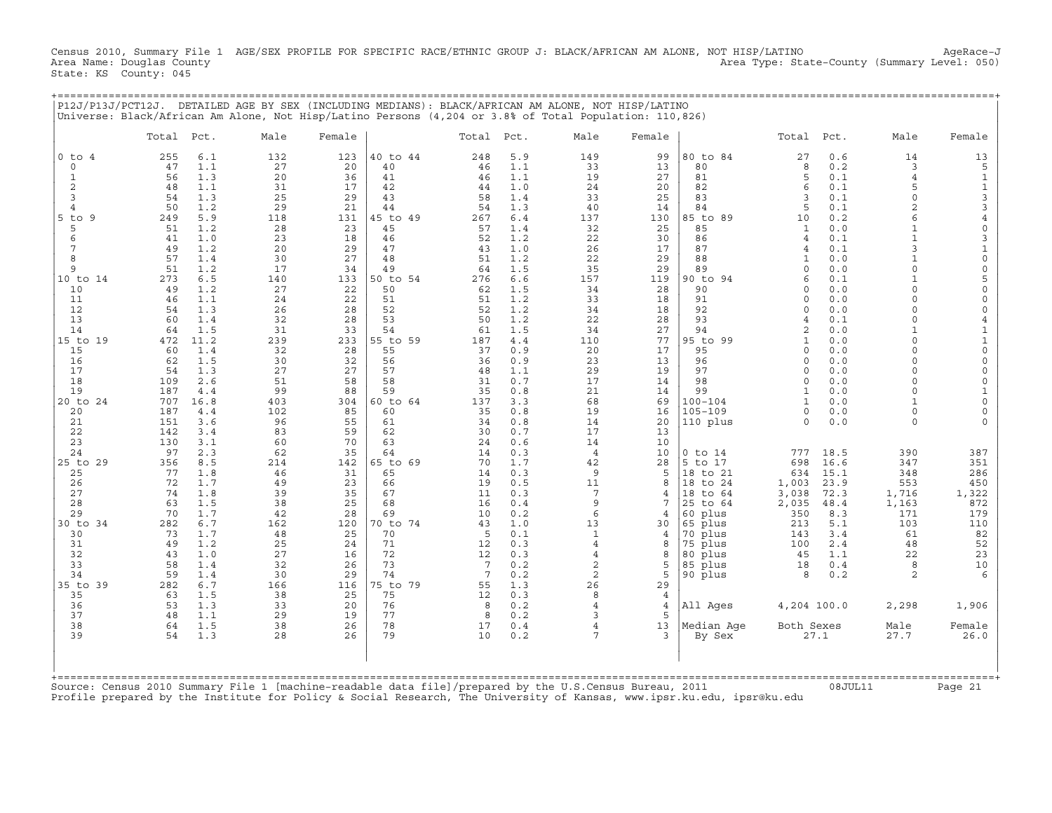Census 2010, Summary File 1 AGE/SEX PROFILE FOR SPECIFIC RACE/ETHNIC GROUP J: BLACK/AFRICAN AM ALONE, NOT HISP/LATINO AgeRace-J
Area Name: Douglas County Area Type: State-County (Summary Level: 050)
State: KS County: 045

P12J/P13J/PCT12J. DETAILED AGE BY SEX (INCLUDING MEDIANS): BLACK/AFRICAN AM ALONE, NOT HISP/LATINO
Universe: Black/African Am Alone, Not Hisp/Latino Persons (4,204 or 3.8% of Total Population: 110,826)

| | Total | Pct. | Male | Female | | Total | Pct. | Male | Female | | Total | Pct. | Male | Female |
|---|---|---|---|---|---|---|---|---|---|---|---|---|---|---|
| 0 to 4 | 255 | 6.1 | 132 | 123 | 40 to 44 | 248 | 5.9 | 149 | 99 | 80 to 84 | 27 | 0.6 | 14 | 13 |
| 0 | 47 | 1.1 | 27 | 20 | 40 | 46 | 1.1 | 33 | 13 | 80 | 8 | 0.2 | 3 | 5 |
| 1 | 56 | 1.3 | 20 | 36 | 41 | 46 | 1.1 | 19 | 27 | 81 | 5 | 0.1 | 4 | 1 |
| 2 | 48 | 1.1 | 31 | 17 | 42 | 44 | 1.0 | 24 | 20 | 82 | 6 | 0.1 | 5 | 1 |
| 3 | 54 | 1.3 | 25 | 29 | 43 | 58 | 1.4 | 33 | 25 | 83 | 3 | 0.1 | 0 | 3 |
| 4 | 50 | 1.2 | 29 | 21 | 44 | 54 | 1.3 | 40 | 14 | 84 | 5 | 0.1 | 2 | 3 |
| 5 to 9 | 249 | 5.9 | 118 | 131 | 45 to 49 | 267 | 6.4 | 137 | 130 | 85 to 89 | 10 | 0.2 | 6 | 4 |
| 5 | 51 | 1.2 | 28 | 23 | 45 | 57 | 1.4 | 32 | 25 | 85 | 1 | 0.0 | 1 | 0 |
| 6 | 41 | 1.0 | 23 | 18 | 46 | 52 | 1.2 | 22 | 30 | 86 | 4 | 0.1 | 1 | 3 |
| 7 | 49 | 1.2 | 20 | 29 | 47 | 43 | 1.0 | 26 | 17 | 87 | 4 | 0.1 | 3 | 1 |
| 8 | 57 | 1.4 | 30 | 27 | 48 | 51 | 1.2 | 22 | 29 | 88 | 1 | 0.0 | 1 | 0 |
| 9 | 51 | 1.2 | 17 | 34 | 49 | 64 | 1.5 | 35 | 29 | 89 | 0 | 0.0 | 0 | 0 |
| 10 to 14 | 273 | 6.5 | 140 | 133 | 50 to 54 | 276 | 6.6 | 157 | 119 | 90 to 94 | 6 | 0.1 | 1 | 5 |
| 10 | 49 | 1.2 | 27 | 22 | 50 | 62 | 1.5 | 34 | 28 | 90 | 0 | 0.0 | 0 | 0 |
| 11 | 46 | 1.1 | 24 | 22 | 51 | 51 | 1.2 | 33 | 18 | 91 | 0 | 0.0 | 0 | 0 |
| 12 | 54 | 1.3 | 26 | 28 | 52 | 52 | 1.2 | 34 | 18 | 92 | 0 | 0.0 | 0 | 0 |
| 13 | 60 | 1.4 | 32 | 28 | 53 | 50 | 1.2 | 22 | 28 | 93 | 4 | 0.1 | 0 | 4 |
| 14 | 64 | 1.5 | 31 | 33 | 54 | 61 | 1.5 | 34 | 27 | 94 | 2 | 0.0 | 1 | 1 |
| 15 to 19 | 472 | 11.2 | 239 | 233 | 55 to 59 | 187 | 4.4 | 110 | 77 | 95 to 99 | 1 | 0.0 | 0 | 1 |
| 15 | 60 | 1.4 | 32 | 28 | 55 | 37 | 0.9 | 20 | 17 | 95 | 0 | 0.0 | 0 | 0 |
| 16 | 62 | 1.5 | 30 | 32 | 56 | 36 | 0.9 | 23 | 13 | 96 | 0 | 0.0 | 0 | 0 |
| 17 | 54 | 1.3 | 27 | 27 | 57 | 48 | 1.1 | 29 | 19 | 97 | 0 | 0.0 | 0 | 0 |
| 18 | 109 | 2.6 | 51 | 58 | 58 | 31 | 0.7 | 17 | 14 | 98 | 0 | 0.0 | 0 | 0 |
| 19 | 187 | 4.4 | 99 | 88 | 59 | 35 | 0.8 | 21 | 14 | 99 | 1 | 0.0 | 0 | 1 |
| 20 to 24 | 707 | 16.8 | 403 | 304 | 60 to 64 | 137 | 3.3 | 68 | 69 | 100-104 | 1 | 0.0 | 1 | 0 |
| 20 | 187 | 4.4 | 102 | 85 | 60 | 35 | 0.8 | 19 | 16 | 105-109 | 0 | 0.0 | 0 | 0 |
| 21 | 151 | 3.6 | 96 | 55 | 61 | 34 | 0.8 | 14 | 20 | 110 plus | 0 | 0.0 | 0 | 0 |
| 22 | 142 | 3.4 | 83 | 59 | 62 | 30 | 0.7 | 17 | 13 | | | | | |
| 23 | 130 | 3.1 | 60 | 70 | 63 | 24 | 0.6 | 14 | 10 | | | | | |
| 24 | 97 | 2.3 | 62 | 35 | 64 | 14 | 0.3 | 4 | 10 | 0 to 14 | 777 | 18.5 | 390 | 387 |
| 25 to 29 | 356 | 8.5 | 214 | 142 | 65 to 69 | 70 | 1.7 | 42 | 28 | 5 to 17 | 698 | 16.6 | 347 | 351 |
| 25 | 77 | 1.8 | 46 | 31 | 65 | 14 | 0.3 | 9 | 5 | 18 to 21 | 634 | 15.1 | 348 | 286 |
| 26 | 72 | 1.7 | 49 | 23 | 66 | 19 | 0.5 | 11 | 8 | 18 to 24 | 1,003 | 23.9 | 553 | 450 |
| 27 | 74 | 1.8 | 39 | 35 | 67 | 11 | 0.3 | 7 | 4 | 18 to 64 | 3,038 | 72.3 | 1,716 | 1,322 |
| 28 | 63 | 1.5 | 38 | 25 | 68 | 16 | 0.4 | 9 | 7 | 25 to 64 | 2,035 | 48.4 | 1,163 | 872 |
| 29 | 70 | 1.7 | 42 | 28 | 69 | 10 | 0.2 | 6 | 4 | 60 plus | 350 | 8.3 | 171 | 179 |
| 30 to 34 | 282 | 6.7 | 162 | 120 | 70 to 74 | 43 | 1.0 | 13 | 30 | 65 plus | 213 | 5.1 | 103 | 110 |
| 30 | 73 | 1.7 | 48 | 25 | 70 | 5 | 0.1 | 1 | 4 | 70 plus | 143 | 3.4 | 61 | 82 |
| 31 | 49 | 1.2 | 25 | 24 | 71 | 12 | 0.3 | 4 | 8 | 75 plus | 100 | 2.4 | 48 | 52 |
| 32 | 43 | 1.0 | 27 | 16 | 72 | 12 | 0.3 | 4 | 8 | 80 plus | 45 | 1.1 | 22 | 23 |
| 33 | 58 | 1.4 | 32 | 26 | 73 | 7 | 0.2 | 2 | 5 | 85 plus | 18 | 0.4 | 8 | 10 |
| 34 | 59 | 1.4 | 30 | 29 | 74 | 7 | 0.2 | 2 | 5 | 90 plus | 8 | 0.2 | 2 | 6 |
| 35 to 39 | 282 | 6.7 | 166 | 116 | 75 to 79 | 55 | 1.3 | 26 | 29 | | | | | |
| 35 | 63 | 1.5 | 38 | 25 | 75 | 12 | 0.3 | 8 | 4 | | | | | |
| 36 | 53 | 1.3 | 33 | 20 | 76 | 8 | 0.2 | 4 | 4 | All Ages | 4,204 | 100.0 | 2,298 | 1,906 |
| 37 | 48 | 1.1 | 29 | 19 | 77 | 8 | 0.2 | 3 | 5 | | | | | |
| 38 | 64 | 1.5 | 38 | 26 | 78 | 17 | 0.4 | 4 | 13 | Median Age | Both Sexes | | Male | Female |
| 39 | 54 | 1.3 | 28 | 26 | 79 | 10 | 0.2 | 7 | 3 | By Sex | 27.1 | | 27.7 | 26.0 |

Source: Census 2010 Summary File 1 [machine-readable data file]/prepared by the U.S.Census Bureau, 2011 08JUL11
Profile prepared by the Institute for Policy & Social Research, The University of Kansas, www.ipsr.ku.edu, ipsr@ku.edu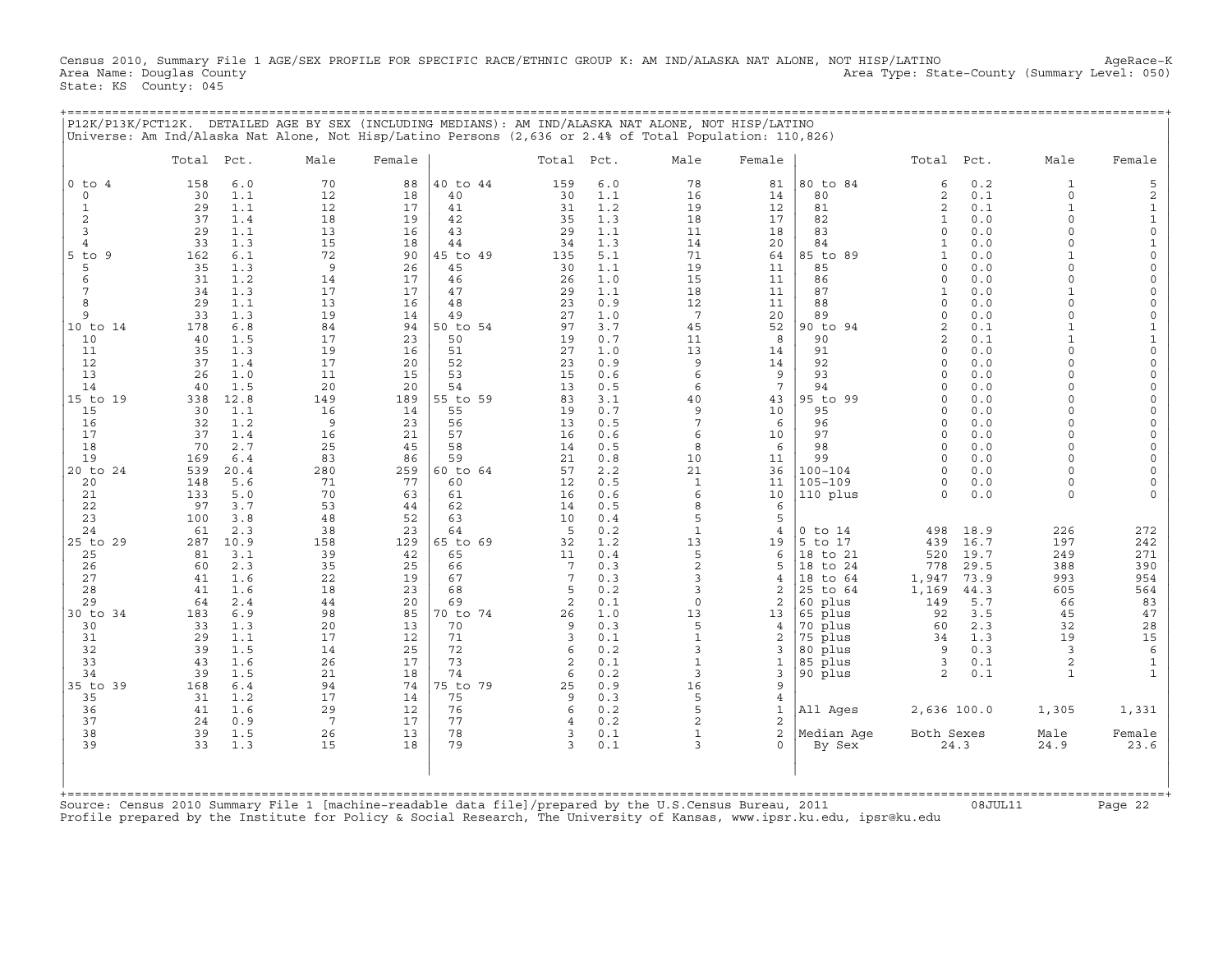Census 2010, Summary File 1 AGE/SEX PROFILE FOR SPECIFIC RACE/ETHNIC GROUP K: AM IND/ALASKA NAT ALONE, NOT HISP/LATINO AgeRace-K
Area Name: Douglas County Area Type: State-County (Summary Level: 050)
State: KS County: 045

P12K/P13K/PCT12K. DETAILED AGE BY SEX (INCLUDING MEDIANS): AM IND/ALASKA NAT ALONE, NOT HISP/LATINO
Universe: Am Ind/Alaska Nat Alone, Not Hisp/Latino Persons (2,636 or 2.4% of Total Population: 110,826)

| | Total | Pct. | Male | Female | | Total | Pct. | Male | Female | | Total | Pct. | Male | Female |
|---|---|---|---|---|---|---|---|---|---|---|---|---|---|---|
| 0 to 4 | 158 | 6.0 | 70 | 88 | 40 to 44 | 159 | 6.0 | 78 | 81 | 80 to 84 | 6 | 0.2 | 1 | 5 |
| 0 | 30 | 1.1 | 12 | 18 | 40 | 30 | 1.1 | 16 | 14 | 80 | 2 | 0.1 | 0 | 2 |
| 1 | 29 | 1.1 | 12 | 17 | 41 | 31 | 1.2 | 19 | 12 | 81 | 2 | 0.1 | 1 | 1 |
| 2 | 37 | 1.4 | 18 | 19 | 42 | 35 | 1.3 | 18 | 17 | 82 | 1 | 0.0 | 0 | 1 |
| 3 | 29 | 1.1 | 13 | 16 | 43 | 29 | 1.1 | 11 | 18 | 83 | 0 | 0.0 | 0 | 0 |
| 4 | 33 | 1.3 | 15 | 18 | 44 | 34 | 1.3 | 14 | 20 | 84 | 1 | 0.0 | 0 | 1 |
| 5 to 9 | 162 | 6.1 | 72 | 90 | 45 to 49 | 135 | 5.1 | 71 | 64 | 85 to 89 | 1 | 0.0 | 1 | 0 |
| 5 | 35 | 1.3 | 9 | 26 | 45 | 30 | 1.1 | 19 | 11 | 85 | 0 | 0.0 | 0 | 0 |
| 6 | 31 | 1.2 | 14 | 17 | 46 | 26 | 1.0 | 15 | 11 | 86 | 0 | 0.0 | 0 | 0 |
| 7 | 34 | 1.3 | 17 | 17 | 47 | 29 | 1.1 | 18 | 11 | 87 | 1 | 0.0 | 1 | 0 |
| 8 | 29 | 1.1 | 13 | 16 | 48 | 23 | 0.9 | 12 | 11 | 88 | 0 | 0.0 | 0 | 0 |
| 9 | 33 | 1.3 | 19 | 14 | 49 | 27 | 1.0 | 7 | 20 | 89 | 0 | 0.0 | 0 | 0 |
| 10 to 14 | 178 | 6.8 | 84 | 94 | 50 to 54 | 97 | 3.7 | 45 | 52 | 90 to 94 | 2 | 0.1 | 1 | 1 |
| 10 | 40 | 1.5 | 17 | 23 | 50 | 19 | 0.7 | 11 | 8 | 90 | 2 | 0.1 | 1 | 1 |
| 11 | 35 | 1.3 | 19 | 16 | 51 | 27 | 1.0 | 13 | 14 | 91 | 0 | 0.0 | 0 | 0 |
| 12 | 37 | 1.4 | 17 | 20 | 52 | 23 | 0.9 | 9 | 14 | 92 | 0 | 0.0 | 0 | 0 |
| 13 | 26 | 1.0 | 11 | 15 | 53 | 15 | 0.6 | 6 | 9 | 93 | 0 | 0.0 | 0 | 0 |
| 14 | 40 | 1.5 | 20 | 20 | 54 | 13 | 0.5 | 6 | 7 | 94 | 0 | 0.0 | 0 | 0 |
| 15 to 19 | 338 | 12.8 | 149 | 189 | 55 to 59 | 83 | 3.1 | 40 | 43 | 95 to 99 | 0 | 0.0 | 0 | 0 |
| 15 | 30 | 1.1 | 16 | 14 | 55 | 19 | 0.7 | 9 | 10 | 95 | 0 | 0.0 | 0 | 0 |
| 16 | 32 | 1.2 | 9 | 23 | 56 | 13 | 0.5 | 7 | 6 | 96 | 0 | 0.0 | 0 | 0 |
| 17 | 37 | 1.4 | 16 | 21 | 57 | 16 | 0.6 | 6 | 10 | 97 | 0 | 0.0 | 0 | 0 |
| 18 | 70 | 2.7 | 25 | 45 | 58 | 14 | 0.5 | 8 | 6 | 98 | 0 | 0.0 | 0 | 0 |
| 19 | 169 | 6.4 | 83 | 86 | 59 | 21 | 0.8 | 10 | 11 | 99 | 0 | 0.0 | 0 | 0 |
| 20 to 24 | 539 | 20.4 | 280 | 259 | 60 to 64 | 57 | 2.2 | 21 | 36 | 100-104 | 0 | 0.0 | 0 | 0 |
| 20 | 148 | 5.6 | 71 | 77 | 60 | 12 | 0.5 | 1 | 11 | 105-109 | 0 | 0.0 | 0 | 0 |
| 21 | 133 | 5.0 | 70 | 63 | 61 | 16 | 0.6 | 6 | 10 | 110 plus | 0 | 0.0 | 0 | 0 |
| 22 | 97 | 3.7 | 53 | 44 | 62 | 14 | 0.5 | 8 | 6 | | | | | |
| 23 | 100 | 3.8 | 48 | 52 | 63 | 10 | 0.4 | 5 | 5 | | | | | |
| 24 | 61 | 2.3 | 38 | 23 | 64 | 5 | 0.2 | 1 | 4 | 0 to 14 | 498 | 18.9 | 226 | 272 |
| 25 to 29 | 287 | 10.9 | 158 | 129 | 65 to 69 | 32 | 1.2 | 13 | 19 | 5 to 17 | 439 | 16.7 | 197 | 242 |
| 25 | 81 | 3.1 | 39 | 42 | 65 | 11 | 0.4 | 5 | 6 | 18 to 21 | 520 | 19.7 | 249 | 271 |
| 26 | 60 | 2.3 | 35 | 25 | 66 | 7 | 0.3 | 2 | 5 | 18 to 24 | 778 | 29.5 | 388 | 390 |
| 27 | 41 | 1.6 | 22 | 19 | 67 | 7 | 0.3 | 3 | 4 | 18 to 64 | 1,947 | 73.9 | 993 | 954 |
| 28 | 41 | 1.6 | 18 | 23 | 68 | 5 | 0.2 | 3 | 2 | 25 to 64 | 1,169 | 44.3 | 605 | 564 |
| 29 | 64 | 2.4 | 44 | 20 | 69 | 2 | 0.1 | 0 | 2 | 60 plus | 149 | 5.7 | 66 | 83 |
| 30 to 34 | 183 | 6.9 | 98 | 85 | 70 to 74 | 26 | 1.0 | 13 | 13 | 65 plus | 92 | 3.5 | 45 | 47 |
| 30 | 33 | 1.3 | 20 | 13 | 70 | 9 | 0.3 | 5 | 4 | 70 plus | 60 | 2.3 | 32 | 28 |
| 31 | 29 | 1.1 | 17 | 12 | 71 | 3 | 0.1 | 1 | 2 | 75 plus | 34 | 1.3 | 19 | 15 |
| 32 | 39 | 1.5 | 14 | 25 | 72 | 6 | 0.2 | 3 | 3 | 80 plus | 9 | 0.3 | 3 | 6 |
| 33 | 43 | 1.6 | 26 | 17 | 73 | 2 | 0.1 | 1 | 1 | 85 plus | 3 | 0.1 | 2 | 1 |
| 34 | 39 | 1.5 | 21 | 18 | 74 | 6 | 0.2 | 3 | 3 | 90 plus | 2 | 0.1 | 1 | 1 |
| 35 to 39 | 168 | 6.4 | 94 | 74 | 75 to 79 | 25 | 0.9 | 16 | 9 | | | | | |
| 35 | 31 | 1.2 | 17 | 14 | 75 | 9 | 0.3 | 5 | 4 | | | | | |
| 36 | 41 | 1.6 | 29 | 12 | 76 | 6 | 0.2 | 5 | 1 | All Ages | 2,636 | 100.0 | 1,305 | 1,331 |
| 37 | 24 | 0.9 | 7 | 17 | 77 | 4 | 0.2 | 2 | 2 | | | | | |
| 38 | 39 | 1.5 | 26 | 13 | 78 | 3 | 0.1 | 1 | 2 | Median Age | Both Sexes | | Male | Female |
| 39 | 33 | 1.3 | 15 | 18 | 79 | 3 | 0.1 | 3 | 0 | By Sex | 24.3 | | 24.9 | 23.6 |

Source: Census 2010 Summary File 1 [machine-readable data file]/prepared by the U.S.Census Bureau, 2011 08JUL11
Profile prepared by the Institute for Policy & Social Research, The University of Kansas, www.ipsr.ku.edu, ipsr@ku.edu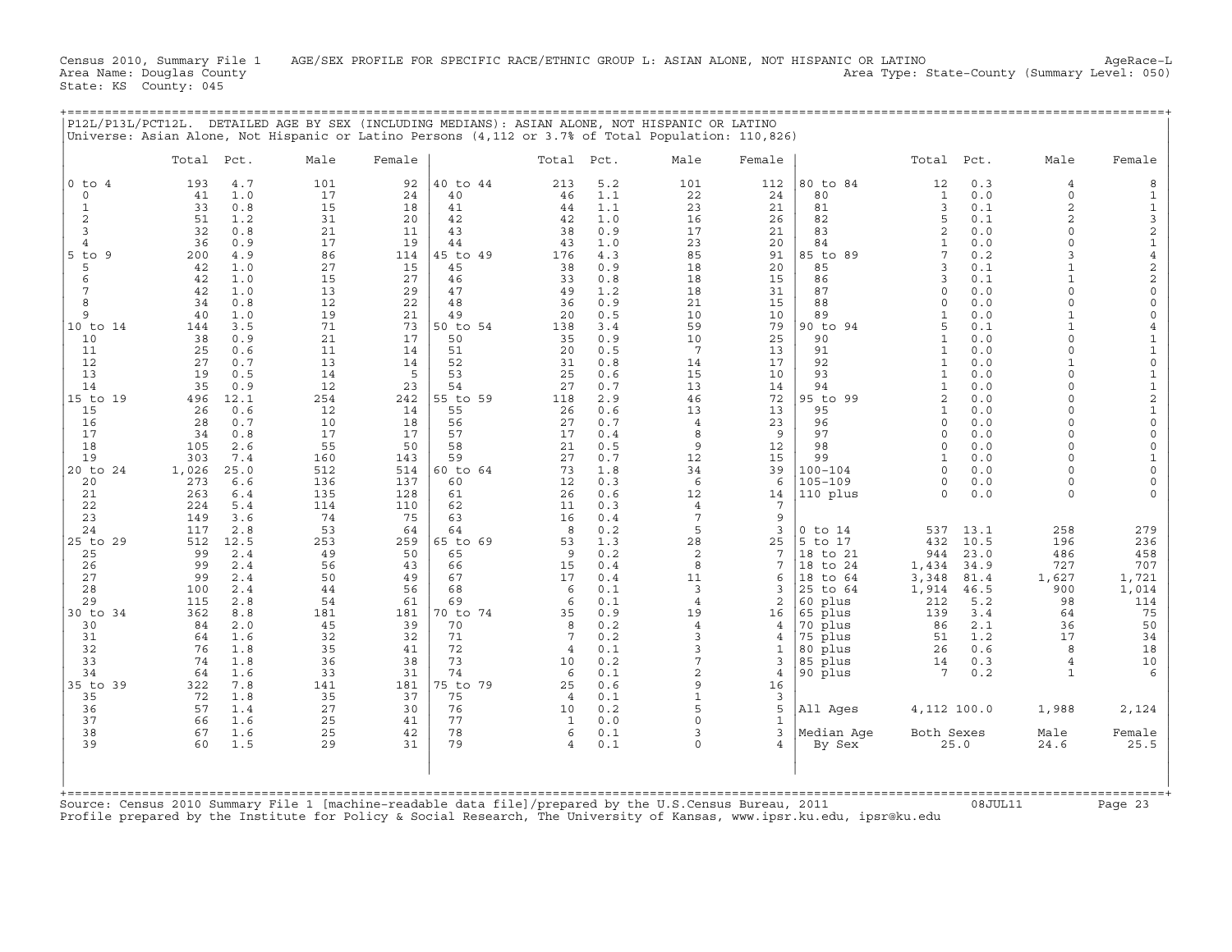Census 2010, Summary File 1 AGE/SEX PROFILE FOR SPECIFIC RACE/ETHNIC GROUP L: ASIAN ALONE, NOT HISPANIC OR LATINO AgeRace-L
Area Name: Douglas County Area Type: State-County (Summary Level: 050)
State: KS County: 045

## P12L/P13L/PCT12L. DETAILED AGE BY SEX (INCLUDING MEDIANS): ASIAN ALONE, NOT HISPANIC OR LATINO

Universe: Asian Alone, Not Hispanic or Latino Persons (4,112 or 3.7% of Total Population: 110,826)

| | Total | Pct. | Male | Female | | Total | Pct. | Male | Female | | Total | Pct. | Male | Female |
|---|---|---|---|---|---|---|---|---|---|---|---|---|---|---|
| 0 to 4 | 193 | 4.7 | 101 | 92 | 40 to 44 | 213 | 5.2 | 101 | 112 | 80 to 84 | 12 | 0.3 | 4 | 8 |
| 0 | 41 | 1.0 | 17 | 24 | 40 | 46 | 1.1 | 22 | 24 | 80 | 1 | 0.0 | 0 | 1 |
| 1 | 33 | 0.8 | 15 | 18 | 41 | 44 | 1.1 | 23 | 21 | 81 | 3 | 0.1 | 2 | 1 |
| 2 | 51 | 1.2 | 31 | 20 | 42 | 42 | 1.0 | 16 | 26 | 82 | 5 | 0.1 | 2 | 3 |
| 3 | 32 | 0.8 | 21 | 11 | 43 | 38 | 0.9 | 17 | 21 | 83 | 2 | 0.0 | 0 | 2 |
| 4 | 36 | 0.9 | 17 | 19 | 44 | 43 | 1.0 | 23 | 20 | 84 | 1 | 0.0 | 0 | 1 |
| 5 to 9 | 200 | 4.9 | 86 | 114 | 45 to 49 | 176 | 4.3 | 85 | 91 | 85 to 89 | 7 | 0.2 | 3 | 4 |
| 5 | 42 | 1.0 | 27 | 15 | 45 | 38 | 0.9 | 18 | 20 | 85 | 3 | 0.1 | 1 | 2 |
| 6 | 42 | 1.0 | 15 | 27 | 46 | 33 | 0.8 | 18 | 15 | 86 | 3 | 0.1 | 1 | 2 |
| 7 | 42 | 1.0 | 13 | 29 | 47 | 49 | 1.2 | 18 | 31 | 87 | 0 | 0.0 | 0 | 0 |
| 8 | 34 | 0.8 | 12 | 22 | 48 | 36 | 0.9 | 21 | 15 | 88 | 0 | 0.0 | 0 | 0 |
| 9 | 40 | 1.0 | 19 | 21 | 49 | 20 | 0.5 | 10 | 10 | 89 | 1 | 0.0 | 1 | 0 |
| 10 to 14 | 144 | 3.5 | 71 | 73 | 50 to 54 | 138 | 3.4 | 59 | 79 | 90 to 94 | 5 | 0.1 | 1 | 4 |
| 10 | 38 | 0.9 | 21 | 17 | 50 | 35 | 0.9 | 10 | 25 | 90 | 1 | 0.0 | 0 | 1 |
| 11 | 25 | 0.6 | 11 | 14 | 51 | 20 | 0.5 | 7 | 13 | 91 | 1 | 0.0 | 0 | 1 |
| 12 | 27 | 0.7 | 13 | 14 | 52 | 31 | 0.8 | 14 | 17 | 92 | 1 | 0.0 | 1 | 0 |
| 13 | 19 | 0.5 | 14 | 5 | 53 | 25 | 0.6 | 15 | 10 | 93 | 1 | 0.0 | 0 | 1 |
| 14 | 35 | 0.9 | 12 | 23 | 54 | 27 | 0.7 | 13 | 14 | 94 | 1 | 0.0 | 0 | 1 |
| 15 to 19 | 496 | 12.1 | 254 | 242 | 55 to 59 | 118 | 2.9 | 46 | 72 | 95 to 99 | 2 | 0.0 | 0 | 2 |
| 15 | 26 | 0.6 | 12 | 14 | 55 | 26 | 0.6 | 13 | 13 | 95 | 1 | 0.0 | 0 | 1 |
| 16 | 28 | 0.7 | 10 | 18 | 56 | 27 | 0.7 | 4 | 23 | 96 | 0 | 0.0 | 0 | 0 |
| 17 | 34 | 0.8 | 17 | 17 | 57 | 17 | 0.4 | 8 | 9 | 97 | 0 | 0.0 | 0 | 0 |
| 18 | 105 | 2.6 | 55 | 50 | 58 | 21 | 0.5 | 9 | 12 | 98 | 0 | 0.0 | 0 | 0 |
| 19 | 303 | 7.4 | 160 | 143 | 59 | 27 | 0.7 | 12 | 15 | 99 | 1 | 0.0 | 0 | 1 |
| 20 to 24 | 1,026 | 25.0 | 512 | 514 | 60 to 64 | 73 | 1.8 | 34 | 39 | 100-104 | 0 | 0.0 | 0 | 0 |
| 20 | 273 | 6.6 | 136 | 137 | 60 | 12 | 0.3 | 6 | 6 | 105-109 | 0 | 0.0 | 0 | 0 |
| 21 | 263 | 6.4 | 135 | 128 | 61 | 26 | 0.6 | 12 | 14 | 110 plus | 0 | 0.0 | 0 | 0 |
| 22 | 224 | 5.4 | 114 | 110 | 62 | 11 | 0.3 | 4 | 7 | | | | | |
| 23 | 149 | 3.6 | 74 | 75 | 63 | 16 | 0.4 | 7 | 9 | | | | | |
| 24 | 117 | 2.8 | 53 | 64 | 64 | 8 | 0.2 | 5 | 3 | 0 to 14 | 537 | 13.1 | 258 | 279 |
| 25 to 29 | 512 | 12.5 | 253 | 259 | 65 to 69 | 53 | 1.3 | 28 | 25 | 5 to 17 | 432 | 10.5 | 196 | 236 |
| 25 | 99 | 2.4 | 49 | 50 | 65 | 9 | 0.2 | 2 | 7 | 18 to 21 | 944 | 23.0 | 486 | 458 |
| 26 | 99 | 2.4 | 56 | 43 | 66 | 15 | 0.4 | 8 | 7 | 18 to 24 | 1,434 | 34.9 | 727 | 707 |
| 27 | 99 | 2.4 | 50 | 49 | 67 | 17 | 0.4 | 11 | 6 | 18 to 64 | 3,348 | 81.4 | 1,627 | 1,721 |
| 28 | 100 | 2.4 | 44 | 56 | 68 | 6 | 0.1 | 3 | 3 | 25 to 64 | 1,914 | 46.5 | 900 | 1,014 |
| 29 | 115 | 2.8 | 54 | 61 | 69 | 6 | 0.1 | 4 | 2 | 60 plus | 212 | 5.2 | 98 | 114 |
| 30 to 34 | 362 | 8.8 | 181 | 181 | 70 to 74 | 35 | 0.9 | 19 | 16 | 65 plus | 139 | 3.4 | 64 | 75 |
| 30 | 84 | 2.0 | 45 | 39 | 70 | 8 | 0.2 | 4 | 4 | 70 plus | 86 | 2.1 | 36 | 50 |
| 31 | 64 | 1.6 | 32 | 32 | 71 | 7 | 0.2 | 3 | 4 | 75 plus | 51 | 1.2 | 17 | 34 |
| 32 | 76 | 1.8 | 35 | 41 | 72 | 4 | 0.1 | 3 | 1 | 80 plus | 26 | 0.6 | 8 | 18 |
| 33 | 74 | 1.8 | 36 | 38 | 73 | 10 | 0.2 | 7 | 3 | 85 plus | 14 | 0.3 | 4 | 10 |
| 34 | 64 | 1.6 | 33 | 31 | 74 | 6 | 0.1 | 2 | 4 | 90 plus | 7 | 0.2 | 1 | 6 |
| 35 to 39 | 322 | 7.8 | 141 | 181 | 75 to 79 | 25 | 0.6 | 9 | 16 | | | | | |
| 35 | 72 | 1.8 | 35 | 37 | 75 | 4 | 0.1 | 1 | 3 | | | | | |
| 36 | 57 | 1.4 | 27 | 30 | 76 | 10 | 0.2 | 5 | 5 | All Ages | 4,112 | 100.0 | 1,988 | 2,124 |
| 37 | 66 | 1.6 | 25 | 41 | 77 | 1 | 0.0 | 0 | 1 | | | | | |
| 38 | 67 | 1.6 | 25 | 42 | 78 | 6 | 0.1 | 3 | 3 | Median Age | Both Sexes | | Male | Female |
| 39 | 60 | 1.5 | 29 | 31 | 79 | 4 | 0.1 | 0 | 4 | By Sex | 25.0 | | 24.6 | 25.5 |

Source: Census 2010 Summary File 1 [machine-readable data file]/prepared by the U.S.Census Bureau, 2011 08JUL11
Profile prepared by the Institute for Policy & Social Research, The University of Kansas, www.ipsr.ku.edu, ipsr@ku.edu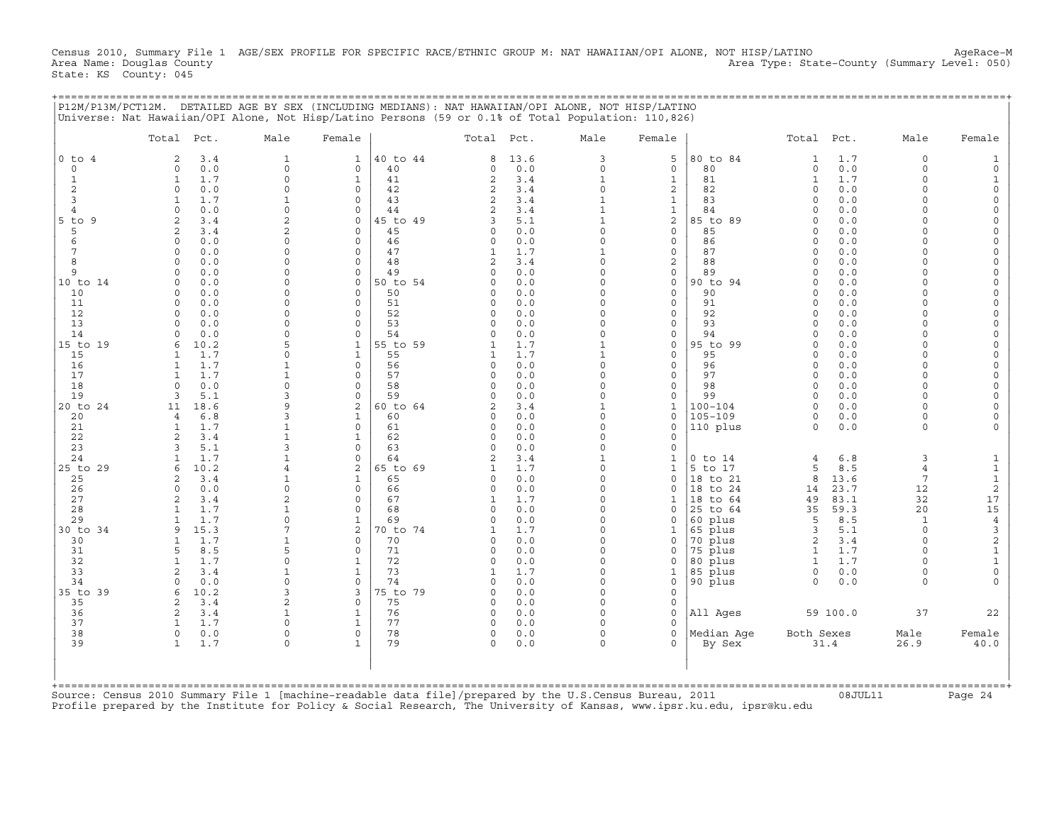Census 2010, Summary File 1 AGE/SEX PROFILE FOR SPECIFIC RACE/ETHNIC GROUP M: NAT HAWAIIAN/OPI ALONE, NOT HISP/LATINO AgeRace-M
Area Name: Douglas County Area Type: State-County (Summary Level: 050)
State: KS County: 045

## P12M/P13M/PCT12M. DETAILED AGE BY SEX (INCLUDING MEDIANS): NAT HAWAIIAN/OPI ALONE, NOT HISP/LATINO

Universe: Nat Hawaiian/OPI Alone, Not Hisp/Latino Persons (59 or 0.1% of Total Population: 110,826)

| | Total | Pct. | Male | Female | | Total | Pct. | Male | Female | | Total | Pct. | Male | Female |
|---|---|---|---|---|---|---|---|---|---|---|---|---|---|---|
| 0 to 4 | 2 | 3.4 | 1 | 1 | 40 to 44 | 8 | 13.6 | 3 | 5 | 80 to 84 | 1 | 1.7 | 0 | 1 |
| 0 | 0 | 0.0 | 0 | 0 | 40 | 0 | 0.0 | 0 | 0 | 80 | 0 | 0.0 | 0 | 0 |
| 1 | 1 | 1.7 | 0 | 1 | 41 | 2 | 3.4 | 1 | 1 | 81 | 1 | 1.7 | 0 | 1 |
| 2 | 0 | 0.0 | 0 | 0 | 42 | 2 | 3.4 | 0 | 2 | 82 | 0 | 0.0 | 0 | 0 |
| 3 | 1 | 1.7 | 1 | 0 | 43 | 2 | 3.4 | 1 | 1 | 83 | 0 | 0.0 | 0 | 0 |
| 4 | 0 | 0.0 | 0 | 0 | 44 | 2 | 3.4 | 1 | 1 | 84 | 0 | 0.0 | 0 | 0 |
| 5 to 9 | 2 | 3.4 | 2 | 0 | 45 to 49 | 3 | 5.1 | 1 | 2 | 85 to 89 | 0 | 0.0 | 0 | 0 |
| 5 | 2 | 3.4 | 2 | 0 | 45 | 0 | 0.0 | 0 | 0 | 85 | 0 | 0.0 | 0 | 0 |
| 6 | 0 | 0.0 | 0 | 0 | 46 | 0 | 0.0 | 0 | 0 | 86 | 0 | 0.0 | 0 | 0 |
| 7 | 0 | 0.0 | 0 | 0 | 47 | 1 | 1.7 | 1 | 0 | 87 | 0 | 0.0 | 0 | 0 |
| 8 | 0 | 0.0 | 0 | 0 | 48 | 2 | 3.4 | 0 | 2 | 88 | 0 | 0.0 | 0 | 0 |
| 9 | 0 | 0.0 | 0 | 0 | 49 | 0 | 0.0 | 0 | 0 | 89 | 0 | 0.0 | 0 | 0 |
| 10 to 14 | 0 | 0.0 | 0 | 0 | 50 to 54 | 0 | 0.0 | 0 | 0 | 90 to 94 | 0 | 0.0 | 0 | 0 |
| 10 | 0 | 0.0 | 0 | 0 | 50 | 0 | 0.0 | 0 | 0 | 90 | 0 | 0.0 | 0 | 0 |
| 11 | 0 | 0.0 | 0 | 0 | 51 | 0 | 0.0 | 0 | 0 | 91 | 0 | 0.0 | 0 | 0 |
| 12 | 0 | 0.0 | 0 | 0 | 52 | 0 | 0.0 | 0 | 0 | 92 | 0 | 0.0 | 0 | 0 |
| 13 | 0 | 0.0 | 0 | 0 | 53 | 0 | 0.0 | 0 | 0 | 93 | 0 | 0.0 | 0 | 0 |
| 14 | 0 | 0.0 | 0 | 0 | 54 | 0 | 0.0 | 0 | 0 | 94 | 0 | 0.0 | 0 | 0 |
| 15 to 19 | 6 | 10.2 | 5 | 1 | 55 to 59 | 1 | 1.7 | 1 | 0 | 95 to 99 | 0 | 0.0 | 0 | 0 |
| 15 | 1 | 1.7 | 0 | 1 | 55 | 1 | 1.7 | 1 | 0 | 95 | 0 | 0.0 | 0 | 0 |
| 16 | 1 | 1.7 | 1 | 0 | 56 | 0 | 0.0 | 0 | 0 | 96 | 0 | 0.0 | 0 | 0 |
| 17 | 1 | 1.7 | 1 | 0 | 57 | 0 | 0.0 | 0 | 0 | 97 | 0 | 0.0 | 0 | 0 |
| 18 | 0 | 0.0 | 0 | 0 | 58 | 0 | 0.0 | 0 | 0 | 98 | 0 | 0.0 | 0 | 0 |
| 19 | 3 | 5.1 | 3 | 0 | 59 | 0 | 0.0 | 0 | 0 | 99 | 0 | 0.0 | 0 | 0 |
| 20 to 24 | 11 | 18.6 | 9 | 2 | 60 to 64 | 2 | 3.4 | 1 | 1 | 100-104 | 0 | 0.0 | 0 | 0 |
| 20 | 4 | 6.8 | 3 | 1 | 60 | 0 | 0.0 | 0 | 0 | 105-109 | 0 | 0.0 | 0 | 0 |
| 21 | 1 | 1.7 | 1 | 0 | 61 | 0 | 0.0 | 0 | 0 | 110 plus | 0 | 0.0 | 0 | 0 |
| 22 | 2 | 3.4 | 1 | 1 | 62 | 0 | 0.0 | 0 | 0 | | | | | |
| 23 | 3 | 5.1 | 3 | 0 | 63 | 0 | 0.0 | 0 | 0 | | | | | |
| 24 | 1 | 1.7 | 1 | 0 | 64 | 2 | 3.4 | 1 | 1 | 0 to 14 | 4 | 6.8 | 3 | 1 |
| 25 to 29 | 6 | 10.2 | 4 | 2 | 65 to 69 | 1 | 1.7 | 0 | 1 | 5 to 17 | 5 | 8.5 | 4 | 1 |
| 25 | 2 | 3.4 | 1 | 1 | 65 | 0 | 0.0 | 0 | 0 | 18 to 21 | 8 | 13.6 | 7 | 1 |
| 26 | 0 | 0.0 | 0 | 0 | 66 | 0 | 0.0 | 0 | 0 | 18 to 24 | 14 | 23.7 | 12 | 2 |
| 27 | 2 | 3.4 | 2 | 0 | 67 | 1 | 1.7 | 0 | 1 | 18 to 64 | 49 | 83.1 | 32 | 17 |
| 28 | 1 | 1.7 | 1 | 0 | 68 | 0 | 0.0 | 0 | 0 | 25 to 64 | 35 | 59.3 | 20 | 15 |
| 29 | 1 | 1.7 | 0 | 1 | 69 | 0 | 0.0 | 0 | 0 | 60 plus | 5 | 8.5 | 1 | 4 |
| 30 to 34 | 9 | 15.3 | 7 | 2 | 70 to 74 | 1 | 1.7 | 0 | 1 | 65 plus | 3 | 5.1 | 0 | 3 |
| 30 | 1 | 1.7 | 1 | 0 | 70 | 0 | 0.0 | 0 | 0 | 70 plus | 2 | 3.4 | 0 | 2 |
| 31 | 5 | 8.5 | 5 | 0 | 71 | 0 | 0.0 | 0 | 0 | 75 plus | 1 | 1.7 | 0 | 1 |
| 32 | 1 | 1.7 | 0 | 1 | 72 | 0 | 0.0 | 0 | 0 | 80 plus | 1 | 1.7 | 0 | 1 |
| 33 | 2 | 3.4 | 1 | 1 | 73 | 1 | 1.7 | 0 | 1 | 85 plus | 0 | 0.0 | 0 | 0 |
| 34 | 0 | 0.0 | 0 | 0 | 74 | 0 | 0.0 | 0 | 0 | 90 plus | 0 | 0.0 | 0 | 0 |
| 35 to 39 | 6 | 10.2 | 3 | 3 | 75 to 79 | 0 | 0.0 | 0 | 0 | | | | | |
| 35 | 2 | 3.4 | 2 | 0 | 75 | 0 | 0.0 | 0 | 0 | | | | | |
| 36 | 2 | 3.4 | 1 | 1 | 76 | 0 | 0.0 | 0 | 0 | All Ages | 59 | 100.0 | 37 | 22 |
| 37 | 1 | 1.7 | 0 | 1 | 77 | 0 | 0.0 | 0 | 0 | | | | | |
| 38 | 0 | 0.0 | 0 | 0 | 78 | 0 | 0.0 | 0 | 0 | Median Age | Both Sexes | | Male | Female |
| 39 | 1 | 1.7 | 0 | 1 | 79 | 0 | 0.0 | 0 | 0 | By Sex | 31.4 | | 26.9 | 40.0 |

Source: Census 2010 Summary File 1 [machine-readable data file]/prepared by the U.S.Census Bureau, 2011 08JUL11
Profile prepared by the Institute for Policy & Social Research, The University of Kansas, www.ipsr.ku.edu, ipsr@ku.edu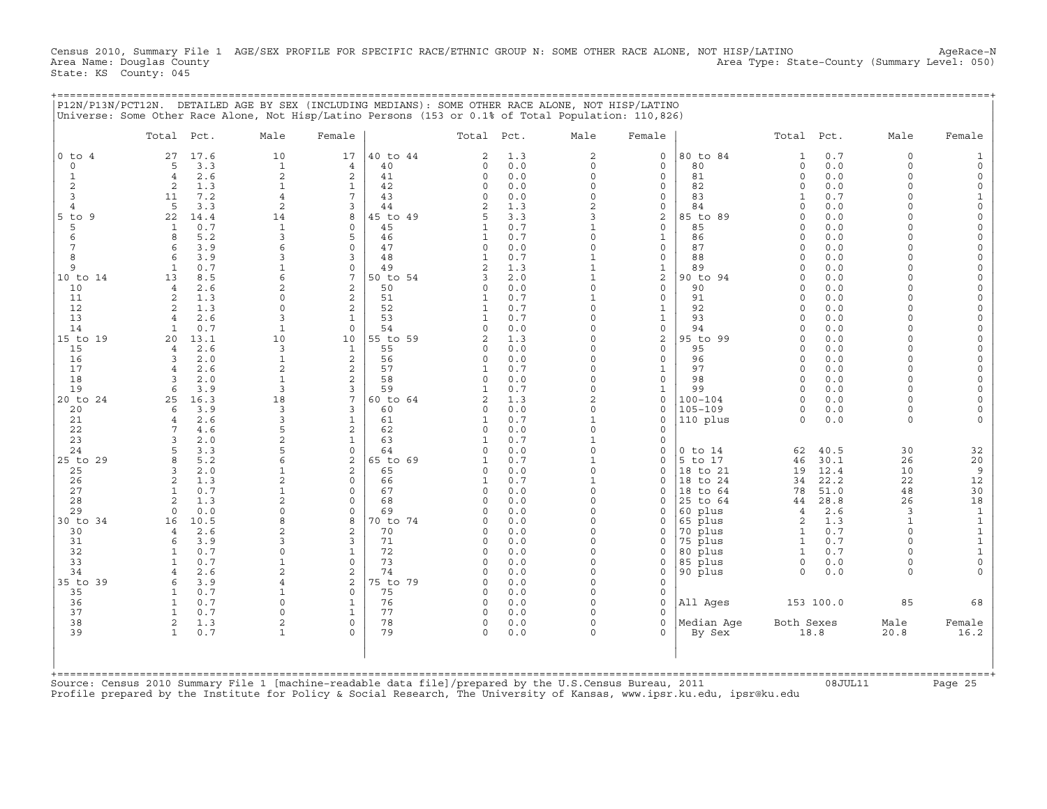Census 2010, Summary File 1 AGE/SEX PROFILE FOR SPECIFIC RACE/ETHNIC GROUP N: SOME OTHER RACE ALONE, NOT HISP/LATINO AgeRace-N
Area Name: Douglas County Area Type: State-County (Summary Level: 050)
State: KS County: 045

## P12N/P13N/PCT12N. DETAILED AGE BY SEX (INCLUDING MEDIANS): SOME OTHER RACE ALONE, NOT HISP/LATINO

Universe: Some Other Race Alone, Not Hisp/Latino Persons (153 or 0.1% of Total Population: 110,826)

| | Total | Pct. | Male | Female | | Total | Pct. | Male | Female | | Total | Pct. | Male | Female |
|---|---|---|---|---|---|---|---|---|---|---|---|---|---|---|
| 0 to 4 | 27 | 17.6 | 10 | 17 | 40 to 44 | 2 | 1.3 | 2 | 0 | 80 to 84 | 1 | 0.7 | 0 | 1 |
| 0 | 5 | 3.3 | 1 | 4 | 40 | 0 | 0.0 | 0 | 0 | 80 | 0 | 0.0 | 0 | 0 |
| 1 | 4 | 2.6 | 2 | 2 | 41 | 0 | 0.0 | 0 | 0 | 81 | 0 | 0.0 | 0 | 0 |
| 2 | 2 | 1.3 | 1 | 1 | 42 | 0 | 0.0 | 0 | 0 | 82 | 0 | 0.0 | 0 | 0 |
| 3 | 11 | 7.2 | 4 | 7 | 43 | 0 | 0.0 | 0 | 0 | 83 | 1 | 0.7 | 0 | 1 |
| 4 | 5 | 3.3 | 2 | 3 | 44 | 2 | 1.3 | 2 | 0 | 84 | 0 | 0.0 | 0 | 0 |
| 5 to 9 | 22 | 14.4 | 14 | 8 | 45 to 49 | 5 | 3.3 | 3 | 2 | 85 to 89 | 0 | 0.0 | 0 | 0 |
| 5 | 1 | 0.7 | 1 | 0 | 45 | 1 | 0.7 | 1 | 0 | 85 | 0 | 0.0 | 0 | 0 |
| 6 | 8 | 5.2 | 3 | 5 | 46 | 1 | 0.7 | 0 | 1 | 86 | 0 | 0.0 | 0 | 0 |
| 7 | 6 | 3.9 | 6 | 0 | 47 | 0 | 0.0 | 0 | 0 | 87 | 0 | 0.0 | 0 | 0 |
| 8 | 6 | 3.9 | 3 | 3 | 48 | 1 | 0.7 | 1 | 0 | 88 | 0 | 0.0 | 0 | 0 |
| 9 | 1 | 0.7 | 1 | 0 | 49 | 2 | 1.3 | 1 | 1 | 89 | 0 | 0.0 | 0 | 0 |
| 10 to 14 | 13 | 8.5 | 6 | 7 | 50 to 54 | 3 | 2.0 | 1 | 2 | 90 to 94 | 0 | 0.0 | 0 | 0 |
| 10 | 4 | 2.6 | 2 | 2 | 50 | 0 | 0.0 | 0 | 0 | 90 | 0 | 0.0 | 0 | 0 |
| 11 | 2 | 1.3 | 0 | 2 | 51 | 1 | 0.7 | 1 | 0 | 91 | 0 | 0.0 | 0 | 0 |
| 12 | 2 | 1.3 | 0 | 2 | 52 | 1 | 0.7 | 0 | 1 | 92 | 0 | 0.0 | 0 | 0 |
| 13 | 4 | 2.6 | 3 | 1 | 53 | 1 | 0.7 | 0 | 1 | 93 | 0 | 0.0 | 0 | 0 |
| 14 | 1 | 0.7 | 1 | 0 | 54 | 0 | 0.0 | 0 | 0 | 94 | 0 | 0.0 | 0 | 0 |
| 15 to 19 | 20 | 13.1 | 10 | 10 | 55 to 59 | 2 | 1.3 | 0 | 2 | 95 to 99 | 0 | 0.0 | 0 | 0 |
| 15 | 4 | 2.6 | 3 | 1 | 55 | 0 | 0.0 | 0 | 0 | 95 | 0 | 0.0 | 0 | 0 |
| 16 | 3 | 2.0 | 1 | 2 | 56 | 0 | 0.0 | 0 | 0 | 96 | 0 | 0.0 | 0 | 0 |
| 17 | 4 | 2.6 | 2 | 2 | 57 | 1 | 0.7 | 0 | 1 | 97 | 0 | 0.0 | 0 | 0 |
| 18 | 3 | 2.0 | 1 | 2 | 58 | 0 | 0.0 | 0 | 0 | 98 | 0 | 0.0 | 0 | 0 |
| 19 | 6 | 3.9 | 3 | 3 | 59 | 1 | 0.7 | 0 | 1 | 99 | 0 | 0.0 | 0 | 0 |
| 20 to 24 | 25 | 16.3 | 18 | 7 | 60 to 64 | 2 | 1.3 | 2 | 0 | 100-104 | 0 | 0.0 | 0 | 0 |
| 20 | 6 | 3.9 | 3 | 3 | 60 | 0 | 0.0 | 0 | 0 | 105-109 | 0 | 0.0 | 0 | 0 |
| 21 | 4 | 2.6 | 3 | 1 | 61 | 1 | 0.7 | 1 | 0 | 110 plus | 0 | 0.0 | 0 | 0 |
| 22 | 7 | 4.6 | 5 | 2 | 62 | 0 | 0.0 | 0 | 0 | | | | | |
| 23 | 3 | 2.0 | 2 | 1 | 63 | 1 | 0.7 | 1 | 0 | | | | | |
| 24 | 5 | 3.3 | 5 | 0 | 64 | 0 | 0.0 | 0 | 0 | 0 to 14 | 62 | 40.5 | 30 | 32 |
| 25 to 29 | 8 | 5.2 | 6 | 2 | 65 to 69 | 1 | 0.7 | 1 | 0 | 5 to 17 | 46 | 30.1 | 26 | 20 |
| 25 | 3 | 2.0 | 1 | 2 | 65 | 0 | 0.0 | 0 | 0 | 18 to 21 | 19 | 12.4 | 10 | 9 |
| 26 | 2 | 1.3 | 2 | 0 | 66 | 1 | 0.7 | 1 | 0 | 18 to 24 | 34 | 22.2 | 22 | 12 |
| 27 | 1 | 0.7 | 1 | 0 | 67 | 0 | 0.0 | 0 | 0 | 18 to 64 | 78 | 51.0 | 48 | 30 |
| 28 | 2 | 1.3 | 2 | 0 | 68 | 0 | 0.0 | 0 | 0 | 25 to 64 | 44 | 28.8 | 26 | 18 |
| 29 | 0 | 0.0 | 0 | 0 | 69 | 0 | 0.0 | 0 | 0 | 60 plus | 4 | 2.6 | 3 | 1 |
| 30 to 34 | 16 | 10.5 | 8 | 8 | 70 to 74 | 0 | 0.0 | 0 | 0 | 65 plus | 2 | 1.3 | 1 | 1 |
| 30 | 4 | 2.6 | 2 | 2 | 70 | 0 | 0.0 | 0 | 0 | 70 plus | 1 | 0.7 | 0 | 1 |
| 31 | 6 | 3.9 | 3 | 3 | 71 | 0 | 0.0 | 0 | 0 | 75 plus | 1 | 0.7 | 0 | 1 |
| 32 | 1 | 0.7 | 0 | 1 | 72 | 0 | 0.0 | 0 | 0 | 80 plus | 1 | 0.7 | 0 | 1 |
| 33 | 1 | 0.7 | 1 | 0 | 73 | 0 | 0.0 | 0 | 0 | 85 plus | 0 | 0.0 | 0 | 0 |
| 34 | 4 | 2.6 | 2 | 2 | 74 | 0 | 0.0 | 0 | 0 | 90 plus | 0 | 0.0 | 0 | 0 |
| 35 to 39 | 6 | 3.9 | 4 | 2 | 75 to 79 | 0 | 0.0 | 0 | 0 | | | | | |
| 35 | 1 | 0.7 | 1 | 0 | 75 | 0 | 0.0 | 0 | 0 | | | | | |
| 36 | 1 | 0.7 | 0 | 1 | 76 | 0 | 0.0 | 0 | 0 | All Ages | 153 | 100.0 | 85 | 68 |
| 37 | 1 | 0.7 | 0 | 1 | 77 | 0 | 0.0 | 0 | 0 | | | | | |
| 38 | 2 | 1.3 | 2 | 0 | 78 | 0 | 0.0 | 0 | 0 | Median Age | Both Sexes | | Male | Female |
| 39 | 1 | 0.7 | 1 | 0 | 79 | 0 | 0.0 | 0 | 0 | By Sex | 18.8 | | 20.8 | 16.2 |

Source: Census 2010 Summary File 1 [machine-readable data file]/prepared by the U.S.Census Bureau, 2011 08JUL11
Profile prepared by the Institute for Policy & Social Research, The University of Kansas, www.ipsr.ku.edu, ipsr@ku.edu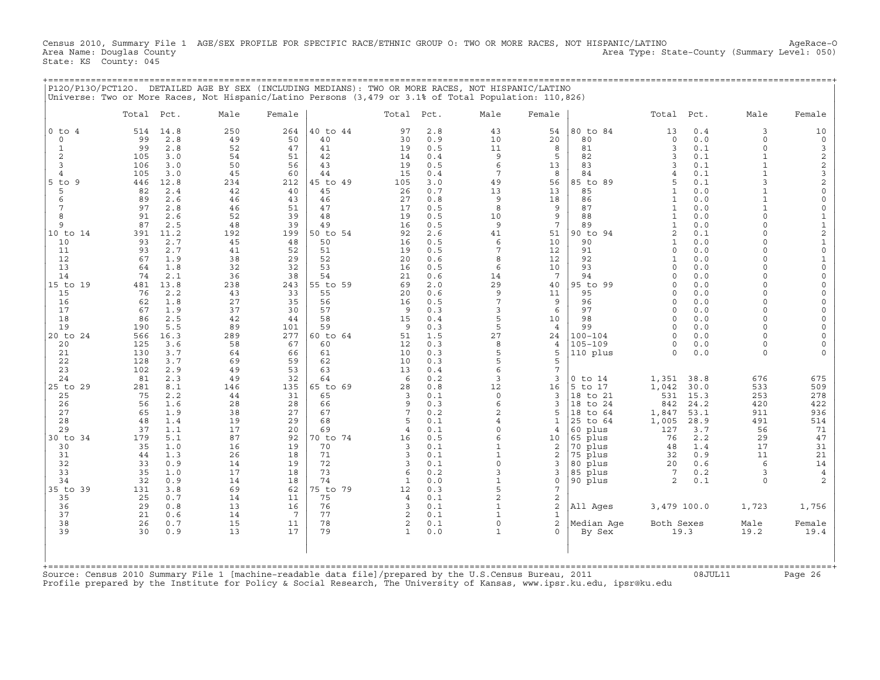Census 2010, Summary File 1 AGE/SEX PROFILE FOR SPECIFIC RACE/ETHNIC GROUP O: TWO OR MORE RACES, NOT HISPANIC/LATINO AgeRace-O
Area Name: Douglas County Area Type: State-County (Summary Level: 050)
State: KS County: 045

P12O/P13O/PCT12O. DETAILED AGE BY SEX (INCLUDING MEDIANS): TWO OR MORE RACES, NOT HISPANIC/LATINO
Universe: Two or More Races, Not Hispanic/Latino Persons (3,479 or 3.1% of Total Population: 110,826)

| | Total | Pct. | Male | Female | | Total | Pct. | Male | Female | | Total | Pct. | Male | Female |
|---|---|---|---|---|---|---|---|---|---|---|---|---|---|---|
| 0 to 4 | 514 | 14.8 | 250 | 264 | 40 to 44 | 97 | 2.8 | 43 | 54 | 80 to 84 | 13 | 0.4 | 3 | 10 |
| 0 | 99 | 2.8 | 49 | 50 | 40 | 30 | 0.9 | 10 | 20 | 80 | 0 | 0.0 | 0 | 0 |
| 1 | 99 | 2.8 | 52 | 47 | 41 | 19 | 0.5 | 11 | 8 | 81 | 3 | 0.1 | 0 | 3 |
| 2 | 105 | 3.0 | 54 | 51 | 42 | 14 | 0.4 | 9 | 5 | 82 | 3 | 0.1 | 1 | 2 |
| 3 | 106 | 3.0 | 50 | 56 | 43 | 19 | 0.5 | 6 | 13 | 83 | 3 | 0.1 | 1 | 2 |
| 4 | 105 | 3.0 | 45 | 60 | 44 | 15 | 0.4 | 7 | 8 | 84 | 4 | 0.1 | 1 | 3 |
| 5 to 9 | 446 | 12.8 | 234 | 212 | 45 to 49 | 105 | 3.0 | 49 | 56 | 85 to 89 | 5 | 0.1 | 3 | 2 |
| 5 | 82 | 2.4 | 42 | 40 | 45 | 26 | 0.7 | 13 | 13 | 85 | 1 | 0.0 | 1 | 0 |
| 6 | 89 | 2.6 | 46 | 43 | 46 | 27 | 0.8 | 9 | 18 | 86 | 1 | 0.0 | 1 | 0 |
| 7 | 97 | 2.8 | 46 | 51 | 47 | 17 | 0.5 | 8 | 9 | 87 | 1 | 0.0 | 1 | 0 |
| 8 | 91 | 2.6 | 52 | 39 | 48 | 19 | 0.5 | 10 | 9 | 88 | 1 | 0.0 | 0 | 1 |
| 9 | 87 | 2.5 | 48 | 39 | 49 | 16 | 0.5 | 9 | 7 | 89 | 1 | 0.0 | 0 | 1 |
| 10 to 14 | 391 | 11.2 | 192 | 199 | 50 to 54 | 92 | 2.6 | 41 | 51 | 90 to 94 | 2 | 0.1 | 0 | 2 |
| 10 | 93 | 2.7 | 45 | 48 | 50 | 16 | 0.5 | 6 | 10 | 90 | 1 | 0.0 | 0 | 1 |
| 11 | 93 | 2.7 | 41 | 52 | 51 | 19 | 0.5 | 7 | 12 | 91 | 0 | 0.0 | 0 | 0 |
| 12 | 67 | 1.9 | 38 | 29 | 52 | 20 | 0.6 | 8 | 12 | 92 | 1 | 0.0 | 0 | 1 |
| 13 | 64 | 1.8 | 32 | 32 | 53 | 16 | 0.5 | 6 | 10 | 93 | 0 | 0.0 | 0 | 0 |
| 14 | 74 | 2.1 | 36 | 38 | 54 | 21 | 0.6 | 14 | 7 | 94 | 0 | 0.0 | 0 | 0 |
| 15 to 19 | 481 | 13.8 | 238 | 243 | 55 to 59 | 69 | 2.0 | 29 | 40 | 95 to 99 | 0 | 0.0 | 0 | 0 |
| 15 | 76 | 2.2 | 43 | 33 | 55 | 20 | 0.6 | 9 | 11 | 95 | 0 | 0.0 | 0 | 0 |
| 16 | 62 | 1.8 | 27 | 35 | 56 | 16 | 0.5 | 7 | 9 | 96 | 0 | 0.0 | 0 | 0 |
| 17 | 67 | 1.9 | 37 | 30 | 57 | 9 | 0.3 | 3 | 6 | 97 | 0 | 0.0 | 0 | 0 |
| 18 | 86 | 2.5 | 42 | 44 | 58 | 15 | 0.4 | 5 | 10 | 98 | 0 | 0.0 | 0 | 0 |
| 19 | 190 | 5.5 | 89 | 101 | 59 | 9 | 0.3 | 5 | 4 | 99 | 0 | 0.0 | 0 | 0 |
| 20 to 24 | 566 | 16.3 | 289 | 277 | 60 to 64 | 51 | 1.5 | 27 | 24 | 100-104 | 0 | 0.0 | 0 | 0 |
| 20 | 125 | 3.6 | 58 | 67 | 60 | 12 | 0.3 | 8 | 4 | 105-109 | 0 | 0.0 | 0 | 0 |
| 21 | 130 | 3.7 | 64 | 66 | 61 | 10 | 0.3 | 5 | 5 | 110 plus | 0 | 0.0 | 0 | 0 |
| 22 | 128 | 3.7 | 69 | 59 | 62 | 10 | 0.3 | 5 | 5 | | | | | |
| 23 | 102 | 2.9 | 49 | 53 | 63 | 13 | 0.4 | 6 | 7 | | | | | |
| 24 | 81 | 2.3 | 49 | 32 | 64 | 6 | 0.2 | 3 | 3 | 0 to 14 | 1,351 | 38.8 | 676 | 675 |
| 25 to 29 | 281 | 8.1 | 146 | 135 | 65 to 69 | 28 | 0.8 | 12 | 16 | 5 to 17 | 1,042 | 30.0 | 533 | 509 |
| 25 | 75 | 2.2 | 44 | 31 | 65 | 3 | 0.1 | 0 | 3 | 18 to 21 | 531 | 15.3 | 253 | 278 |
| 26 | 56 | 1.6 | 28 | 28 | 66 | 9 | 0.3 | 6 | 3 | 18 to 24 | 842 | 24.2 | 420 | 422 |
| 27 | 65 | 1.9 | 38 | 27 | 67 | 7 | 0.2 | 2 | 5 | 18 to 64 | 1,847 | 53.1 | 911 | 936 |
| 28 | 48 | 1.4 | 19 | 29 | 68 | 5 | 0.1 | 4 | 1 | 25 to 64 | 1,005 | 28.9 | 491 | 514 |
| 29 | 37 | 1.1 | 17 | 20 | 69 | 4 | 0.1 | 0 | 4 | 60 plus | 127 | 3.7 | 56 | 71 |
| 30 to 34 | 179 | 5.1 | 87 | 92 | 70 to 74 | 16 | 0.5 | 6 | 10 | 65 plus | 76 | 2.2 | 29 | 47 |
| 30 | 35 | 1.0 | 16 | 19 | 70 | 3 | 0.1 | 1 | 2 | 70 plus | 48 | 1.4 | 17 | 31 |
| 31 | 44 | 1.3 | 26 | 18 | 71 | 3 | 0.1 | 1 | 2 | 75 plus | 32 | 0.9 | 11 | 21 |
| 32 | 33 | 0.9 | 14 | 19 | 72 | 3 | 0.1 | 0 | 3 | 80 plus | 20 | 0.6 | 6 | 14 |
| 33 | 35 | 1.0 | 17 | 18 | 73 | 6 | 0.2 | 3 | 3 | 85 plus | 7 | 0.2 | 3 | 4 |
| 34 | 32 | 0.9 | 14 | 18 | 74 | 1 | 0.0 | 1 | 0 | 90 plus | 2 | 0.1 | 0 | 2 |
| 35 to 39 | 131 | 3.8 | 69 | 62 | 75 to 79 | 12 | 0.3 | 5 | 7 | | | | | |
| 35 | 25 | 0.7 | 14 | 11 | 75 | 4 | 0.1 | 2 | 2 | | | | | |
| 36 | 29 | 0.8 | 13 | 16 | 76 | 3 | 0.1 | 1 | 2 | All Ages | 3,479 | 100.0 | 1,723 | 1,756 |
| 37 | 21 | 0.6 | 14 | 7 | 77 | 2 | 0.1 | 1 | 1 | | | | | |
| 38 | 26 | 0.7 | 15 | 11 | 78 | 2 | 0.1 | 0 | 2 | Median Age | Both Sexes | | Male | Female |
| 39 | 30 | 0.9 | 13 | 17 | 79 | 1 | 0.0 | 1 | 0 | By Sex | 19.3 | | 19.2 | 19.4 |

Source: Census 2010 Summary File 1 [machine-readable data file]/prepared by the U.S.Census Bureau, 2011 08JUL11
Profile prepared by the Institute for Policy & Social Research, The University of Kansas, www.ipsr.ku.edu, ipsr@ku.edu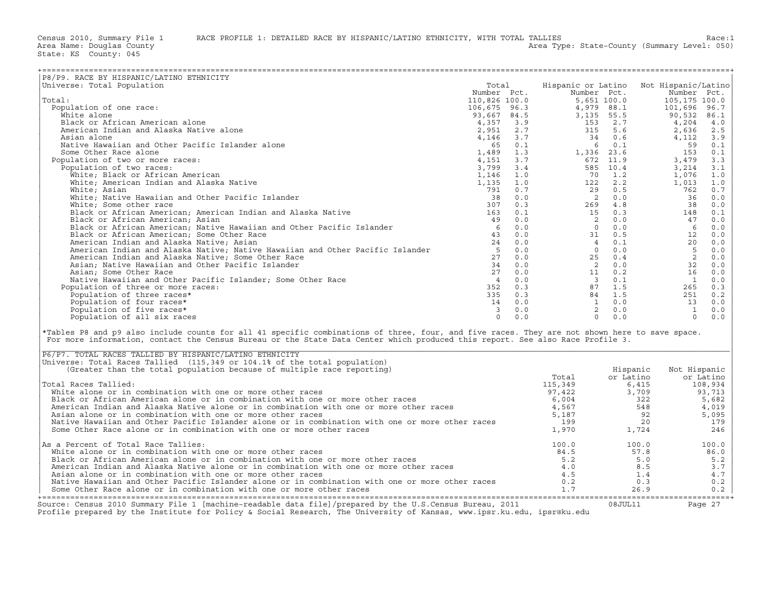Census 2010, Summary File 1 RACE PROFILE 1: DETAILED RACE BY HISPANIC/LATINO ETHNICITY, WITH TOTAL TALLIES Race:1
Area Name: Douglas County Area Type: State-County (Summary Level: 050)
State: KS County: 045

## P8/P9. RACE BY HISPANIC/LATINO ETHNICITY

Universe: Total Population

| | Total Number | Total Pct. | Hispanic or Latino Number | Hispanic or Latino Pct. | Not Hispanic/Latino Number | Not Hispanic/Latino Pct. |
|---|---|---|---|---|---|---|
| Total: | 110,826 | 100.0 | 5,651 | 100.0 | 105,175 | 100.0 |
| Population of one race: | 106,675 | 96.3 | 4,979 | 88.1 | 101,696 | 96.7 |
| White alone | 93,667 | 84.5 | 3,135 | 55.5 | 90,532 | 86.1 |
| Black or African American alone | 4,357 | 3.9 | 153 | 2.7 | 4,204 | 4.0 |
| American Indian and Alaska Native alone | 2,951 | 2.7 | 315 | 5.6 | 2,636 | 2.5 |
| Asian alone | 4,146 | 3.7 | 34 | 0.6 | 4,112 | 3.9 |
| Native Hawaiian and Other Pacific Islander alone | 65 | 0.1 | 6 | 0.1 | 59 | 0.1 |
| Some Other Race alone | 1,489 | 1.3 | 1,336 | 23.6 | 153 | 0.1 |
| Population of two or more races: | 4,151 | 3.7 | 672 | 11.9 | 3,479 | 3.3 |
| Population of two races: | 3,799 | 3.4 | 585 | 10.4 | 3,214 | 3.1 |
| White; Black or African American | 1,146 | 1.0 | 70 | 1.2 | 1,076 | 1.0 |
| White; American Indian and Alaska Native | 1,135 | 1.0 | 122 | 2.2 | 1,013 | 1.0 |
| White; Asian | 791 | 0.7 | 29 | 0.5 | 762 | 0.7 |
| White; Native Hawaiian and Other Pacific Islander | 38 | 0.0 | 2 | 0.0 | 36 | 0.0 |
| White; Some other race | 307 | 0.3 | 269 | 4.8 | 38 | 0.0 |
| Black or African American; American Indian and Alaska Native | 163 | 0.1 | 15 | 0.3 | 148 | 0.1 |
| Black or African American; Asian | 49 | 0.0 | 2 | 0.0 | 47 | 0.0 |
| Black or African American; Native Hawaiian and Other Pacific Islander | 6 | 0.0 | 0 | 0.0 | 6 | 0.0 |
| Black or African American; Some Other Race | 43 | 0.0 | 31 | 0.5 | 12 | 0.0 |
| American Indian and Alaska Native; Asian | 24 | 0.0 | 4 | 0.1 | 20 | 0.0 |
| American Indian and Alaska Native; Native Hawaiian and Other Pacific Islander | 5 | 0.0 | 0 | 0.0 | 5 | 0.0 |
| American Indian and Alaska Native; Some Other Race | 27 | 0.0 | 25 | 0.4 | 2 | 0.0 |
| Asian; Native Hawaiian and Other Pacific Islander | 34 | 0.0 | 2 | 0.0 | 32 | 0.0 |
| Asian; Some Other Race | 27 | 0.0 | 11 | 0.2 | 16 | 0.0 |
| Native Hawaiian and Other Pacific Islander; Some Other Race | 4 | 0.0 | 3 | 0.1 | 1 | 0.0 |
| Population of three or more races: | 352 | 0.3 | 87 | 1.5 | 265 | 0.3 |
| Population of three races* | 335 | 0.3 | 84 | 1.5 | 251 | 0.2 |
| Population of four races* | 14 | 0.0 | 1 | 0.0 | 13 | 0.0 |
| Population of five races* | 3 | 0.0 | 2 | 0.0 | 1 | 0.0 |
| Population of all six races | 0 | 0.0 | 0 | 0.0 | 0 | 0.0 |

*Tables P8 and p9 also include counts for all 41 specific combinations of three, four, and five races. They are not shown here to save space. For more information, contact the Census Bureau or the State Data Center which produced this report. See also Race Profile 3.

## P6/P7. TOTAL RACES TALLIED BY HISPANIC/LATINO ETHNICITY

Universe: Total Races Tallied (115,349 or 104.1% of the total population)
(Greater than the total population because of multiple race reporting)

| | Total | Hispanic or Latino | Not Hispanic or Latino |
|---|---|---|---|
| Total Races Tallied: | 115,349 | 6,415 | 108,934 |
| White alone or in combination with one or more other races | 97,422 | 3,709 | 93,713 |
| Black or African American alone or in combination with one or more other races | 6,004 | 322 | 5,682 |
| American Indian and Alaska Native alone or in combination with one or more other races | 4,567 | 548 | 4,019 |
| Asian alone or in combination with one or more other races | 5,187 | 92 | 5,095 |
| Native Hawaiian and Other Pacific Islander alone or in combination with one or more other races | 199 | 20 | 179 |
| Some Other Race alone or in combination with one or more other races | 1,970 | 1,724 | 246 |
| As a Percent of Total Race Tallies: | 100.0 | 100.0 | 100.0 |
| White alone or in combination with one or more other races | 84.5 | 57.8 | 86.0 |
| Black or African American alone or in combination with one or more other races | 5.2 | 5.0 | 5.2 |
| American Indian and Alaska Native alone or in combination with one or more other races | 4.0 | 8.5 | 3.7 |
| Asian alone or in combination with one or more other races | 4.5 | 1.4 | 4.7 |
| Native Hawaiian and Other Pacific Islander alone or in combination with one or more other races | 0.2 | 0.3 | 0.2 |
| Some Other Race alone or in combination with one or more other races | 1.7 | 26.9 | 0.2 |

Source: Census 2010 Summary File 1 [machine-readable data file]/prepared by the U.S.Census Bureau, 2011 08JUL11
Profile prepared by the Institute for Policy & Social Research, The University of Kansas, www.ipsr.ku.edu, ipsr@ku.edu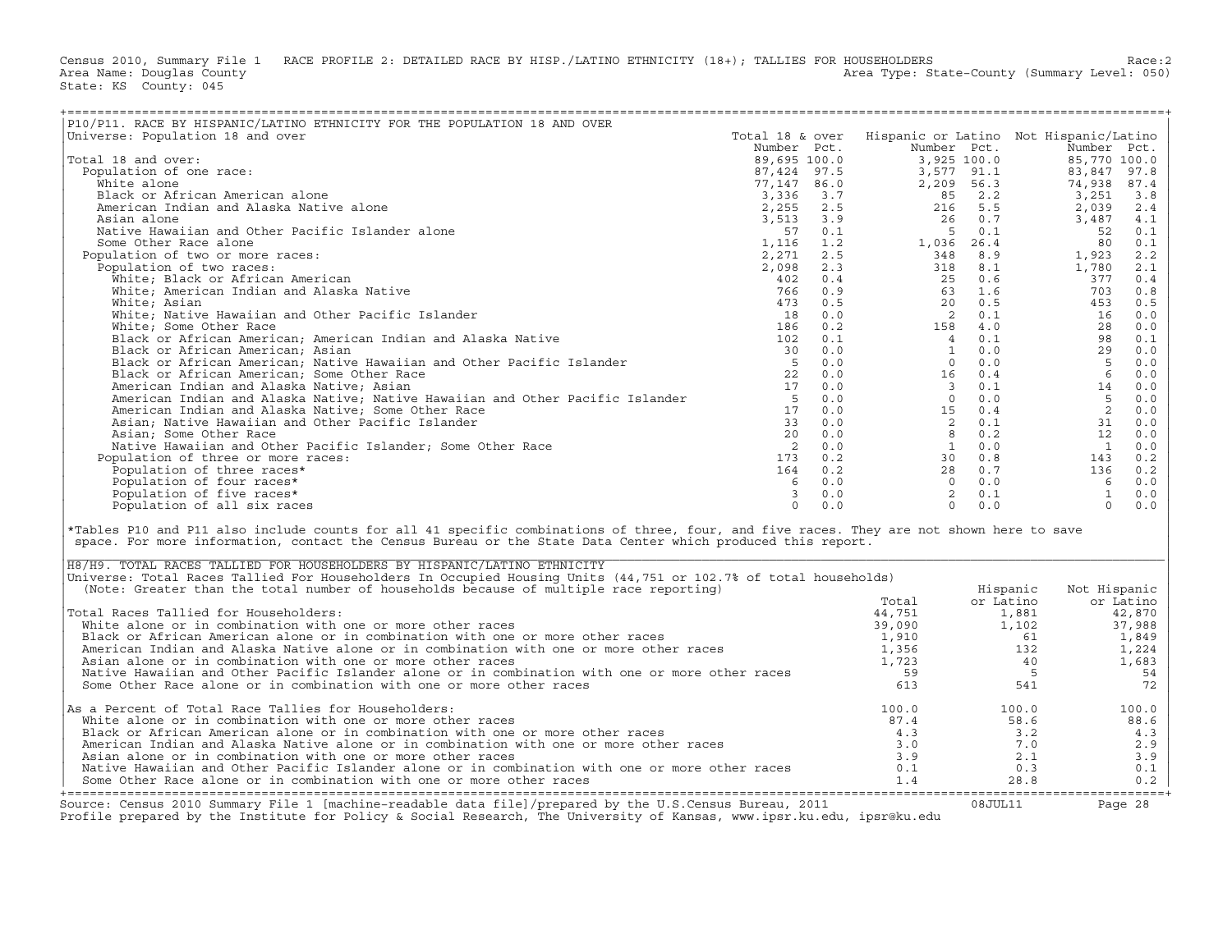Census 2010, Summary File 1 RACE PROFILE 2: DETAILED RACE BY HISP./LATINO ETHNICITY (18+); TALLIES FOR HOUSEHOLDERS Race:2
Area Name: Douglas County Area Type: State-County (Summary Level: 050)
State: KS County: 045

## P10/P11. RACE BY HISPANIC/LATINO ETHNICITY FOR THE POPULATION 18 AND OVER

Universe: Population 18 and over

| | Total 18 & over Number | Pct. | Hispanic or Latino Number | Pct. | Not Hispanic/Latino Number | Pct. |
|---|---|---|---|---|---|---|
| Total 18 and over: | 89,695 | 100.0 | 3,925 | 100.0 | 85,770 | 100.0 |
| Population of one race: | 87,424 | 97.5 | 3,577 | 91.1 | 83,847 | 97.8 |
| White alone | 77,147 | 86.0 | 2,209 | 56.3 | 74,938 | 87.4 |
| Black or African American alone | 3,336 | 3.7 | 85 | 2.2 | 3,251 | 3.8 |
| American Indian and Alaska Native alone | 2,255 | 2.5 | 216 | 5.5 | 2,039 | 2.4 |
| Asian alone | 3,513 | 3.9 | 26 | 0.7 | 3,487 | 4.1 |
| Native Hawaiian and Other Pacific Islander alone | 57 | 0.1 | 5 | 0.1 | 52 | 0.1 |
| Some Other Race alone | 1,116 | 1.2 | 1,036 | 26.4 | 80 | 0.1 |
| Population of two or more races: | 2,271 | 2.5 | 348 | 8.9 | 1,923 | 2.2 |
| Population of two races: | 2,098 | 2.3 | 318 | 8.1 | 1,780 | 2.1 |
| White; Black or African American | 402 | 0.4 | 25 | 0.6 | 377 | 0.4 |
| White; American Indian and Alaska Native | 766 | 0.9 | 63 | 1.6 | 703 | 0.8 |
| White; Asian | 473 | 0.5 | 20 | 0.5 | 453 | 0.5 |
| White; Native Hawaiian and Other Pacific Islander | 18 | 0.0 | 2 | 0.1 | 16 | 0.0 |
| White; Some Other Race | 186 | 0.2 | 158 | 4.0 | 28 | 0.0 |
| Black or African American; American Indian and Alaska Native | 102 | 0.1 | 4 | 0.1 | 98 | 0.1 |
| Black or African American; Asian | 30 | 0.0 | 1 | 0.0 | 29 | 0.0 |
| Black or African American; Native Hawaiian and Other Pacific Islander | 5 | 0.0 | 0 | 0.0 | 5 | 0.0 |
| Black or African American; Some Other Race | 22 | 0.0 | 16 | 0.4 | 6 | 0.0 |
| American Indian and Alaska Native; Asian | 17 | 0.0 | 3 | 0.1 | 14 | 0.0 |
| American Indian and Alaska Native; Native Hawaiian and Other Pacific Islander | 5 | 0.0 | 0 | 0.0 | 5 | 0.0 |
| American Indian and Alaska Native; Some Other Race | 17 | 0.0 | 15 | 0.4 | 2 | 0.0 |
| Asian; Native Hawaiian and Other Pacific Islander | 33 | 0.0 | 2 | 0.1 | 31 | 0.0 |
| Asian; Some Other Race | 20 | 0.0 | 8 | 0.2 | 12 | 0.0 |
| Native Hawaiian and Other Pacific Islander; Some Other Race | 2 | 0.0 | 1 | 0.0 | 1 | 0.0 |
| Population of three or more races: | 173 | 0.2 | 30 | 0.8 | 143 | 0.2 |
| Population of three races* | 164 | 0.2 | 28 | 0.7 | 136 | 0.2 |
| Population of four races* | 6 | 0.0 | 0 | 0.0 | 6 | 0.0 |
| Population of five races* | 3 | 0.0 | 2 | 0.1 | 1 | 0.0 |
| Population of all six races | 0 | 0.0 | 0 | 0.0 | 0 | 0.0 |

*Tables P10 and P11 also include counts for all 41 specific combinations of three, four, and five races. They are not shown here to save space. For more information, contact the Census Bureau or the State Data Center which produced this report.

## H8/H9. TOTAL RACES TALLIED FOR HOUSEHOLDERS BY HISPANIC/LATINO ETHNICITY

Universe: Total Races Tallied For Householders In Occupied Housing Units (44,751 or 102.7% of total households)
(Note: Greater than the total number of households because of multiple race reporting)

| | Total | Hispanic or Latino | Not Hispanic or Latino |
|---|---|---|---|
| Total Races Tallied for Householders: | 44,751 | 1,881 | 42,870 |
| White alone or in combination with one or more other races | 39,090 | 1,102 | 37,988 |
| Black or African American alone or in combination with one or more other races | 1,910 | 61 | 1,849 |
| American Indian and Alaska Native alone or in combination with one or more other races | 1,356 | 132 | 1,224 |
| Asian alone or in combination with one or more other races | 1,723 | 40 | 1,683 |
| Native Hawaiian and Other Pacific Islander alone or in combination with one or more other races | 59 | 5 | 54 |
| Some Other Race alone or in combination with one or more other races | 613 | 541 | 72 |
| As a Percent of Total Race Tallies for Householders: | 100.0 | 100.0 | 100.0 |
| White alone or in combination with one or more other races | 87.4 | 58.6 | 88.6 |
| Black or African American alone or in combination with one or more other races | 4.3 | 3.2 | 4.3 |
| American Indian and Alaska Native alone or in combination with one or more other races | 3.0 | 7.0 | 2.9 |
| Asian alone or in combination with one or more other races | 3.9 | 2.1 | 3.9 |
| Native Hawaiian and Other Pacific Islander alone or in combination with one or more other races | 0.1 | 0.3 | 0.1 |
| Some Other Race alone or in combination with one or more other races | 1.4 | 28.8 | 0.2 |

Source: Census 2010 Summary File 1 [machine-readable data file]/prepared by the U.S.Census Bureau, 2011 08JUL11
Profile prepared by the Institute for Policy & Social Research, The University of Kansas, www.ipsr.ku.edu, ipsr@ku.edu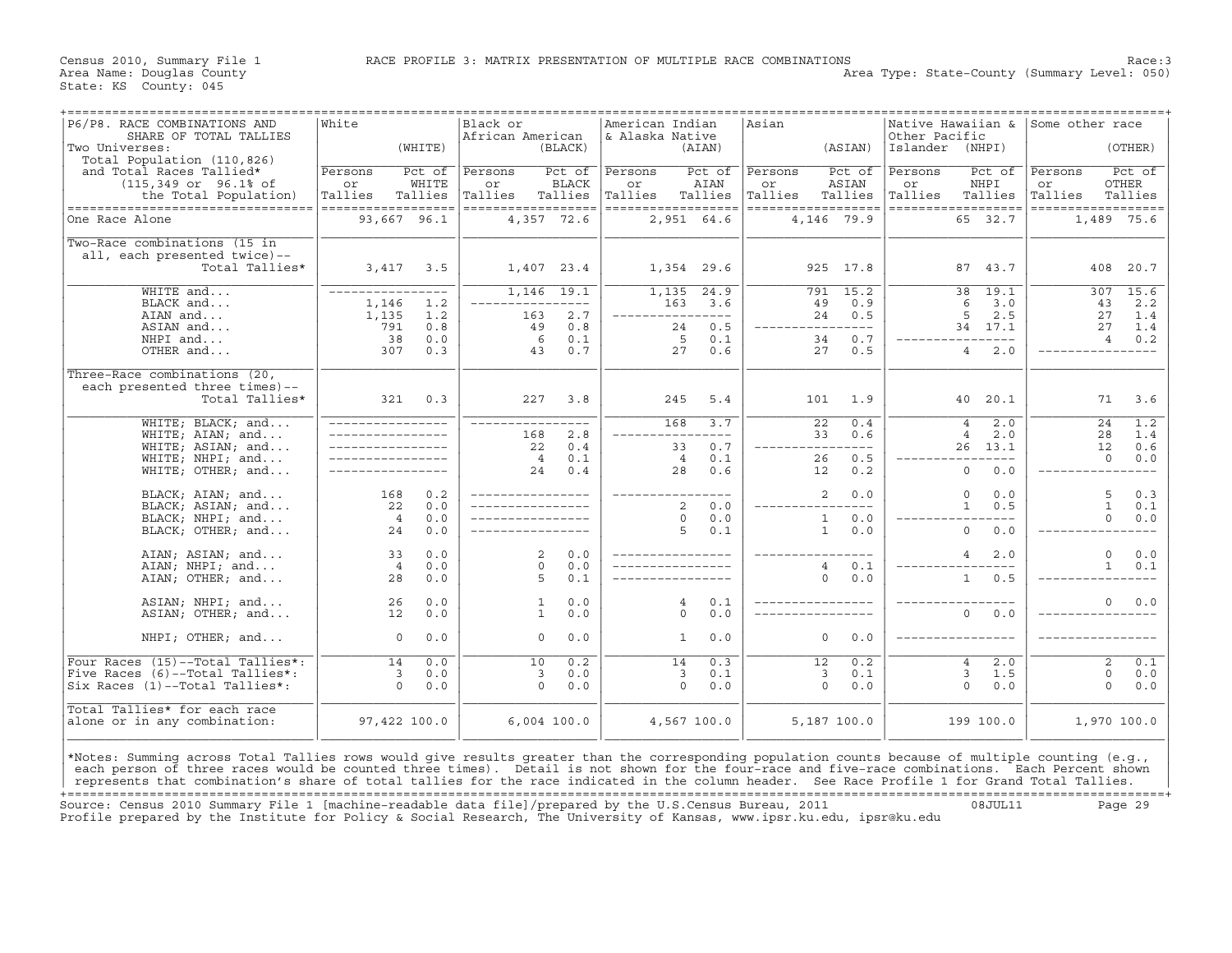Census 2010, Summary File 1 — RACE PROFILE 3: MATRIX PRESENTATION OF MULTIPLE RACE COMBINATIONS — Race:3

Area Name: Douglas County — Area Type: State-County (Summary Level: 050)

State: KS County: 045

| P6/P8. RACE COMBINATIONS AND SHARE OF TOTAL TALLIES<br>Two Universes:<br>Total Population (110,826) and Total Races Tallied* (115,349 or 96.1% of the Total Population) | White (WHITE) Persons or Tallies | Pct of WHITE Tallies | Black or African American (BLACK) Persons or Tallies | Pct of BLACK Tallies | American Indian & Alaska Native (AIAN) Persons or Tallies | Pct of AIAN Tallies | Asian (ASIAN) Persons or Tallies | Pct of ASIAN Tallies | Native Hawaiian & Other Pacific Islander (NHPI) Persons or Tallies | Pct of NHPI Tallies | Some other race (OTHER) Persons or Tallies | Pct of OTHER Tallies |
|---|---|---|---|---|---|---|---|---|---|---|---|---|
| One Race Alone | 93,667 | 96.1 | 4,357 | 72.6 | 2,951 | 64.6 | 4,146 | 79.9 | 65 | 32.7 | 1,489 | 75.6 |
| Two-Race combinations (15 in all, each presented twice)-- Total Tallies* | 3,417 | 3.5 | 1,407 | 23.4 | 1,354 | 29.6 | 925 | 17.8 | 87 | 43.7 | 408 | 20.7 |
| WHITE and... | ---- | ---- | 1,146 | 19.1 | 1,135 | 24.9 | 791 | 15.2 | 38 | 19.1 | 307 | 15.6 |
| BLACK and... | 1,146 | 1.2 | ---- | ---- | 163 | 3.6 | 49 | 0.9 | 6 | 3.0 | 43 | 2.2 |
| AIAN and... | 1,135 | 1.2 | 163 | 2.7 | ---- | ---- | 24 | 0.5 | 5 | 2.5 | 27 | 1.4 |
| ASIAN and... | 791 | 0.8 | 49 | 0.8 | 24 | 0.5 | ---- | ---- | 34 | 17.1 | 27 | 1.4 |
| NHPI and... | 38 | 0.0 | 6 | 0.1 | 5 | 0.1 | 34 | 0.7 | ---- | ---- | 4 | 0.2 |
| OTHER and... | 307 | 0.3 | 43 | 0.7 | 27 | 0.6 | 27 | 0.5 | 4 | 2.0 | ---- | ---- |
| Three-Race combinations (20, each presented three times)-- Total Tallies* | 321 | 0.3 | 227 | 3.8 | 245 | 5.4 | 101 | 1.9 | 40 | 20.1 | 71 | 3.6 |
| WHITE; BLACK; and... | ---- | ---- | ---- | ---- | 168 | 3.7 | 22 | 0.4 | 4 | 2.0 | 24 | 1.2 |
| WHITE; AIAN; and... | ---- | ---- | 168 | 2.8 | ---- | ---- | 33 | 0.6 | 4 | 2.0 | 28 | 1.4 |
| WHITE; ASIAN; and... | ---- | ---- | 22 | 0.4 | 33 | 0.7 | ---- | ---- | 26 | 13.1 | 12 | 0.6 |
| WHITE; NHPI; and... | ---- | ---- | 4 | 0.1 | 4 | 0.1 | 26 | 0.5 | ---- | ---- | 0 | 0.0 |
| WHITE; OTHER; and... | ---- | ---- | 24 | 0.4 | 28 | 0.6 | 12 | 0.2 | 0 | 0.0 | ---- | ---- |
| BLACK; AIAN; and... | 168 | 0.2 | ---- | ---- | ---- | ---- | 2 | 0.0 | 0 | 0.0 | 5 | 0.3 |
| BLACK; ASIAN; and... | 22 | 0.0 | ---- | ---- | 2 | 0.0 | ---- | ---- | 1 | 0.5 | 1 | 0.1 |
| BLACK; NHPI; and... | 4 | 0.0 | ---- | ---- | 0 | 0.0 | 1 | 0.0 | ---- | ---- | 0 | 0.0 |
| BLACK; OTHER; and... | 24 | 0.0 | ---- | ---- | 5 | 0.1 | 1 | 0.0 | 0 | 0.0 | ---- | ---- |
| AIAN; ASIAN; and... | 33 | 0.0 | 2 | 0.0 | ---- | ---- | ---- | ---- | 4 | 2.0 | 0 | 0.0 |
| AIAN; NHPI; and... | 4 | 0.0 | 0 | 0.0 | ---- | ---- | 4 | 0.1 | ---- | ---- | 1 | 0.1 |
| AIAN; OTHER; and... | 28 | 0.0 | 5 | 0.1 | ---- | ---- | 0 | 0.0 | 1 | 0.5 | ---- | ---- |
| ASIAN; NHPI; and... | 26 | 0.0 | 1 | 0.0 | 4 | 0.1 | ---- | ---- | ---- | ---- | 0 | 0.0 |
| ASIAN; OTHER; and... | 12 | 0.0 | 1 | 0.0 | 0 | 0.0 | ---- | ---- | 0 | 0.0 | ---- | ---- |
| NHPI; OTHER; and... | 0 | 0.0 | 0 | 0.0 | 1 | 0.0 | 0 | 0.0 | ---- | ---- | ---- | ---- |
| Four Races (15)--Total Tallies*: | 14 | 0.0 | 10 | 0.2 | 14 | 0.3 | 12 | 0.2 | 4 | 2.0 | 2 | 0.1 |
| Five Races (6)--Total Tallies*: | 3 | 0.0 | 3 | 0.0 | 3 | 0.1 | 3 | 0.1 | 3 | 1.5 | 0 | 0.0 |
| Six Races (1)--Total Tallies*: | 0 | 0.0 | 0 | 0.0 | 0 | 0.0 | 0 | 0.0 | 0 | 0.0 | 0 | 0.0 |
| Total Tallies* for each race alone or in any combination: | 97,422 | 100.0 | 6,004 | 100.0 | 4,567 | 100.0 | 5,187 | 100.0 | 199 | 100.0 | 1,970 | 100.0 |

*Notes: Summing across Total Tallies rows would give results greater than the corresponding population counts because of multiple counting (e.g., each person of three races would be counted three times). Detail is not shown for the four-race and five-race combinations. Each Percent shown represents that combination's share of total tallies for the race indicated in the column header. See Race Profile 1 for Grand Total Tallies.

Source: Census 2010 Summary File 1 [machine-readable data file]/prepared by the U.S.Census Bureau, 2011 08JUL11

Profile prepared by the Institute for Policy & Social Research, The University of Kansas, www.ipsr.ku.edu, ipsr@ku.edu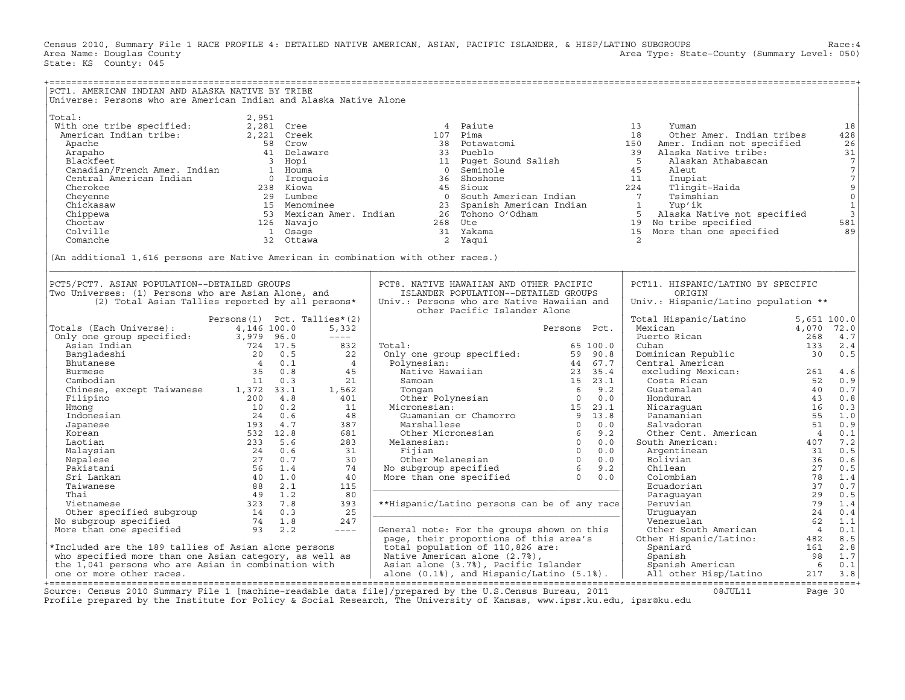Census 2010, Summary File 1 RACE PROFILE 4: DETAILED NATIVE AMERICAN, ASIAN, PACIFIC ISLANDER, & HISP/LATINO SUBGROUPS

Race:4

Area Name: Douglas County

Area Type: State-County (Summary Level: 050)

State: KS County: 045

## PCT1. AMERICAN INDIAN AND ALASKA NATIVE BY TRIBE

Universe: Persons who are American Indian and Alaska Native Alone

| Tribe | Persons | Tribe | Persons | Tribe | Persons | Tribe | Persons |
|---|---|---|---|---|---|---|---|
| Total: | 2,951 | Cree | 4 | Paiute | 13 | Yuman | 18 |
| With one tribe specified: | 2,281 | Creek | 107 | Pima | 18 | Other Amer. Indian tribes | 428 |
| American Indian tribe: | 2,221 | Crow | 38 | Potawatomi | 150 | Amer. Indian not specified | 26 |
| Apache | 58 | Delaware | 33 | Pueblo | 39 | Alaska Native tribe: | 31 |
| Arapaho | 41 | Hopi | 11 | Puget Sound Salish | 5 | Alaskan Athabascan | 7 |
| Blackfeet | 3 | Houma | 0 | Seminole | 45 | Aleut | 7 |
| Canadian/French Amer. Indian | 1 | Iroquois | 36 | Shoshone | 11 | Inupiat | 7 |
| Central American Indian | 0 | Kiowa | 45 | Sioux | 224 | Tlingit-Haida | 9 |
| Cherokee | 238 | Lumbee | 0 | South American Indian | 7 | Tsimshian | 0 |
| Cheyenne | 29 | Menominee | 23 | Spanish American Indian | 1 | Yup'ik | 1 |
| Chickasaw | 15 | Mexican Amer. Indian | 26 | Tohono O'Odham | 5 | Alaska Native not specified | 3 |
| Chippewa | 53 | Navajo | 268 | Ute | 19 | No tribe specified | 581 |
| Choctaw | 126 | Osage | 31 | Yakama | 15 | More than one specified | 89 |
| Colville | 1 | Ottawa | 2 | Yaqui | 2 | | |
| Comanche | 32 | | | | | | |

(An additional 1,616 persons are Native American in combination with other races.)

## PCT5/PCT7. ASIAN POPULATION--DETAILED GROUPS

Two Universes: (1) Persons who are Asian Alone, and (2) Total Asian Tallies reported by all persons*

| | Persons(1) | Pct. | Tallies*(2) |
|---|---|---|---|
| Totals (Each Universe): | 4,146 | 100.0 | 5,332 |
| Only one group specified: | 3,979 | 96.0 | ---- |
| Asian Indian | 724 | 17.5 | 832 |
| Bangladeshi | 20 | 0.5 | 22 |
| Bhutanese | 4 | 0.1 | 4 |
| Burmese | 35 | 0.8 | 45 |
| Cambodian | 11 | 0.3 | 21 |
| Chinese, except Taiwanese | 1,372 | 33.1 | 1,562 |
| Filipino | 200 | 4.8 | 401 |
| Hmong | 10 | 0.2 | 11 |
| Indonesian | 24 | 0.6 | 48 |
| Japanese | 193 | 4.7 | 387 |
| Korean | 532 | 12.8 | 681 |
| Laotian | 233 | 5.6 | 283 |
| Malaysian | 24 | 0.6 | 31 |
| Nepalese | 27 | 0.7 | 30 |
| Pakistani | 56 | 1.4 | 74 |
| Sri Lankan | 40 | 1.0 | 40 |
| Taiwanese | 88 | 2.1 | 115 |
| Thai | 49 | 1.2 | 80 |
| Vietnamese | 323 | 7.8 | 393 |
| Other specified subgroup | 14 | 0.3 | 25 |
| No subgroup specified | 74 | 1.8 | 247 |
| More than one specified | 93 | 2.2 | ---- |

*Included are the 189 tallies of Asian alone persons who specified more than one Asian category, as well as the 1,041 persons who are Asian in combination with one or more other races.

## PCT8. NATIVE HAWAIIAN AND OTHER PACIFIC ISLANDER POPULATION--DETAILED GROUPS

Univ.: Persons who are Native Hawaiian and other Pacific Islander Alone

| | Persons | Pct. |
|---|---|---|
| Total: | 65 | 100.0 |
| Only one group specified: | 59 | 90.8 |
| Polynesian: | 44 | 67.7 |
| Native Hawaiian | 23 | 35.4 |
| Samoan | 15 | 23.1 |
| Tongan | 6 | 9.2 |
| Other Polynesian | 0 | 0.0 |
| Micronesian: | 15 | 23.1 |
| Guamanian or Chamorro | 9 | 13.8 |
| Marshallese | 0 | 0.0 |
| Other Micronesian | 6 | 9.2 |
| Melanesian: | 0 | 0.0 |
| Fijian | 0 | 0.0 |
| Other Melanesian | 0 | 0.0 |
| No subgroup specified | 6 | 9.2 |
| More than one specified | 0 | 0.0 |

**Hispanic/Latino persons can be of any race

General note: For the groups shown on this page, their proportions of this area's total population of 110,826 are: Native American alone (2.7%), Asian alone (3.7%), Pacific Islander alone (0.1%), and Hispanic/Latino (5.1%).

## PCT11. HISPANIC/LATINO BY SPECIFIC ORIGIN

Univ.: Hispanic/Latino population **

| | Persons | Pct. |
|---|---|---|
| Total Hispanic/Latino | 5,651 | 100.0 |
| Mexican | 4,070 | 72.0 |
| Puerto Rican | 268 | 4.7 |
| Cuban | 133 | 2.4 |
| Dominican Republic | 30 | 0.5 |
| Central American excluding Mexican: | 261 | 4.6 |
| Costa Rican | 52 | 0.9 |
| Guatemalan | 40 | 0.7 |
| Honduran | 43 | 0.8 |
| Nicaraguan | 16 | 0.3 |
| Panamanian | 55 | 1.0 |
| Salvadoran | 51 | 0.9 |
| Other Cent. American | 4 | 0.1 |
| South American: | 407 | 7.2 |
| Argentinean | 31 | 0.5 |
| Bolivian | 36 | 0.6 |
| Chilean | 27 | 0.5 |
| Colombian | 78 | 1.4 |
| Ecuadorian | 37 | 0.7 |
| Paraguayan | 29 | 0.5 |
| Peruvian | 79 | 1.4 |
| Uruguayan | 24 | 0.4 |
| Venezuelan | 62 | 1.1 |
| Other South American | 4 | 0.1 |
| Other Hispanic/Latino: | 482 | 8.5 |
| Spaniard | 161 | 2.8 |
| Spanish | 98 | 1.7 |
| Spanish American | 6 | 0.1 |
| All other Hisp/Latino | 217 | 3.8 |

Source: Census 2010 Summary File 1 [machine-readable data file]/prepared by the U.S.Census Bureau, 2011 08JUL11

Profile prepared by the Institute for Policy & Social Research, The University of Kansas, www.ipsr.ku.edu, ipsr@ku.edu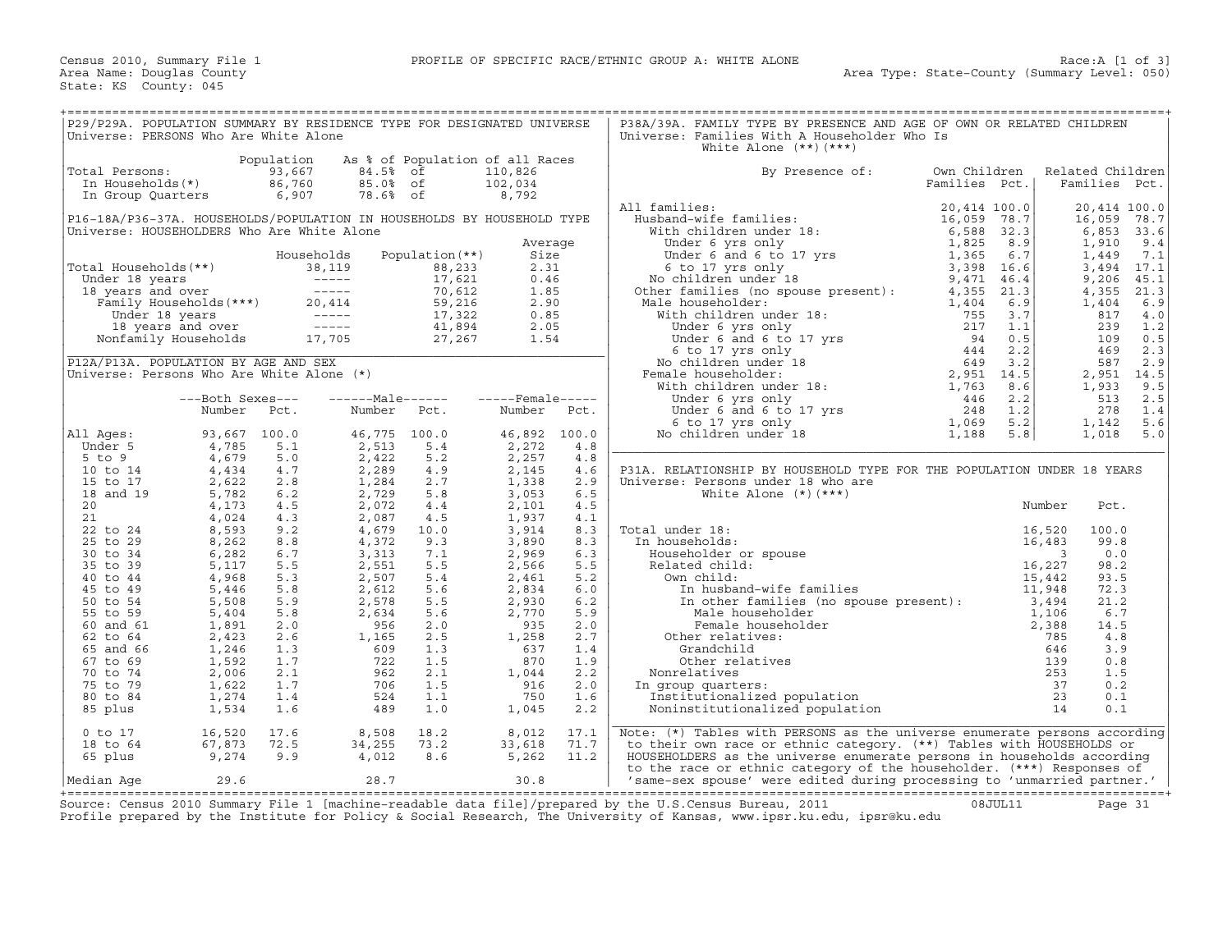Census 2010, Summary File 1 — PROFILE OF SPECIFIC RACE/ETHNIC GROUP A: WHITE ALONE — Race:A [1 of 3]

Area Name: Douglas County — Area Type: State-County (Summary Level: 050)

State: KS County: 045

## P29/P29A. POPULATION SUMMARY BY RESIDENCE TYPE FOR DESIGNATED UNIVERSE

Universe: PERSONS Who Are White Alone

| | Population | As % of Population of all Races | | |
|---|---|---|---|---|
| Total Persons: | 93,667 | 84.5% | of | 110,826 |
| In Households(*) | 86,760 | 85.0% | of | 102,034 |
| In Group Quarters | 6,907 | 78.6% | of | 8,792 |

## P16-18A/P36-37A. HOUSEHOLDS/POPULATION IN HOUSEHOLDS BY HOUSEHOLD TYPE

Universe: HOUSEHOLDERS Who Are White Alone

| | Households | Population(**) | Average Size |
|---|---|---|---|
| Total Households(**) | 38,119 | 88,233 | 2.31 |
| Under 18 years | ----- | 17,621 | 0.46 |
| 18 years and over | ----- | 70,612 | 1.85 |
| Family Households(***) | 20,414 | 59,216 | 2.90 |
| Under 18 years | ----- | 17,322 | 0.85 |
| 18 years and over | ----- | 41,894 | 2.05 |
| Nonfamily Households | 17,705 | 27,267 | 1.54 |

## P12A/P13A. POPULATION BY AGE AND SEX

Universe: Persons Who Are White Alone (*)

| | Both Sexes Number | Both Sexes Pct. | Male Number | Male Pct. | Female Number | Female Pct. |
|---|---|---|---|---|---|---|
| All Ages: | 93,667 | 100.0 | 46,775 | 100.0 | 46,892 | 100.0 |
| Under 5 | 4,785 | 5.1 | 2,513 | 5.4 | 2,272 | 4.8 |
| 5 to 9 | 4,679 | 5.0 | 2,422 | 5.2 | 2,257 | 4.8 |
| 10 to 14 | 4,434 | 4.7 | 2,289 | 4.9 | 2,145 | 4.6 |
| 15 to 17 | 2,622 | 2.8 | 1,284 | 2.7 | 1,338 | 2.9 |
| 18 and 19 | 5,782 | 6.2 | 2,729 | 5.8 | 3,053 | 6.5 |
| 20 | 4,173 | 4.5 | 2,072 | 4.4 | 2,101 | 4.5 |
| 21 | 4,024 | 4.3 | 2,087 | 4.5 | 1,937 | 4.1 |
| 22 to 24 | 8,593 | 9.2 | 4,679 | 10.0 | 3,914 | 8.3 |
| 25 to 29 | 8,262 | 8.8 | 4,372 | 9.3 | 3,890 | 8.3 |
| 30 to 34 | 6,282 | 6.7 | 3,313 | 7.1 | 2,969 | 6.3 |
| 35 to 39 | 5,117 | 5.5 | 2,551 | 5.5 | 2,566 | 5.5 |
| 40 to 44 | 4,968 | 5.3 | 2,507 | 5.4 | 2,461 | 5.2 |
| 45 to 49 | 5,446 | 5.8 | 2,612 | 5.6 | 2,834 | 6.0 |
| 50 to 54 | 5,508 | 5.9 | 2,578 | 5.5 | 2,930 | 6.2 |
| 55 to 59 | 5,404 | 5.8 | 2,634 | 5.6 | 2,770 | 5.9 |
| 60 and 61 | 1,891 | 2.0 | 956 | 2.0 | 935 | 2.0 |
| 62 to 64 | 2,423 | 2.6 | 1,165 | 2.5 | 1,258 | 2.7 |
| 65 and 66 | 1,246 | 1.3 | 609 | 1.3 | 637 | 1.4 |
| 67 to 69 | 1,592 | 1.7 | 722 | 1.5 | 870 | 1.9 |
| 70 to 74 | 2,006 | 2.1 | 962 | 2.1 | 1,044 | 2.2 |
| 75 to 79 | 1,622 | 1.7 | 706 | 1.5 | 916 | 2.0 |
| 80 to 84 | 1,274 | 1.4 | 524 | 1.1 | 750 | 1.6 |
| 85 plus | 1,534 | 1.6 | 489 | 1.0 | 1,045 | 2.2 |
| 0 to 17 | 16,520 | 17.6 | 8,508 | 18.2 | 8,012 | 17.1 |
| 18 to 64 | 67,873 | 72.5 | 34,255 | 73.2 | 33,618 | 71.7 |
| 65 plus | 9,274 | 9.9 | 4,012 | 8.6 | 5,262 | 11.2 |
| Median Age | 29.6 | | 28.7 | | 30.8 | |

## P38A/39A. FAMILY TYPE BY PRESENCE AND AGE OF OWN OR RELATED CHILDREN

Universe: Families With A Householder Who Is White Alone (**)(***)

| By Presence of: | Own Children Families | Own Children Pct. | Related Children Families | Related Children Pct. |
|---|---|---|---|---|
| All families: | 20,414 | 100.0 | 20,414 | 100.0 |
| Husband-wife families: | 16,059 | 78.7 | 16,059 | 78.7 |
| With children under 18: | 6,588 | 32.3 | 6,853 | 33.6 |
| Under 6 yrs only | 1,825 | 8.9 | 1,910 | 9.4 |
| Under 6 and 6 to 17 yrs | 1,365 | 6.7 | 1,449 | 7.1 |
| 6 to 17 yrs only | 3,398 | 16.6 | 3,494 | 17.1 |
| No children under 18 | 9,471 | 46.4 | 9,206 | 45.1 |
| Other families (no spouse present): | 4,355 | 21.3 | 4,355 | 21.3 |
| Male householder: | 1,404 | 6.9 | 1,404 | 6.9 |
| With children under 18: | 755 | 3.7 | 817 | 4.0 |
| Under 6 yrs only | 217 | 1.1 | 239 | 1.2 |
| Under 6 and 6 to 17 yrs | 94 | 0.5 | 109 | 0.5 |
| 6 to 17 yrs only | 444 | 2.2 | 469 | 2.3 |
| No children under 18 | 649 | 3.2 | 587 | 2.9 |
| Female householder: | 2,951 | 14.5 | 2,951 | 14.5 |
| With children under 18: | 1,763 | 8.6 | 1,933 | 9.5 |
| Under 6 yrs only | 446 | 2.2 | 513 | 2.5 |
| Under 6 and 6 to 17 yrs | 248 | 1.2 | 278 | 1.4 |
| 6 to 17 yrs only | 1,069 | 5.2 | 1,142 | 5.6 |
| No children under 18 | 1,188 | 5.8 | 1,018 | 5.0 |

## P31A. RELATIONSHIP BY HOUSEHOLD TYPE FOR THE POPULATION UNDER 18 YEARS

Universe: Persons under 18 who are White Alone (*)(***)

| | Number | Pct. |
|---|---|---|
| Total under 18: | 16,520 | 100.0 |
| In households: | 16,483 | 99.8 |
| Householder or spouse | 3 | 0.0 |
| Related child: | 16,227 | 98.2 |
| Own child: | 15,442 | 93.5 |
| In husband-wife families | 11,948 | 72.3 |
| In other families (no spouse present): | 3,494 | 21.2 |
| Male householder | 1,106 | 6.7 |
| Female householder | 2,388 | 14.5 |
| Other relatives: | 785 | 4.8 |
| Grandchild | 646 | 3.9 |
| Other relatives | 139 | 0.8 |
| Nonrelatives | 253 | 1.5 |
| In group quarters: | 37 | 0.2 |
| Institutionalized population | 23 | 0.1 |
| Noninstitutionalized population | 14 | 0.1 |

Note: (*) Tables with PERSONS as the universe enumerate persons according to their own race or ethnic category. (**) Tables with HOUSEHOLDS or HOUSEHOLDERS as the universe enumerate persons in households according to the race or ethnic category of the householder. (***) Responses of 'same-sex spouse' were edited during processing to 'unmarried partner.'

Source: Census 2010 Summary File 1 [machine-readable data file]/prepared by the U.S.Census Bureau, 2011 08JUL11

Profile prepared by the Institute for Policy & Social Research, The University of Kansas, www.ipsr.ku.edu, ipsr@ku.edu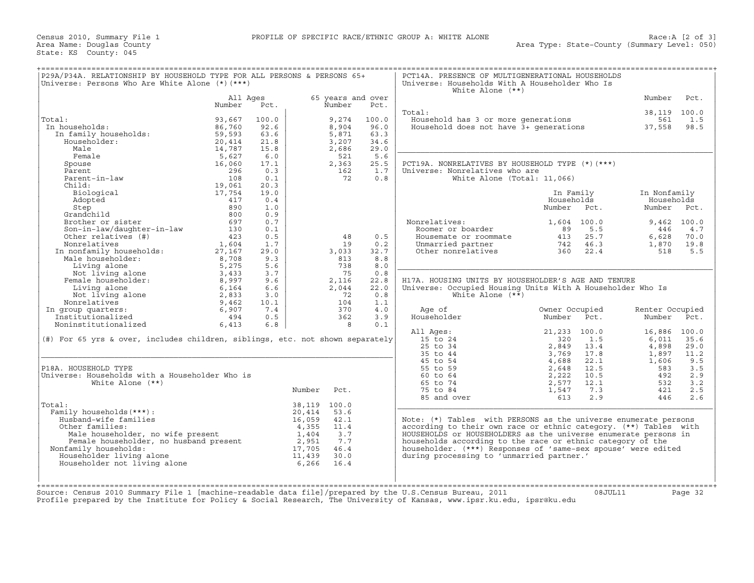Census 2010, Summary File 1 — PROFILE OF SPECIFIC RACE/ETHNIC GROUP A: WHITE ALONE — Race:A [2 of 3]

Area Name: Douglas County — Area Type: State-County (Summary Level: 050)

State: KS County: 045

## P29A/P34A. RELATIONSHIP BY HOUSEHOLD TYPE FOR ALL PERSONS & PERSONS 65+

Universe: Persons Who Are White Alone (*)(***)

| | All Ages Number | All Ages Pct. | 65 years and over Number | 65 years and over Pct. |
|---|---|---|---|---|
| Total: | 93,667 | 100.0 | 9,274 | 100.0 |
| In households: | 86,760 | 92.6 | 8,904 | 96.0 |
| In family households: | 59,593 | 63.6 | 5,871 | 63.3 |
| Householder: | 20,414 | 21.8 | 3,207 | 34.6 |
| Male | 14,787 | 15.8 | 2,686 | 29.0 |
| Female | 5,627 | 6.0 | 521 | 5.6 |
| Spouse | 16,060 | 17.1 | 2,363 | 25.5 |
| Parent | 296 | 0.3 | 162 | 1.7 |
| Parent-in-law | 108 | 0.1 | 72 | 0.8 |
| Child: | 19,061 | 20.3 | | |
| Biological | 17,754 | 19.0 | | |
| Adopted | 417 | 0.4 | | |
| Step | 890 | 1.0 | | |
| Grandchild | 800 | 0.9 | | |
| Brother or sister | 697 | 0.7 | | |
| Son-in-law/daughter-in-law | 130 | 0.1 | | |
| Other relatives (#) | 423 | 0.5 | 48 | 0.5 |
| Nonrelatives | 1,604 | 1.7 | 19 | 0.2 |
| In nonfamily households: | 27,167 | 29.0 | 3,033 | 32.7 |
| Male householder: | 8,708 | 9.3 | 813 | 8.8 |
| Living alone | 5,275 | 5.6 | 738 | 8.0 |
| Not living alone | 3,433 | 3.7 | 75 | 0.8 |
| Female householder: | 8,997 | 9.6 | 2,116 | 22.8 |
| Living alone | 6,164 | 6.6 | 2,044 | 22.0 |
| Not living alone | 2,833 | 3.0 | 72 | 0.8 |
| Nonrelatives | 9,462 | 10.1 | 104 | 1.1 |
| In group quarters: | 6,907 | 7.4 | 370 | 4.0 |
| Institutionalized | 494 | 0.5 | 362 | 3.9 |
| Noninstitutionalized | 6,413 | 6.8 | 8 | 0.1 |

(#) For 65 yrs & over, includes children, siblings, etc. not shown separately

## P18A. HOUSEHOLD TYPE

Universe: Households with a Householder Who is White Alone (**)

| | Number | Pct. |
|---|---|---|
| Total: | 38,119 | 100.0 |
| Family households(***): | 20,414 | 53.6 |
| Husband-wife families | 16,059 | 42.1 |
| Other families: | 4,355 | 11.4 |
| Male householder, no wife present | 1,404 | 3.7 |
| Female householder, no husband present | 2,951 | 7.7 |
| Nonfamily households: | 17,705 | 46.4 |
| Householder living alone | 11,439 | 30.0 |
| Householder not living alone | 6,266 | 16.4 |

## PCT14A. PRESENCE OF MULTIGENERATIONAL HOUSEHOLDS

Universe: Households With A Householder Who Is White Alone (**)

| | Number | Pct. |
|---|---|---|
| Total: | 38,119 | 100.0 |
| Household has 3 or more generations | 561 | 1.5 |
| Household does not have 3+ generations | 37,558 | 98.5 |

## PCT19A. NONRELATIVES BY HOUSEHOLD TYPE (*)(***)

Universe: Nonrelatives who are White Alone (Total: 11,066)

| | In Family Households Number | In Family Households Pct. | In Nonfamily Households Number | In Nonfamily Households Pct. |
|---|---|---|---|---|
| Nonrelatives: | 1,604 | 100.0 | 9,462 | 100.0 |
| Roomer or boarder | 89 | 5.5 | 446 | 4.7 |
| Housemate or roommate | 413 | 25.7 | 6,628 | 70.0 |
| Unmarried partner | 742 | 46.3 | 1,870 | 19.8 |
| Other nonrelatives | 360 | 22.4 | 518 | 5.5 |

## H17A. HOUSING UNITS BY HOUSEHOLDER'S AGE AND TENURE

Universe: Occupied Housing Units With A Householder Who Is White Alone (**)

| Age of Householder | Owner Occupied Number | Owner Occupied Pct. | Renter Occupied Number | Renter Occupied Pct. |
|---|---|---|---|---|
| All Ages: | 21,233 | 100.0 | 16,886 | 100.0 |
| 15 to 24 | 320 | 1.5 | 6,011 | 35.6 |
| 25 to 34 | 2,849 | 13.4 | 4,898 | 29.0 |
| 35 to 44 | 3,769 | 17.8 | 1,897 | 11.2 |
| 45 to 54 | 4,688 | 22.1 | 1,606 | 9.5 |
| 55 to 59 | 2,648 | 12.5 | 583 | 3.5 |
| 60 to 64 | 2,222 | 10.5 | 492 | 2.9 |
| 65 to 74 | 2,577 | 12.1 | 532 | 3.2 |
| 75 to 84 | 1,547 | 7.3 | 421 | 2.5 |
| 85 and over | 613 | 2.9 | 446 | 2.6 |

Note: (*) Tables with PERSONS as the universe enumerate persons according to their own race or ethnic category. (**) Tables with HOUSEHOLDS or HOUSEHOLDERS as the universe enumerate persons in households according to the race or ethnic category of the householder. (***) Responses of 'same-sex spouse' were edited during processing to 'unmarried partner.'

Source: Census 2010 Summary File 1 [machine-readable data file]/prepared by the U.S.Census Bureau, 2011 08JUL11

Profile prepared by the Institute for Policy & Social Research, The University of Kansas, www.ipsr.ku.edu, ipsr@ku.edu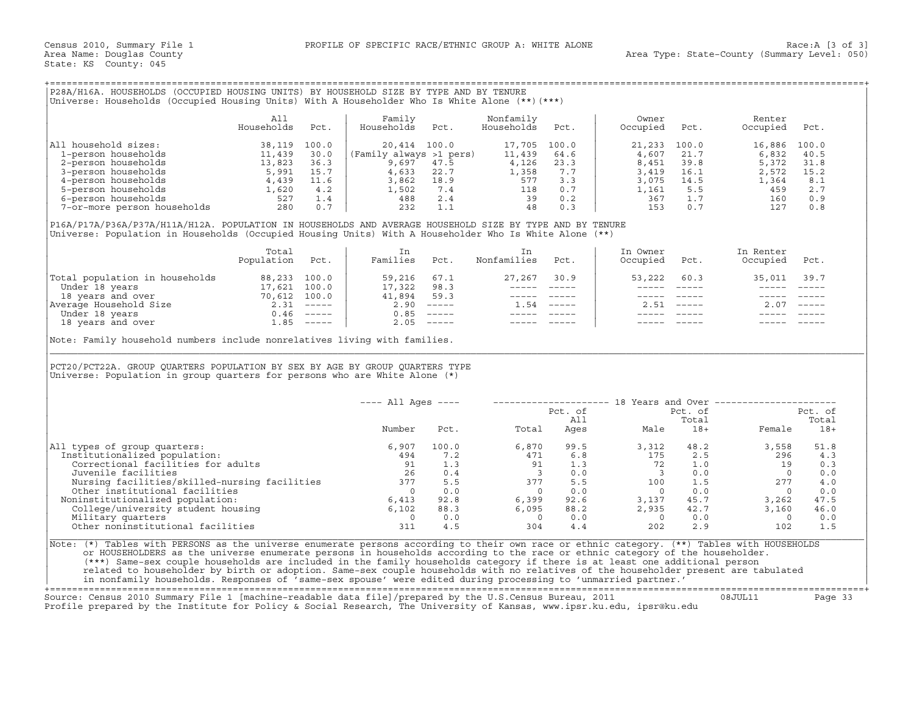Census 2010, Summary File 1 PROFILE OF SPECIFIC RACE/ETHNIC GROUP A: WHITE ALONE Race:A [3 of 3]
Area Name: Douglas County Area Type: State-County (Summary Level: 050)
State: KS County: 045

## P28A/H16A. HOUSEHOLDS (OCCUPIED HOUSING UNITS) BY HOUSEHOLD SIZE BY TYPE AND BY TENURE

Universe: Households (Occupied Housing Units) With A Householder Who Is White Alone (**)(***)

| | All Households | Pct. | Family Households | Pct. | Nonfamily Households | Pct. | Owner Occupied | Pct. | Renter Occupied | Pct. |
|---|---|---|---|---|---|---|---|---|---|---|
| All household sizes: | 38,119 | 100.0 | 20,414 | 100.0 | 17,705 | 100.0 | 21,233 | 100.0 | 16,886 | 100.0 |
| 1-person households | 11,439 | 30.0 | (Family always >1 pers) | | 11,439 | 64.6 | 4,607 | 21.7 | 6,832 | 40.5 |
| 2-person households | 13,823 | 36.3 | 9,697 | 47.5 | 4,126 | 23.3 | 8,451 | 39.8 | 5,372 | 31.8 |
| 3-person households | 5,991 | 15.7 | 4,633 | 22.7 | 1,358 | 7.7 | 3,419 | 16.1 | 2,572 | 15.2 |
| 4-person households | 4,439 | 11.6 | 3,862 | 18.9 | 577 | 3.3 | 3,075 | 14.5 | 1,364 | 8.1 |
| 5-person households | 1,620 | 4.2 | 1,502 | 7.4 | 118 | 0.7 | 1,161 | 5.5 | 459 | 2.7 |
| 6-person households | 527 | 1.4 | 488 | 2.4 | 39 | 0.2 | 367 | 1.7 | 160 | 0.9 |
| 7-or-more person households | 280 | 0.7 | 232 | 1.1 | 48 | 0.3 | 153 | 0.7 | 127 | 0.8 |

## P16A/P17A/P36A/P37A/H11A/H12A. POPULATION IN HOUSEHOLDS AND AVERAGE HOUSEHOLD SIZE BY TYPE AND BY TENURE

Universe: Population in Households (Occupied Housing Units) With A Householder Who Is White Alone (**)

| | Total Population | Pct. | In Families | Pct. | In Nonfamilies | Pct. | In Owner Occupied | Pct. | In Renter Occupied | Pct. |
|---|---|---|---|---|---|---|---|---|---|---|
| Total population in households | 88,233 | 100.0 | 59,216 | 67.1 | 27,267 | 30.9 | 53,222 | 60.3 | 35,011 | 39.7 |
| Under 18 years | 17,621 | 100.0 | 17,322 | 98.3 | ----- | ----- | ----- | ----- | ----- | ----- |
| 18 years and over | 70,612 | 100.0 | 41,894 | 59.3 | ----- | ----- | ----- | ----- | ----- | ----- |
| Average Household Size | 2.31 | ----- | 2.90 | ----- | 1.54 | ----- | 2.51 | ----- | 2.07 | ----- |
| Under 18 years | 0.46 | ----- | 0.85 | ----- | ----- | ----- | ----- | ----- | ----- | ----- |
| 18 years and over | 1.85 | ----- | 2.05 | ----- | ----- | ----- | ----- | ----- | ----- | ----- |

Note: Family household numbers include nonrelatives living with families.

## PCT20/PCT22A. GROUP QUARTERS POPULATION BY SEX BY AGE BY GROUP QUARTERS TYPE

Universe: Population in group quarters for persons who are White Alone (*)

| | All Ages | | 18 Years and Over | | | | | |
|---|---|---|---|---|---|---|---|---|
| | Number | Pct. | Total | Pct. of All Ages | Male | Pct. of Total 18+ | Female | Pct. of Total 18+ |
| All types of group quarters: | 6,907 | 100.0 | 6,870 | 99.5 | 3,312 | 48.2 | 3,558 | 51.8 |
| Institutionalized population: | 494 | 7.2 | 471 | 6.8 | 175 | 2.5 | 296 | 4.3 |
| Correctional facilities for adults | 91 | 1.3 | 91 | 1.3 | 72 | 1.0 | 19 | 0.3 |
| Juvenile facilities | 26 | 0.4 | 3 | 0.0 | 3 | 0.0 | 0 | 0.0 |
| Nursing facilities/skilled-nursing facilities | 377 | 5.5 | 377 | 5.5 | 100 | 1.5 | 277 | 4.0 |
| Other institutional facilities | 0 | 0.0 | 0 | 0.0 | 0 | 0.0 | 0 | 0.0 |
| Noninstitutionalized population: | 6,413 | 92.8 | 6,399 | 92.6 | 3,137 | 45.7 | 3,262 | 47.5 |
| College/university student housing | 6,102 | 88.3 | 6,095 | 88.2 | 2,935 | 42.7 | 3,160 | 46.0 |
| Military quarters | 0 | 0.0 | 0 | 0.0 | 0 | 0.0 | 0 | 0.0 |
| Other noninstitutional facilities | 311 | 4.5 | 304 | 4.4 | 202 | 2.9 | 102 | 1.5 |

Note: (*) Tables with PERSONS as the universe enumerate persons according to their own race or ethnic category. (**) Tables with HOUSEHOLDS or HOUSEHOLDERS as the universe enumerate persons in households according to the race or ethnic category of the householder. (***) Same-sex couple households are included in the family households category if there is at least one additional person related to householder by birth or adoption. Same-sex couple households with no relatives of the householder present are tabulated in nonfamily households. Responses of 'same-sex spouse' were edited during processing to 'unmarried partner.'

Source: Census 2010 Summary File 1 [machine-readable data file]/prepared by the U.S.Census Bureau, 2011 08JUL11
Profile prepared by the Institute for Policy & Social Research, The University of Kansas, www.ipsr.ku.edu, ipsr@ku.edu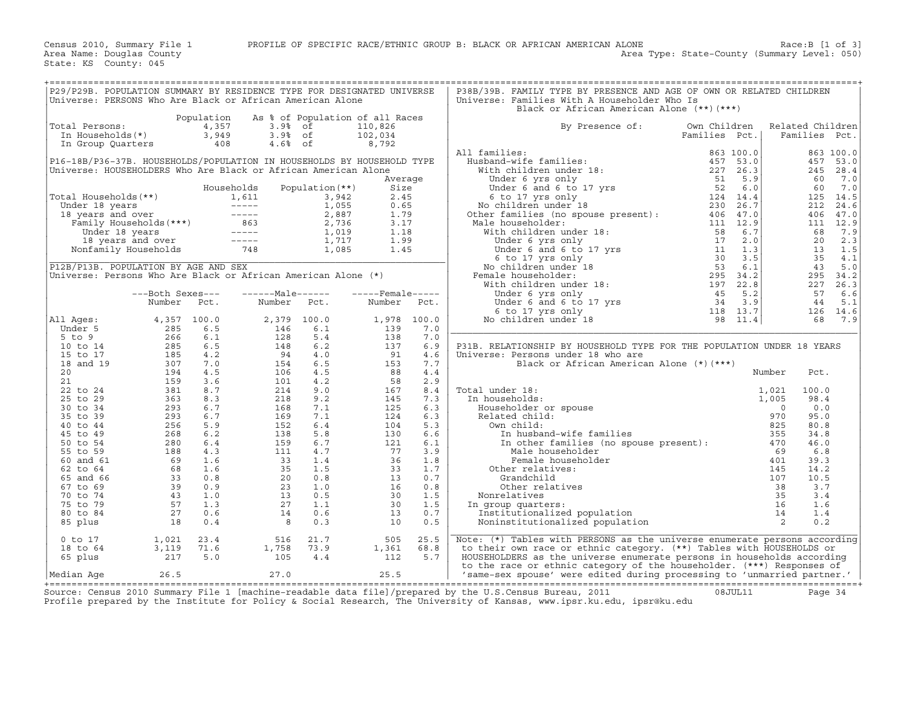Census 2010, Summary File 1 PROFILE OF SPECIFIC RACE/ETHNIC GROUP B: BLACK OR AFRICAN AMERICAN ALONE Race:B [1 of 3]
Area Name: Douglas County Area Type: State-County (Summary Level: 050)
State: KS County: 045

## P29/P29B. POPULATION SUMMARY BY RESIDENCE TYPE FOR DESIGNATED UNIVERSE
Universe: PERSONS Who Are Black or African American Alone

| | Population | As % of Population of all Races | |
|---|---|---|---|
| Total Persons: | 4,357 | 3.9% of | 110,826 |
| In Households(*) | 3,949 | 3.9% of | 102,034 |
| In Group Quarters | 408 | 4.6% of | 8,792 |

## P16-18B/P36-37B. HOUSEHOLDS/POPULATION IN HOUSEHOLDS BY HOUSEHOLD TYPE
Universe: HOUSEHOLDERS Who Are Black or African American Alone

| | Households | Population(**) | Average Size |
|---|---|---|---|
| Total Households(**) | 1,611 | 3,942 | 2.45 |
| Under 18 years | ----- | 1,055 | 0.65 |
| 18 years and over | ----- | 2,887 | 1.79 |
| Family Households(***) | 863 | 2,736 | 3.17 |
| Under 18 years | ----- | 1,019 | 1.18 |
| 18 years and over | ----- | 1,717 | 1.99 |
| Nonfamily Households | 748 | 1,085 | 1.45 |

## P12B/P13B. POPULATION BY AGE AND SEX
Universe: Persons Who Are Black or African American Alone (*)

| | Both Sexes Number | Both Sexes Pct. | Male Number | Male Pct. | Female Number | Female Pct. |
|---|---|---|---|---|---|---|
| All Ages: | 4,357 | 100.0 | 2,379 | 100.0 | 1,978 | 100.0 |
| Under 5 | 285 | 6.5 | 146 | 6.1 | 139 | 7.0 |
| 5 to 9 | 266 | 6.1 | 128 | 5.4 | 138 | 7.0 |
| 10 to 14 | 285 | 6.5 | 148 | 6.2 | 137 | 6.9 |
| 15 to 17 | 185 | 4.2 | 94 | 4.0 | 91 | 4.6 |
| 18 and 19 | 307 | 7.0 | 154 | 6.5 | 153 | 7.7 |
| 20 | 194 | 4.5 | 106 | 4.5 | 88 | 4.4 |
| 21 | 159 | 3.6 | 101 | 4.2 | 58 | 2.9 |
| 22 to 24 | 381 | 8.7 | 214 | 9.0 | 167 | 8.4 |
| 25 to 29 | 363 | 8.3 | 218 | 9.2 | 145 | 7.3 |
| 30 to 34 | 293 | 6.7 | 168 | 7.1 | 125 | 6.3 |
| 35 to 39 | 293 | 6.7 | 169 | 7.1 | 124 | 6.3 |
| 40 to 44 | 256 | 5.9 | 152 | 6.4 | 104 | 5.3 |
| 45 to 49 | 268 | 6.2 | 138 | 5.8 | 130 | 6.6 |
| 50 to 54 | 280 | 6.4 | 159 | 6.7 | 121 | 6.1 |
| 55 to 59 | 188 | 4.3 | 111 | 4.7 | 77 | 3.9 |
| 60 and 61 | 69 | 1.6 | 33 | 1.4 | 36 | 1.8 |
| 62 to 64 | 68 | 1.6 | 35 | 1.5 | 33 | 1.7 |
| 65 and 66 | 33 | 0.8 | 20 | 0.8 | 13 | 0.7 |
| 67 to 69 | 39 | 0.9 | 23 | 1.0 | 16 | 0.8 |
| 70 to 74 | 43 | 1.0 | 13 | 0.5 | 30 | 1.5 |
| 75 to 79 | 57 | 1.3 | 27 | 1.1 | 30 | 1.5 |
| 80 to 84 | 27 | 0.6 | 14 | 0.6 | 13 | 0.7 |
| 85 plus | 18 | 0.4 | 8 | 0.3 | 10 | 0.5 |
| 0 to 17 | 1,021 | 23.4 | 516 | 21.7 | 505 | 25.5 |
| 18 to 64 | 3,119 | 71.6 | 1,758 | 73.9 | 1,361 | 68.8 |
| 65 plus | 217 | 5.0 | 105 | 4.4 | 112 | 5.7 |
| Median Age | 26.5 | | 27.0 | | 25.5 | |

## P38B/39B. FAMILY TYPE BY PRESENCE AND AGE OF OWN OR RELATED CHILDREN
Universe: Families With A Householder Who Is Black or African American Alone (**)(***)

| By Presence of: | Own Children Families | Own Children Pct. | Related Children Families | Related Children Pct. |
|---|---|---|---|---|
| All families: | 863 | 100.0 | 863 | 100.0 |
| Husband-wife families: | 457 | 53.0 | 457 | 53.0 |
| With children under 18: | 227 | 26.3 | 245 | 28.4 |
| Under 6 yrs only | 51 | 5.9 | 60 | 7.0 |
| Under 6 and 6 to 17 yrs | 52 | 6.0 | 60 | 7.0 |
| 6 to 17 yrs only | 124 | 14.4 | 125 | 14.5 |
| No children under 18 | 230 | 26.7 | 212 | 24.6 |
| Other families (no spouse present): | 406 | 47.0 | 406 | 47.0 |
| Male householder: | 111 | 12.9 | 111 | 12.9 |
| With children under 18: | 58 | 6.7 | 68 | 7.9 |
| Under 6 yrs only | 17 | 2.0 | 20 | 2.3 |
| Under 6 and 6 to 17 yrs | 11 | 1.3 | 13 | 1.5 |
| 6 to 17 yrs only | 30 | 3.5 | 35 | 4.1 |
| No children under 18 | 53 | 6.1 | 43 | 5.0 |
| Female householder: | 295 | 34.2 | 295 | 34.2 |
| With children under 18: | 197 | 22.8 | 227 | 26.3 |
| Under 6 yrs only | 45 | 5.2 | 57 | 6.6 |
| Under 6 and 6 to 17 yrs | 34 | 3.9 | 44 | 5.1 |
| 6 to 17 yrs only | 118 | 13.7 | 126 | 14.6 |
| No children under 18 | 98 | 11.4 | 68 | 7.9 |

## P31B. RELATIONSHIP BY HOUSEHOLD TYPE FOR THE POPULATION UNDER 18 YEARS
Universe: Persons under 18 who are Black or African American Alone (*)(***)

| | Number | Pct. |
|---|---|---|
| Total under 18: | 1,021 | 100.0 |
| In households: | 1,005 | 98.4 |
| Householder or spouse | 0 | 0.0 |
| Related child: | 970 | 95.0 |
| Own child: | 825 | 80.8 |
| In husband-wife families | 355 | 34.8 |
| In other families (no spouse present): | 470 | 46.0 |
| Male householder | 69 | 6.8 |
| Female householder | 401 | 39.3 |
| Other relatives: | 145 | 14.2 |
| Grandchild | 107 | 10.5 |
| Other relatives | 38 | 3.7 |
| Nonrelatives | 35 | 3.4 |
| In group quarters: | 16 | 1.6 |
| Institutionalized population | 14 | 1.4 |
| Noninstitutionalized population | 2 | 0.2 |

Note: (*) Tables with PERSONS as the universe enumerate persons according to their own race or ethnic category. (**) Tables with HOUSEHOLDS or HOUSEHOLDERS as the universe enumerate persons in households according to the race or ethnic category of the householder. (***) Responses of 'same-sex spouse' were edited during processing to 'unmarried partner.'

Source: Census 2010 Summary File 1 [machine-readable data file]/prepared by the U.S.Census Bureau, 2011 08JUL11
Profile prepared by the Institute for Policy & Social Research, The University of Kansas, www.ipsr.ku.edu, ipsr@ku.edu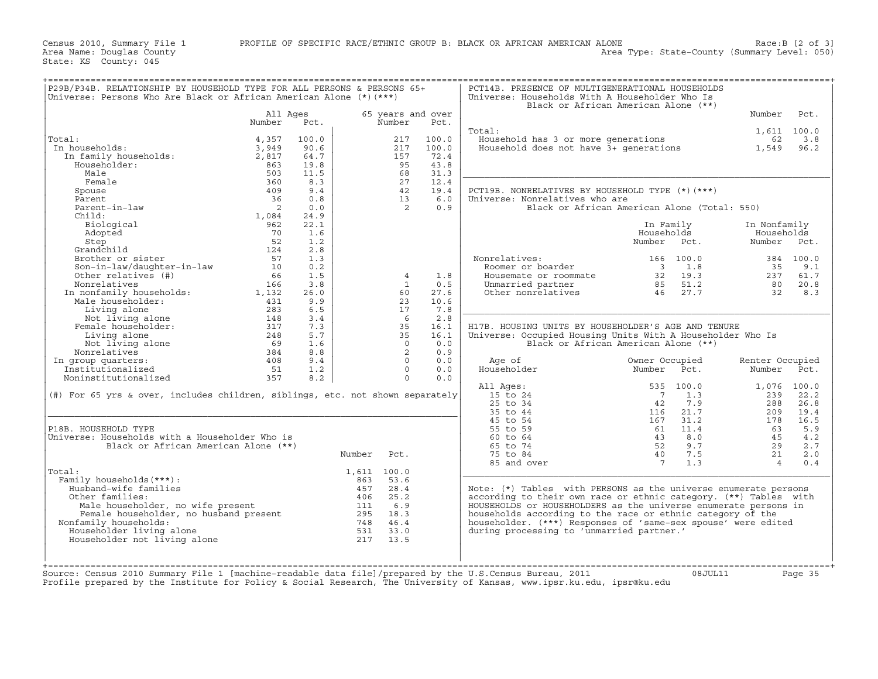Census 2010, Summary File 1 PROFILE OF SPECIFIC RACE/ETHNIC GROUP B: BLACK OR AFRICAN AMERICAN ALONE Race:B [2 of 3]
Area Name: Douglas County Area Type: State-County (Summary Level: 050)
State: KS County: 045

## P29B/P34B. RELATIONSHIP BY HOUSEHOLD TYPE FOR ALL PERSONS & PERSONS 65+

Universe: Persons Who Are Black or African American Alone (*)(***)

| | All Ages Number | All Ages Pct. | 65 years and over Number | 65 years and over Pct. |
|---|---|---|---|---|
| Total: | 4,357 | 100.0 | 217 | 100.0 |
| In households: | 3,949 | 90.6 | 217 | 100.0 |
| In family households: | 2,817 | 64.7 | 157 | 72.4 |
| Householder: | 863 | 19.8 | 95 | 43.8 |
| Male | 503 | 11.5 | 68 | 31.3 |
| Female | 360 | 8.3 | 27 | 12.4 |
| Spouse | 409 | 9.4 | 42 | 19.4 |
| Parent | 36 | 0.8 | 13 | 6.0 |
| Parent-in-law | 2 | 0.0 | 2 | 0.9 |
| Child: | 1,084 | 24.9 | | |
| Biological | 962 | 22.1 | | |
| Adopted | 70 | 1.6 | | |
| Step | 52 | 1.2 | | |
| Grandchild | 124 | 2.8 | | |
| Brother or sister | 57 | 1.3 | | |
| Son-in-law/daughter-in-law | 10 | 0.2 | | |
| Other relatives (#) | 66 | 1.5 | 4 | 1.8 |
| Nonrelatives | 166 | 3.8 | 1 | 0.5 |
| In nonfamily households: | 1,132 | 26.0 | 60 | 27.6 |
| Male householder: | 431 | 9.9 | 23 | 10.6 |
| Living alone | 283 | 6.5 | 17 | 7.8 |
| Not living alone | 148 | 3.4 | 6 | 2.8 |
| Female householder: | 317 | 7.3 | 35 | 16.1 |
| Living alone | 248 | 5.7 | 35 | 16.1 |
| Not living alone | 69 | 1.6 | 0 | 0.0 |
| Nonrelatives | 384 | 8.8 | 2 | 0.9 |
| In group quarters: | 408 | 9.4 | 0 | 0.0 |
| Institutionalized | 51 | 1.2 | 0 | 0.0 |
| Noninstitutionalized | 357 | 8.2 | 0 | 0.0 |

(#) For 65 yrs & over, includes children, siblings, etc. not shown separately

## P18B. HOUSEHOLD TYPE

Universe: Households with a Householder Who is Black or African American Alone (**)

| | Number | Pct. |
|---|---|---|
| Total: | 1,611 | 100.0 |
| Family households(***): | 863 | 53.6 |
| Husband-wife families | 457 | 28.4 |
| Other families: | 406 | 25.2 |
| Male householder, no wife present | 111 | 6.9 |
| Female householder, no husband present | 295 | 18.3 |
| Nonfamily households: | 748 | 46.4 |
| Householder living alone | 531 | 33.0 |
| Householder not living alone | 217 | 13.5 |

## PCT14B. PRESENCE OF MULTIGENERATIONAL HOUSEHOLDS

Universe: Households With A Householder Who Is Black or African American Alone (**)

| | Number | Pct. |
|---|---|---|
| Total: | 1,611 | 100.0 |
| Household has 3 or more generations | 62 | 3.8 |
| Household does not have 3+ generations | 1,549 | 96.2 |

## PCT19B. NONRELATIVES BY HOUSEHOLD TYPE (*)(***)

Universe: Nonrelatives who are Black or African American Alone (Total: 550)

| | In Family Households Number | In Family Households Pct. | In Nonfamily Households Number | In Nonfamily Households Pct. |
|---|---|---|---|---|
| Nonrelatives: | 166 | 100.0 | 384 | 100.0 |
| Roomer or boarder | 3 | 1.8 | 35 | 9.1 |
| Housemate or roommate | 32 | 19.3 | 237 | 61.7 |
| Unmarried partner | 85 | 51.2 | 80 | 20.8 |
| Other nonrelatives | 46 | 27.7 | 32 | 8.3 |

## H17B. HOUSING UNITS BY HOUSEHOLDER'S AGE AND TENURE

Universe: Occupied Housing Units With A Householder Who Is Black or African American Alone (**)

| Age of Householder | Owner Occupied Number | Owner Occupied Pct. | Renter Occupied Number | Renter Occupied Pct. |
|---|---|---|---|---|
| All Ages: | 535 | 100.0 | 1,076 | 100.0 |
| 15 to 24 | 7 | 1.3 | 239 | 22.2 |
| 25 to 34 | 42 | 7.9 | 288 | 26.8 |
| 35 to 44 | 116 | 21.7 | 209 | 19.4 |
| 45 to 54 | 167 | 31.2 | 178 | 16.5 |
| 55 to 59 | 61 | 11.4 | 63 | 5.9 |
| 60 to 64 | 43 | 8.0 | 45 | 4.2 |
| 65 to 74 | 52 | 9.7 | 29 | 2.7 |
| 75 to 84 | 40 | 7.5 | 21 | 2.0 |
| 85 and over | 7 | 1.3 | 4 | 0.4 |

Note: (*) Tables with PERSONS as the universe enumerate persons according to their own race or ethnic category. (**) Tables with HOUSEHOLDS or HOUSEHOLDERS as the universe enumerate persons in households according to the race or ethnic category of the householder. (***) Responses of 'same-sex spouse' were edited during processing to 'unmarried partner.'

Source: Census 2010 Summary File 1 [machine-readable data file]/prepared by the U.S.Census Bureau, 2011 08JUL11
Profile prepared by the Institute for Policy & Social Research, The University of Kansas, www.ipsr.ku.edu, ipsr@ku.edu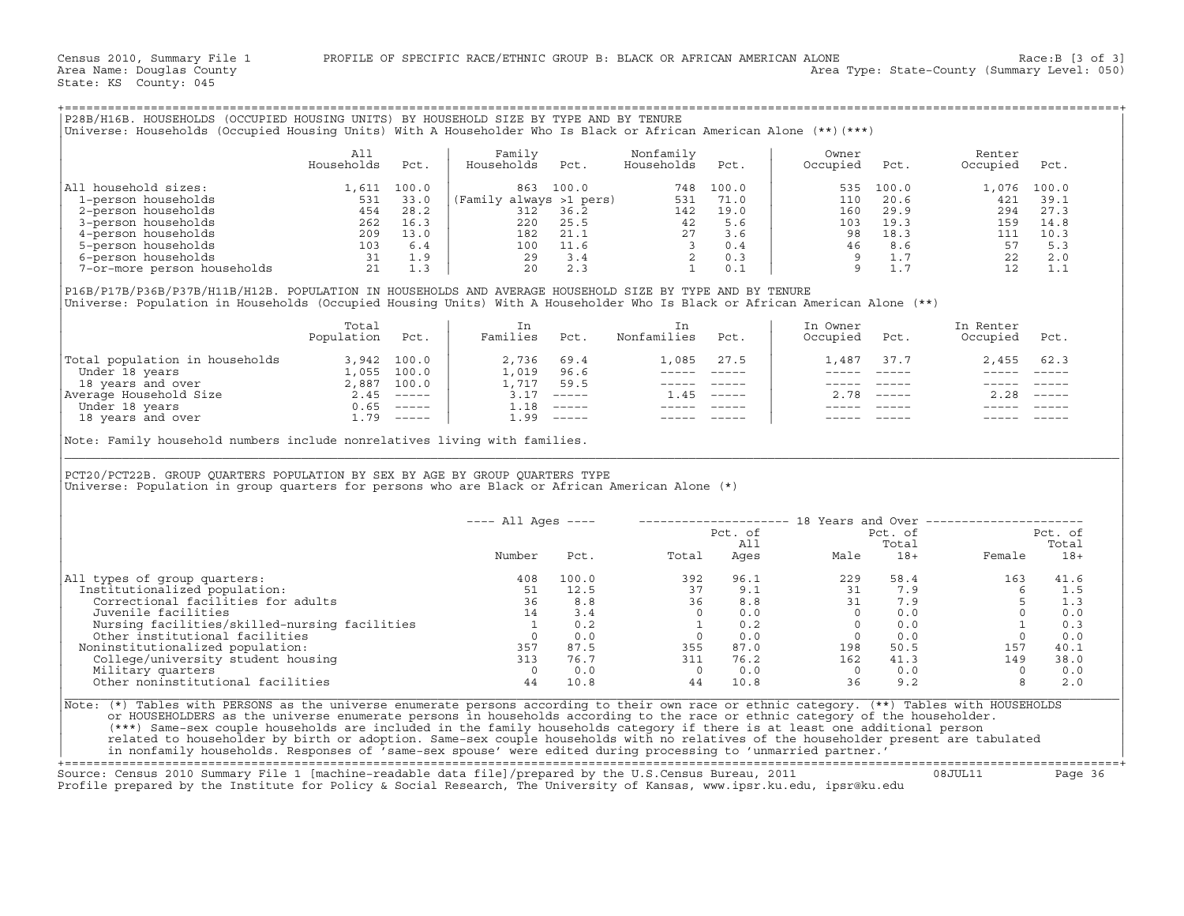Census 2010, Summary File 1 PROFILE OF SPECIFIC RACE/ETHNIC GROUP B: BLACK OR AFRICAN AMERICAN ALONE Race:B [3 of 3]
Area Name: Douglas County Area Type: State-County (Summary Level: 050)
State: KS County: 045

## P28B/H16B. HOUSEHOLDS (OCCUPIED HOUSING UNITS) BY HOUSEHOLD SIZE BY TYPE AND BY TENURE

Universe: Households (Occupied Housing Units) With A Householder Who Is Black or African American Alone (**)(***)

| | All Households | Pct. | Family Households | Pct. | Nonfamily Households | Pct. | Owner Occupied | Pct. | Renter Occupied | Pct. |
|---|---|---|---|---|---|---|---|---|---|---|
| All household sizes: | 1,611 | 100.0 | 863 | 100.0 | 748 | 100.0 | 535 | 100.0 | 1,076 | 100.0 |
| 1-person households | 531 | 33.0 | (Family always >1 pers) | | 531 | 71.0 | 110 | 20.6 | 421 | 39.1 |
| 2-person households | 454 | 28.2 | 312 | 36.2 | 142 | 19.0 | 160 | 29.9 | 294 | 27.3 |
| 3-person households | 262 | 16.3 | 220 | 25.5 | 42 | 5.6 | 103 | 19.3 | 159 | 14.8 |
| 4-person households | 209 | 13.0 | 182 | 21.1 | 27 | 3.6 | 98 | 18.3 | 111 | 10.3 |
| 5-person households | 103 | 6.4 | 100 | 11.6 | 3 | 0.4 | 46 | 8.6 | 57 | 5.3 |
| 6-person households | 31 | 1.9 | 29 | 3.4 | 2 | 0.3 | 9 | 1.7 | 22 | 2.0 |
| 7-or-more person households | 21 | 1.3 | 20 | 2.3 | 1 | 0.1 | 9 | 1.7 | 12 | 1.1 |

## P16B/P17B/P36B/P37B/H11B/H12B. POPULATION IN HOUSEHOLDS AND AVERAGE HOUSEHOLD SIZE BY TYPE AND BY TENURE

Universe: Population in Households (Occupied Housing Units) With A Householder Who Is Black or African American Alone (**)

| | Total Population | Pct. | In Families | Pct. | In Nonfamilies | Pct. | In Owner Occupied | Pct. | In Renter Occupied | Pct. |
|---|---|---|---|---|---|---|---|---|---|---|
| Total population in households | 3,942 | 100.0 | 2,736 | 69.4 | 1,085 | 27.5 | 1,487 | 37.7 | 2,455 | 62.3 |
| Under 18 years | 1,055 | 100.0 | 1,019 | 96.6 | ----- | ----- | ----- | ----- | ----- | ----- |
| 18 years and over | 2,887 | 100.0 | 1,717 | 59.5 | ----- | ----- | ----- | ----- | ----- | ----- |
| Average Household Size | 2.45 | ----- | 3.17 | ----- | 1.45 | ----- | 2.78 | ----- | 2.28 | ----- |
| Under 18 years | 0.65 | ----- | 1.18 | ----- | ----- | ----- | ----- | ----- | ----- | ----- |
| 18 years and over | 1.79 | ----- | 1.99 | ----- | ----- | ----- | ----- | ----- | ----- | ----- |

Note: Family household numbers include nonrelatives living with families.

## PCT20/PCT22B. GROUP QUARTERS POPULATION BY SEX BY AGE BY GROUP QUARTERS TYPE

Universe: Population in group quarters for persons who are Black or African American Alone (*)

| | All Ages | | 18 Years and Over | | | | | |
|---|---|---|---|---|---|---|---|---|
| | Number | Pct. | Total | Pct. of All Ages | Male | Pct. of Total 18+ | Female | Pct. of Total 18+ |
| All types of group quarters: | 408 | 100.0 | 392 | 96.1 | 229 | 58.4 | 163 | 41.6 |
| Institutionalized population: | 51 | 12.5 | 37 | 9.1 | 31 | 7.9 | 6 | 1.5 |
| Correctional facilities for adults | 36 | 8.8 | 36 | 8.8 | 31 | 7.9 | 5 | 1.3 |
| Juvenile facilities | 14 | 3.4 | 0 | 0.0 | 0 | 0.0 | 0 | 0.0 |
| Nursing facilities/skilled-nursing facilities | 1 | 0.2 | 1 | 0.2 | 0 | 0.0 | 1 | 0.3 |
| Other institutional facilities | 0 | 0.0 | 0 | 0.0 | 0 | 0.0 | 0 | 0.0 |
| Noninstitutionalized population: | 357 | 87.5 | 355 | 87.0 | 198 | 50.5 | 157 | 40.1 |
| College/university student housing | 313 | 76.7 | 311 | 76.2 | 162 | 41.3 | 149 | 38.0 |
| Military quarters | 0 | 0.0 | 0 | 0.0 | 0 | 0.0 | 0 | 0.0 |
| Other noninstitutional facilities | 44 | 10.8 | 44 | 10.8 | 36 | 9.2 | 8 | 2.0 |

Note: (*) Tables with PERSONS as the universe enumerate persons according to their own race or ethnic category. (**) Tables with HOUSEHOLDS or HOUSEHOLDERS as the universe enumerate persons in households according to the race or ethnic category of the householder. (***) Same-sex couple households are included in the family households category if there is at least one additional person related to householder by birth or adoption. Same-sex couple households with no relatives of the householder present are tabulated in nonfamily households. Responses of 'same-sex spouse' were edited during processing to 'unmarried partner.'

Source: Census 2010 Summary File 1 [machine-readable data file]/prepared by the U.S.Census Bureau, 2011 08JUL11
Profile prepared by the Institute for Policy & Social Research, The University of Kansas, www.ipsr.ku.edu, ipsr@ku.edu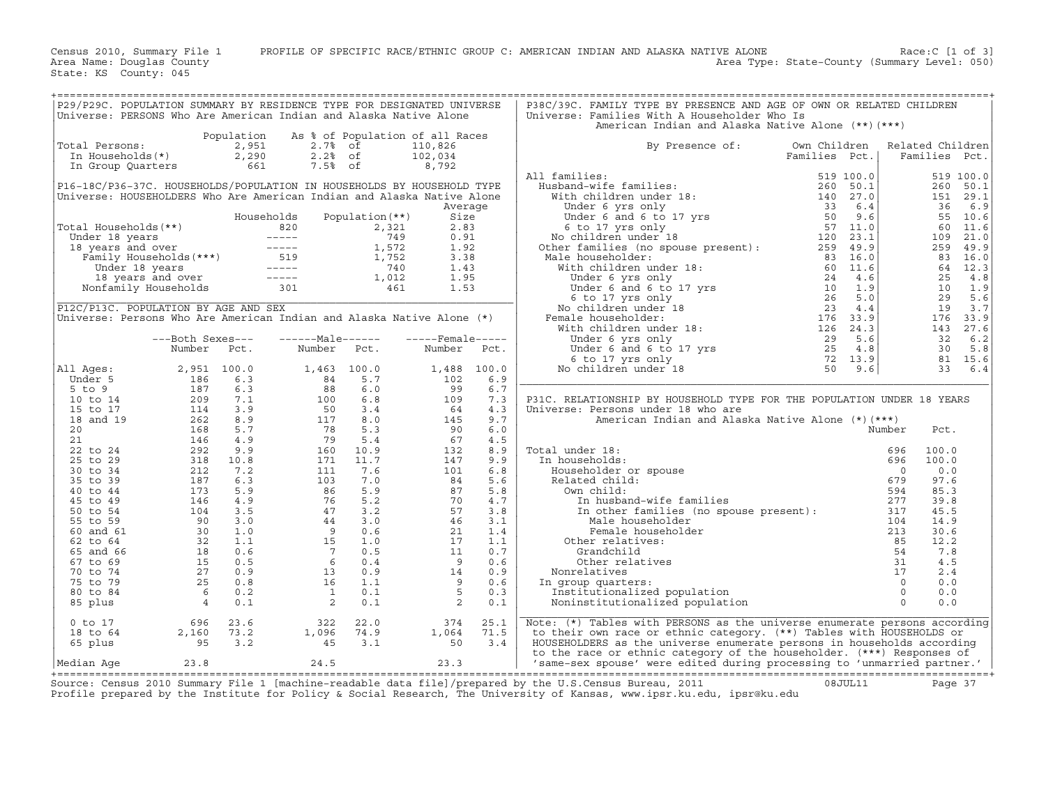Census 2010, Summary File 1 PROFILE OF SPECIFIC RACE/ETHNIC GROUP C: AMERICAN INDIAN AND ALASKA NATIVE ALONE Race:C [1 of 3]
Area Name: Douglas County Area Type: State-County (Summary Level: 050)
State: KS County: 045

## P29/P29C. POPULATION SUMMARY BY RESIDENCE TYPE FOR DESIGNATED UNIVERSE
Universe: PERSONS Who Are American Indian and Alaska Native Alone

| | Population | As % of Population of all Races | |
|---|---|---|---|
| Total Persons: | 2,951 | 2.7% of | 110,826 |
| In Households(*) | 2,290 | 2.2% of | 102,034 |
| In Group Quarters | 661 | 7.5% of | 8,792 |

## P16-18C/P36-37C. HOUSEHOLDS/POPULATION IN HOUSEHOLDS BY HOUSEHOLD TYPE
Universe: HOUSEHOLDERS Who Are American Indian and Alaska Native Alone

| | Households | Population(**) | Average Size |
|---|---|---|---|
| Total Households(**) | 820 | 2,321 | 2.83 |
| Under 18 years | ----- | 749 | 0.91 |
| 18 years and over | ----- | 1,572 | 1.92 |
| Family Households(***) | 519 | 1,752 | 3.38 |
| Under 18 years | ----- | 740 | 1.43 |
| 18 years and over | ----- | 1,012 | 1.95 |
| Nonfamily Households | 301 | 461 | 1.53 |

## P12C/P13C. POPULATION BY AGE AND SEX
Universe: Persons Who Are American Indian and Alaska Native Alone (*)

| | Both Sexes Number | Both Sexes Pct. | Male Number | Male Pct. | Female Number | Female Pct. |
|---|---|---|---|---|---|---|
| All Ages: | 2,951 | 100.0 | 1,463 | 100.0 | 1,488 | 100.0 |
| Under 5 | 186 | 6.3 | 84 | 5.7 | 102 | 6.9 |
| 5 to 9 | 187 | 6.3 | 88 | 6.0 | 99 | 6.7 |
| 10 to 14 | 209 | 7.1 | 100 | 6.8 | 109 | 7.3 |
| 15 to 17 | 114 | 3.9 | 50 | 3.4 | 64 | 4.3 |
| 18 and 19 | 262 | 8.9 | 117 | 8.0 | 145 | 9.7 |
| 20 | 168 | 5.7 | 78 | 5.3 | 90 | 6.0 |
| 21 | 146 | 4.9 | 79 | 5.4 | 67 | 4.5 |
| 22 to 24 | 292 | 9.9 | 160 | 10.9 | 132 | 8.9 |
| 25 to 29 | 318 | 10.8 | 171 | 11.7 | 147 | 9.9 |
| 30 to 34 | 212 | 7.2 | 111 | 7.6 | 101 | 6.8 |
| 35 to 39 | 187 | 6.3 | 103 | 7.0 | 84 | 5.6 |
| 40 to 44 | 173 | 5.9 | 86 | 5.9 | 87 | 5.8 |
| 45 to 49 | 146 | 4.9 | 76 | 5.2 | 70 | 4.7 |
| 50 to 54 | 104 | 3.5 | 47 | 3.2 | 57 | 3.8 |
| 55 to 59 | 90 | 3.0 | 44 | 3.0 | 46 | 3.1 |
| 60 and 61 | 30 | 1.0 | 9 | 0.6 | 21 | 1.4 |
| 62 to 64 | 32 | 1.1 | 15 | 1.0 | 17 | 1.1 |
| 65 and 66 | 18 | 0.6 | 7 | 0.5 | 11 | 0.7 |
| 67 to 69 | 15 | 0.5 | 6 | 0.4 | 9 | 0.6 |
| 70 to 74 | 27 | 0.9 | 13 | 0.9 | 14 | 0.9 |
| 75 to 79 | 25 | 0.8 | 16 | 1.1 | 9 | 0.6 |
| 80 to 84 | 6 | 0.2 | 1 | 0.1 | 5 | 0.3 |
| 85 plus | 4 | 0.1 | 2 | 0.1 | 2 | 0.1 |
| 0 to 17 | 696 | 23.6 | 322 | 22.0 | 374 | 25.1 |
| 18 to 64 | 2,160 | 73.2 | 1,096 | 74.9 | 1,064 | 71.5 |
| 65 plus | 95 | 3.2 | 45 | 3.1 | 50 | 3.4 |
| Median Age | 23.8 | | 24.5 | | 23.3 | |

## P38C/39C. FAMILY TYPE BY PRESENCE AND AGE OF OWN OR RELATED CHILDREN
Universe: Families With A Householder Who Is American Indian and Alaska Native Alone (**)(***)

| By Presence of: | Own Children Families | Own Children Pct. | Related Children Families | Related Children Pct. |
|---|---|---|---|---|
| All families: | 519 | 100.0 | 519 | 100.0 |
| Husband-wife families: | 260 | 50.1 | 260 | 50.1 |
| With children under 18: | 140 | 27.0 | 151 | 29.1 |
| Under 6 yrs only | 33 | 6.4 | 36 | 6.9 |
| Under 6 and 6 to 17 yrs | 50 | 9.6 | 55 | 10.6 |
| 6 to 17 yrs only | 57 | 11.0 | 60 | 11.6 |
| No children under 18 | 120 | 23.1 | 109 | 21.0 |
| Other families (no spouse present): | 259 | 49.9 | 259 | 49.9 |
| Male householder: | 83 | 16.0 | 83 | 16.0 |
| With children under 18: | 60 | 11.6 | 64 | 12.3 |
| Under 6 yrs only | 24 | 4.6 | 25 | 4.8 |
| Under 6 and 6 to 17 yrs | 10 | 1.9 | 10 | 1.9 |
| 6 to 17 yrs only | 26 | 5.0 | 29 | 5.6 |
| No children under 18 | 23 | 4.4 | 19 | 3.7 |
| Female householder: | 176 | 33.9 | 176 | 33.9 |
| With children under 18: | 126 | 24.3 | 143 | 27.6 |
| Under 6 yrs only | 29 | 5.6 | 32 | 6.2 |
| Under 6 and 6 to 17 yrs | 25 | 4.8 | 30 | 5.8 |
| 6 to 17 yrs only | 72 | 13.9 | 81 | 15.6 |
| No children under 18 | 50 | 9.6 | 33 | 6.4 |

## P31C. RELATIONSHIP BY HOUSEHOLD TYPE FOR THE POPULATION UNDER 18 YEARS
Universe: Persons under 18 who are American Indian and Alaska Native Alone (*)(***)

| | Number | Pct. |
|---|---|---|
| Total under 18: | 696 | 100.0 |
| In households: | 696 | 100.0 |
| Householder or spouse | 0 | 0.0 |
| Related child: | 679 | 97.6 |
| Own child: | 594 | 85.3 |
| In husband-wife families | 277 | 39.8 |
| In other families (no spouse present): | 317 | 45.5 |
| Male householder | 104 | 14.9 |
| Female householder | 213 | 30.6 |
| Other relatives: | 85 | 12.2 |
| Grandchild | 54 | 7.8 |
| Other relatives | 31 | 4.5 |
| Nonrelatives | 17 | 2.4 |
| In group quarters: | 0 | 0.0 |
| Institutionalized population | 0 | 0.0 |
| Noninstitutionalized population | 0 | 0.0 |

Note: (*) Tables with PERSONS as the universe enumerate persons according to their own race or ethnic category. (**) Tables with HOUSEHOLDS or HOUSEHOLDERS as the universe enumerate persons in households according to the race or ethnic category of the householder. (***) Responses of 'same-sex spouse' were edited during processing to 'unmarried partner.'

Source: Census 2010 Summary File 1 [machine-readable data file]/prepared by the U.S.Census Bureau, 2011 08JUL11
Profile prepared by the Institute for Policy & Social Research, The University of Kansas, www.ipsr.ku.edu, ipsr@ku.edu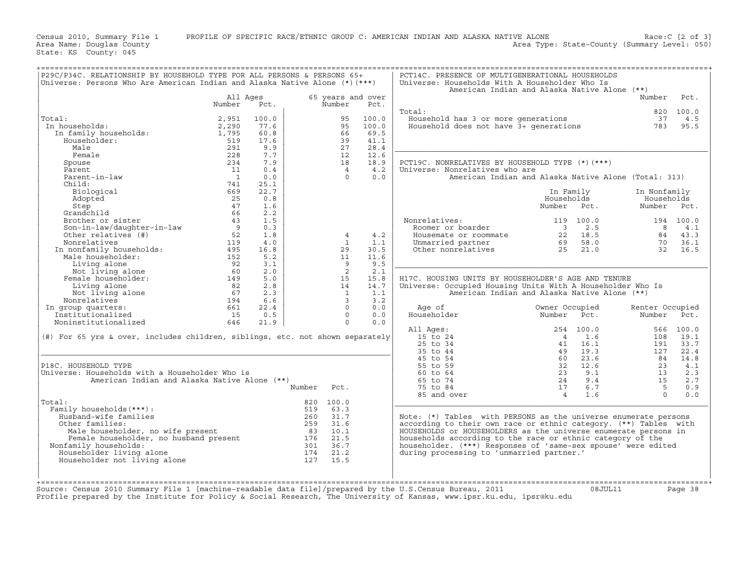Census 2010, Summary File 1 PROFILE OF SPECIFIC RACE/ETHNIC GROUP C: AMERICAN INDIAN AND ALASKA NATIVE ALONE Race:C [2 of 3]
Area Name: Douglas County Area Type: State-County (Summary Level: 050)
State: KS County: 045

## P29C/P34C. RELATIONSHIP BY HOUSEHOLD TYPE FOR ALL PERSONS & PERSONS 65+

Universe: Persons Who Are American Indian and Alaska Native Alone (*)(***)

| | All Ages Number | All Ages Pct. | 65 years and over Number | 65 years and over Pct. |
|---|---|---|---|---|
| Total: | 2,951 | 100.0 | 95 | 100.0 |
| In households: | 2,290 | 77.6 | 95 | 100.0 |
| In family households: | 1,795 | 60.8 | 66 | 69.5 |
| Householder: | 519 | 17.6 | 39 | 41.1 |
| Male | 291 | 9.9 | 27 | 28.4 |
| Female | 228 | 7.7 | 12 | 12.6 |
| Spouse | 234 | 7.9 | 18 | 18.9 |
| Parent | 11 | 0.4 | 4 | 4.2 |
| Parent-in-law | 1 | 0.0 | 0 | 0.0 |
| Child: | 741 | 25.1 | | |
| Biological | 669 | 22.7 | | |
| Adopted | 25 | 0.8 | | |
| Step | 47 | 1.6 | | |
| Grandchild | 66 | 2.2 | | |
| Brother or sister | 43 | 1.5 | | |
| Son-in-law/daughter-in-law | 9 | 0.3 | | |
| Other relatives (#) | 52 | 1.8 | 4 | 4.2 |
| Nonrelatives | 119 | 4.0 | 1 | 1.1 |
| In nonfamily households: | 495 | 16.8 | 29 | 30.5 |
| Male householder: | 152 | 5.2 | 11 | 11.6 |
| Living alone | 92 | 3.1 | 9 | 9.5 |
| Not living alone | 60 | 2.0 | 2 | 2.1 |
| Female householder: | 149 | 5.0 | 15 | 15.8 |
| Living alone | 82 | 2.8 | 14 | 14.7 |
| Not living alone | 67 | 2.3 | 1 | 1.1 |
| Nonrelatives | 194 | 6.6 | 3 | 3.2 |
| In group quarters: | 661 | 22.4 | 0 | 0.0 |
| Institutionalized | 15 | 0.5 | 0 | 0.0 |
| Noninstitutionalized | 646 | 21.9 | 0 | 0.0 |

(#) For 65 yrs & over, includes children, siblings, etc. not shown separately

## P18C. HOUSEHOLD TYPE

Universe: Households with a Householder Who is American Indian and Alaska Native Alone (**)

| | Number | Pct. |
|---|---|---|
| Total: | 820 | 100.0 |
| Family households(***): | 519 | 63.3 |
| Husband-wife families | 260 | 31.7 |
| Other families: | 259 | 31.6 |
| Male householder, no wife present | 83 | 10.1 |
| Female householder, no husband present | 176 | 21.5 |
| Nonfamily households: | 301 | 36.7 |
| Householder living alone | 174 | 21.2 |
| Householder not living alone | 127 | 15.5 |

## PCT14C. PRESENCE OF MULTIGENERATIONAL HOUSEHOLDS

Universe: Households With A Householder Who Is American Indian and Alaska Native Alone (**)

| | Number | Pct. |
|---|---|---|
| Total: | 820 | 100.0 |
| Household has 3 or more generations | 37 | 4.5 |
| Household does not have 3+ generations | 783 | 95.5 |

## PCT19C. NONRELATIVES BY HOUSEHOLD TYPE (*)(***)

Universe: Nonrelatives who are American Indian and Alaska Native Alone (Total: 313)

| | In Family Households Number | In Family Households Pct. | In Nonfamily Households Number | In Nonfamily Households Pct. |
|---|---|---|---|---|
| Nonrelatives: | 119 | 100.0 | 194 | 100.0 |
| Roomer or boarder | 3 | 2.5 | 8 | 4.1 |
| Housemate or roommate | 22 | 18.5 | 84 | 43.3 |
| Unmarried partner | 69 | 58.0 | 70 | 36.1 |
| Other nonrelatives | 25 | 21.0 | 32 | 16.5 |

## H17C. HOUSING UNITS BY HOUSEHOLDER'S AGE AND TENURE

Universe: Occupied Housing Units With A Householder Who Is American Indian and Alaska Native Alone (**)

| Age of Householder | Owner Occupied Number | Owner Occupied Pct. | Renter Occupied Number | Renter Occupied Pct. |
|---|---|---|---|---|
| All Ages: | 254 | 100.0 | 566 | 100.0 |
| 15 to 24 | 4 | 1.6 | 108 | 19.1 |
| 25 to 34 | 41 | 16.1 | 191 | 33.7 |
| 35 to 44 | 49 | 19.3 | 127 | 22.4 |
| 45 to 54 | 60 | 23.6 | 84 | 14.8 |
| 55 to 59 | 32 | 12.6 | 23 | 4.1 |
| 60 to 64 | 23 | 9.1 | 13 | 2.3 |
| 65 to 74 | 24 | 9.4 | 15 | 2.7 |
| 75 to 84 | 17 | 6.7 | 5 | 0.9 |
| 85 and over | 4 | 1.6 | 0 | 0.0 |

Note: (*) Tables with PERSONS as the universe enumerate persons according to their own race or ethnic category. (**) Tables with HOUSEHOLDS or HOUSEHOLDERS as the universe enumerate persons in households according to the race or ethnic category of the householder. (***) Responses of 'same-sex spouse' were edited during processing to 'unmarried partner.'

Source: Census 2010 Summary File 1 [machine-readable data file]/prepared by the U.S.Census Bureau, 2011 08JUL11
Profile prepared by the Institute for Policy & Social Research, The University of Kansas, www.ipsr.ku.edu, ipsr@ku.edu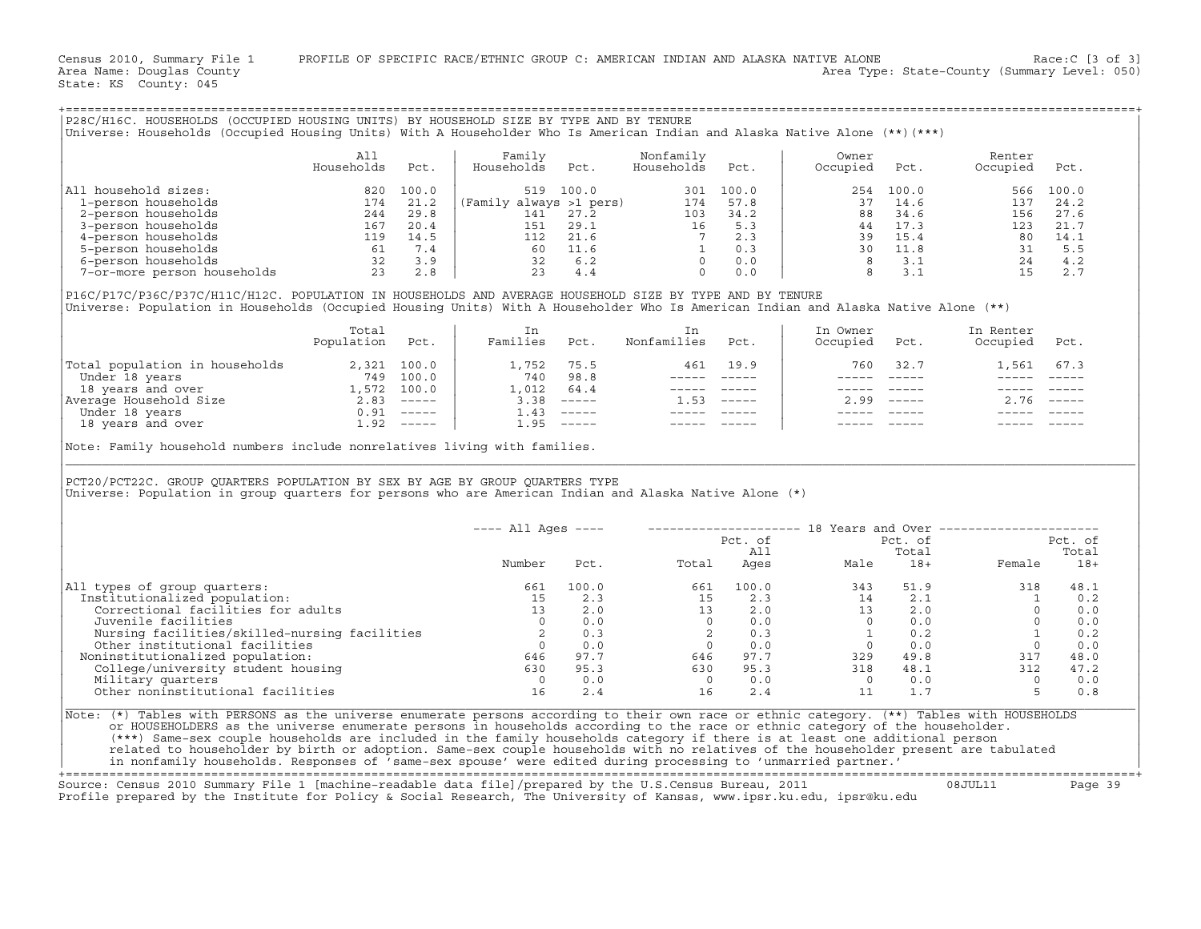Census 2010, Summary File 1 — PROFILE OF SPECIFIC RACE/ETHNIC GROUP C: AMERICAN INDIAN AND ALASKA NATIVE ALONE — Race:C [3 of 3]
Area Name: Douglas County — Area Type: State-County (Summary Level: 050)
State: KS County: 045

## P28C/H16C. HOUSEHOLDS (OCCUPIED HOUSING UNITS) BY HOUSEHOLD SIZE BY TYPE AND BY TENURE

Universe: Households (Occupied Housing Units) With A Householder Who Is American Indian and Alaska Native Alone (**)(***)

| | All Households | Pct. | Family Households | Pct. | Nonfamily Households | Pct. | Owner Occupied | Pct. | Renter Occupied | Pct. |
|---|---|---|---|---|---|---|---|---|---|---|
| All household sizes: | 820 | 100.0 | 519 | 100.0 | 301 | 100.0 | 254 | 100.0 | 566 | 100.0 |
| 1-person households | 174 | 21.2 | (Family always >1 pers) | | 174 | 57.8 | 37 | 14.6 | 137 | 24.2 |
| 2-person households | 244 | 29.8 | 141 | 27.2 | 103 | 34.2 | 88 | 34.6 | 156 | 27.6 |
| 3-person households | 167 | 20.4 | 151 | 29.1 | 16 | 5.3 | 44 | 17.3 | 123 | 21.7 |
| 4-person households | 119 | 14.5 | 112 | 21.6 | 7 | 2.3 | 39 | 15.4 | 80 | 14.1 |
| 5-person households | 61 | 7.4 | 60 | 11.6 | 1 | 0.3 | 30 | 11.8 | 31 | 5.5 |
| 6-person households | 32 | 3.9 | 32 | 6.2 | 0 | 0.0 | 8 | 3.1 | 24 | 4.2 |
| 7-or-more person households | 23 | 2.8 | 23 | 4.4 | 0 | 0.0 | 8 | 3.1 | 15 | 2.7 |

## P16C/P17C/P36C/P37C/H11C/H12C. POPULATION IN HOUSEHOLDS AND AVERAGE HOUSEHOLD SIZE BY TYPE AND BY TENURE

Universe: Population in Households (Occupied Housing Units) With A Householder Who Is American Indian and Alaska Native Alone (**)

| | Total Population | Pct. | In Families | Pct. | In Nonfamilies | Pct. | In Owner Occupied | Pct. | In Renter Occupied | Pct. |
|---|---|---|---|---|---|---|---|---|---|---|
| Total population in households | 2,321 | 100.0 | 1,752 | 75.5 | 461 | 19.9 | 760 | 32.7 | 1,561 | 67.3 |
| Under 18 years | 749 | 100.0 | 740 | 98.8 | ----- | ----- | ----- | ----- | ----- | ----- |
| 18 years and over | 1,572 | 100.0 | 1,012 | 64.4 | ----- | ----- | ----- | ----- | ----- | ----- |
| Average Household Size | 2.83 | ----- | 3.38 | ----- | 1.53 | ----- | 2.99 | ----- | 2.76 | ----- |
| Under 18 years | 0.91 | ----- | 1.43 | ----- | ----- | ----- | ----- | ----- | ----- | ----- |
| 18 years and over | 1.92 | ----- | 1.95 | ----- | ----- | ----- | ----- | ----- | ----- | ----- |

Note: Family household numbers include nonrelatives living with families.

## PCT20/PCT22C. GROUP QUARTERS POPULATION BY SEX BY AGE BY GROUP QUARTERS TYPE

Universe: Population in group quarters for persons who are American Indian and Alaska Native Alone (*)

| | All Ages | | 18 Years and Over | | | | | |
|---|---|---|---|---|---|---|---|---|
| | Number | Pct. | Total | Pct. of All Ages | Male | Pct. of Total 18+ | Female | Pct. of Total 18+ |
| All types of group quarters: | 661 | 100.0 | 661 | 100.0 | 343 | 51.9 | 318 | 48.1 |
| Institutionalized population: | 15 | 2.3 | 15 | 2.3 | 14 | 2.1 | 1 | 0.2 |
| Correctional facilities for adults | 13 | 2.0 | 13 | 2.0 | 13 | 2.0 | 0 | 0.0 |
| Juvenile facilities | 0 | 0.0 | 0 | 0.0 | 0 | 0.0 | 0 | 0.0 |
| Nursing facilities/skilled-nursing facilities | 2 | 0.3 | 2 | 0.3 | 1 | 0.2 | 1 | 0.2 |
| Other institutional facilities | 0 | 0.0 | 0 | 0.0 | 0 | 0.0 | 0 | 0.0 |
| Noninstitutionalized population: | 646 | 97.7 | 646 | 97.7 | 329 | 49.8 | 317 | 48.0 |
| College/university student housing | 630 | 95.3 | 630 | 95.3 | 318 | 48.1 | 312 | 47.2 |
| Military quarters | 0 | 0.0 | 0 | 0.0 | 0 | 0.0 | 0 | 0.0 |
| Other noninstitutional facilities | 16 | 2.4 | 16 | 2.4 | 11 | 1.7 | 5 | 0.8 |

Note: (*) Tables with PERSONS as the universe enumerate persons according to their own race or ethnic category. (**) Tables with HOUSEHOLDS or HOUSEHOLDERS as the universe enumerate persons in households according to the race or ethnic category of the householder. (***) Same-sex couple households are included in the family households category if there is at least one additional person related to householder by birth or adoption. Same-sex couple households with no relatives of the householder present are tabulated in nonfamily households. Responses of 'same-sex spouse' were edited during processing to 'unmarried partner.'

Source: Census 2010 Summary File 1 [machine-readable data file]/prepared by the U.S.Census Bureau, 2011 — 08JUL11
Profile prepared by the Institute for Policy & Social Research, The University of Kansas, www.ipsr.ku.edu, ipsr@ku.edu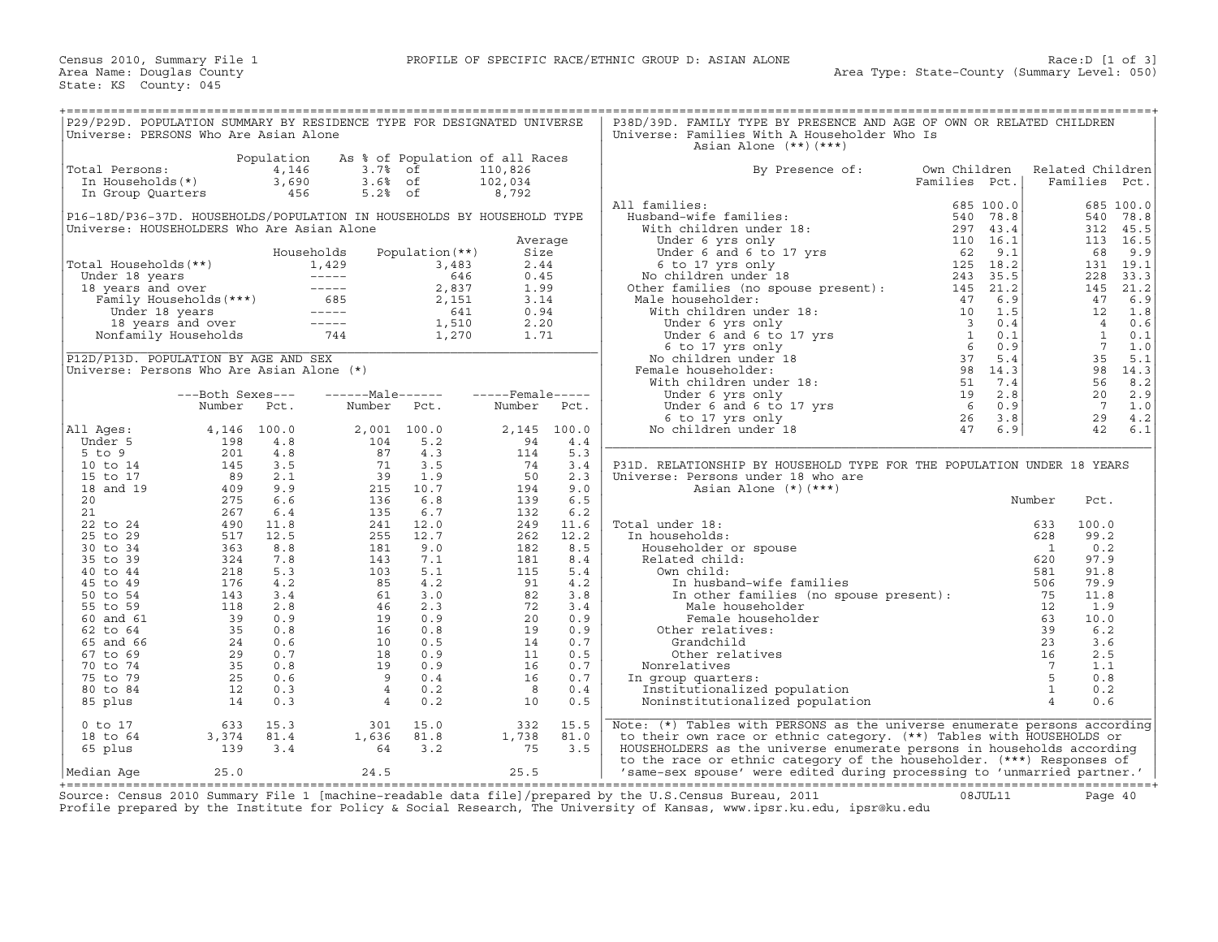Census 2010, Summary File 1 PROFILE OF SPECIFIC RACE/ETHNIC GROUP D: ASIAN ALONE Race:D [1 of 3]
Area Name: Douglas County Area Type: State-County (Summary Level: 050)
State: KS County: 045

## P29/P29D. POPULATION SUMMARY BY RESIDENCE TYPE FOR DESIGNATED UNIVERSE
Universe: PERSONS Who Are Asian Alone

| | Population | As % of Population of all Races | |
|---|---|---|---|
| Total Persons: | 4,146 | 3.7% of | 110,826 |
| In Households(*) | 3,690 | 3.6% of | 102,034 |
| In Group Quarters | 456 | 5.2% of | 8,792 |

## P16-18D/P36-37D. HOUSEHOLDS/POPULATION IN HOUSEHOLDS BY HOUSEHOLD TYPE
Universe: HOUSEHOLDERS Who Are Asian Alone

| | Households | Population(**) | Average Size |
|---|---|---|---|
| Total Households(**) | 1,429 | 3,483 | 2.44 |
| Under 18 years | ----- | 646 | 0.45 |
| 18 years and over | ----- | 2,837 | 1.99 |
| Family Households(***) | 685 | 2,151 | 3.14 |
| Under 18 years | ----- | 641 | 0.94 |
| 18 years and over | ----- | 1,510 | 2.20 |
| Nonfamily Households | 744 | 1,270 | 1.71 |

## P12D/P13D. POPULATION BY AGE AND SEX
Universe: Persons Who Are Asian Alone (*)

| | Both Sexes Number | Both Sexes Pct. | Male Number | Male Pct. | Female Number | Female Pct. |
|---|---|---|---|---|---|---|
| All Ages: | 4,146 | 100.0 | 2,001 | 100.0 | 2,145 | 100.0 |
| Under 5 | 198 | 4.8 | 104 | 5.2 | 94 | 4.4 |
| 5 to 9 | 201 | 4.8 | 87 | 4.3 | 114 | 5.3 |
| 10 to 14 | 145 | 3.5 | 71 | 3.5 | 74 | 3.4 |
| 15 to 17 | 89 | 2.1 | 39 | 1.9 | 50 | 2.3 |
| 18 and 19 | 409 | 9.9 | 215 | 10.7 | 194 | 9.0 |
| 20 | 275 | 6.6 | 136 | 6.8 | 139 | 6.5 |
| 21 | 267 | 6.4 | 135 | 6.7 | 132 | 6.2 |
| 22 to 24 | 490 | 11.8 | 241 | 12.0 | 249 | 11.6 |
| 25 to 29 | 517 | 12.5 | 255 | 12.7 | 262 | 12.2 |
| 30 to 34 | 363 | 8.8 | 181 | 9.0 | 182 | 8.5 |
| 35 to 39 | 324 | 7.8 | 143 | 7.1 | 181 | 8.4 |
| 40 to 44 | 218 | 5.3 | 103 | 5.1 | 115 | 5.4 |
| 45 to 49 | 176 | 4.2 | 85 | 4.2 | 91 | 4.2 |
| 50 to 54 | 143 | 3.4 | 61 | 3.0 | 82 | 3.8 |
| 55 to 59 | 118 | 2.8 | 46 | 2.3 | 72 | 3.4 |
| 60 and 61 | 39 | 0.9 | 19 | 0.9 | 20 | 0.9 |
| 62 to 64 | 35 | 0.8 | 16 | 0.8 | 19 | 0.9 |
| 65 and 66 | 24 | 0.6 | 10 | 0.5 | 14 | 0.7 |
| 67 to 69 | 29 | 0.7 | 18 | 0.9 | 11 | 0.5 |
| 70 to 74 | 35 | 0.8 | 19 | 0.9 | 16 | 0.7 |
| 75 to 79 | 25 | 0.6 | 9 | 0.4 | 16 | 0.7 |
| 80 to 84 | 12 | 0.3 | 4 | 0.2 | 8 | 0.4 |
| 85 plus | 14 | 0.3 | 4 | 0.2 | 10 | 0.5 |
| 0 to 17 | 633 | 15.3 | 301 | 15.0 | 332 | 15.5 |
| 18 to 64 | 3,374 | 81.4 | 1,636 | 81.8 | 1,738 | 81.0 |
| 65 plus | 139 | 3.4 | 64 | 3.2 | 75 | 3.5 |
| Median Age | 25.0 | | 24.5 | | 25.5 | |

## P38D/39D. FAMILY TYPE BY PRESENCE AND AGE OF OWN OR RELATED CHILDREN
Universe: Families With A Householder Who Is Asian Alone (**)(***)

| By Presence of: | Own Children Families | Own Children Pct. | Related Children Families | Related Children Pct. |
|---|---|---|---|---|
| All families: | 685 | 100.0 | 685 | 100.0 |
| Husband-wife families: | 540 | 78.8 | 540 | 78.8 |
| With children under 18: | 297 | 43.4 | 312 | 45.5 |
| Under 6 yrs only | 110 | 16.1 | 113 | 16.5 |
| Under 6 and 6 to 17 yrs | 62 | 9.1 | 68 | 9.9 |
| 6 to 17 yrs only | 125 | 18.2 | 131 | 19.1 |
| No children under 18 | 243 | 35.5 | 228 | 33.3 |
| Other families (no spouse present): | 145 | 21.2 | 145 | 21.2 |
| Male householder: | 47 | 6.9 | 47 | 6.9 |
| With children under 18: | 10 | 1.5 | 12 | 1.8 |
| Under 6 yrs only | 3 | 0.4 | 4 | 0.6 |
| Under 6 and 6 to 17 yrs | 1 | 0.1 | 1 | 0.1 |
| 6 to 17 yrs only | 6 | 0.9 | 7 | 1.0 |
| No children under 18 | 37 | 5.4 | 35 | 5.1 |
| Female householder: | 98 | 14.3 | 98 | 14.3 |
| With children under 18: | 51 | 7.4 | 56 | 8.2 |
| Under 6 yrs only | 19 | 2.8 | 20 | 2.9 |
| Under 6 and 6 to 17 yrs | 6 | 0.9 | 7 | 1.0 |
| 6 to 17 yrs only | 26 | 3.8 | 29 | 4.2 |
| No children under 18 | 47 | 6.9 | 42 | 6.1 |

## P31D. RELATIONSHIP BY HOUSEHOLD TYPE FOR THE POPULATION UNDER 18 YEARS
Universe: Persons under 18 who are Asian Alone (*)(***)

| | Number | Pct. |
|---|---|---|
| Total under 18: | 633 | 100.0 |
| In households: | 628 | 99.2 |
| Householder or spouse | 1 | 0.2 |
| Related child: | 620 | 97.9 |
| Own child: | 581 | 91.8 |
| In husband-wife families | 506 | 79.9 |
| In other families (no spouse present): | 75 | 11.8 |
| Male householder | 12 | 1.9 |
| Female householder | 63 | 10.0 |
| Other relatives: | 39 | 6.2 |
| Grandchild | 23 | 3.6 |
| Other relatives | 16 | 2.5 |
| Nonrelatives | 7 | 1.1 |
| In group quarters: | 5 | 0.8 |
| Institutionalized population | 1 | 0.2 |
| Noninstitutionalized population | 4 | 0.6 |

Note: (*) Tables with PERSONS as the universe enumerate persons according to their own race or ethnic category. (**) Tables with HOUSEHOLDS or HOUSEHOLDERS as the universe enumerate persons in households according to the race or ethnic category of the householder. (***) Responses of 'same-sex spouse' were edited during processing to 'unmarried partner.'

Source: Census 2010 Summary File 1 [machine-readable data file]/prepared by the U.S.Census Bureau, 2011 08JUL11
Profile prepared by the Institute for Policy & Social Research, The University of Kansas, www.ipsr.ku.edu, ipsr@ku.edu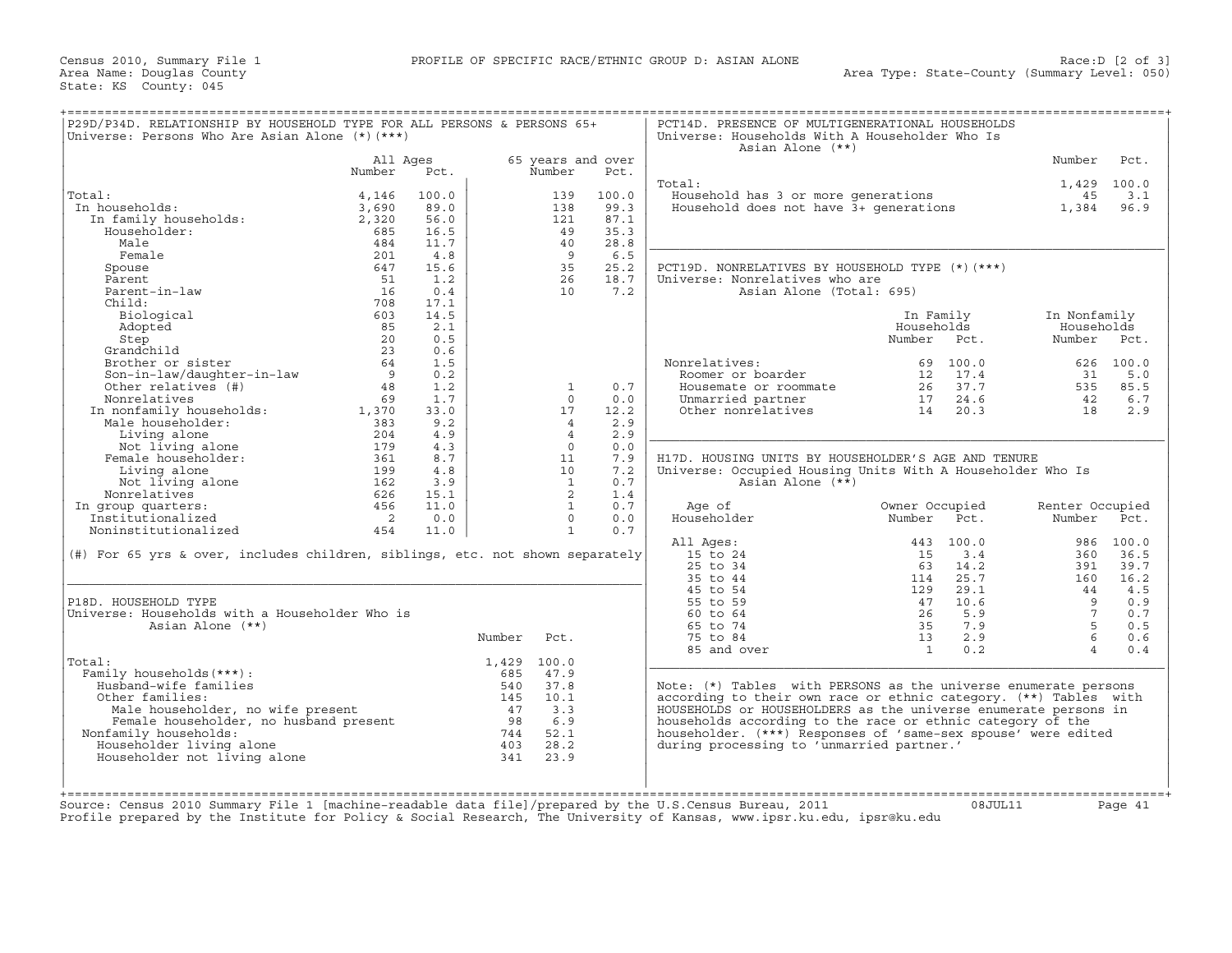Census 2010, Summary File 1 — PROFILE OF SPECIFIC RACE/ETHNIC GROUP D: ASIAN ALONE — Race:D [2 of 3]

Area Name: Douglas County — Area Type: State-County (Summary Level: 050)

State: KS County: 045

## P29D/P34D. RELATIONSHIP BY HOUSEHOLD TYPE FOR ALL PERSONS & PERSONS 65+

Universe: Persons Who Are Asian Alone (*)(***)

| | All Ages Number | All Ages Pct. | 65 years and over Number | 65 years and over Pct. |
|---|---|---|---|---|
| Total: | 4,146 | 100.0 | 139 | 100.0 |
| In households: | 3,690 | 89.0 | 138 | 99.3 |
| In family households: | 2,320 | 56.0 | 121 | 87.1 |
| Householder: | 685 | 16.5 | 49 | 35.3 |
| Male | 484 | 11.7 | 40 | 28.8 |
| Female | 201 | 4.8 | 9 | 6.5 |
| Spouse | 647 | 15.6 | 35 | 25.2 |
| Parent | 51 | 1.2 | 26 | 18.7 |
| Parent-in-law | 16 | 0.4 | 10 | 7.2 |
| Child: | 708 | 17.1 | | |
| Biological | 603 | 14.5 | | |
| Adopted | 85 | 2.1 | | |
| Step | 20 | 0.5 | | |
| Grandchild | 23 | 0.6 | | |
| Brother or sister | 64 | 1.5 | | |
| Son-in-law/daughter-in-law | 9 | 0.2 | | |
| Other relatives (#) | 48 | 1.2 | 1 | 0.7 |
| Nonrelatives | 69 | 1.7 | 0 | 0.0 |
| In nonfamily households: | 1,370 | 33.0 | 17 | 12.2 |
| Male householder: | 383 | 9.2 | 4 | 2.9 |
| Living alone | 204 | 4.9 | 4 | 2.9 |
| Not living alone | 179 | 4.3 | 0 | 0.0 |
| Female householder: | 361 | 8.7 | 11 | 7.9 |
| Living alone | 199 | 4.8 | 10 | 7.2 |
| Not living alone | 162 | 3.9 | 1 | 0.7 |
| Nonrelatives | 626 | 15.1 | 2 | 1.4 |
| In group quarters: | 456 | 11.0 | 1 | 0.7 |
| Institutionalized | 2 | 0.0 | 0 | 0.0 |
| Noninstitutionalized | 454 | 11.0 | 1 | 0.7 |

(#) For 65 yrs & over, includes children, siblings, etc. not shown separately

## P18D. HOUSEHOLD TYPE

Universe: Households with a Householder Who is Asian Alone (**)

| | Number | Pct. |
|---|---|---|
| Total: | 1,429 | 100.0 |
| Family households(***): | 685 | 47.9 |
| Husband-wife families | 540 | 37.8 |
| Other families: | 145 | 10.1 |
| Male householder, no wife present | 47 | 3.3 |
| Female householder, no husband present | 98 | 6.9 |
| Nonfamily households: | 744 | 52.1 |
| Householder living alone | 403 | 28.2 |
| Householder not living alone | 341 | 23.9 |

## PCT14D. PRESENCE OF MULTIGENERATIONAL HOUSEHOLDS

Universe: Households With A Householder Who Is Asian Alone (**)

| | Number | Pct. |
|---|---|---|
| Total: | 1,429 | 100.0 |
| Household has 3 or more generations | 45 | 3.1 |
| Household does not have 3+ generations | 1,384 | 96.9 |

## PCT19D. NONRELATIVES BY HOUSEHOLD TYPE (*)(***)

Universe: Nonrelatives who are Asian Alone (Total: 695)

| | In Family Households Number | In Family Households Pct. | In Nonfamily Households Number | In Nonfamily Households Pct. |
|---|---|---|---|---|
| Nonrelatives: | 69 | 100.0 | 626 | 100.0 |
| Roomer or boarder | 12 | 17.4 | 31 | 5.0 |
| Housemate or roommate | 26 | 37.7 | 535 | 85.5 |
| Unmarried partner | 17 | 24.6 | 42 | 6.7 |
| Other nonrelatives | 14 | 20.3 | 18 | 2.9 |

## H17D. HOUSING UNITS BY HOUSEHOLDER'S AGE AND TENURE

Universe: Occupied Housing Units With A Householder Who Is Asian Alone (**)

| Age of Householder | Owner Occupied Number | Owner Occupied Pct. | Renter Occupied Number | Renter Occupied Pct. |
|---|---|---|---|---|
| All Ages: | 443 | 100.0 | 986 | 100.0 |
| 15 to 24 | 15 | 3.4 | 360 | 36.5 |
| 25 to 34 | 63 | 14.2 | 391 | 39.7 |
| 35 to 44 | 114 | 25.7 | 160 | 16.2 |
| 45 to 54 | 129 | 29.1 | 44 | 4.5 |
| 55 to 59 | 47 | 10.6 | 9 | 0.9 |
| 60 to 64 | 26 | 5.9 | 7 | 0.7 |
| 65 to 74 | 35 | 7.9 | 5 | 0.5 |
| 75 to 84 | 13 | 2.9 | 6 | 0.6 |
| 85 and over | 1 | 0.2 | 4 | 0.4 |

Note: (*) Tables with PERSONS as the universe enumerate persons according to their own race or ethnic category. (**) Tables with HOUSEHOLDS or HOUSEHOLDERS as the universe enumerate persons in households according to the race or ethnic category of the householder. (***) Responses of 'same-sex spouse' were edited during processing to 'unmarried partner.'

Source: Census 2010 Summary File 1 [machine-readable data file]/prepared by the U.S.Census Bureau, 2011 08JUL11

Profile prepared by the Institute for Policy & Social Research, The University of Kansas, www.ipsr.ku.edu, ipsr@ku.edu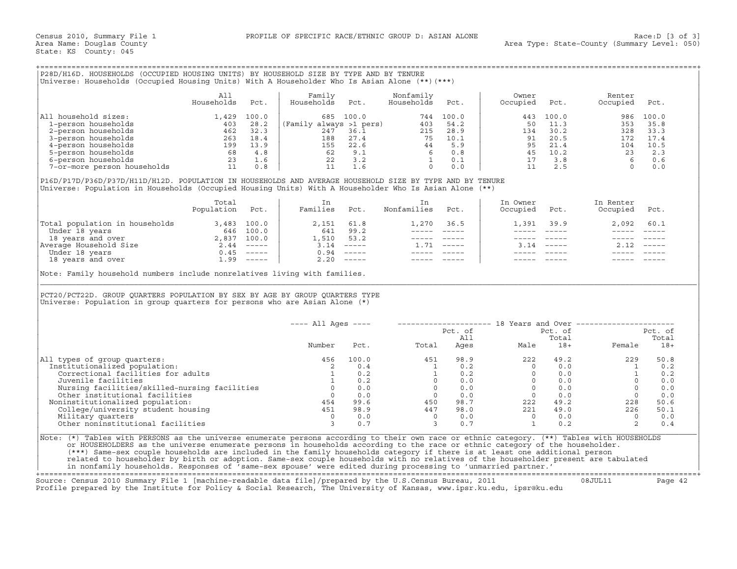Census 2010, Summary File 1 PROFILE OF SPECIFIC RACE/ETHNIC GROUP D: ASIAN ALONE Race:D [3 of 3]
Area Name: Douglas County Area Type: State-County (Summary Level: 050)
State: KS County: 045

## P28D/H16D. HOUSEHOLDS (OCCUPIED HOUSING UNITS) BY HOUSEHOLD SIZE BY TYPE AND BY TENURE

Universe: Households (Occupied Housing Units) With A Householder Who Is Asian Alone (**)(***)

| | All Households | Pct. | Family Households | Pct. | Nonfamily Households | Pct. | Owner Occupied | Pct. | Renter Occupied | Pct. |
|---|---|---|---|---|---|---|---|---|---|---|
| All household sizes: | 1,429 | 100.0 | 685 | 100.0 | 744 | 100.0 | 443 | 100.0 | 986 | 100.0 |
| 1-person households | 403 | 28.2 | (Family always >1 pers) | | 403 | 54.2 | 50 | 11.3 | 353 | 35.8 |
| 2-person households | 462 | 32.3 | 247 | 36.1 | 215 | 28.9 | 134 | 30.2 | 328 | 33.3 |
| 3-person households | 263 | 18.4 | 188 | 27.4 | 75 | 10.1 | 91 | 20.5 | 172 | 17.4 |
| 4-person households | 199 | 13.9 | 155 | 22.6 | 44 | 5.9 | 95 | 21.4 | 104 | 10.5 |
| 5-person households | 68 | 4.8 | 62 | 9.1 | 6 | 0.8 | 45 | 10.2 | 23 | 2.3 |
| 6-person households | 23 | 1.6 | 22 | 3.2 | 1 | 0.1 | 17 | 3.8 | 6 | 0.6 |
| 7-or-more person households | 11 | 0.8 | 11 | 1.6 | 0 | 0.0 | 11 | 2.5 | 0 | 0.0 |

## P16D/P17D/P36D/P37D/H11D/H12D. POPULATION IN HOUSEHOLDS AND AVERAGE HOUSEHOLD SIZE BY TYPE AND BY TENURE

Universe: Population in Households (Occupied Housing Units) With A Householder Who Is Asian Alone (**)

| | Total Population | Pct. | In Families | Pct. | In Nonfamilies | Pct. | In Owner Occupied | Pct. | In Renter Occupied | Pct. |
|---|---|---|---|---|---|---|---|---|---|---|
| Total population in households | 3,483 | 100.0 | 2,151 | 61.8 | 1,270 | 36.5 | 1,391 | 39.9 | 2,092 | 60.1 |
| Under 18 years | 646 | 100.0 | 641 | 99.2 | ----- | ----- | ----- | ----- | ----- | ----- |
| 18 years and over | 2,837 | 100.0 | 1,510 | 53.2 | ----- | ----- | ----- | ----- | ----- | ----- |
| Average Household Size | 2.44 | ----- | 3.14 | ----- | 1.71 | ----- | 3.14 | ----- | 2.12 | ----- |
| Under 18 years | 0.45 | ----- | 0.94 | ----- | ----- | ----- | ----- | ----- | ----- | ----- |
| 18 years and over | 1.99 | ----- | 2.20 | ----- | ----- | ----- | ----- | ----- | ----- | ----- |

Note: Family household numbers include nonrelatives living with families.

## PCT20/PCT22D. GROUP QUARTERS POPULATION BY SEX BY AGE BY GROUP QUARTERS TYPE

Universe: Population in group quarters for persons who are Asian Alone (*)

| | All Ages | | 18 Years and Over | | | | | |
|---|---|---|---|---|---|---|---|---|
| | Number | Pct. | Total | Pct. of All Ages | Male | Pct. of Total 18+ | Female | Pct. of Total 18+ |
| All types of group quarters: | 456 | 100.0 | 451 | 98.9 | 222 | 49.2 | 229 | 50.8 |
| Institutionalized population: | 2 | 0.4 | 1 | 0.2 | 0 | 0.0 | 1 | 0.2 |
| Correctional facilities for adults | 1 | 0.2 | 1 | 0.2 | 0 | 0.0 | 1 | 0.2 |
| Juvenile facilities | 1 | 0.2 | 0 | 0.0 | 0 | 0.0 | 0 | 0.0 |
| Nursing facilities/skilled-nursing facilities | 0 | 0.0 | 0 | 0.0 | 0 | 0.0 | 0 | 0.0 |
| Other institutional facilities | 0 | 0.0 | 0 | 0.0 | 0 | 0.0 | 0 | 0.0 |
| Noninstitutionalized population: | 454 | 99.6 | 450 | 98.7 | 222 | 49.2 | 228 | 50.6 |
| College/university student housing | 451 | 98.9 | 447 | 98.0 | 221 | 49.0 | 226 | 50.1 |
| Military quarters | 0 | 0.0 | 0 | 0.0 | 0 | 0.0 | 0 | 0.0 |
| Other noninstitutional facilities | 3 | 0.7 | 3 | 0.7 | 1 | 0.2 | 2 | 0.4 |

Note: (*) Tables with PERSONS as the universe enumerate persons according to their own race or ethnic category. (**) Tables with HOUSEHOLDS or HOUSEHOLDERS as the universe enumerate persons in households according to the race or ethnic category of the householder. (***) Same-sex couple households are included in the family households category if there is at least one additional person related to householder by birth or adoption. Same-sex couple households with no relatives of the householder present are tabulated in nonfamily households. Responses of 'same-sex spouse' were edited during processing to 'unmarried partner.'

Source: Census 2010 Summary File 1 [machine-readable data file]/prepared by the U.S.Census Bureau, 2011 08JUL11
Profile prepared by the Institute for Policy & Social Research, The University of Kansas, www.ipsr.ku.edu, ipsr@ku.edu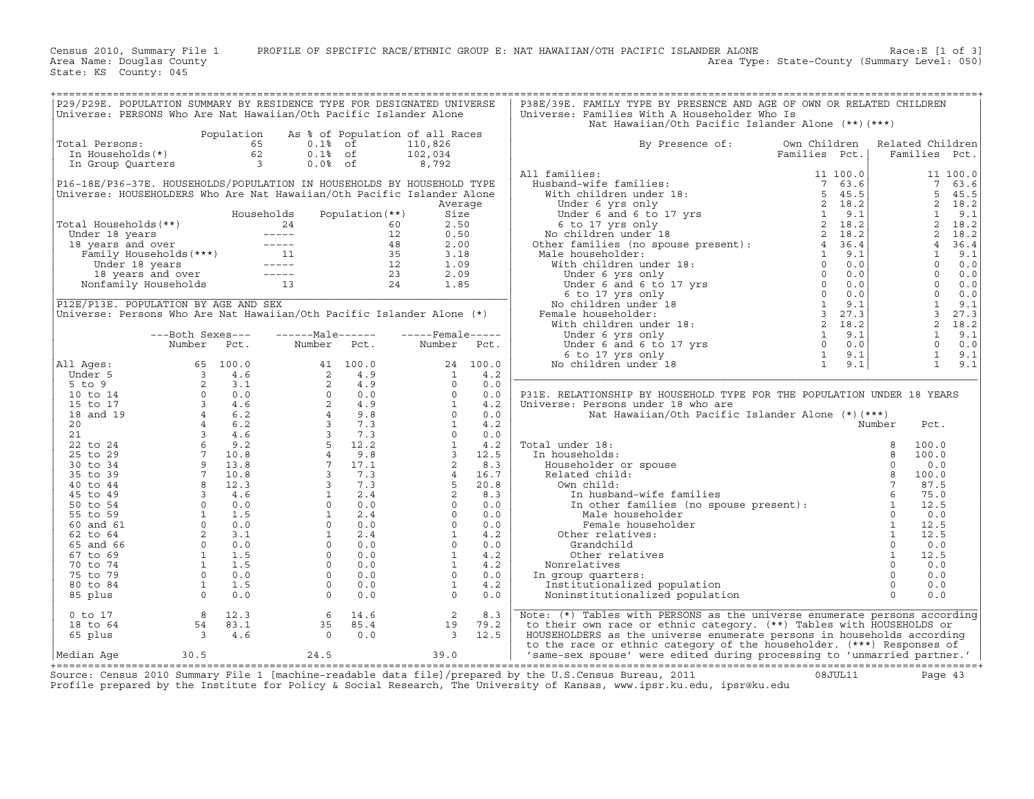Census 2010, Summary File 1 PROFILE OF SPECIFIC RACE/ETHNIC GROUP E: NAT HAWAIIAN/OTH PACIFIC ISLANDER ALONE Race:E [1 of 3]
Area Name: Douglas County Area Type: State-County (Summary Level: 050)
State: KS County: 045

## P29/P29E. POPULATION SUMMARY BY RESIDENCE TYPE FOR DESIGNATED UNIVERSE

Universe: PERSONS Who Are Nat Hawaiian/Oth Pacific Islander Alone

| | Population | As % of Population of all Races | |
|---|---|---|---|
| Total Persons: | 65 | 0.1% of | 110,826 |
| In Households(*) | 62 | 0.1% of | 102,034 |
| In Group Quarters | 3 | 0.0% of | 8,792 |

## P16-18E/P36-37E. HOUSEHOLDS/POPULATION IN HOUSEHOLDS BY HOUSEHOLD TYPE

Universe: HOUSEHOLDERS Who Are Nat Hawaiian/Oth Pacific Islander Alone

| | Households | Population(**) | Average Size |
|---|---|---|---|
| Total Households(**) | 24 | 60 | 2.50 |
| Under 18 years | ----- | 12 | 0.50 |
| 18 years and over | ----- | 48 | 2.00 |
| Family Households(***) | 11 | 35 | 3.18 |
| Under 18 years | ----- | 12 | 1.09 |
| 18 years and over | ----- | 23 | 2.09 |
| Nonfamily Households | 13 | 24 | 1.85 |

## P12E/P13E. POPULATION BY AGE AND SEX

Universe: Persons Who Are Nat Hawaiian/Oth Pacific Islander Alone (*)

| | Both Sexes Number | Both Sexes Pct. | Male Number | Male Pct. | Female Number | Female Pct. |
|---|---|---|---|---|---|---|
| All Ages: | 65 | 100.0 | 41 | 100.0 | 24 | 100.0 |
| Under 5 | 3 | 4.6 | 2 | 4.9 | 1 | 4.2 |
| 5 to 9 | 2 | 3.1 | 2 | 4.9 | 0 | 0.0 |
| 10 to 14 | 0 | 0.0 | 0 | 0.0 | 0 | 0.0 |
| 15 to 17 | 3 | 4.6 | 2 | 4.9 | 1 | 4.2 |
| 18 and 19 | 4 | 6.2 | 4 | 9.8 | 0 | 0.0 |
| 20 | 4 | 6.2 | 3 | 7.3 | 1 | 4.2 |
| 21 | 3 | 4.6 | 3 | 7.3 | 0 | 0.0 |
| 22 to 24 | 6 | 9.2 | 5 | 12.2 | 1 | 4.2 |
| 25 to 29 | 7 | 10.8 | 4 | 9.8 | 3 | 12.5 |
| 30 to 34 | 9 | 13.8 | 7 | 17.1 | 2 | 8.3 |
| 35 to 39 | 7 | 10.8 | 3 | 7.3 | 4 | 16.7 |
| 40 to 44 | 8 | 12.3 | 3 | 7.3 | 5 | 20.8 |
| 45 to 49 | 3 | 4.6 | 1 | 2.4 | 2 | 8.3 |
| 50 to 54 | 0 | 0.0 | 0 | 0.0 | 0 | 0.0 |
| 55 to 59 | 1 | 1.5 | 1 | 2.4 | 0 | 0.0 |
| 60 and 61 | 0 | 0.0 | 0 | 0.0 | 0 | 0.0 |
| 62 to 64 | 2 | 3.1 | 1 | 2.4 | 1 | 4.2 |
| 65 and 66 | 0 | 0.0 | 0 | 0.0 | 0 | 0.0 |
| 67 to 69 | 1 | 1.5 | 0 | 0.0 | 1 | 4.2 |
| 70 to 74 | 1 | 1.5 | 0 | 0.0 | 1 | 4.2 |
| 75 to 79 | 0 | 0.0 | 0 | 0.0 | 0 | 0.0 |
| 80 to 84 | 1 | 1.5 | 0 | 0.0 | 1 | 4.2 |
| 85 plus | 0 | 0.0 | 0 | 0.0 | 0 | 0.0 |
| 0 to 17 | 8 | 12.3 | 6 | 14.6 | 2 | 8.3 |
| 18 to 64 | 54 | 83.1 | 35 | 85.4 | 19 | 79.2 |
| 65 plus | 3 | 4.6 | 0 | 0.0 | 3 | 12.5 |
| Median Age | 30.5 | | 24.5 | | 39.0 | |

## P38E/39E. FAMILY TYPE BY PRESENCE AND AGE OF OWN OR RELATED CHILDREN

Universe: Families With A Householder Who Is Nat Hawaiian/Oth Pacific Islander Alone (**)(***)

| By Presence of: | Own Children Families | Own Children Pct. | Related Children Families | Related Children Pct. |
|---|---|---|---|---|
| All families: | 11 | 100.0 | 11 | 100.0 |
| Husband-wife families: | 7 | 63.6 | 7 | 63.6 |
| With children under 18: | 5 | 45.5 | 5 | 45.5 |
| Under 6 yrs only | 2 | 18.2 | 2 | 18.2 |
| Under 6 and 6 to 17 yrs | 1 | 9.1 | 1 | 9.1 |
| 6 to 17 yrs only | 2 | 18.2 | 2 | 18.2 |
| No children under 18 | 2 | 18.2 | 2 | 18.2 |
| Other families (no spouse present): | 4 | 36.4 | 4 | 36.4 |
| Male householder: | 1 | 9.1 | 1 | 9.1 |
| With children under 18: | 0 | 0.0 | 0 | 0.0 |
| Under 6 yrs only | 0 | 0.0 | 0 | 0.0 |
| Under 6 and 6 to 17 yrs | 0 | 0.0 | 0 | 0.0 |
| 6 to 17 yrs only | 0 | 0.0 | 0 | 0.0 |
| No children under 18 | 1 | 9.1 | 1 | 9.1 |
| Female householder: | 3 | 27.3 | 3 | 27.3 |
| With children under 18: | 2 | 18.2 | 2 | 18.2 |
| Under 6 yrs only | 1 | 9.1 | 1 | 9.1 |
| Under 6 and 6 to 17 yrs | 0 | 0.0 | 0 | 0.0 |
| 6 to 17 yrs only | 1 | 9.1 | 1 | 9.1 |
| No children under 18 | 1 | 9.1 | 1 | 9.1 |

## P31E. RELATIONSHIP BY HOUSEHOLD TYPE FOR THE POPULATION UNDER 18 YEARS

Universe: Persons under 18 who are Nat Hawaiian/Oth Pacific Islander Alone (*)(***)

| | Number | Pct. |
|---|---|---|
| Total under 18: | 8 | 100.0 |
| In households: | 8 | 100.0 |
| Householder or spouse | 0 | 0.0 |
| Related child: | 8 | 100.0 |
| Own child: | 7 | 87.5 |
| In husband-wife families | 6 | 75.0 |
| In other families (no spouse present): | 1 | 12.5 |
| Male householder | 0 | 0.0 |
| Female householder | 1 | 12.5 |
| Other relatives: | 1 | 12.5 |
| Grandchild | 0 | 0.0 |
| Other relatives | 1 | 12.5 |
| Nonrelatives | 0 | 0.0 |
| In group quarters: | 0 | 0.0 |
| Institutionalized population | 0 | 0.0 |
| Noninstitutionalized population | 0 | 0.0 |

Note: (*) Tables with PERSONS as the universe enumerate persons according to their own race or ethnic category. (**) Tables with HOUSEHOLDS or HOUSEHOLDERS as the universe enumerate persons in households according to the race or ethnic category of the householder. (***) Responses of 'same-sex spouse' were edited during processing to 'unmarried partner.'

Source: Census 2010 Summary File 1 [machine-readable data file]/prepared by the U.S.Census Bureau, 2011 08JUL11
Profile prepared by the Institute for Policy & Social Research, The University of Kansas, www.ipsr.ku.edu, ipsr@ku.edu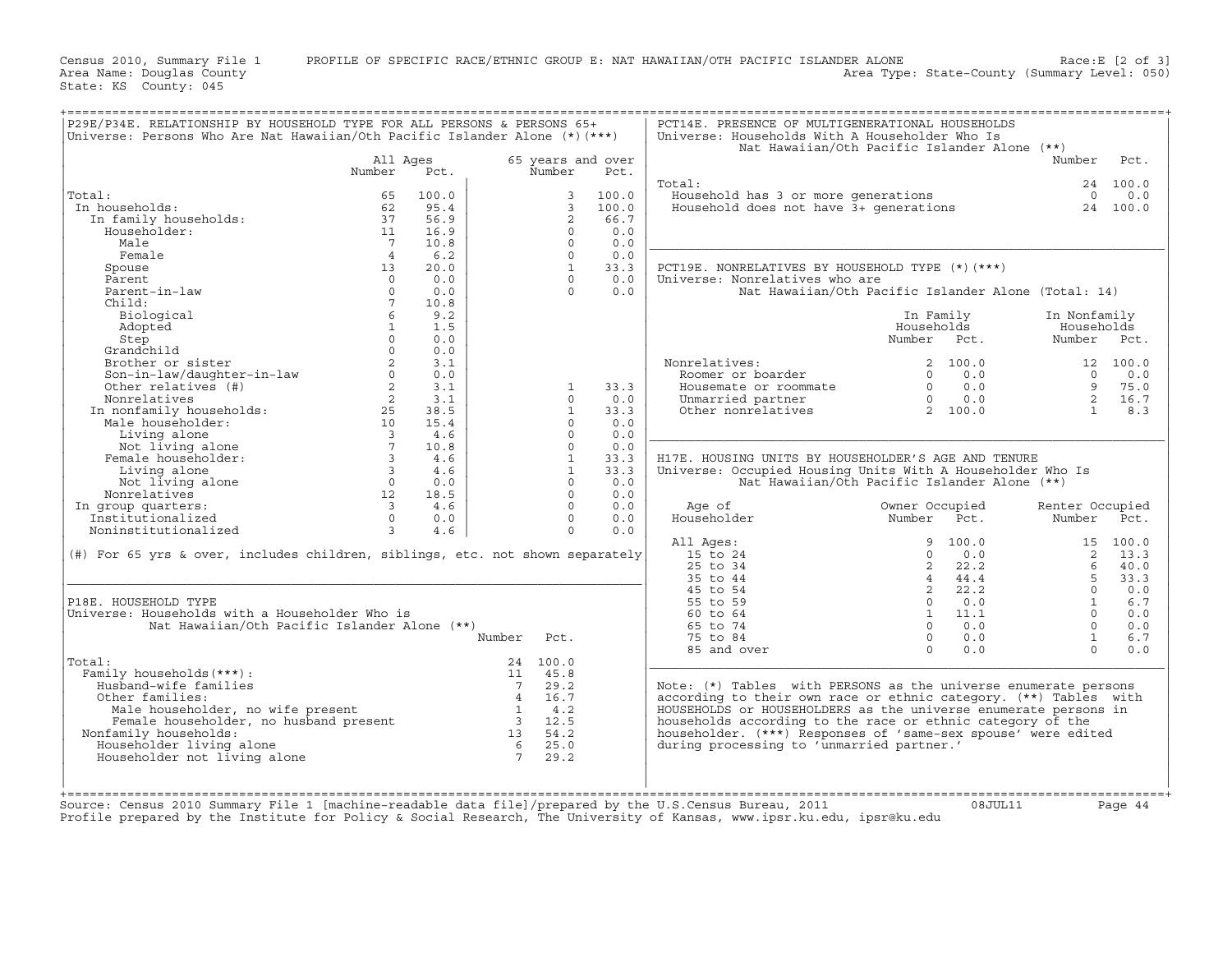Census 2010, Summary File 1 PROFILE OF SPECIFIC RACE/ETHNIC GROUP E: NAT HAWAIIAN/OTH PACIFIC ISLANDER ALONE Race:E [2 of 3]
Area Name: Douglas County Area Type: State-County (Summary Level: 050)
State: KS County: 045

## P29E/P34E. RELATIONSHIP BY HOUSEHOLD TYPE FOR ALL PERSONS & PERSONS 65+

Universe: Persons Who Are Nat Hawaiian/Oth Pacific Islander Alone (*)(***)

| | All Ages Number | All Ages Pct. | 65 years and over Number | 65 years and over Pct. |
|---|---|---|---|---|
| Total: | 65 | 100.0 | 3 | 100.0 |
| In households: | 62 | 95.4 | 3 | 100.0 |
| In family households: | 37 | 56.9 | 2 | 66.7 |
| Householder: | 11 | 16.9 | 0 | 0.0 |
| Male | 7 | 10.8 | 0 | 0.0 |
| Female | 4 | 6.2 | 0 | 0.0 |
| Spouse | 13 | 20.0 | 1 | 33.3 |
| Parent | 0 | 0.0 | 0 | 0.0 |
| Parent-in-law | 0 | 0.0 | 0 | 0.0 |
| Child: | 7 | 10.8 | | |
| Biological | 6 | 9.2 | | |
| Adopted | 1 | 1.5 | | |
| Step | 0 | 0.0 | | |
| Grandchild | 0 | 0.0 | | |
| Brother or sister | 2 | 3.1 | | |
| Son-in-law/daughter-in-law | 0 | 0.0 | | |
| Other relatives (#) | 2 | 3.1 | 1 | 33.3 |
| Nonrelatives | 2 | 3.1 | 0 | 0.0 |
| In nonfamily households: | 25 | 38.5 | 1 | 33.3 |
| Male householder: | 10 | 15.4 | 0 | 0.0 |
| Living alone | 3 | 4.6 | 0 | 0.0 |
| Not living alone | 7 | 10.8 | 0 | 0.0 |
| Female householder: | 3 | 4.6 | 1 | 33.3 |
| Living alone | 3 | 4.6 | 1 | 33.3 |
| Not living alone | 0 | 0.0 | 0 | 0.0 |
| Nonrelatives | 12 | 18.5 | 0 | 0.0 |
| In group quarters: | 3 | 4.6 | 0 | 0.0 |
| Institutionalized | 0 | 0.0 | 0 | 0.0 |
| Noninstitutionalized | 3 | 4.6 | 0 | 0.0 |

(#) For 65 yrs & over, includes children, siblings, etc. not shown separately

## P18E. HOUSEHOLD TYPE

Universe: Households with a Householder Who is Nat Hawaiian/Oth Pacific Islander Alone (**)

| | Number | Pct. |
|---|---|---|
| Total: | 24 | 100.0 |
| Family households(***): | 11 | 45.8 |
| Husband-wife families | 7 | 29.2 |
| Other families: | 4 | 16.7 |
| Male householder, no wife present | 1 | 4.2 |
| Female householder, no husband present | 3 | 12.5 |
| Nonfamily households: | 13 | 54.2 |
| Householder living alone | 6 | 25.0 |
| Householder not living alone | 7 | 29.2 |

## PCT14E. PRESENCE OF MULTIGENERATIONAL HOUSEHOLDS

Universe: Households With A Householder Who Is Nat Hawaiian/Oth Pacific Islander Alone (**)

| | Number | Pct. |
|---|---|---|
| Total: | 24 | 100.0 |
| Household has 3 or more generations | 0 | 0.0 |
| Household does not have 3+ generations | 24 | 100.0 |

## PCT19E. NONRELATIVES BY HOUSEHOLD TYPE (*)(***)

Universe: Nonrelatives who are Nat Hawaiian/Oth Pacific Islander Alone (Total: 14)

| | In Family Households Number | In Family Households Pct. | In Nonfamily Households Number | In Nonfamily Households Pct. |
|---|---|---|---|---|
| Nonrelatives: | 2 | 100.0 | 12 | 100.0 |
| Roomer or boarder | 0 | 0.0 | 0 | 0.0 |
| Housemate or roommate | 0 | 0.0 | 9 | 75.0 |
| Unmarried partner | 0 | 0.0 | 2 | 16.7 |
| Other nonrelatives | 2 | 100.0 | 1 | 8.3 |

## H17E. HOUSING UNITS BY HOUSEHOLDER'S AGE AND TENURE

Universe: Occupied Housing Units With A Householder Who Is Nat Hawaiian/Oth Pacific Islander Alone (**)

| Age of Householder | Owner Occupied Number | Owner Occupied Pct. | Renter Occupied Number | Renter Occupied Pct. |
|---|---|---|---|---|
| All Ages: | 9 | 100.0 | 15 | 100.0 |
| 15 to 24 | 0 | 0.0 | 2 | 13.3 |
| 25 to 34 | 2 | 22.2 | 6 | 40.0 |
| 35 to 44 | 4 | 44.4 | 5 | 33.3 |
| 45 to 54 | 2 | 22.2 | 0 | 0.0 |
| 55 to 59 | 0 | 0.0 | 1 | 6.7 |
| 60 to 64 | 1 | 11.1 | 0 | 0.0 |
| 65 to 74 | 0 | 0.0 | 0 | 0.0 |
| 75 to 84 | 0 | 0.0 | 1 | 6.7 |
| 85 and over | 0 | 0.0 | 0 | 0.0 |

Note: (*) Tables with PERSONS as the universe enumerate persons according to their own race or ethnic category. (**) Tables with HOUSEHOLDS or HOUSEHOLDERS as the universe enumerate persons in households according to the race or ethnic category of the householder. (***) Responses of 'same-sex spouse' were edited during processing to 'unmarried partner.'

Source: Census 2010 Summary File 1 [machine-readable data file]/prepared by the U.S.Census Bureau, 2011 08JUL11
Profile prepared by the Institute for Policy & Social Research, The University of Kansas, www.ipsr.ku.edu, ipsr@ku.edu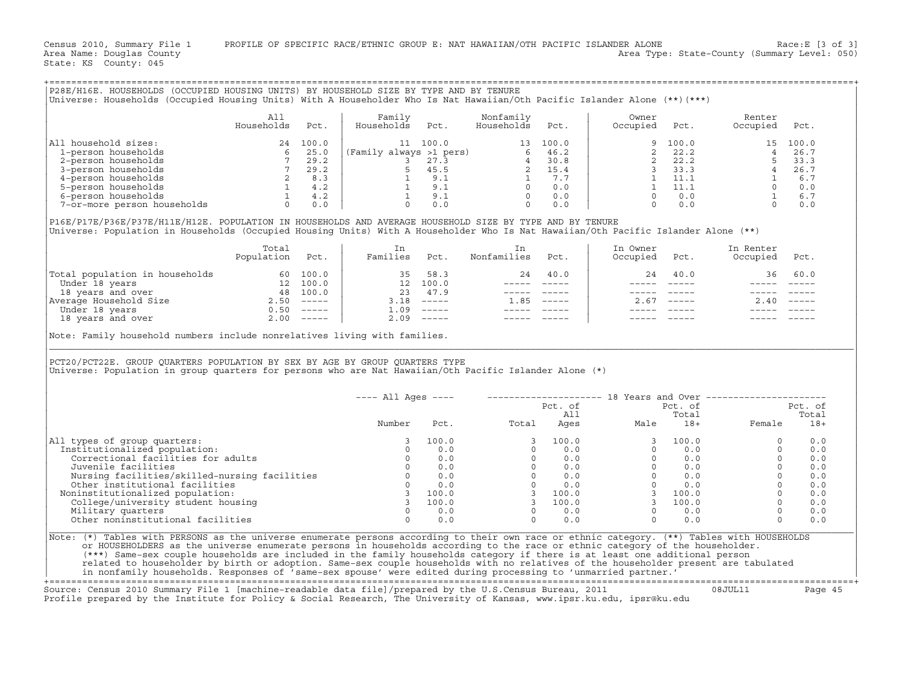Census 2010, Summary File 1 PROFILE OF SPECIFIC RACE/ETHNIC GROUP E: NAT HAWAIIAN/OTH PACIFIC ISLANDER ALONE Race:E [3 of 3]
Area Name: Douglas County Area Type: State-County (Summary Level: 050)
State: KS County: 045

## P28E/H16E. HOUSEHOLDS (OCCUPIED HOUSING UNITS) BY HOUSEHOLD SIZE BY TYPE AND BY TENURE

Universe: Households (Occupied Housing Units) With A Householder Who Is Nat Hawaiian/Oth Pacific Islander Alone (**)(***)

| | All Households | Pct. | Family Households | Pct. | Nonfamily Households | Pct. | Owner Occupied | Pct. | Renter Occupied | Pct. |
|---|---|---|---|---|---|---|---|---|---|---|
| All household sizes: | 24 | 100.0 | 11 | 100.0 | 13 | 100.0 | 9 | 100.0 | 15 | 100.0 |
| 1-person households | 6 | 25.0 | (Family always >1 pers) | | 6 | 46.2 | 2 | 22.2 | 4 | 26.7 |
| 2-person households | 7 | 29.2 | 3 | 27.3 | 4 | 30.8 | 2 | 22.2 | 5 | 33.3 |
| 3-person households | 7 | 29.2 | 5 | 45.5 | 2 | 15.4 | 3 | 33.3 | 4 | 26.7 |
| 4-person households | 2 | 8.3 | 1 | 9.1 | 1 | 7.7 | 1 | 11.1 | 1 | 6.7 |
| 5-person households | 1 | 4.2 | 1 | 9.1 | 0 | 0.0 | 1 | 11.1 | 0 | 0.0 |
| 6-person households | 1 | 4.2 | 1 | 9.1 | 0 | 0.0 | 0 | 0.0 | 1 | 6.7 |
| 7-or-more person households | 0 | 0.0 | 0 | 0.0 | 0 | 0.0 | 0 | 0.0 | 0 | 0.0 |

## P16E/P17E/P36E/P37E/H11E/H12E. POPULATION IN HOUSEHOLDS AND AVERAGE HOUSEHOLD SIZE BY TYPE AND BY TENURE

Universe: Population in Households (Occupied Housing Units) With A Householder Who Is Nat Hawaiian/Oth Pacific Islander Alone (**)

| | Total Population | Pct. | In Families | Pct. | In Nonfamilies | Pct. | In Owner Occupied | Pct. | In Renter Occupied | Pct. |
|---|---|---|---|---|---|---|---|---|---|---|
| Total population in households | 60 | 100.0 | 35 | 58.3 | 24 | 40.0 | 24 | 40.0 | 36 | 60.0 |
| Under 18 years | 12 | 100.0 | 12 | 100.0 | ----- | ----- | ----- | ----- | ----- | ----- |
| 18 years and over | 48 | 100.0 | 23 | 47.9 | ----- | ----- | ----- | ----- | ----- | ----- |
| Average Household Size | 2.50 | ----- | 3.18 | ----- | 1.85 | ----- | 2.67 | ----- | 2.40 | ----- |
| Under 18 years | 0.50 | ----- | 1.09 | ----- | ----- | ----- | ----- | ----- | ----- | ----- |
| 18 years and over | 2.00 | ----- | 2.09 | ----- | ----- | ----- | ----- | ----- | ----- | ----- |

Note: Family household numbers include nonrelatives living with families.

## PCT20/PCT22E. GROUP QUARTERS POPULATION BY SEX BY AGE BY GROUP QUARTERS TYPE

Universe: Population in group quarters for persons who are Nat Hawaiian/Oth Pacific Islander Alone (*)

| | All Ages | | 18 Years and Over | | | | | |
|---|---|---|---|---|---|---|---|---|
| | Number | Pct. | Total | Pct. of All Ages | Male | Pct. of Total 18+ | Female | Pct. of Total 18+ |
| All types of group quarters: | 3 | 100.0 | 3 | 100.0 | 3 | 100.0 | 0 | 0.0 |
| Institutionalized population: | 0 | 0.0 | 0 | 0.0 | 0 | 0.0 | 0 | 0.0 |
| Correctional facilities for adults | 0 | 0.0 | 0 | 0.0 | 0 | 0.0 | 0 | 0.0 |
| Juvenile facilities | 0 | 0.0 | 0 | 0.0 | 0 | 0.0 | 0 | 0.0 |
| Nursing facilities/skilled-nursing facilities | 0 | 0.0 | 0 | 0.0 | 0 | 0.0 | 0 | 0.0 |
| Other institutional facilities | 0 | 0.0 | 0 | 0.0 | 0 | 0.0 | 0 | 0.0 |
| Noninstitutionalized population: | 3 | 100.0 | 3 | 100.0 | 3 | 100.0 | 0 | 0.0 |
| College/university student housing | 3 | 100.0 | 3 | 100.0 | 3 | 100.0 | 0 | 0.0 |
| Military quarters | 0 | 0.0 | 0 | 0.0 | 0 | 0.0 | 0 | 0.0 |
| Other noninstitutional facilities | 0 | 0.0 | 0 | 0.0 | 0 | 0.0 | 0 | 0.0 |

Note: (*) Tables with PERSONS as the universe enumerate persons according to their own race or ethnic category. (**) Tables with HOUSEHOLDS or HOUSEHOLDERS as the universe enumerate persons in households according to the race or ethnic category of the householder. (***) Same-sex couple households are included in the family households category if there is at least one additional person related to householder by birth or adoption. Same-sex couple households with no relatives of the householder present are tabulated in nonfamily households. Responses of 'same-sex spouse' were edited during processing to 'unmarried partner.'

Source: Census 2010 Summary File 1 [machine-readable data file]/prepared by the U.S.Census Bureau, 2011 08JUL11
Profile prepared by the Institute for Policy & Social Research, The University of Kansas, www.ipsr.ku.edu, ipsr@ku.edu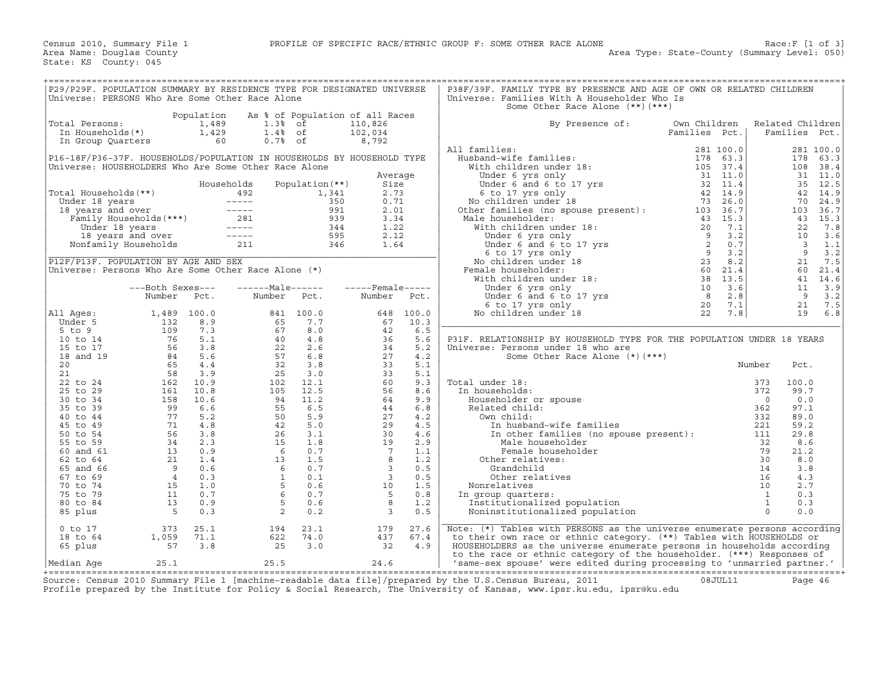Census 2010, Summary File 1 — PROFILE OF SPECIFIC RACE/ETHNIC GROUP F: SOME OTHER RACE ALONE — Race:F [1 of 3]

Area Name: Douglas County — Area Type: State-County (Summary Level: 050)

State: KS County: 045

## P29/P29F. POPULATION SUMMARY BY RESIDENCE TYPE FOR DESIGNATED UNIVERSE

Universe: PERSONS Who Are Some Other Race Alone

| | Population | As % of Population of all Races | |
|---|---|---|---|
| Total Persons: | 1,489 | 1.3% of | 110,826 |
| In Households(*) | 1,429 | 1.4% of | 102,034 |
| In Group Quarters | 60 | 0.7% of | 8,792 |

## P16-18F/P36-37F. HOUSEHOLDS/POPULATION IN HOUSEHOLDS BY HOUSEHOLD TYPE

Universe: HOUSEHOLDERS Who Are Some Other Race Alone

| | Households | Population(**) | Average Size |
|---|---|---|---|
| Total Households(**) | 492 | 1,341 | 2.73 |
| Under 18 years | ----- | 350 | 0.71 |
| 18 years and over | ----- | 991 | 2.01 |
| Family Households(***) | 281 | 939 | 3.34 |
| Under 18 years | ----- | 344 | 1.22 |
| 18 years and over | ----- | 595 | 2.12 |
| Nonfamily Households | 211 | 346 | 1.64 |

## P12F/P13F. POPULATION BY AGE AND SEX

Universe: Persons Who Are Some Other Race Alone (*)

| | Both Sexes Number | Both Sexes Pct. | Male Number | Male Pct. | Female Number | Female Pct. |
|---|---|---|---|---|---|---|
| All Ages: | 1,489 | 100.0 | 841 | 100.0 | 648 | 100.0 |
| Under 5 | 132 | 8.9 | 65 | 7.7 | 67 | 10.3 |
| 5 to 9 | 109 | 7.3 | 67 | 8.0 | 42 | 6.5 |
| 10 to 14 | 76 | 5.1 | 40 | 4.8 | 36 | 5.6 |
| 15 to 17 | 56 | 3.8 | 22 | 2.6 | 34 | 5.2 |
| 18 and 19 | 84 | 5.6 | 57 | 6.8 | 27 | 4.2 |
| 20 | 65 | 4.4 | 32 | 3.8 | 33 | 5.1 |
| 21 | 58 | 3.9 | 25 | 3.0 | 33 | 5.1 |
| 22 to 24 | 162 | 10.9 | 102 | 12.1 | 60 | 9.3 |
| 25 to 29 | 161 | 10.8 | 105 | 12.5 | 56 | 8.6 |
| 30 to 34 | 158 | 10.6 | 94 | 11.2 | 64 | 9.9 |
| 35 to 39 | 99 | 6.6 | 55 | 6.5 | 44 | 6.8 |
| 40 to 44 | 77 | 5.2 | 50 | 5.9 | 27 | 4.2 |
| 45 to 49 | 71 | 4.8 | 42 | 5.0 | 29 | 4.5 |
| 50 to 54 | 56 | 3.8 | 26 | 3.1 | 30 | 4.6 |
| 55 to 59 | 34 | 2.3 | 15 | 1.8 | 19 | 2.9 |
| 60 and 61 | 13 | 0.9 | 6 | 0.7 | 7 | 1.1 |
| 62 to 64 | 21 | 1.4 | 13 | 1.5 | 8 | 1.2 |
| 65 and 66 | 9 | 0.6 | 6 | 0.7 | 3 | 0.5 |
| 67 to 69 | 4 | 0.3 | 1 | 0.1 | 3 | 0.5 |
| 70 to 74 | 15 | 1.0 | 5 | 0.6 | 10 | 1.5 |
| 75 to 79 | 11 | 0.7 | 6 | 0.7 | 5 | 0.8 |
| 80 to 84 | 13 | 0.9 | 5 | 0.6 | 8 | 1.2 |
| 85 plus | 5 | 0.3 | 2 | 0.2 | 3 | 0.5 |
| 0 to 17 | 373 | 25.1 | 194 | 23.1 | 179 | 27.6 |
| 18 to 64 | 1,059 | 71.1 | 622 | 74.0 | 437 | 67.4 |
| 65 plus | 57 | 3.8 | 25 | 3.0 | 32 | 4.9 |
| Median Age | 25.1 | | 25.5 | | 24.6 | |

## P38F/39F. FAMILY TYPE BY PRESENCE AND AGE OF OWN OR RELATED CHILDREN

Universe: Families With A Householder Who Is Some Other Race Alone (**)(***)

| By Presence of: | Own Children Families | Own Children Pct. | Related Children Families | Related Children Pct. |
|---|---|---|---|---|
| All families: | 281 | 100.0 | 281 | 100.0 |
| Husband-wife families: | 178 | 63.3 | 178 | 63.3 |
| With children under 18: | 105 | 37.4 | 108 | 38.4 |
| Under 6 yrs only | 31 | 11.0 | 31 | 11.0 |
| Under 6 and 6 to 17 yrs | 32 | 11.4 | 35 | 12.5 |
| 6 to 17 yrs only | 42 | 14.9 | 42 | 14.9 |
| No children under 18 | 73 | 26.0 | 70 | 24.9 |
| Other families (no spouse present): | 103 | 36.7 | 103 | 36.7 |
| Male householder: | 43 | 15.3 | 43 | 15.3 |
| With children under 18: | 20 | 7.1 | 22 | 7.8 |
| Under 6 yrs only | 9 | 3.2 | 10 | 3.6 |
| Under 6 and 6 to 17 yrs | 2 | 0.7 | 3 | 1.1 |
| 6 to 17 yrs only | 9 | 3.2 | 9 | 3.2 |
| No children under 18 | 23 | 8.2 | 21 | 7.5 |
| Female householder: | 60 | 21.4 | 60 | 21.4 |
| With children under 18: | 38 | 13.5 | 41 | 14.6 |
| Under 6 yrs only | 10 | 3.6 | 11 | 3.9 |
| Under 6 and 6 to 17 yrs | 8 | 2.8 | 9 | 3.2 |
| 6 to 17 yrs only | 20 | 7.1 | 21 | 7.5 |
| No children under 18 | 22 | 7.8 | 19 | 6.8 |

## P31F. RELATIONSHIP BY HOUSEHOLD TYPE FOR THE POPULATION UNDER 18 YEARS

Universe: Persons under 18 who are Some Other Race Alone (*)(***)

| | Number | Pct. |
|---|---|---|
| Total under 18: | 373 | 100.0 |
| In households: | 372 | 99.7 |
| Householder or spouse | 0 | 0.0 |
| Related child: | 362 | 97.1 |
| Own child: | 332 | 89.0 |
| In husband-wife families | 221 | 59.2 |
| In other families (no spouse present): | 111 | 29.8 |
| Male householder | 32 | 8.6 |
| Female householder | 79 | 21.2 |
| Other relatives: | 30 | 8.0 |
| Grandchild | 14 | 3.8 |
| Other relatives | 16 | 4.3 |
| Nonrelatives | 10 | 2.7 |
| In group quarters: | 1 | 0.3 |
| Institutionalized population | 1 | 0.3 |
| Noninstitutionalized population | 0 | 0.0 |

Note: (*) Tables with PERSONS as the universe enumerate persons according to their own race or ethnic category. (**) Tables with HOUSEHOLDS or HOUSEHOLDERS as the universe enumerate persons in households according to the race or ethnic category of the householder. (***) Responses of 'same-sex spouse' were edited during processing to 'unmarried partner.'

Source: Census 2010 Summary File 1 [machine-readable data file]/prepared by the U.S.Census Bureau, 2011 08JUL11

Profile prepared by the Institute for Policy & Social Research, The University of Kansas, www.ipsr.ku.edu, ipsr@ku.edu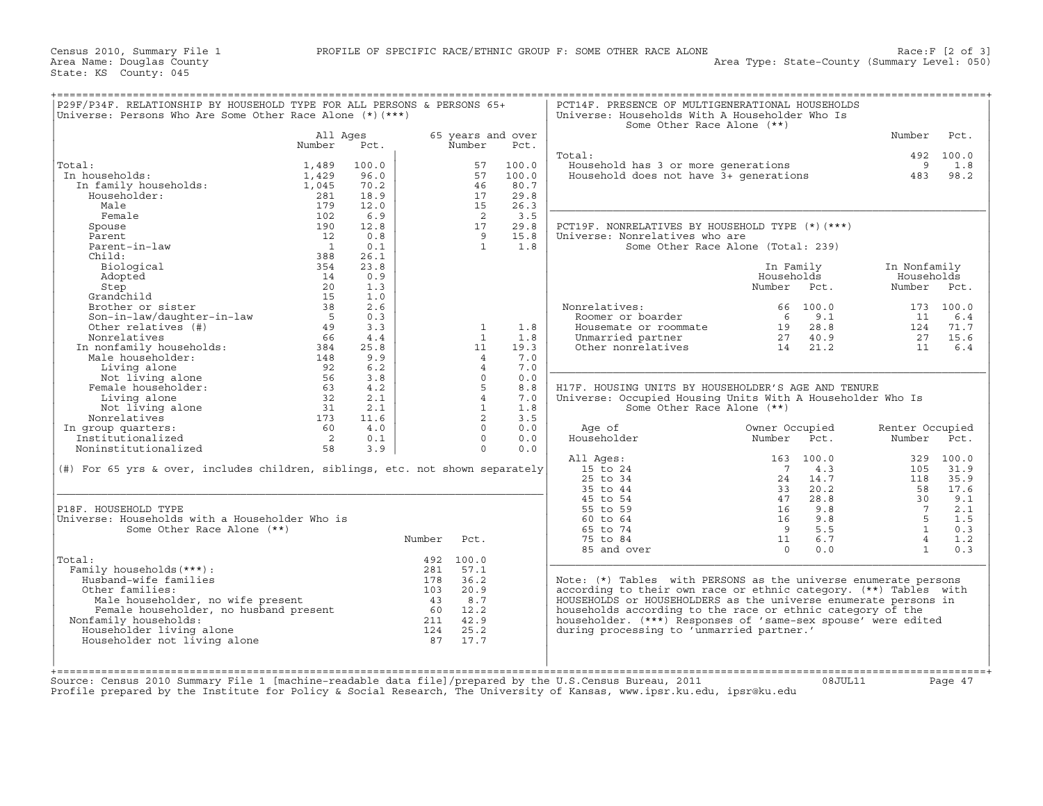Census 2010, Summary File 1 PROFILE OF SPECIFIC RACE/ETHNIC GROUP F: SOME OTHER RACE ALONE Race:F [2 of 3]
Area Name: Douglas County Area Type: State-County (Summary Level: 050)
State: KS County: 045

## P29F/P34F. RELATIONSHIP BY HOUSEHOLD TYPE FOR ALL PERSONS & PERSONS 65+
Universe: Persons Who Are Some Other Race Alone (*)(***)

| | All Ages Number | All Ages Pct. | 65 years and over Number | 65 years and over Pct. |
|---|---|---|---|---|
| Total: | 1,489 | 100.0 | 57 | 100.0 |
| In households: | 1,429 | 96.0 | 57 | 100.0 |
| In family households: | 1,045 | 70.2 | 46 | 80.7 |
| Householder: | 281 | 18.9 | 17 | 29.8 |
| Male | 179 | 12.0 | 15 | 26.3 |
| Female | 102 | 6.9 | 2 | 3.5 |
| Spouse | 190 | 12.8 | 17 | 29.8 |
| Parent | 12 | 0.8 | 9 | 15.8 |
| Parent-in-law | 1 | 0.1 | 1 | 1.8 |
| Child: | 388 | 26.1 | | |
| Biological | 354 | 23.8 | | |
| Adopted | 14 | 0.9 | | |
| Step | 20 | 1.3 | | |
| Grandchild | 15 | 1.0 | | |
| Brother or sister | 38 | 2.6 | | |
| Son-in-law/daughter-in-law | 5 | 0.3 | | |
| Other relatives (#) | 49 | 3.3 | 1 | 1.8 |
| Nonrelatives | 66 | 4.4 | 1 | 1.8 |
| In nonfamily households: | 384 | 25.8 | 11 | 19.3 |
| Male householder: | 148 | 9.9 | 4 | 7.0 |
| Living alone | 92 | 6.2 | 4 | 7.0 |
| Not living alone | 56 | 3.8 | 0 | 0.0 |
| Female householder: | 63 | 4.2 | 5 | 8.8 |
| Living alone | 32 | 2.1 | 4 | 7.0 |
| Not living alone | 31 | 2.1 | 1 | 1.8 |
| Nonrelatives | 173 | 11.6 | 2 | 3.5 |
| In group quarters: | 60 | 4.0 | 0 | 0.0 |
| Institutionalized | 2 | 0.1 | 0 | 0.0 |
| Noninstitutionalized | 58 | 3.9 | 0 | 0.0 |

(#) For 65 yrs & over, includes children, siblings, etc. not shown separately

## P18F. HOUSEHOLD TYPE
Universe: Households with a Householder Who is Some Other Race Alone (**)

| | Number | Pct. |
|---|---|---|
| Total: | 492 | 100.0 |
| Family households(***): | 281 | 57.1 |
| Husband-wife families | 178 | 36.2 |
| Other families: | 103 | 20.9 |
| Male householder, no wife present | 43 | 8.7 |
| Female householder, no husband present | 60 | 12.2 |
| Nonfamily households: | 211 | 42.9 |
| Householder living alone | 124 | 25.2 |
| Householder not living alone | 87 | 17.7 |

## PCT14F. PRESENCE OF MULTIGENERATIONAL HOUSEHOLDS
Universe: Households With A Householder Who Is Some Other Race Alone (**)

| | Number | Pct. |
|---|---|---|
| Total: | 492 | 100.0 |
| Household has 3 or more generations | 9 | 1.8 |
| Household does not have 3+ generations | 483 | 98.2 |

## PCT19F. NONRELATIVES BY HOUSEHOLD TYPE (*)(***)
Universe: Nonrelatives who are Some Other Race Alone (Total: 239)

| | In Family Households Number | In Family Households Pct. | In Nonfamily Households Number | In Nonfamily Households Pct. |
|---|---|---|---|---|
| Nonrelatives: | 66 | 100.0 | 173 | 100.0 |
| Roomer or boarder | 6 | 9.1 | 11 | 6.4 |
| Housemate or roommate | 19 | 28.8 | 124 | 71.7 |
| Unmarried partner | 27 | 40.9 | 27 | 15.6 |
| Other nonrelatives | 14 | 21.2 | 11 | 6.4 |

## H17F. HOUSING UNITS BY HOUSEHOLDER'S AGE AND TENURE
Universe: Occupied Housing Units With A Householder Who Is Some Other Race Alone (**)

| Age of Householder | Owner Occupied Number | Owner Occupied Pct. | Renter Occupied Number | Renter Occupied Pct. |
|---|---|---|---|---|
| All Ages: | 163 | 100.0 | 329 | 100.0 |
| 15 to 24 | 7 | 4.3 | 105 | 31.9 |
| 25 to 34 | 24 | 14.7 | 118 | 35.9 |
| 35 to 44 | 33 | 20.2 | 58 | 17.6 |
| 45 to 54 | 47 | 28.8 | 30 | 9.1 |
| 55 to 59 | 16 | 9.8 | 7 | 2.1 |
| 60 to 64 | 16 | 9.8 | 5 | 1.5 |
| 65 to 74 | 9 | 5.5 | 1 | 0.3 |
| 75 to 84 | 11 | 6.7 | 4 | 1.2 |
| 85 and over | 0 | 0.0 | 1 | 0.3 |

Note: (*) Tables with PERSONS as the universe enumerate persons according to their own race or ethnic category. (**) Tables with HOUSEHOLDS or HOUSEHOLDERS as the universe enumerate persons in households according to the race or ethnic category of the householder. (***) Responses of 'same-sex spouse' were edited during processing to 'unmarried partner.'

Source: Census 2010 Summary File 1 [machine-readable data file]/prepared by the U.S.Census Bureau, 2011 08JUL11
Profile prepared by the Institute for Policy & Social Research, The University of Kansas, www.ipsr.ku.edu, ipsr@ku.edu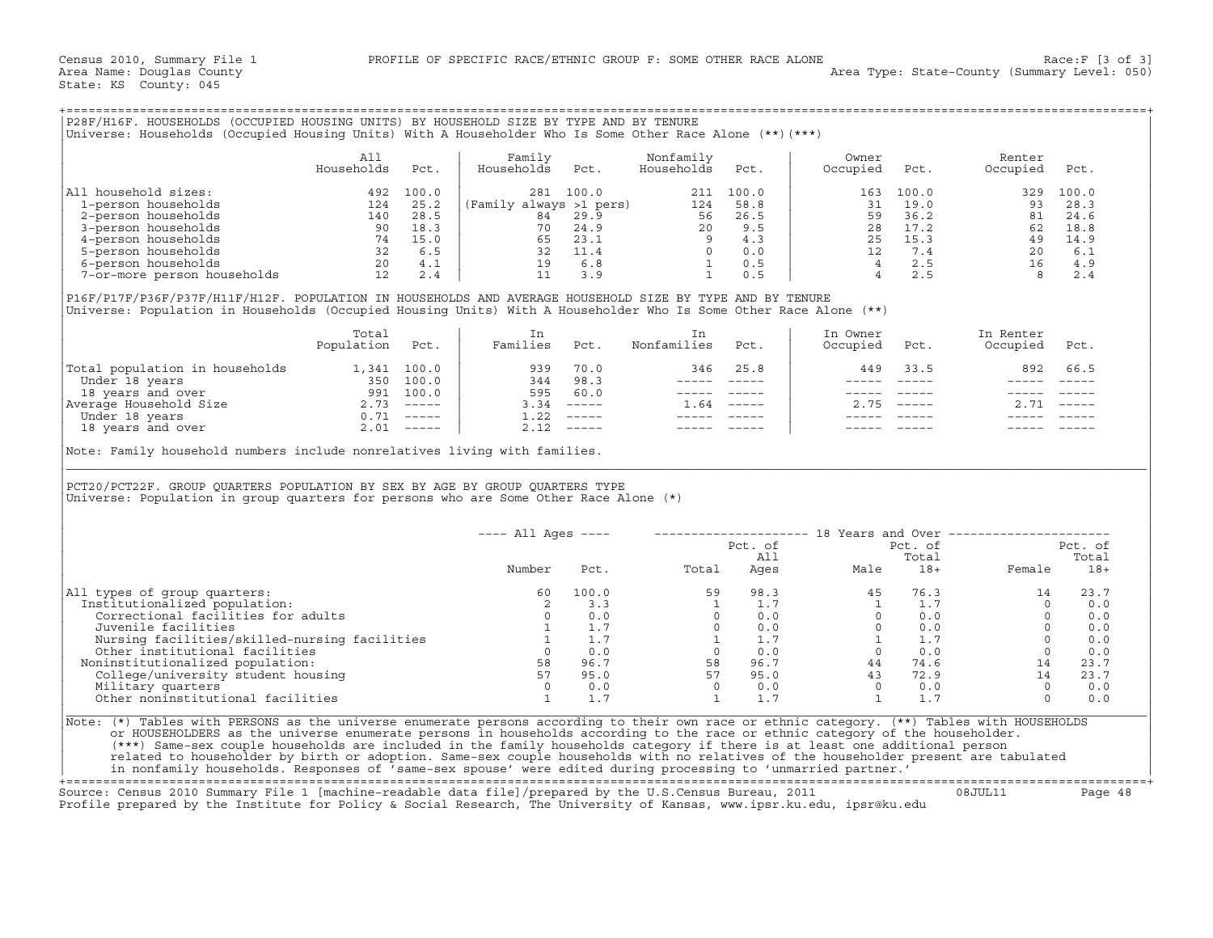Census 2010, Summary File 1 PROFILE OF SPECIFIC RACE/ETHNIC GROUP F: SOME OTHER RACE ALONE Race:F [3 of 3]
Area Name: Douglas County Area Type: State-County (Summary Level: 050)
State: KS County: 045

## P28F/H16F. HOUSEHOLDS (OCCUPIED HOUSING UNITS) BY HOUSEHOLD SIZE BY TYPE AND BY TENURE

Universe: Households (Occupied Housing Units) With A Householder Who Is Some Other Race Alone (**)(***)

| | All Households | Pct. | Family Households | Pct. | Nonfamily Households | Pct. | Owner Occupied | Pct. | Renter Occupied | Pct. |
|---|---|---|---|---|---|---|---|---|---|---|
| All household sizes: | 492 | 100.0 | 281 | 100.0 | 211 | 100.0 | 163 | 100.0 | 329 | 100.0 |
| 1-person households | 124 | 25.2 | (Family always >1 pers) | | 124 | 58.8 | 31 | 19.0 | 93 | 28.3 |
| 2-person households | 140 | 28.5 | 84 | 29.9 | 56 | 26.5 | 59 | 36.2 | 81 | 24.6 |
| 3-person households | 90 | 18.3 | 70 | 24.9 | 20 | 9.5 | 28 | 17.2 | 62 | 18.8 |
| 4-person households | 74 | 15.0 | 65 | 23.1 | 9 | 4.3 | 25 | 15.3 | 49 | 14.9 |
| 5-person households | 32 | 6.5 | 32 | 11.4 | 0 | 0.0 | 12 | 7.4 | 20 | 6.1 |
| 6-person households | 20 | 4.1 | 19 | 6.8 | 1 | 0.5 | 4 | 2.5 | 16 | 4.9 |
| 7-or-more person households | 12 | 2.4 | 11 | 3.9 | 1 | 0.5 | 4 | 2.5 | 8 | 2.4 |

## P16F/P17F/P36F/P37F/H11F/H12F. POPULATION IN HOUSEHOLDS AND AVERAGE HOUSEHOLD SIZE BY TYPE AND BY TENURE

Universe: Population in Households (Occupied Housing Units) With A Householder Who Is Some Other Race Alone (**)

| | Total Population | Pct. | In Families | Pct. | In Nonfamilies | Pct. | In Owner Occupied | Pct. | In Renter Occupied | Pct. |
|---|---|---|---|---|---|---|---|---|---|---|
| Total population in households | 1,341 | 100.0 | 939 | 70.0 | 346 | 25.8 | 449 | 33.5 | 892 | 66.5 |
| Under 18 years | 350 | 100.0 | 344 | 98.3 | ----- | ----- | ----- | ----- | ----- | ----- |
| 18 years and over | 991 | 100.0 | 595 | 60.0 | ----- | ----- | ----- | ----- | ----- | ----- |
| Average Household Size | 2.73 | ----- | 3.34 | ----- | 1.64 | ----- | 2.75 | ----- | 2.71 | ----- |
| Under 18 years | 0.71 | ----- | 1.22 | ----- | ----- | ----- | ----- | ----- | ----- | ----- |
| 18 years and over | 2.01 | ----- | 2.12 | ----- | ----- | ----- | ----- | ----- | ----- | ----- |

Note: Family household numbers include nonrelatives living with families.

## PCT20/PCT22F. GROUP QUARTERS POPULATION BY SEX BY AGE BY GROUP QUARTERS TYPE

Universe: Population in group quarters for persons who are Some Other Race Alone (*)

| | All Ages | | 18 Years and Over | | | | | |
|---|---|---|---|---|---|---|---|---|
| | Number | Pct. | Total | Pct. of All Ages | Male | Pct. of Total 18+ | Female | Pct. of Total 18+ |
| All types of group quarters: | 60 | 100.0 | 59 | 98.3 | 45 | 76.3 | 14 | 23.7 |
| Institutionalized population: | 2 | 3.3 | 1 | 1.7 | 1 | 1.7 | 0 | 0.0 |
| Correctional facilities for adults | 0 | 0.0 | 0 | 0.0 | 0 | 0.0 | 0 | 0.0 |
| Juvenile facilities | 1 | 1.7 | 0 | 0.0 | 0 | 0.0 | 0 | 0.0 |
| Nursing facilities/skilled-nursing facilities | 1 | 1.7 | 1 | 1.7 | 1 | 1.7 | 0 | 0.0 |
| Other institutional facilities | 0 | 0.0 | 0 | 0.0 | 0 | 0.0 | 0 | 0.0 |
| Noninstitutionalized population: | 58 | 96.7 | 58 | 96.7 | 44 | 74.6 | 14 | 23.7 |
| College/university student housing | 57 | 95.0 | 57 | 95.0 | 43 | 72.9 | 14 | 23.7 |
| Military quarters | 0 | 0.0 | 0 | 0.0 | 0 | 0.0 | 0 | 0.0 |
| Other noninstitutional facilities | 1 | 1.7 | 1 | 1.7 | 1 | 1.7 | 0 | 0.0 |

Note: (*) Tables with PERSONS as the universe enumerate persons according to their own race or ethnic category. (**) Tables with HOUSEHOLDS or HOUSEHOLDERS as the universe enumerate persons in households according to the race or ethnic category of the householder. (***) Same-sex couple households are included in the family households category if there is at least one additional person related to householder by birth or adoption. Same-sex couple households with no relatives of the householder present are tabulated in nonfamily households. Responses of 'same-sex spouse' were edited during processing to 'unmarried partner.'

Source: Census 2010 Summary File 1 [machine-readable data file]/prepared by the U.S.Census Bureau, 2011 08JUL11
Profile prepared by the Institute for Policy & Social Research, The University of Kansas, www.ipsr.ku.edu, ipsr@ku.edu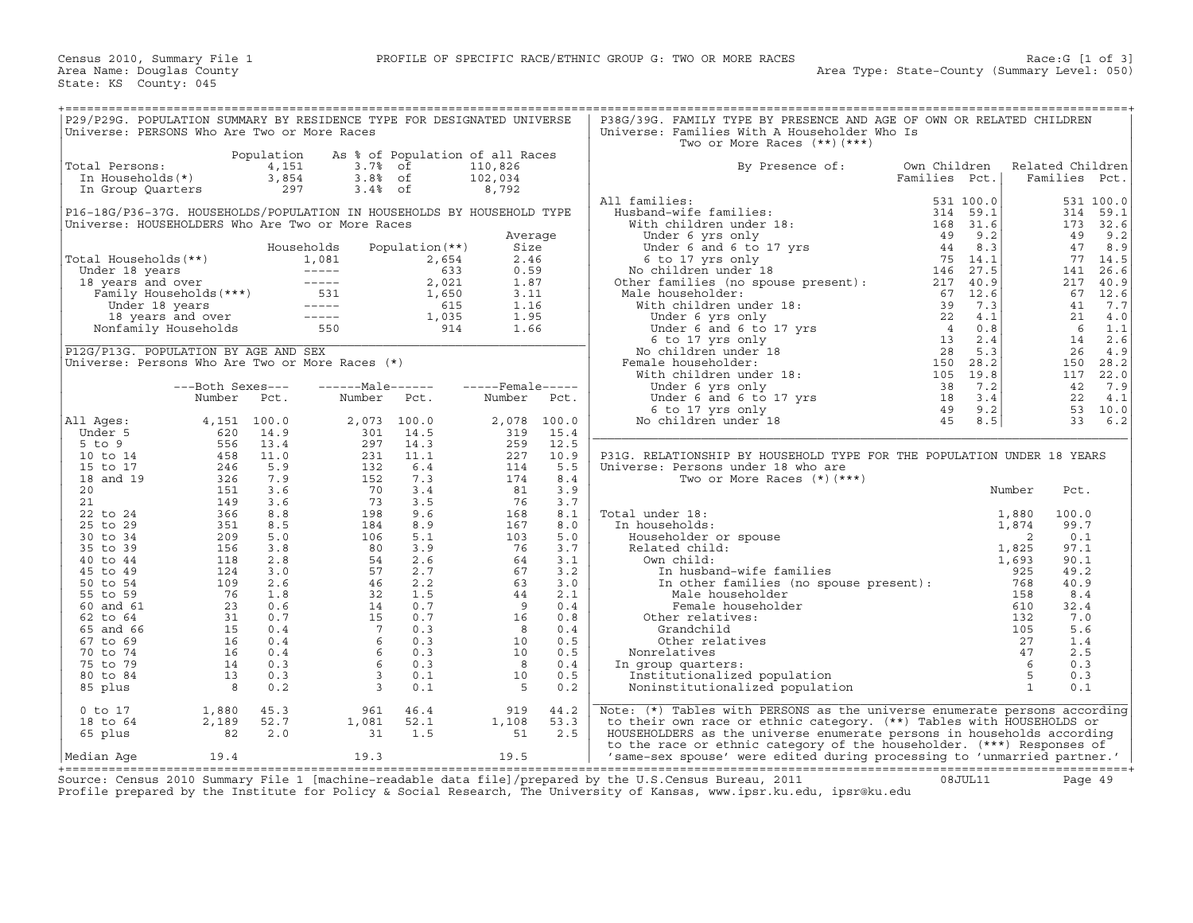Census 2010, Summary File 1 — PROFILE OF SPECIFIC RACE/ETHNIC GROUP G: TWO OR MORE RACES — Race:G [1 of 3]

Area Name: Douglas County — Area Type: State-County (Summary Level: 050)

State: KS County: 045

## P29/P29G. POPULATION SUMMARY BY RESIDENCE TYPE FOR DESIGNATED UNIVERSE

Universe: PERSONS Who Are Two or More Races

| | Population | As % of Population of all Races | |
|---|---|---|---|
| Total Persons: | 4,151 | 3.7% of | 110,826 |
| In Households(*) | 3,854 | 3.8% of | 102,034 |
| In Group Quarters | 297 | 3.4% of | 8,792 |

## P16-18G/P36-37G. HOUSEHOLDS/POPULATION IN HOUSEHOLDS BY HOUSEHOLD TYPE

Universe: HOUSEHOLDERS Who Are Two or More Races

| | Households | Population(**) | Average Size |
|---|---|---|---|
| Total Households(**) | 1,081 | 2,654 | 2.46 |
| Under 18 years | ----- | 633 | 0.59 |
| 18 years and over | ----- | 2,021 | 1.87 |
| Family Households(***) | 531 | 1,650 | 3.11 |
| Under 18 years | ----- | 615 | 1.16 |
| 18 years and over | ----- | 1,035 | 1.95 |
| Nonfamily Households | 550 | 914 | 1.66 |

## P12G/P13G. POPULATION BY AGE AND SEX

Universe: Persons Who Are Two or More Races (*)

| | Both Sexes Number | Both Sexes Pct. | Male Number | Male Pct. | Female Number | Female Pct. |
|---|---|---|---|---|---|---|
| All Ages: | 4,151 | 100.0 | 2,073 | 100.0 | 2,078 | 100.0 |
| Under 5 | 620 | 14.9 | 301 | 14.5 | 319 | 15.4 |
| 5 to 9 | 556 | 13.4 | 297 | 14.3 | 259 | 12.5 |
| 10 to 14 | 458 | 11.0 | 231 | 11.1 | 227 | 10.9 |
| 15 to 17 | 246 | 5.9 | 132 | 6.4 | 114 | 5.5 |
| 18 and 19 | 326 | 7.9 | 152 | 7.3 | 174 | 8.4 |
| 20 | 151 | 3.6 | 70 | 3.4 | 81 | 3.9 |
| 21 | 149 | 3.6 | 73 | 3.5 | 76 | 3.7 |
| 22 to 24 | 366 | 8.8 | 198 | 9.6 | 168 | 8.1 |
| 25 to 29 | 351 | 8.5 | 184 | 8.9 | 167 | 8.0 |
| 30 to 34 | 209 | 5.0 | 106 | 5.1 | 103 | 5.0 |
| 35 to 39 | 156 | 3.8 | 80 | 3.9 | 76 | 3.7 |
| 40 to 44 | 118 | 2.8 | 54 | 2.6 | 64 | 3.1 |
| 45 to 49 | 124 | 3.0 | 57 | 2.7 | 67 | 3.2 |
| 50 to 54 | 109 | 2.6 | 46 | 2.2 | 63 | 3.0 |
| 55 to 59 | 76 | 1.8 | 32 | 1.5 | 44 | 2.1 |
| 60 and 61 | 23 | 0.6 | 14 | 0.7 | 9 | 0.4 |
| 62 to 64 | 31 | 0.7 | 15 | 0.7 | 16 | 0.8 |
| 65 and 66 | 15 | 0.4 | 7 | 0.3 | 8 | 0.4 |
| 67 to 69 | 16 | 0.4 | 6 | 0.3 | 10 | 0.5 |
| 70 to 74 | 16 | 0.4 | 6 | 0.3 | 10 | 0.5 |
| 75 to 79 | 14 | 0.3 | 6 | 0.3 | 8 | 0.4 |
| 80 to 84 | 13 | 0.3 | 3 | 0.1 | 10 | 0.5 |
| 85 plus | 8 | 0.2 | 3 | 0.1 | 5 | 0.2 |
| 0 to 17 | 1,880 | 45.3 | 961 | 46.4 | 919 | 44.2 |
| 18 to 64 | 2,189 | 52.7 | 1,081 | 52.1 | 1,108 | 53.3 |
| 65 plus | 82 | 2.0 | 31 | 1.5 | 51 | 2.5 |
| Median Age | 19.4 | | 19.3 | | 19.5 | |

## P38G/39G. FAMILY TYPE BY PRESENCE AND AGE OF OWN OR RELATED CHILDREN

Universe: Families With A Householder Who Is Two or More Races (**)(***)

| By Presence of: | Own Children Families | Own Children Pct. | Related Children Families | Related Children Pct. |
|---|---|---|---|---|
| All families: | 531 | 100.0 | 531 | 100.0 |
| Husband-wife families: | 314 | 59.1 | 314 | 59.1 |
| With children under 18: | 168 | 31.6 | 173 | 32.6 |
| Under 6 yrs only | 49 | 9.2 | 49 | 9.2 |
| Under 6 and 6 to 17 yrs | 44 | 8.3 | 47 | 8.9 |
| 6 to 17 yrs only | 75 | 14.1 | 77 | 14.5 |
| No children under 18 | 146 | 27.5 | 141 | 26.6 |
| Other families (no spouse present): | 217 | 40.9 | 217 | 40.9 |
| Male householder: | 67 | 12.6 | 67 | 12.6 |
| With children under 18: | 39 | 7.3 | 41 | 7.7 |
| Under 6 yrs only | 22 | 4.1 | 21 | 4.0 |
| Under 6 and 6 to 17 yrs | 4 | 0.8 | 6 | 1.1 |
| 6 to 17 yrs only | 13 | 2.4 | 14 | 2.6 |
| No children under 18 | 28 | 5.3 | 26 | 4.9 |
| Female householder: | 150 | 28.2 | 150 | 28.2 |
| With children under 18: | 105 | 19.8 | 117 | 22.0 |
| Under 6 yrs only | 38 | 7.2 | 42 | 7.9 |
| Under 6 and 6 to 17 yrs | 18 | 3.4 | 22 | 4.1 |
| 6 to 17 yrs only | 49 | 9.2 | 53 | 10.0 |
| No children under 18 | 45 | 8.5 | 33 | 6.2 |

## P31G. RELATIONSHIP BY HOUSEHOLD TYPE FOR THE POPULATION UNDER 18 YEARS

Universe: Persons under 18 who are Two or More Races (*)(***)

| | Number | Pct. |
|---|---|---|
| Total under 18: | 1,880 | 100.0 |
| In households: | 1,874 | 99.7 |
| Householder or spouse | 2 | 0.1 |
| Related child: | 1,825 | 97.1 |
| Own child: | 1,693 | 90.1 |
| In husband-wife families | 925 | 49.2 |
| In other families (no spouse present): | 768 | 40.9 |
| Male householder | 158 | 8.4 |
| Female householder | 610 | 32.4 |
| Other relatives: | 132 | 7.0 |
| Grandchild | 105 | 5.6 |
| Other relatives | 27 | 1.4 |
| Nonrelatives | 47 | 2.5 |
| In group quarters: | 6 | 0.3 |
| Institutionalized population | 5 | 0.3 |
| Noninstitutionalized population | 1 | 0.1 |

Note: (*) Tables with PERSONS as the universe enumerate persons according to their own race or ethnic category. (**) Tables with HOUSEHOLDS or HOUSEHOLDERS as the universe enumerate persons in households according to the race or ethnic category of the householder. (***) Responses of 'same-sex spouse' were edited during processing to 'unmarried partner.'

Source: Census 2010 Summary File 1 [machine-readable data file]/prepared by the U.S.Census Bureau, 2011 08JUL11

Profile prepared by the Institute for Policy & Social Research, The University of Kansas, www.ipsr.ku.edu, ipsr@ku.edu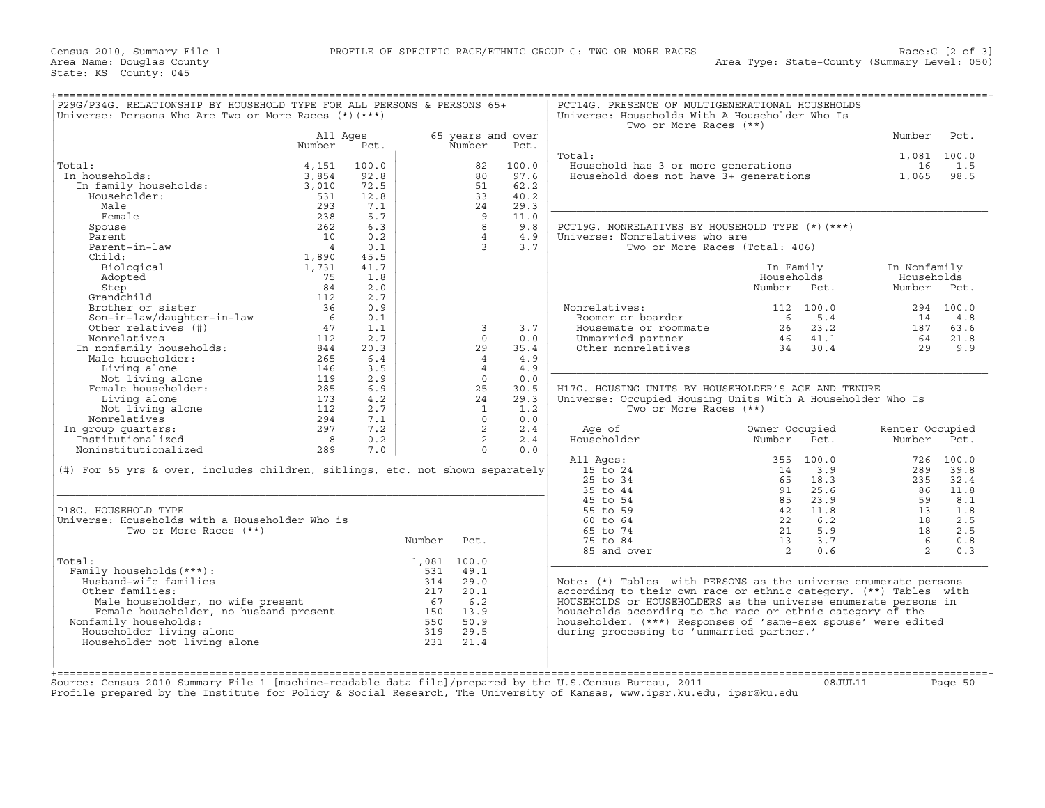Census 2010, Summary File 1 PROFILE OF SPECIFIC RACE/ETHNIC GROUP G: TWO OR MORE RACES Race:G [2 of 3]
Area Name: Douglas County Area Type: State-County (Summary Level: 050)
State: KS County: 045

## P29G/P34G. RELATIONSHIP BY HOUSEHOLD TYPE FOR ALL PERSONS & PERSONS 65+

Universe: Persons Who Are Two or More Races (*)(***)

| | All Ages Number | All Ages Pct. | 65 years and over Number | 65 years and over Pct. |
|---|---|---|---|---|
| Total: | 4,151 | 100.0 | 82 | 100.0 |
| In households: | 3,854 | 92.8 | 80 | 97.6 |
| In family households: | 3,010 | 72.5 | 51 | 62.2 |
| Householder: | 531 | 12.8 | 33 | 40.2 |
| Male | 293 | 7.1 | 24 | 29.3 |
| Female | 238 | 5.7 | 9 | 11.0 |
| Spouse | 262 | 6.3 | 8 | 9.8 |
| Parent | 10 | 0.2 | 4 | 4.9 |
| Parent-in-law | 4 | 0.1 | 3 | 3.7 |
| Child: | 1,890 | 45.5 | | |
| Biological | 1,731 | 41.7 | | |
| Adopted | 75 | 1.8 | | |
| Step | 84 | 2.0 | | |
| Grandchild | 112 | 2.7 | | |
| Brother or sister | 36 | 0.9 | | |
| Son-in-law/daughter-in-law | 6 | 0.1 | | |
| Other relatives (#) | 47 | 1.1 | 3 | 3.7 |
| Nonrelatives | 112 | 2.7 | 0 | 0.0 |
| In nonfamily households: | 844 | 20.3 | 29 | 35.4 |
| Male householder: | 265 | 6.4 | 4 | 4.9 |
| Living alone | 146 | 3.5 | 4 | 4.9 |
| Not living alone | 119 | 2.9 | 0 | 0.0 |
| Female householder: | 285 | 6.9 | 25 | 30.5 |
| Living alone | 173 | 4.2 | 24 | 29.3 |
| Not living alone | 112 | 2.7 | 1 | 1.2 |
| Nonrelatives | 294 | 7.1 | 0 | 0.0 |
| In group quarters: | 297 | 7.2 | 2 | 2.4 |
| Institutionalized | 8 | 0.2 | 2 | 2.4 |
| Noninstitutionalized | 289 | 7.0 | 0 | 0.0 |

(#) For 65 yrs & over, includes children, siblings, etc. not shown separately

## P18G. HOUSEHOLD TYPE

Universe: Households with a Householder Who is Two or More Races (**)

| | Number | Pct. |
|---|---|---|
| Total: | 1,081 | 100.0 |
| Family households(***): | 531 | 49.1 |
| Husband-wife families | 314 | 29.0 |
| Other families: | 217 | 20.1 |
| Male householder, no wife present | 67 | 6.2 |
| Female householder, no husband present | 150 | 13.9 |
| Nonfamily households: | 550 | 50.9 |
| Householder living alone | 319 | 29.5 |
| Householder not living alone | 231 | 21.4 |

## PCT14G. PRESENCE OF MULTIGENERATIONAL HOUSEHOLDS

Universe: Households With A Householder Who Is Two or More Races (**)

| | Number | Pct. |
|---|---|---|
| Total: | 1,081 | 100.0 |
| Household has 3 or more generations | 16 | 1.5 |
| Household does not have 3+ generations | 1,065 | 98.5 |

## PCT19G. NONRELATIVES BY HOUSEHOLD TYPE (*)(***)

Universe: Nonrelatives who are Two or More Races (Total: 406)

| | In Family Households Number | In Family Households Pct. | In Nonfamily Households Number | In Nonfamily Households Pct. |
|---|---|---|---|---|
| Nonrelatives: | 112 | 100.0 | 294 | 100.0 |
| Roomer or boarder | 6 | 5.4 | 14 | 4.8 |
| Housemate or roommate | 26 | 23.2 | 187 | 63.6 |
| Unmarried partner | 46 | 41.1 | 64 | 21.8 |
| Other nonrelatives | 34 | 30.4 | 29 | 9.9 |

## H17G. HOUSING UNITS BY HOUSEHOLDER'S AGE AND TENURE

Universe: Occupied Housing Units With A Householder Who Is Two or More Races (**)

| Age of Householder | Owner Occupied Number | Owner Occupied Pct. | Renter Occupied Number | Renter Occupied Pct. |
|---|---|---|---|---|
| All Ages: | 355 | 100.0 | 726 | 100.0 |
| 15 to 24 | 14 | 3.9 | 289 | 39.8 |
| 25 to 34 | 65 | 18.3 | 235 | 32.4 |
| 35 to 44 | 91 | 25.6 | 86 | 11.8 |
| 45 to 54 | 85 | 23.9 | 59 | 8.1 |
| 55 to 59 | 42 | 11.8 | 13 | 1.8 |
| 60 to 64 | 22 | 6.2 | 18 | 2.5 |
| 65 to 74 | 21 | 5.9 | 18 | 2.5 |
| 75 to 84 | 13 | 3.7 | 6 | 0.8 |
| 85 and over | 2 | 0.6 | 2 | 0.3 |

Note: (*) Tables with PERSONS as the universe enumerate persons according to their own race or ethnic category. (**) Tables with HOUSEHOLDS or HOUSEHOLDERS as the universe enumerate persons in households according to the race or ethnic category of the householder. (***) Responses of 'same-sex spouse' were edited during processing to 'unmarried partner.'

Source: Census 2010 Summary File 1 [machine-readable data file]/prepared by the U.S.Census Bureau, 2011 08JUL11
Profile prepared by the Institute for Policy & Social Research, The University of Kansas, www.ipsr.ku.edu, ipsr@ku.edu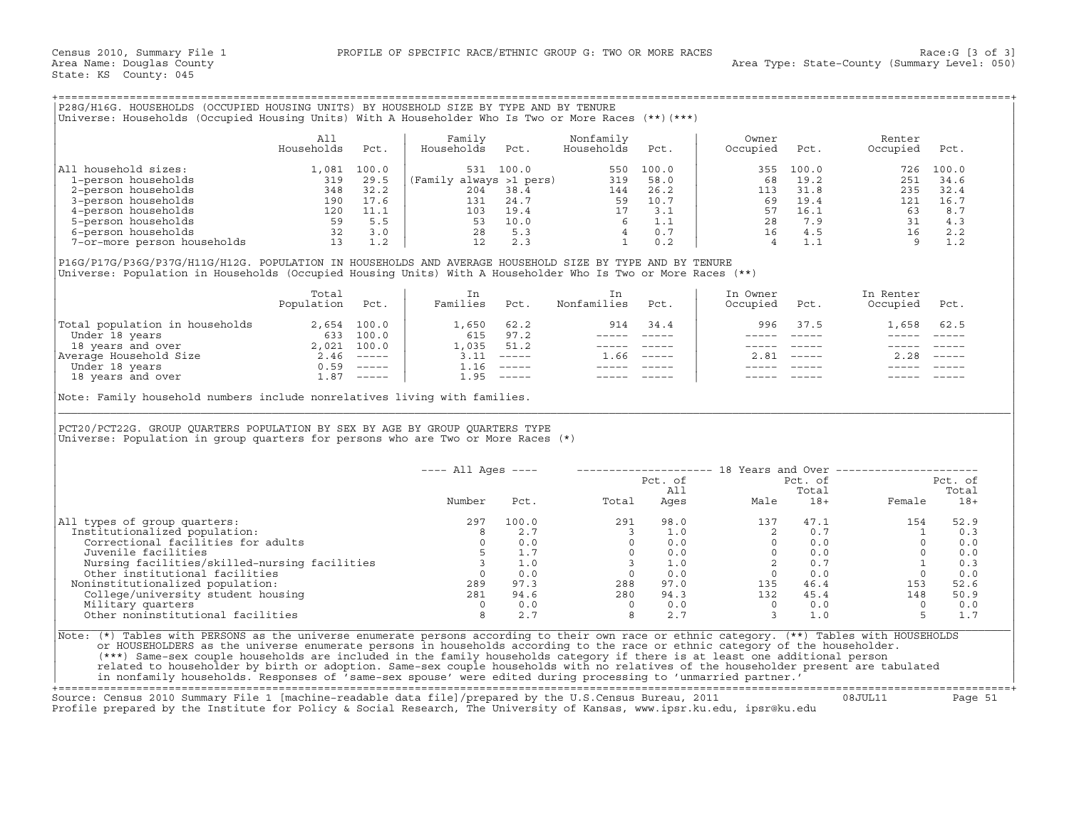Census 2010, Summary File 1 — PROFILE OF SPECIFIC RACE/ETHNIC GROUP G: TWO OR MORE RACES — Race:G [3 of 3]
Area Name: Douglas County — Area Type: State-County (Summary Level: 050)
State: KS County: 045

## P28G/H16G. HOUSEHOLDS (OCCUPIED HOUSING UNITS) BY HOUSEHOLD SIZE BY TYPE AND BY TENURE

Universe: Households (Occupied Housing Units) With A Householder Who Is Two or More Races (**)(***)

| | All Households | Pct. | Family Households | Pct. | Nonfamily Households | Pct. | Owner Occupied | Pct. | Renter Occupied | Pct. |
|---|---|---|---|---|---|---|---|---|---|---|
| All household sizes: | 1,081 | 100.0 | 531 | 100.0 | 550 | 100.0 | 355 | 100.0 | 726 | 100.0 |
| 1-person households | 319 | 29.5 | (Family always >1 pers) | | 319 | 58.0 | 68 | 19.2 | 251 | 34.6 |
| 2-person households | 348 | 32.2 | 204 | 38.4 | 144 | 26.2 | 113 | 31.8 | 235 | 32.4 |
| 3-person households | 190 | 17.6 | 131 | 24.7 | 59 | 10.7 | 69 | 19.4 | 121 | 16.7 |
| 4-person households | 120 | 11.1 | 103 | 19.4 | 17 | 3.1 | 57 | 16.1 | 63 | 8.7 |
| 5-person households | 59 | 5.5 | 53 | 10.0 | 6 | 1.1 | 28 | 7.9 | 31 | 4.3 |
| 6-person households | 32 | 3.0 | 28 | 5.3 | 4 | 0.7 | 16 | 4.5 | 16 | 2.2 |
| 7-or-more person households | 13 | 1.2 | 12 | 2.3 | 1 | 0.2 | 4 | 1.1 | 9 | 1.2 |

## P16G/P17G/P36G/P37G/H11G/H12G. POPULATION IN HOUSEHOLDS AND AVERAGE HOUSEHOLD SIZE BY TYPE AND BY TENURE

Universe: Population in Households (Occupied Housing Units) With A Householder Who Is Two or More Races (**)

| | Total Population | Pct. | In Families | Pct. | In Nonfamilies | Pct. | In Owner Occupied | Pct. | In Renter Occupied | Pct. |
|---|---|---|---|---|---|---|---|---|---|---|
| Total population in households | 2,654 | 100.0 | 1,650 | 62.2 | 914 | 34.4 | 996 | 37.5 | 1,658 | 62.5 |
| Under 18 years | 633 | 100.0 | 615 | 97.2 | ----- | ----- | ----- | ----- | ----- | ----- |
| 18 years and over | 2,021 | 100.0 | 1,035 | 51.2 | ----- | ----- | ----- | ----- | ----- | ----- |
| Average Household Size | 2.46 | ----- | 3.11 | ----- | 1.66 | ----- | 2.81 | ----- | 2.28 | ----- |
| Under 18 years | 0.59 | ----- | 1.16 | ----- | ----- | ----- | ----- | ----- | ----- | ----- |
| 18 years and over | 1.87 | ----- | 1.95 | ----- | ----- | ----- | ----- | ----- | ----- | ----- |

Note: Family household numbers include nonrelatives living with families.

## PCT20/PCT22G. GROUP QUARTERS POPULATION BY SEX BY AGE BY GROUP QUARTERS TYPE

Universe: Population in group quarters for persons who are Two or More Races (*)

| | All Ages | | 18 Years and Over | | | | | |
|---|---|---|---|---|---|---|---|---|
| | Number | Pct. | Total | Pct. of All Ages | Male | Pct. of Total 18+ | Female | Pct. of Total 18+ |
| All types of group quarters: | 297 | 100.0 | 291 | 98.0 | 137 | 47.1 | 154 | 52.9 |
| Institutionalized population: | 8 | 2.7 | 3 | 1.0 | 2 | 0.7 | 1 | 0.3 |
| Correctional facilities for adults | 0 | 0.0 | 0 | 0.0 | 0 | 0.0 | 0 | 0.0 |
| Juvenile facilities | 5 | 1.7 | 0 | 0.0 | 0 | 0.0 | 0 | 0.0 |
| Nursing facilities/skilled-nursing facilities | 3 | 1.0 | 3 | 1.0 | 2 | 0.7 | 1 | 0.3 |
| Other institutional facilities | 0 | 0.0 | 0 | 0.0 | 0 | 0.0 | 0 | 0.0 |
| Noninstitutionalized population: | 289 | 97.3 | 288 | 97.0 | 135 | 46.4 | 153 | 52.6 |
| College/university student housing | 281 | 94.6 | 280 | 94.3 | 132 | 45.4 | 148 | 50.9 |
| Military quarters | 0 | 0.0 | 0 | 0.0 | 0 | 0.0 | 0 | 0.0 |
| Other noninstitutional facilities | 8 | 2.7 | 8 | 2.7 | 3 | 1.0 | 5 | 1.7 |

Note: (*) Tables with PERSONS as the universe enumerate persons according to their own race or ethnic category. (**) Tables with HOUSEHOLDS or HOUSEHOLDERS as the universe enumerate persons in households according to the race or ethnic category of the householder. (***) Same-sex couple households are included in the family households category if there is at least one additional person related to householder by birth or adoption. Same-sex couple households with no relatives of the householder present are tabulated in nonfamily households. Responses of 'same-sex spouse' were edited during processing to 'unmarried partner.'

Source: Census 2010 Summary File 1 [machine-readable data file]/prepared by the U.S.Census Bureau, 2011 — 08JUL11
Profile prepared by the Institute for Policy & Social Research, The University of Kansas, www.ipsr.ku.edu, ipsr@ku.edu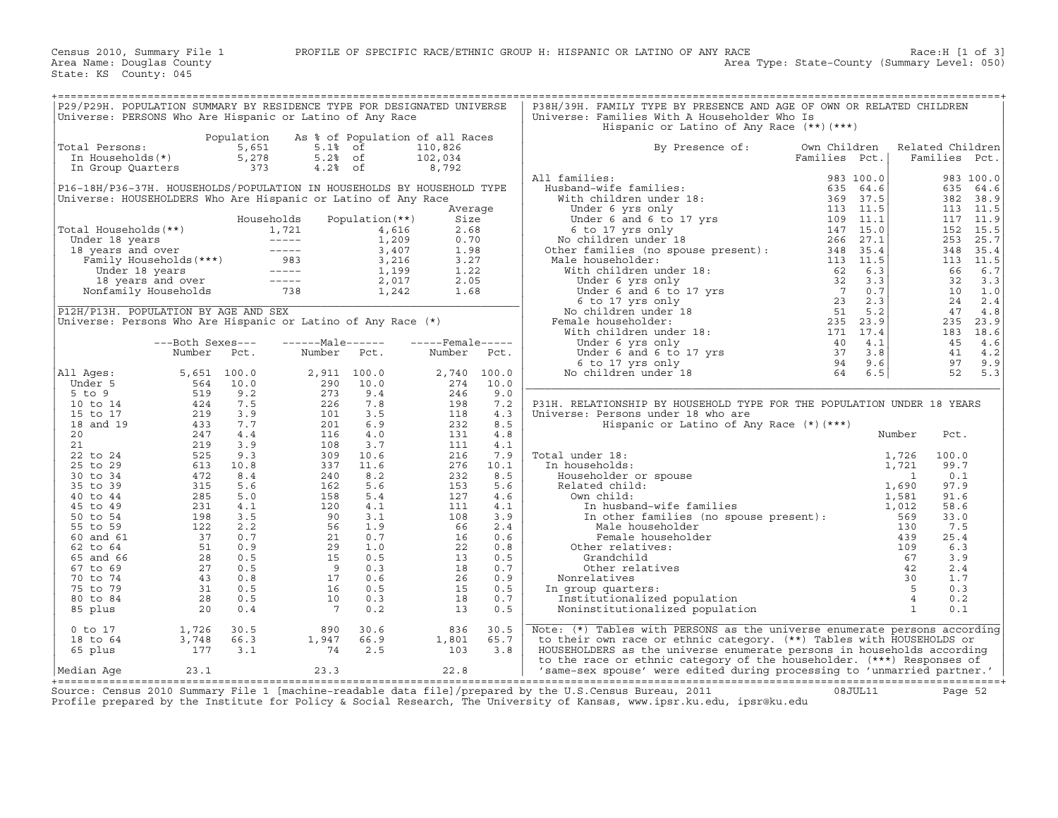Census 2010, Summary File 1 — PROFILE OF SPECIFIC RACE/ETHNIC GROUP H: HISPANIC OR LATINO OF ANY RACE — Race:H [1 of 3]

Area Name: Douglas County — Area Type: State-County (Summary Level: 050)

State: KS County: 045

## P29/P29H. POPULATION SUMMARY BY RESIDENCE TYPE FOR DESIGNATED UNIVERSE

Universe: PERSONS Who Are Hispanic or Latino of Any Race

| | Population | As % of Population of all Races | |
|---|---|---|---|
| Total Persons: | 5,651 | 5.1% of | 110,826 |
| In Households(*) | 5,278 | 5.2% of | 102,034 |
| In Group Quarters | 373 | 4.2% of | 8,792 |

## P16-18H/P36-37H. HOUSEHOLDS/POPULATION IN HOUSEHOLDS BY HOUSEHOLD TYPE

Universe: HOUSEHOLDERS Who Are Hispanic or Latino of Any Race

| | Households | Population(**) | Average Size |
|---|---|---|---|
| Total Households(**) | 1,721 | 4,616 | 2.68 |
| Under 18 years | ----- | 1,209 | 0.70 |
| 18 years and over | ----- | 3,407 | 1.98 |
| Family Households(***) | 983 | 3,216 | 3.27 |
| Under 18 years | ----- | 1,199 | 1.22 |
| 18 years and over | ----- | 2,017 | 2.05 |
| Nonfamily Households | 738 | 1,242 | 1.68 |

## P12H/P13H. POPULATION BY AGE AND SEX

Universe: Persons Who Are Hispanic or Latino of Any Race (*)

| | Both Sexes Number | Both Sexes Pct. | Male Number | Male Pct. | Female Number | Female Pct. |
|---|---|---|---|---|---|---|
| All Ages: | 5,651 | 100.0 | 2,911 | 100.0 | 2,740 | 100.0 |
| Under 5 | 564 | 10.0 | 290 | 10.0 | 274 | 10.0 |
| 5 to 9 | 519 | 9.2 | 273 | 9.4 | 246 | 9.0 |
| 10 to 14 | 424 | 7.5 | 226 | 7.8 | 198 | 7.2 |
| 15 to 17 | 219 | 3.9 | 101 | 3.5 | 118 | 4.3 |
| 18 and 19 | 433 | 7.7 | 201 | 6.9 | 232 | 8.5 |
| 20 | 247 | 4.4 | 116 | 4.0 | 131 | 4.8 |
| 21 | 219 | 3.9 | 108 | 3.7 | 111 | 4.1 |
| 22 to 24 | 525 | 9.3 | 309 | 10.6 | 216 | 7.9 |
| 25 to 29 | 613 | 10.8 | 337 | 11.6 | 276 | 10.1 |
| 30 to 34 | 472 | 8.4 | 240 | 8.2 | 232 | 8.5 |
| 35 to 39 | 315 | 5.6 | 162 | 5.6 | 153 | 5.6 |
| 40 to 44 | 285 | 5.0 | 158 | 5.4 | 127 | 4.6 |
| 45 to 49 | 231 | 4.1 | 120 | 4.1 | 111 | 4.1 |
| 50 to 54 | 198 | 3.5 | 90 | 3.1 | 108 | 3.9 |
| 55 to 59 | 122 | 2.2 | 56 | 1.9 | 66 | 2.4 |
| 60 and 61 | 37 | 0.7 | 21 | 0.7 | 16 | 0.6 |
| 62 to 64 | 51 | 0.9 | 29 | 1.0 | 22 | 0.8 |
| 65 and 66 | 28 | 0.5 | 15 | 0.5 | 13 | 0.5 |
| 67 to 69 | 27 | 0.5 | 9 | 0.3 | 18 | 0.7 |
| 70 to 74 | 43 | 0.8 | 17 | 0.6 | 26 | 0.9 |
| 75 to 79 | 31 | 0.5 | 16 | 0.5 | 15 | 0.5 |
| 80 to 84 | 28 | 0.5 | 10 | 0.3 | 18 | 0.7 |
| 85 plus | 20 | 0.4 | 7 | 0.2 | 13 | 0.5 |
| 0 to 17 | 1,726 | 30.5 | 890 | 30.6 | 836 | 30.5 |
| 18 to 64 | 3,748 | 66.3 | 1,947 | 66.9 | 1,801 | 65.7 |
| 65 plus | 177 | 3.1 | 74 | 2.5 | 103 | 3.8 |
| Median Age | 23.1 | | 23.3 | | 22.8 | |

## P38H/39H. FAMILY TYPE BY PRESENCE AND AGE OF OWN OR RELATED CHILDREN

Universe: Families With A Householder Who Is Hispanic or Latino of Any Race (**)(***)

| By Presence of: | Own Children Families | Own Children Pct. | Related Children Families | Related Children Pct. |
|---|---|---|---|---|
| All families: | 983 | 100.0 | 983 | 100.0 |
| Husband-wife families: | 635 | 64.6 | 635 | 64.6 |
| With children under 18: | 369 | 37.5 | 382 | 38.9 |
| Under 6 yrs only | 113 | 11.5 | 113 | 11.5 |
| Under 6 and 6 to 17 yrs | 109 | 11.1 | 117 | 11.9 |
| 6 to 17 yrs only | 147 | 15.0 | 152 | 15.5 |
| No children under 18 | 266 | 27.1 | 253 | 25.7 |
| Other families (no spouse present): | 348 | 35.4 | 348 | 35.4 |
| Male householder: | 113 | 11.5 | 113 | 11.5 |
| With children under 18: | 62 | 6.3 | 66 | 6.7 |
| Under 6 yrs only | 32 | 3.3 | 32 | 3.3 |
| Under 6 and 6 to 17 yrs | 7 | 0.7 | 10 | 1.0 |
| 6 to 17 yrs only | 23 | 2.3 | 24 | 2.4 |
| No children under 18 | 51 | 5.2 | 47 | 4.8 |
| Female householder: | 235 | 23.9 | 235 | 23.9 |
| With children under 18: | 171 | 17.4 | 183 | 18.6 |
| Under 6 yrs only | 40 | 4.1 | 45 | 4.6 |
| Under 6 and 6 to 17 yrs | 37 | 3.8 | 41 | 4.2 |
| 6 to 17 yrs only | 94 | 9.6 | 97 | 9.9 |
| No children under 18 | 64 | 6.5 | 52 | 5.3 |

## P31H. RELATIONSHIP BY HOUSEHOLD TYPE FOR THE POPULATION UNDER 18 YEARS

Universe: Persons under 18 who are Hispanic or Latino of Any Race (*)(***)

| | Number | Pct. |
|---|---|---|
| Total under 18: | 1,726 | 100.0 |
| In households: | 1,721 | 99.7 |
| Householder or spouse | 1 | 0.1 |
| Related child: | 1,690 | 97.9 |
| Own child: | 1,581 | 91.6 |
| In husband-wife families | 1,012 | 58.6 |
| In other families (no spouse present): | 569 | 33.0 |
| Male householder | 130 | 7.5 |
| Female householder | 439 | 25.4 |
| Other relatives: | 109 | 6.3 |
| Grandchild | 67 | 3.9 |
| Other relatives | 42 | 2.4 |
| Nonrelatives | 30 | 1.7 |
| In group quarters: | 5 | 0.3 |
| Institutionalized population | 4 | 0.2 |
| Noninstitutionalized population | 1 | 0.1 |

Note: (*) Tables with PERSONS as the universe enumerate persons according to their own race or ethnic category. (**) Tables with HOUSEHOLDS or HOUSEHOLDERS as the universe enumerate persons in households according to the race or ethnic category of the householder. (***) Responses of 'same-sex spouse' were edited during processing to 'unmarried partner.'

Source: Census 2010 Summary File 1 [machine-readable data file]/prepared by the U.S.Census Bureau, 2011 08JUL11

Profile prepared by the Institute for Policy & Social Research, The University of Kansas, www.ipsr.ku.edu, ipsr@ku.edu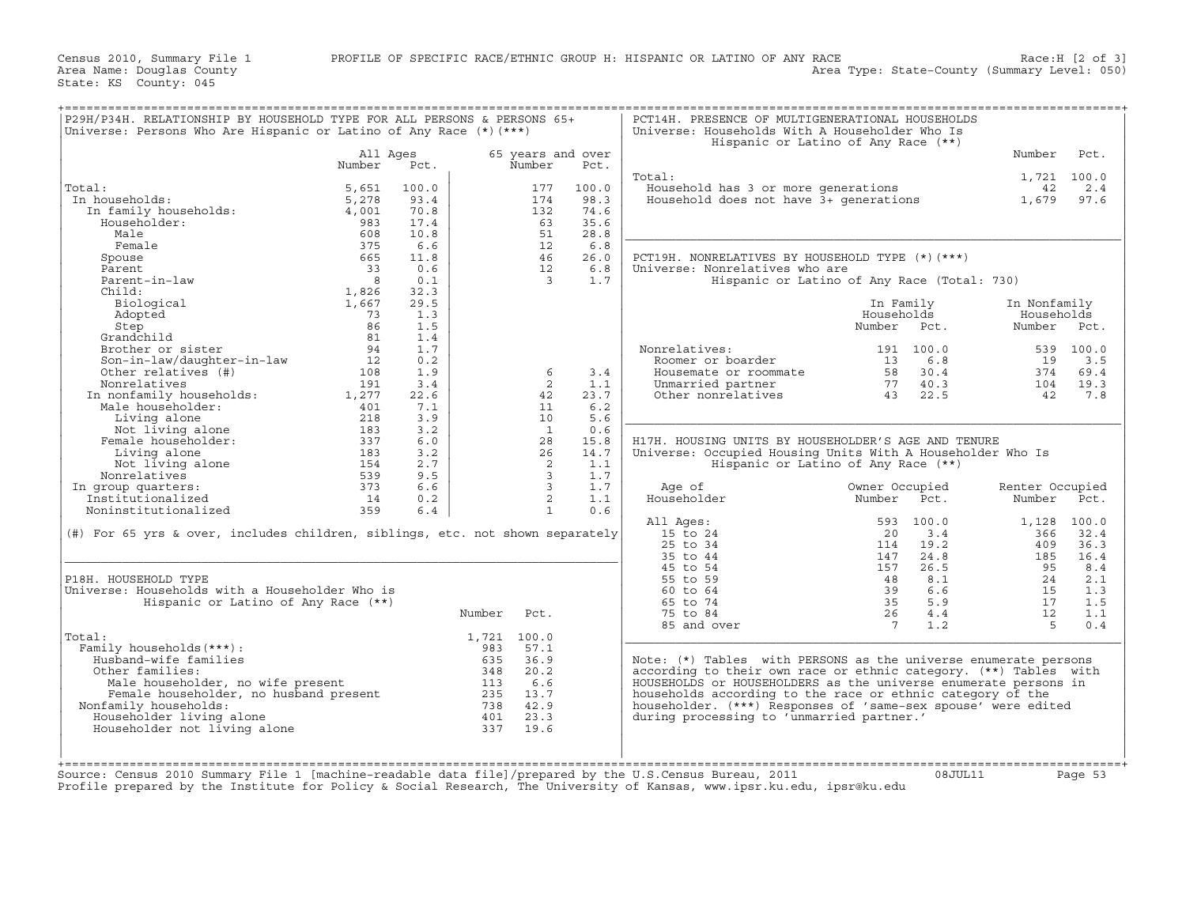Census 2010, Summary File 1 PROFILE OF SPECIFIC RACE/ETHNIC GROUP H: HISPANIC OR LATINO OF ANY RACE Race:H [2 of 3]
Area Name: Douglas County Area Type: State-County (Summary Level: 050)
State: KS County: 045

## P29H/P34H. RELATIONSHIP BY HOUSEHOLD TYPE FOR ALL PERSONS & PERSONS 65+
Universe: Persons Who Are Hispanic or Latino of Any Race (*)(***)

| | All Ages Number | All Ages Pct. | 65 years and over Number | 65 years and over Pct. |
|---|---|---|---|---|
| Total: | 5,651 | 100.0 | 177 | 100.0 |
| In households: | 5,278 | 93.4 | 174 | 98.3 |
| In family households: | 4,001 | 70.8 | 132 | 74.6 |
| Householder: | 983 | 17.4 | 63 | 35.6 |
| Male | 608 | 10.8 | 51 | 28.8 |
| Female | 375 | 6.6 | 12 | 6.8 |
| Spouse | 665 | 11.8 | 46 | 26.0 |
| Parent | 33 | 0.6 | 12 | 6.8 |
| Parent-in-law | 8 | 0.1 | 3 | 1.7 |
| Child: | 1,826 | 32.3 | | |
| Biological | 1,667 | 29.5 | | |
| Adopted | 73 | 1.3 | | |
| Step | 86 | 1.5 | | |
| Grandchild | 81 | 1.4 | | |
| Brother or sister | 94 | 1.7 | | |
| Son-in-law/daughter-in-law | 12 | 0.2 | | |
| Other relatives (#) | 108 | 1.9 | 6 | 3.4 |
| Nonrelatives | 191 | 3.4 | 2 | 1.1 |
| In nonfamily households: | 1,277 | 22.6 | 42 | 23.7 |
| Male householder: | 401 | 7.1 | 11 | 6.2 |
| Living alone | 218 | 3.9 | 10 | 5.6 |
| Not living alone | 183 | 3.2 | 1 | 0.6 |
| Female householder: | 337 | 6.0 | 28 | 15.8 |
| Living alone | 183 | 3.2 | 26 | 14.7 |
| Not living alone | 154 | 2.7 | 2 | 1.1 |
| Nonrelatives | 539 | 9.5 | 3 | 1.7 |
| In group quarters: | 373 | 6.6 | 3 | 1.7 |
| Institutionalized | 14 | 0.2 | 2 | 1.1 |
| Noninstitutionalized | 359 | 6.4 | 1 | 0.6 |

(#) For 65 yrs & over, includes children, siblings, etc. not shown separately

## P18H. HOUSEHOLD TYPE
Universe: Households with a Householder Who is Hispanic or Latino of Any Race (**)

| | Number | Pct. |
|---|---|---|
| Total: | 1,721 | 100.0 |
| Family households(***): | 983 | 57.1 |
| Husband-wife families | 635 | 36.9 |
| Other families: | 348 | 20.2 |
| Male householder, no wife present | 113 | 6.6 |
| Female householder, no husband present | 235 | 13.7 |
| Nonfamily households: | 738 | 42.9 |
| Householder living alone | 401 | 23.3 |
| Householder not living alone | 337 | 19.6 |

## PCT14H. PRESENCE OF MULTIGENERATIONAL HOUSEHOLDS
Universe: Households With A Householder Who Is Hispanic or Latino of Any Race (**)

| | Number | Pct. |
|---|---|---|
| Total: | 1,721 | 100.0 |
| Household has 3 or more generations | 42 | 2.4 |
| Household does not have 3+ generations | 1,679 | 97.6 |

## PCT19H. NONRELATIVES BY HOUSEHOLD TYPE (*)(***)
Universe: Nonrelatives who are Hispanic or Latino of Any Race (Total: 730)

| | In Family Households Number | In Family Households Pct. | In Nonfamily Households Number | In Nonfamily Households Pct. |
|---|---|---|---|---|
| Nonrelatives: | 191 | 100.0 | 539 | 100.0 |
| Roomer or boarder | 13 | 6.8 | 19 | 3.5 |
| Housemate or roommate | 58 | 30.4 | 374 | 69.4 |
| Unmarried partner | 77 | 40.3 | 104 | 19.3 |
| Other nonrelatives | 43 | 22.5 | 42 | 7.8 |

## H17H. HOUSING UNITS BY HOUSEHOLDER'S AGE AND TENURE
Universe: Occupied Housing Units With A Householder Who Is Hispanic or Latino of Any Race (**)

| Age of Householder | Owner Occupied Number | Owner Occupied Pct. | Renter Occupied Number | Renter Occupied Pct. |
|---|---|---|---|---|
| All Ages: | 593 | 100.0 | 1,128 | 100.0 |
| 15 to 24 | 20 | 3.4 | 366 | 32.4 |
| 25 to 34 | 114 | 19.2 | 409 | 36.3 |
| 35 to 44 | 147 | 24.8 | 185 | 16.4 |
| 45 to 54 | 157 | 26.5 | 95 | 8.4 |
| 55 to 59 | 48 | 8.1 | 24 | 2.1 |
| 60 to 64 | 39 | 6.6 | 15 | 1.3 |
| 65 to 74 | 35 | 5.9 | 17 | 1.5 |
| 75 to 84 | 26 | 4.4 | 12 | 1.1 |
| 85 and over | 7 | 1.2 | 5 | 0.4 |

Note: (*) Tables with PERSONS as the universe enumerate persons according to their own race or ethnic category. (**) Tables with HOUSEHOLDS or HOUSEHOLDERS as the universe enumerate persons in households according to the race or ethnic category of the householder. (***) Responses of 'same-sex spouse' were edited during processing to 'unmarried partner.'

Source: Census 2010 Summary File 1 [machine-readable data file]/prepared by the U.S.Census Bureau, 2011 08JUL11
Profile prepared by the Institute for Policy & Social Research, The University of Kansas, www.ipsr.ku.edu, ipsr@ku.edu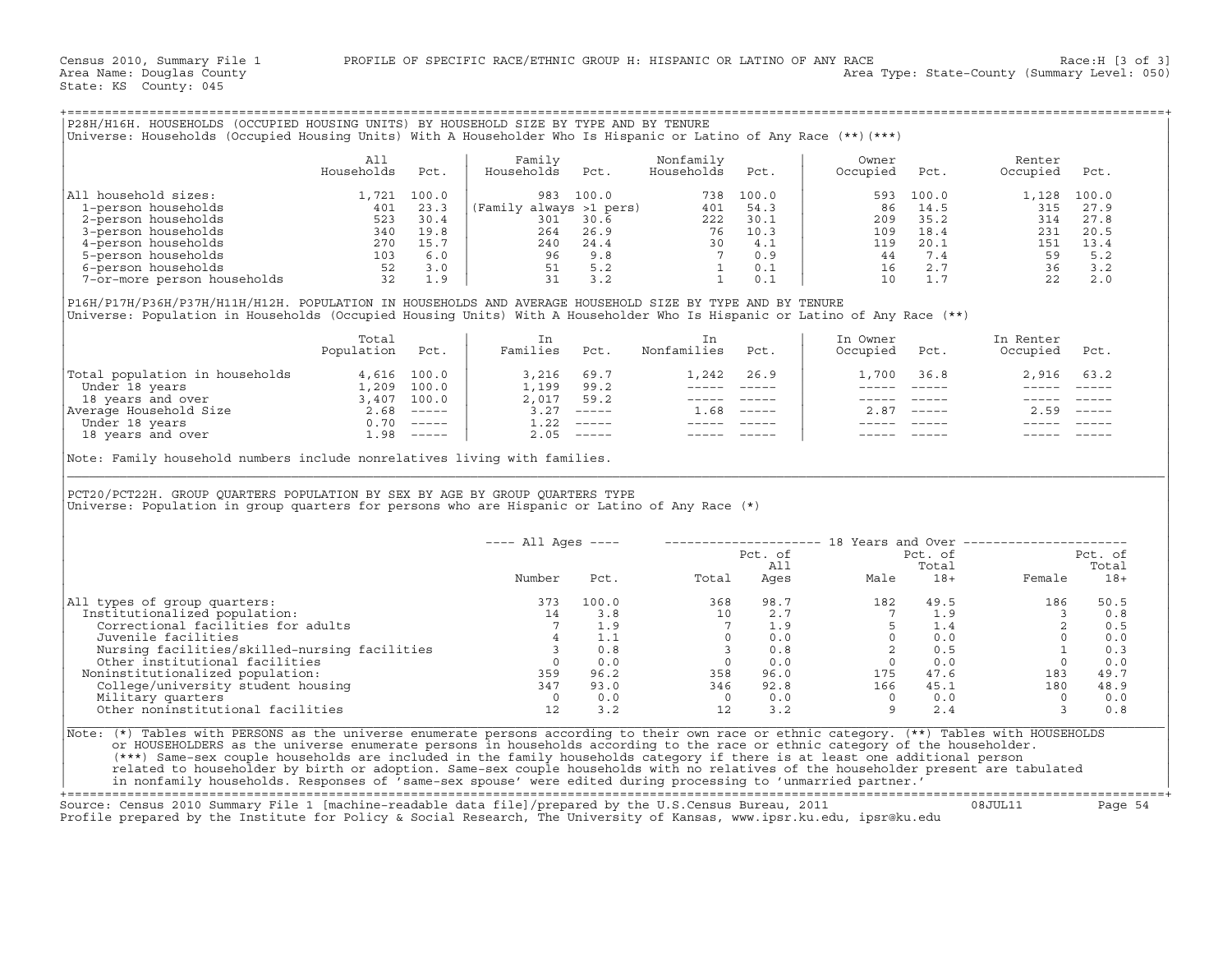Census 2010, Summary File 1 — PROFILE OF SPECIFIC RACE/ETHNIC GROUP H: HISPANIC OR LATINO OF ANY RACE — Race:H [3 of 3]
Area Name: Douglas County — Area Type: State-County (Summary Level: 050)
State: KS County: 045

## P28H/H16H. HOUSEHOLDS (OCCUPIED HOUSING UNITS) BY HOUSEHOLD SIZE BY TYPE AND BY TENURE

Universe: Households (Occupied Housing Units) With A Householder Who Is Hispanic or Latino of Any Race (**)(***)

| | All Households | Pct. | Family Households | Pct. | Nonfamily Households | Pct. | Owner Occupied | Pct. | Renter Occupied | Pct. |
|---|---|---|---|---|---|---|---|---|---|---|
| All household sizes: | 1,721 | 100.0 | 983 | 100.0 | 738 | 100.0 | 593 | 100.0 | 1,128 | 100.0 |
| 1-person households | 401 | 23.3 | (Family always >1 pers) | | 401 | 54.3 | 86 | 14.5 | 315 | 27.9 |
| 2-person households | 523 | 30.4 | 301 | 30.6 | 222 | 30.1 | 209 | 35.2 | 314 | 27.8 |
| 3-person households | 340 | 19.8 | 264 | 26.9 | 76 | 10.3 | 109 | 18.4 | 231 | 20.5 |
| 4-person households | 270 | 15.7 | 240 | 24.4 | 30 | 4.1 | 119 | 20.1 | 151 | 13.4 |
| 5-person households | 103 | 6.0 | 96 | 9.8 | 7 | 0.9 | 44 | 7.4 | 59 | 5.2 |
| 6-person households | 52 | 3.0 | 51 | 5.2 | 1 | 0.1 | 16 | 2.7 | 36 | 3.2 |
| 7-or-more person households | 32 | 1.9 | 31 | 3.2 | 1 | 0.1 | 10 | 1.7 | 22 | 2.0 |

## P16H/P17H/P36H/P37H/H11H/H12H. POPULATION IN HOUSEHOLDS AND AVERAGE HOUSEHOLD SIZE BY TYPE AND BY TENURE

Universe: Population in Households (Occupied Housing Units) With A Householder Who Is Hispanic or Latino of Any Race (**)

| | Total Population | Pct. | In Families | Pct. | In Nonfamilies | Pct. | In Owner Occupied | Pct. | In Renter Occupied | Pct. |
|---|---|---|---|---|---|---|---|---|---|---|
| Total population in households | 4,616 | 100.0 | 3,216 | 69.7 | 1,242 | 26.9 | 1,700 | 36.8 | 2,916 | 63.2 |
| Under 18 years | 1,209 | 100.0 | 1,199 | 99.2 | ----- | ----- | ----- | ----- | ----- | ----- |
| 18 years and over | 3,407 | 100.0 | 2,017 | 59.2 | ----- | ----- | ----- | ----- | ----- | ----- |
| Average Household Size | 2.68 | ----- | 3.27 | ----- | 1.68 | ----- | 2.87 | ----- | 2.59 | ----- |
| Under 18 years | 0.70 | ----- | 1.22 | ----- | ----- | ----- | ----- | ----- | ----- | ----- |
| 18 years and over | 1.98 | ----- | 2.05 | ----- | ----- | ----- | ----- | ----- | ----- | ----- |

Note: Family household numbers include nonrelatives living with families.

## PCT20/PCT22H. GROUP QUARTERS POPULATION BY SEX BY AGE BY GROUP QUARTERS TYPE

Universe: Population in group quarters for persons who are Hispanic or Latino of Any Race (*)

| | All Ages | | 18 Years and Over | | | | | |
|---|---|---|---|---|---|---|---|---|
| | Number | Pct. | Total | Pct. of All Ages | Male | Pct. of Total 18+ | Female | Pct. of Total 18+ |
| All types of group quarters: | 373 | 100.0 | 368 | 98.7 | 182 | 49.5 | 186 | 50.5 |
| Institutionalized population: | 14 | 3.8 | 10 | 2.7 | 7 | 1.9 | 3 | 0.8 |
| Correctional facilities for adults | 7 | 1.9 | 7 | 1.9 | 5 | 1.4 | 2 | 0.5 |
| Juvenile facilities | 4 | 1.1 | 0 | 0.0 | 0 | 0.0 | 0 | 0.0 |
| Nursing facilities/skilled-nursing facilities | 3 | 0.8 | 3 | 0.8 | 2 | 0.5 | 1 | 0.3 |
| Other institutional facilities | 0 | 0.0 | 0 | 0.0 | 0 | 0.0 | 0 | 0.0 |
| Noninstitutionalized population: | 359 | 96.2 | 358 | 96.0 | 175 | 47.6 | 183 | 49.7 |
| College/university student housing | 347 | 93.0 | 346 | 92.8 | 166 | 45.1 | 180 | 48.9 |
| Military quarters | 0 | 0.0 | 0 | 0.0 | 0 | 0.0 | 0 | 0.0 |
| Other noninstitutional facilities | 12 | 3.2 | 12 | 3.2 | 9 | 2.4 | 3 | 0.8 |

Note: (*) Tables with PERSONS as the universe enumerate persons according to their own race or ethnic category. (**) Tables with HOUSEHOLDS or HOUSEHOLDERS as the universe enumerate persons in households according to the race or ethnic category of the householder. (***) Same-sex couple households are included in the family households category if there is at least one additional person related to householder by birth or adoption. Same-sex couple households with no relatives of the householder present are tabulated in nonfamily households. Responses of 'same-sex spouse' were edited during processing to 'unmarried partner.'

Source: Census 2010 Summary File 1 [machine-readable data file]/prepared by the U.S.Census Bureau, 2011 08JUL11
Profile prepared by the Institute for Policy & Social Research, The University of Kansas, www.ipsr.ku.edu, ipsr@ku.edu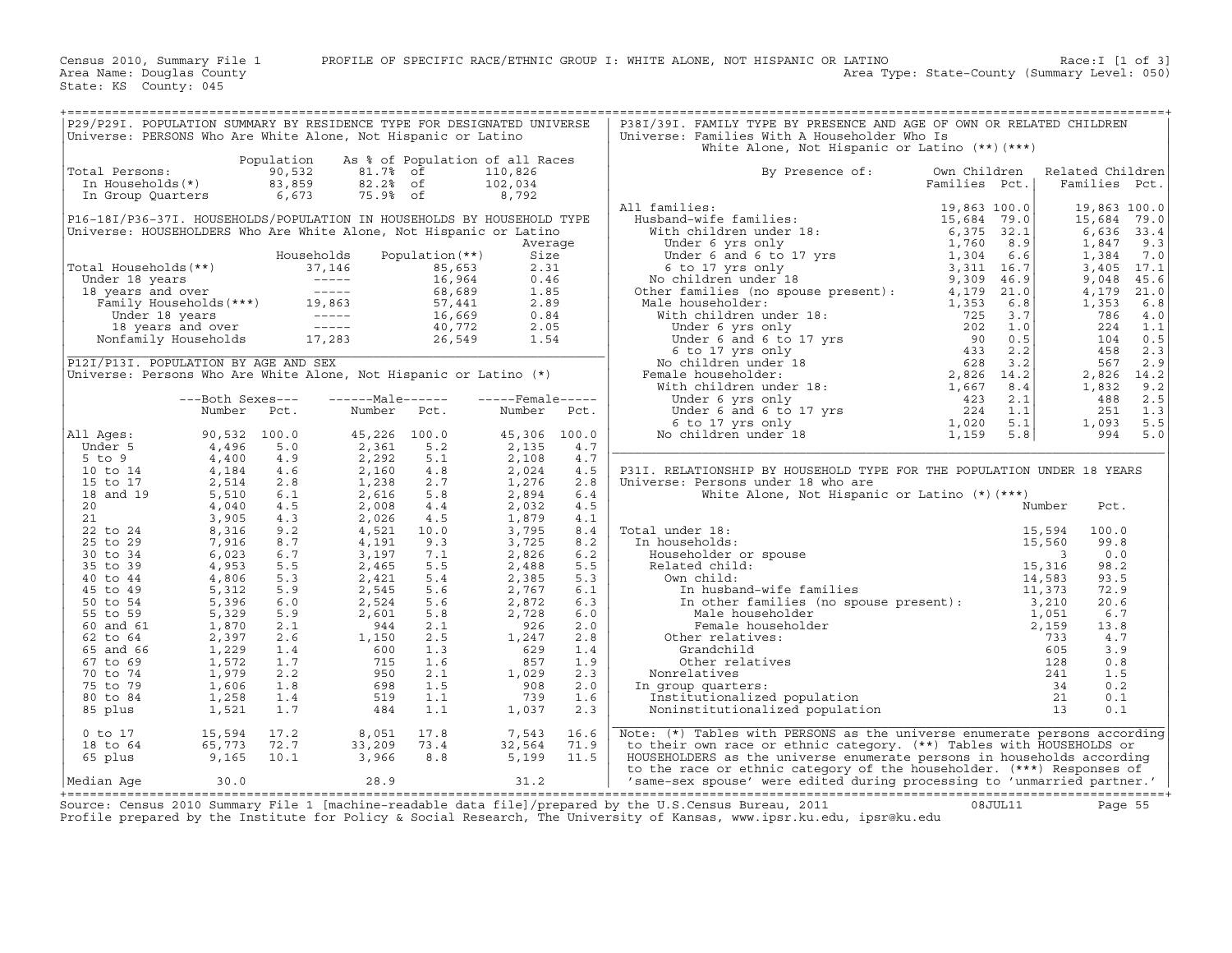Census 2010, Summary File 1 PROFILE OF SPECIFIC RACE/ETHNIC GROUP I: WHITE ALONE, NOT HISPANIC OR LATINO Race:I [1 of 3]
Area Name: Douglas County Area Type: State-County (Summary Level: 050)
State: KS County: 045

## P29/P29I. POPULATION SUMMARY BY RESIDENCE TYPE FOR DESIGNATED UNIVERSE

Universe: PERSONS Who Are White Alone, Not Hispanic or Latino

| | Population | As % of Population of all Races | |
|---|---|---|---|
| Total Persons: | 90,532 | 81.7% of | 110,826 |
| In Households(*) | 83,859 | 82.2% of | 102,034 |
| In Group Quarters | 6,673 | 75.9% of | 8,792 |

## P16-18I/P36-37I. HOUSEHOLDS/POPULATION IN HOUSEHOLDS BY HOUSEHOLD TYPE

Universe: HOUSEHOLDERS Who Are White Alone, Not Hispanic or Latino

| | Households | Population(**) | Average Size |
|---|---|---|---|
| Total Households(**) | 37,146 | 85,653 | 2.31 |
| Under 18 years | ----- | 16,964 | 0.46 |
| 18 years and over | ----- | 68,689 | 1.85 |
| Family Households(***) | 19,863 | 57,441 | 2.89 |
| Under 18 years | ----- | 16,669 | 0.84 |
| 18 years and over | ----- | 40,772 | 2.05 |
| Nonfamily Households | 17,283 | 26,549 | 1.54 |

## P12I/P13I. POPULATION BY AGE AND SEX

Universe: Persons Who Are White Alone, Not Hispanic or Latino (*)

| | Both Sexes Number | Both Sexes Pct. | Male Number | Male Pct. | Female Number | Female Pct. |
|---|---|---|---|---|---|---|
| All Ages: | 90,532 | 100.0 | 45,226 | 100.0 | 45,306 | 100.0 |
| Under 5 | 4,496 | 5.0 | 2,361 | 5.2 | 2,135 | 4.7 |
| 5 to 9 | 4,400 | 4.9 | 2,292 | 5.1 | 2,108 | 4.7 |
| 10 to 14 | 4,184 | 4.6 | 2,160 | 4.8 | 2,024 | 4.5 |
| 15 to 17 | 2,514 | 2.8 | 1,238 | 2.7 | 1,276 | 2.8 |
| 18 and 19 | 5,510 | 6.1 | 2,616 | 5.8 | 2,894 | 6.4 |
| 20 | 4,040 | 4.5 | 2,008 | 4.4 | 2,032 | 4.5 |
| 21 | 3,905 | 4.3 | 2,026 | 4.5 | 1,879 | 4.1 |
| 22 to 24 | 8,316 | 9.2 | 4,521 | 10.0 | 3,795 | 8.4 |
| 25 to 29 | 7,916 | 8.7 | 4,191 | 9.3 | 3,725 | 8.2 |
| 30 to 34 | 6,023 | 6.7 | 3,197 | 7.1 | 2,826 | 6.2 |
| 35 to 39 | 4,953 | 5.5 | 2,465 | 5.5 | 2,488 | 5.5 |
| 40 to 44 | 4,806 | 5.3 | 2,421 | 5.4 | 2,385 | 5.3 |
| 45 to 49 | 5,312 | 5.9 | 2,545 | 5.6 | 2,767 | 6.1 |
| 50 to 54 | 5,396 | 6.0 | 2,524 | 5.6 | 2,872 | 6.3 |
| 55 to 59 | 5,329 | 5.9 | 2,601 | 5.8 | 2,728 | 6.0 |
| 60 and 61 | 1,870 | 2.1 | 944 | 2.1 | 926 | 2.0 |
| 62 to 64 | 2,397 | 2.6 | 1,150 | 2.5 | 1,247 | 2.8 |
| 65 and 66 | 1,229 | 1.4 | 600 | 1.3 | 629 | 1.4 |
| 67 to 69 | 1,572 | 1.7 | 715 | 1.6 | 857 | 1.9 |
| 70 to 74 | 1,979 | 2.2 | 950 | 2.1 | 1,029 | 2.3 |
| 75 to 79 | 1,606 | 1.8 | 698 | 1.5 | 908 | 2.0 |
| 80 to 84 | 1,258 | 1.4 | 519 | 1.1 | 739 | 1.6 |
| 85 plus | 1,521 | 1.7 | 484 | 1.1 | 1,037 | 2.3 |
| 0 to 17 | 15,594 | 17.2 | 8,051 | 17.8 | 7,543 | 16.6 |
| 18 to 64 | 65,773 | 72.7 | 33,209 | 73.4 | 32,564 | 71.9 |
| 65 plus | 9,165 | 10.1 | 3,966 | 8.8 | 5,199 | 11.5 |
| Median Age | 30.0 | | 28.9 | | 31.2 | |

## P38I/39I. FAMILY TYPE BY PRESENCE AND AGE OF OWN OR RELATED CHILDREN

Universe: Families With A Householder Who Is White Alone, Not Hispanic or Latino (**)(***)

| By Presence of: | Own Children Families | Own Children Pct. | Related Children Families | Related Children Pct. |
|---|---|---|---|---|
| All families: | 19,863 | 100.0 | 19,863 | 100.0 |
| Husband-wife families: | 15,684 | 79.0 | 15,684 | 79.0 |
| With children under 18: | 6,375 | 32.1 | 6,636 | 33.4 |
| Under 6 yrs only | 1,760 | 8.9 | 1,847 | 9.3 |
| Under 6 and 6 to 17 yrs | 1,304 | 6.6 | 1,384 | 7.0 |
| 6 to 17 yrs only | 3,311 | 16.7 | 3,405 | 17.1 |
| No children under 18 | 9,309 | 46.9 | 9,048 | 45.6 |
| Other families (no spouse present): | 4,179 | 21.0 | 4,179 | 21.0 |
| Male householder: | 1,353 | 6.8 | 1,353 | 6.8 |
| With children under 18: | 725 | 3.7 | 786 | 4.0 |
| Under 6 yrs only | 202 | 1.0 | 224 | 1.1 |
| Under 6 and 6 to 17 yrs | 90 | 0.5 | 104 | 0.5 |
| 6 to 17 yrs only | 433 | 2.2 | 458 | 2.3 |
| No children under 18 | 628 | 3.2 | 567 | 2.9 |
| Female householder: | 2,826 | 14.2 | 2,826 | 14.2 |
| With children under 18: | 1,667 | 8.4 | 1,832 | 9.2 |
| Under 6 yrs only | 423 | 2.1 | 488 | 2.5 |
| Under 6 and 6 to 17 yrs | 224 | 1.1 | 251 | 1.3 |
| 6 to 17 yrs only | 1,020 | 5.1 | 1,093 | 5.5 |
| No children under 18 | 1,159 | 5.8 | 994 | 5.0 |

## P31I. RELATIONSHIP BY HOUSEHOLD TYPE FOR THE POPULATION UNDER 18 YEARS

Universe: Persons under 18 who are White Alone, Not Hispanic or Latino (*)(***)

| | Number | Pct. |
|---|---|---|
| Total under 18: | 15,594 | 100.0 |
| In households: | 15,560 | 99.8 |
| Householder or spouse | 3 | 0.0 |
| Related child: | 15,316 | 98.2 |
| Own child: | 14,583 | 93.5 |
| In husband-wife families | 11,373 | 72.9 |
| In other families (no spouse present): | 3,210 | 20.6 |
| Male householder | 1,051 | 6.7 |
| Female householder | 2,159 | 13.8 |
| Other relatives: | 733 | 4.7 |
| Grandchild | 605 | 3.9 |
| Other relatives | 128 | 0.8 |
| Nonrelatives | 241 | 1.5 |
| In group quarters: | 34 | 0.2 |
| Institutionalized population | 21 | 0.1 |
| Noninstitutionalized population | 13 | 0.1 |

Note: (*) Tables with PERSONS as the universe enumerate persons according to their own race or ethnic category. (**) Tables with HOUSEHOLDS or HOUSEHOLDERS as the universe enumerate persons in households according to the race or ethnic category of the householder. (***) Responses of 'same-sex spouse' were edited during processing to 'unmarried partner.'

Source: Census 2010 Summary File 1 [machine-readable data file]/prepared by the U.S.Census Bureau, 2011 08JUL11
Profile prepared by the Institute for Policy & Social Research, The University of Kansas, www.ipsr.ku.edu, ipsr@ku.edu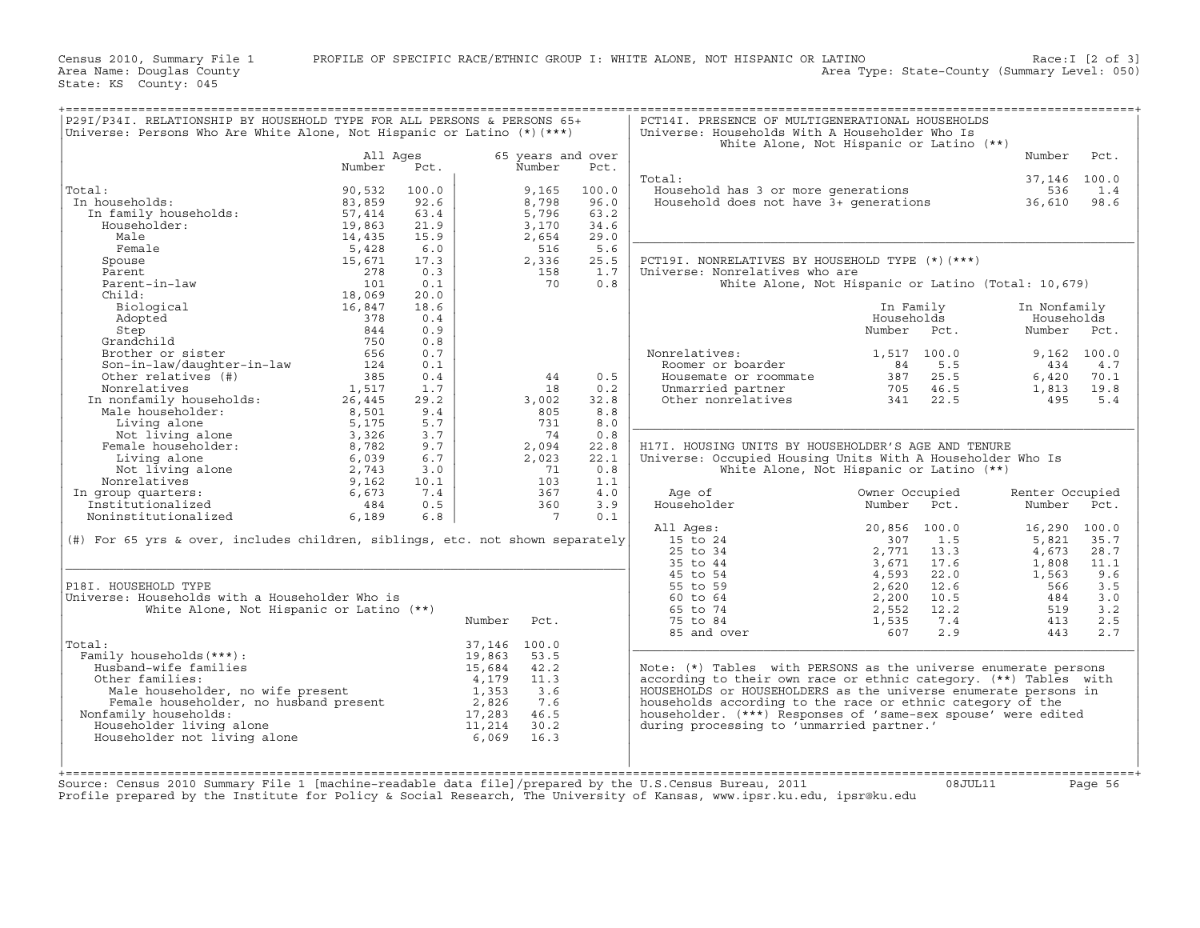Census 2010, Summary File 1 — PROFILE OF SPECIFIC RACE/ETHNIC GROUP I: WHITE ALONE, NOT HISPANIC OR LATINO — Race:I [2 of 3]

Area Name: Douglas County — Area Type: State-County (Summary Level: 050)

State: KS County: 045

## P29I/P34I. RELATIONSHIP BY HOUSEHOLD TYPE FOR ALL PERSONS & PERSONS 65+

Universe: Persons Who Are White Alone, Not Hispanic or Latino (*)(***)

| | All Ages Number | All Ages Pct. | 65 years and over Number | 65 years and over Pct. |
|---|---|---|---|---|
| Total: | 90,532 | 100.0 | 9,165 | 100.0 |
| In households: | 83,859 | 92.6 | 8,798 | 96.0 |
| In family households: | 57,414 | 63.4 | 5,796 | 63.2 |
| Householder: | 19,863 | 21.9 | 3,170 | 34.6 |
| Male | 14,435 | 15.9 | 2,654 | 29.0 |
| Female | 5,428 | 6.0 | 516 | 5.6 |
| Spouse | 15,671 | 17.3 | 2,336 | 25.5 |
| Parent | 278 | 0.3 | 158 | 1.7 |
| Parent-in-law | 101 | 0.1 | 70 | 0.8 |
| Child: | 18,069 | 20.0 | | |
| Biological | 16,847 | 18.6 | | |
| Adopted | 378 | 0.4 | | |
| Step | 844 | 0.9 | | |
| Grandchild | 750 | 0.8 | | |
| Brother or sister | 656 | 0.7 | | |
| Son-in-law/daughter-in-law | 124 | 0.1 | | |
| Other relatives (#) | 385 | 0.4 | 44 | 0.5 |
| Nonrelatives | 1,517 | 1.7 | 18 | 0.2 |
| In nonfamily households: | 26,445 | 29.2 | 3,002 | 32.8 |
| Male householder: | 8,501 | 9.4 | 805 | 8.8 |
| Living alone | 5,175 | 5.7 | 731 | 8.0 |
| Not living alone | 3,326 | 3.7 | 74 | 0.8 |
| Female householder: | 8,782 | 9.7 | 2,094 | 22.8 |
| Living alone | 6,039 | 6.7 | 2,023 | 22.1 |
| Not living alone | 2,743 | 3.0 | 71 | 0.8 |
| Nonrelatives | 9,162 | 10.1 | 103 | 1.1 |
| In group quarters: | 6,673 | 7.4 | 367 | 4.0 |
| Institutionalized | 484 | 0.5 | 360 | 3.9 |
| Noninstitutionalized | 6,189 | 6.8 | 7 | 0.1 |

(#) For 65 yrs & over, includes children, siblings, etc. not shown separately

## P18I. HOUSEHOLD TYPE

Universe: Households with a Householder Who is White Alone, Not Hispanic or Latino (**)

| | Number | Pct. |
|---|---|---|
| Total: | 37,146 | 100.0 |
| Family households(***): | 19,863 | 53.5 |
| Husband-wife families | 15,684 | 42.2 |
| Other families: | 4,179 | 11.3 |
| Male householder, no wife present | 1,353 | 3.6 |
| Female householder, no husband present | 2,826 | 7.6 |
| Nonfamily households: | 17,283 | 46.5 |
| Householder living alone | 11,214 | 30.2 |
| Householder not living alone | 6,069 | 16.3 |

## PCT14I. PRESENCE OF MULTIGENERATIONAL HOUSEHOLDS

Universe: Households With A Householder Who Is White Alone, Not Hispanic or Latino (**)

| | Number | Pct. |
|---|---|---|
| Total: | 37,146 | 100.0 |
| Household has 3 or more generations | 536 | 1.4 |
| Household does not have 3+ generations | 36,610 | 98.6 |

## PCT19I. NONRELATIVES BY HOUSEHOLD TYPE (*)(***)

Universe: Nonrelatives who are White Alone, Not Hispanic or Latino (Total: 10,679)

| | In Family Households Number | In Family Households Pct. | In Nonfamily Households Number | In Nonfamily Households Pct. |
|---|---|---|---|---|
| Nonrelatives: | 1,517 | 100.0 | 9,162 | 100.0 |
| Roomer or boarder | 84 | 5.5 | 434 | 4.7 |
| Housemate or roommate | 387 | 25.5 | 6,420 | 70.1 |
| Unmarried partner | 705 | 46.5 | 1,813 | 19.8 |
| Other nonrelatives | 341 | 22.5 | 495 | 5.4 |

## H17I. HOUSING UNITS BY HOUSEHOLDER'S AGE AND TENURE

Universe: Occupied Housing Units With A Householder Who Is White Alone, Not Hispanic or Latino (**)

| Age of Householder | Owner Occupied Number | Owner Occupied Pct. | Renter Occupied Number | Renter Occupied Pct. |
|---|---|---|---|---|
| All Ages: | 20,856 | 100.0 | 16,290 | 100.0 |
| 15 to 24 | 307 | 1.5 | 5,821 | 35.7 |
| 25 to 34 | 2,771 | 13.3 | 4,673 | 28.7 |
| 35 to 44 | 3,671 | 17.6 | 1,808 | 11.1 |
| 45 to 54 | 4,593 | 22.0 | 1,563 | 9.6 |
| 55 to 59 | 2,620 | 12.6 | 566 | 3.5 |
| 60 to 64 | 2,200 | 10.5 | 484 | 3.0 |
| 65 to 74 | 2,552 | 12.2 | 519 | 3.2 |
| 75 to 84 | 1,535 | 7.4 | 413 | 2.5 |
| 85 and over | 607 | 2.9 | 443 | 2.7 |

Note: (*) Tables with PERSONS as the universe enumerate persons according to their own race or ethnic category. (**) Tables with HOUSEHOLDS or HOUSEHOLDERS as the universe enumerate persons in households according to the race or ethnic category of the householder. (***) Responses of 'same-sex spouse' were edited during processing to 'unmarried partner.'

Source: Census 2010 Summary File 1 [machine-readable data file]/prepared by the U.S.Census Bureau, 2011 08JUL11

Profile prepared by the Institute for Policy & Social Research, The University of Kansas, www.ipsr.ku.edu, ipsr@ku.edu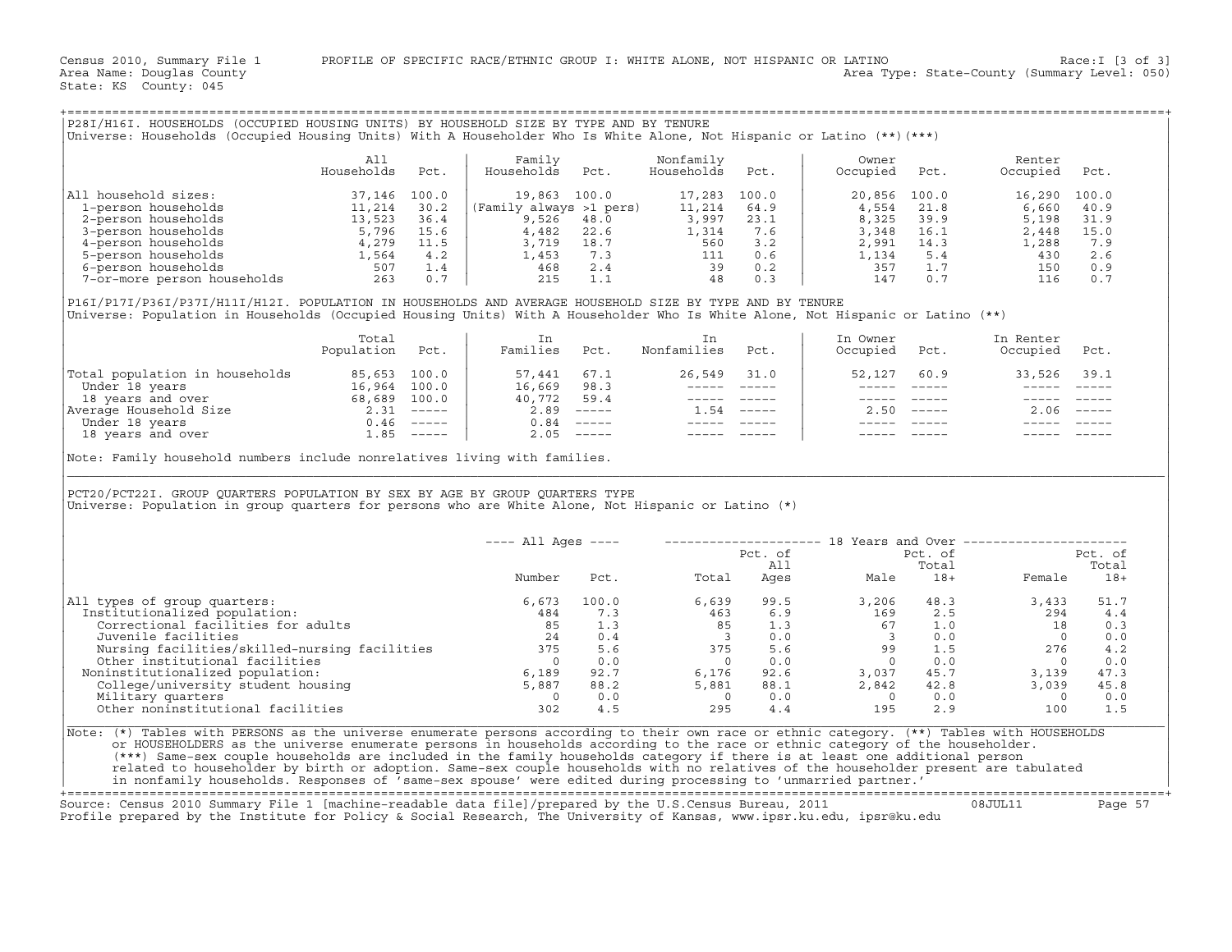Census 2010, Summary File 1 PROFILE OF SPECIFIC RACE/ETHNIC GROUP I: WHITE ALONE, NOT HISPANIC OR LATINO Race:I [3 of 3]
Area Name: Douglas County Area Type: State-County (Summary Level: 050)
State: KS County: 045

## P28I/H16I. HOUSEHOLDS (OCCUPIED HOUSING UNITS) BY HOUSEHOLD SIZE BY TYPE AND BY TENURE

Universe: Households (Occupied Housing Units) With A Householder Who Is White Alone, Not Hispanic or Latino (**)(***)

| | All Households | Pct. | Family Households | Pct. | Nonfamily Households | Pct. | Owner Occupied | Pct. | Renter Occupied | Pct. |
|---|---|---|---|---|---|---|---|---|---|---|
| All household sizes: | 37,146 | 100.0 | 19,863 | 100.0 | 17,283 | 100.0 | 20,856 | 100.0 | 16,290 | 100.0 |
| 1-person households | 11,214 | 30.2 | (Family always >1 pers) | | 11,214 | 64.9 | 4,554 | 21.8 | 6,660 | 40.9 |
| 2-person households | 13,523 | 36.4 | 9,526 | 48.0 | 3,997 | 23.1 | 8,325 | 39.9 | 5,198 | 31.9 |
| 3-person households | 5,796 | 15.6 | 4,482 | 22.6 | 1,314 | 7.6 | 3,348 | 16.1 | 2,448 | 15.0 |
| 4-person households | 4,279 | 11.5 | 3,719 | 18.7 | 560 | 3.2 | 2,991 | 14.3 | 1,288 | 7.9 |
| 5-person households | 1,564 | 4.2 | 1,453 | 7.3 | 111 | 0.6 | 1,134 | 5.4 | 430 | 2.6 |
| 6-person households | 507 | 1.4 | 468 | 2.4 | 39 | 0.2 | 357 | 1.7 | 150 | 0.9 |
| 7-or-more person households | 263 | 0.7 | 215 | 1.1 | 48 | 0.3 | 147 | 0.7 | 116 | 0.7 |

## P16I/P17I/P36I/P37I/H11I/H12I. POPULATION IN HOUSEHOLDS AND AVERAGE HOUSEHOLD SIZE BY TYPE AND BY TENURE

Universe: Population in Households (Occupied Housing Units) With A Householder Who Is White Alone, Not Hispanic or Latino (**)

| | Total Population | Pct. | In Families | Pct. | In Nonfamilies | Pct. | In Owner Occupied | Pct. | In Renter Occupied | Pct. |
|---|---|---|---|---|---|---|---|---|---|---|
| Total population in households | 85,653 | 100.0 | 57,441 | 67.1 | 26,549 | 31.0 | 52,127 | 60.9 | 33,526 | 39.1 |
| Under 18 years | 16,964 | 100.0 | 16,669 | 98.3 | ----- | ----- | ----- | ----- | ----- | ----- |
| 18 years and over | 68,689 | 100.0 | 40,772 | 59.4 | ----- | ----- | ----- | ----- | ----- | ----- |
| Average Household Size | 2.31 | ----- | 2.89 | ----- | 1.54 | ----- | 2.50 | ----- | 2.06 | ----- |
| Under 18 years | 0.46 | ----- | 0.84 | ----- | ----- | ----- | ----- | ----- | ----- | ----- |
| 18 years and over | 1.85 | ----- | 2.05 | ----- | ----- | ----- | ----- | ----- | ----- | ----- |

Note: Family household numbers include nonrelatives living with families.

## PCT20/PCT22I. GROUP QUARTERS POPULATION BY SEX BY AGE BY GROUP QUARTERS TYPE

Universe: Population in group quarters for persons who are White Alone, Not Hispanic or Latino (*)

| | ---- All Ages ---- | | 18 Years and Over | | | | | |
|---|---|---|---|---|---|---|---|---|
| | Number | Pct. | Total | Pct. of All Ages | Male | Pct. of Total 18+ | Female | Pct. of Total 18+ |
| All types of group quarters: | 6,673 | 100.0 | 6,639 | 99.5 | 3,206 | 48.3 | 3,433 | 51.7 |
| Institutionalized population: | 484 | 7.3 | 463 | 6.9 | 169 | 2.5 | 294 | 4.4 |
| Correctional facilities for adults | 85 | 1.3 | 85 | 1.3 | 67 | 1.0 | 18 | 0.3 |
| Juvenile facilities | 24 | 0.4 | 3 | 0.0 | 3 | 0.0 | 0 | 0.0 |
| Nursing facilities/skilled-nursing facilities | 375 | 5.6 | 375 | 5.6 | 99 | 1.5 | 276 | 4.2 |
| Other institutional facilities | 0 | 0.0 | 0 | 0.0 | 0 | 0.0 | 0 | 0.0 |
| Noninstitutionalized population: | 6,189 | 92.7 | 6,176 | 92.6 | 3,037 | 45.7 | 3,139 | 47.3 |
| College/university student housing | 5,887 | 88.2 | 5,881 | 88.1 | 2,842 | 42.8 | 3,039 | 45.8 |
| Military quarters | 0 | 0.0 | 0 | 0.0 | 0 | 0.0 | 0 | 0.0 |
| Other noninstitutional facilities | 302 | 4.5 | 295 | 4.4 | 195 | 2.9 | 100 | 1.5 |

Note: (*) Tables with PERSONS as the universe enumerate persons according to their own race or ethnic category. (**) Tables with HOUSEHOLDS or HOUSEHOLDERS as the universe enumerate persons in households according to the race or ethnic category of the householder. (***) Same-sex couple households are included in the family households category if there is at least one additional person related to householder by birth or adoption. Same-sex couple households with no relatives of the householder present are tabulated in nonfamily households. Responses of 'same-sex spouse' were edited during processing to 'unmarried partner.'

Source: Census 2010 Summary File 1 [machine-readable data file]/prepared by the U.S.Census Bureau, 2011 08JUL11
Profile prepared by the Institute for Policy & Social Research, The University of Kansas, www.ipsr.ku.edu, ipsr@ku.edu